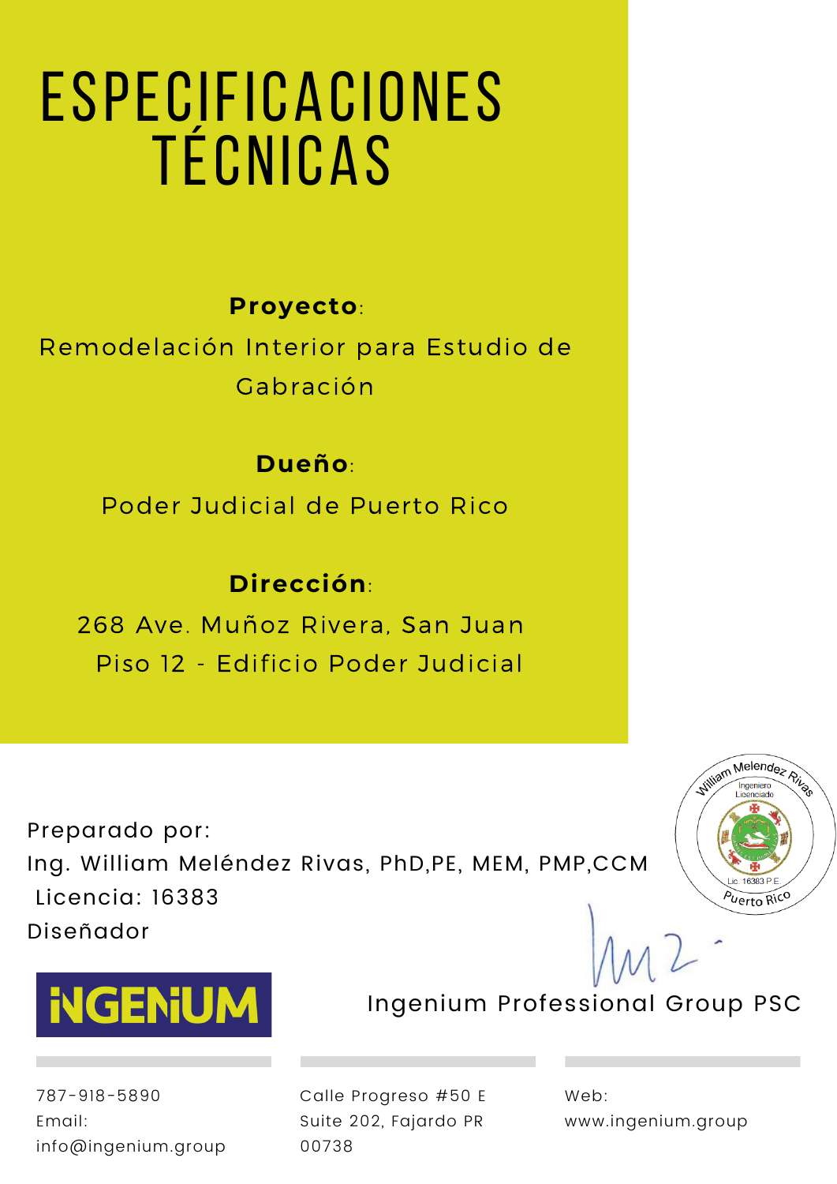# ESPECIFICACIONES TÉCNICAS

**Proyecto**:

Remodelación Interior para Estudio de Gabración

**Dueño**:

Poder Judicial de Puerto Rico

**Dirección**:

268 Ave. Muñoz Rivera, San Juan

Piso 12 - Edificio Poder Judicial

Preparado por:

Ing. William Meléndez Rivas, PhD,PE, MEM, PMP,CCM

Licencia: 16383

Diseñador

William Melendez Rivas
Ingeniero Licenciado
Lic. 16383 P.E.
Puerto Rico

INGENIUM

Ingenium Professional Group PSC

787-918-5890
Email:
info@ingenium.group

Calle Progreso #50 E
Suite 202, Fajardo PR
00738

Web:
www.ingenium.group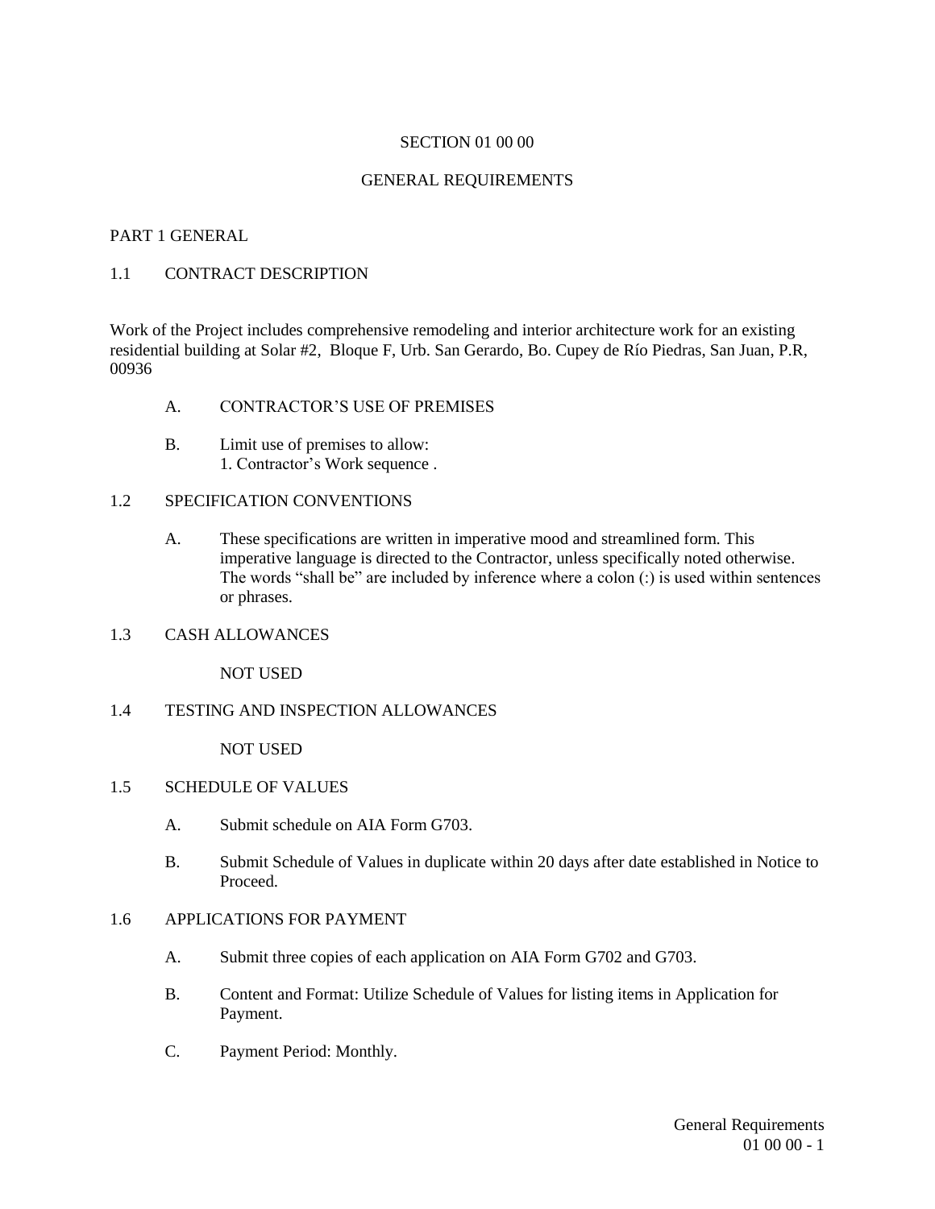# SECTION 01 00 00

# GENERAL REQUIREMENTS

## PART 1 GENERAL

### 1.1 CONTRACT DESCRIPTION

Work of the Project includes comprehensive remodeling and interior architecture work for an existing residential building at Solar #2, Bloque F, Urb. San Gerardo, Bo. Cupey de Río Piedras, San Juan, P.R, 00936

A. CONTRACTOR'S USE OF PREMISES

B. Limit use of premises to allow:
   1. Contractor's Work sequence .

### 1.2 SPECIFICATION CONVENTIONS

A. These specifications are written in imperative mood and streamlined form. This imperative language is directed to the Contractor, unless specifically noted otherwise. The words "shall be" are included by inference where a colon (:) is used within sentences or phrases.

### 1.3 CASH ALLOWANCES

NOT USED

### 1.4 TESTING AND INSPECTION ALLOWANCES

NOT USED

### 1.5 SCHEDULE OF VALUES

A. Submit schedule on AIA Form G703.

B. Submit Schedule of Values in duplicate within 20 days after date established in Notice to Proceed.

### 1.6 APPLICATIONS FOR PAYMENT

A. Submit three copies of each application on AIA Form G702 and G703.

B. Content and Format: Utilize Schedule of Values for listing items in Application for Payment.

C. Payment Period: Monthly.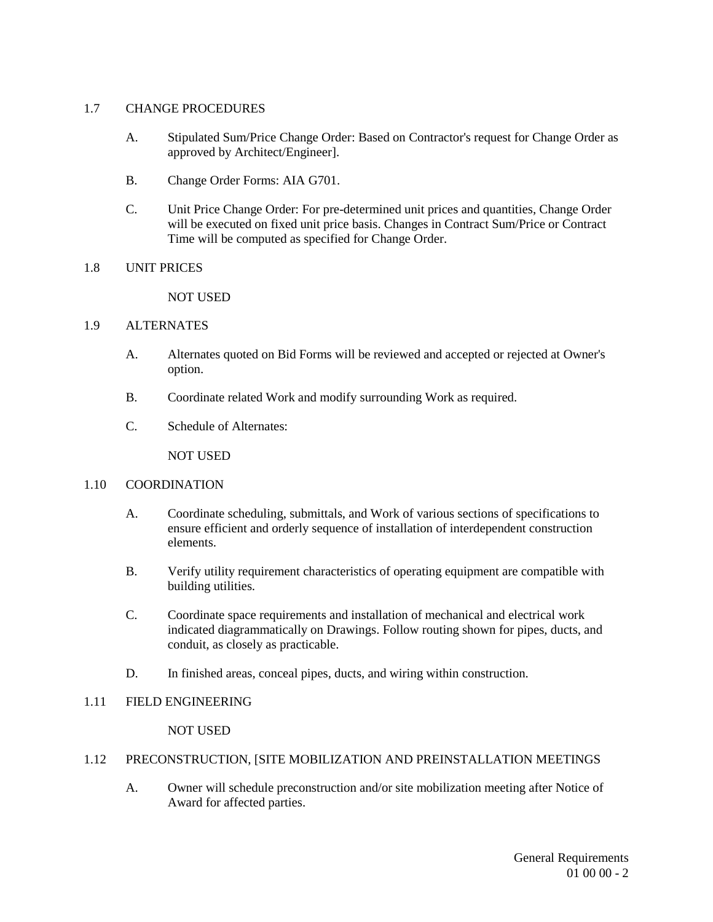## 1.7 CHANGE PROCEDURES

A. Stipulated Sum/Price Change Order: Based on Contractor's request for Change Order as approved by Architect/Engineer].

B. Change Order Forms: AIA G701.

C. Unit Price Change Order: For pre-determined unit prices and quantities, Change Order will be executed on fixed unit price basis. Changes in Contract Sum/Price or Contract Time will be computed as specified for Change Order.

## 1.8 UNIT PRICES

NOT USED

## 1.9 ALTERNATES

A. Alternates quoted on Bid Forms will be reviewed and accepted or rejected at Owner's option.

B. Coordinate related Work and modify surrounding Work as required.

C. Schedule of Alternates:

NOT USED

## 1.10 COORDINATION

A. Coordinate scheduling, submittals, and Work of various sections of specifications to ensure efficient and orderly sequence of installation of interdependent construction elements.

B. Verify utility requirement characteristics of operating equipment are compatible with building utilities.

C. Coordinate space requirements and installation of mechanical and electrical work indicated diagrammatically on Drawings. Follow routing shown for pipes, ducts, and conduit, as closely as practicable.

D. In finished areas, conceal pipes, ducts, and wiring within construction.

## 1.11 FIELD ENGINEERING

NOT USED

## 1.12 PRECONSTRUCTION, [SITE MOBILIZATION AND PREINSTALLATION MEETINGS

A. Owner will schedule preconstruction and/or site mobilization meeting after Notice of Award for affected parties.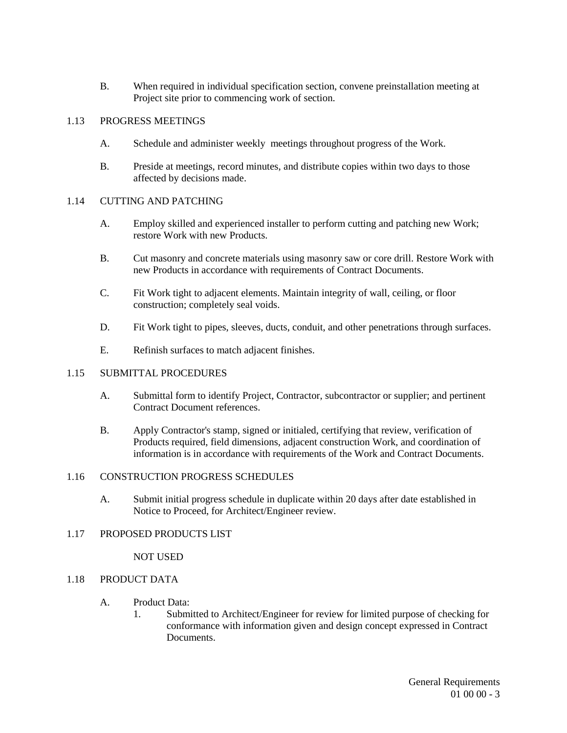B. When required in individual specification section, convene preinstallation meeting at Project site prior to commencing work of section.

## 1.13 PROGRESS MEETINGS

A. Schedule and administer weekly meetings throughout progress of the Work.

B. Preside at meetings, record minutes, and distribute copies within two days to those affected by decisions made.

## 1.14 CUTTING AND PATCHING

A. Employ skilled and experienced installer to perform cutting and patching new Work; restore Work with new Products.

B. Cut masonry and concrete materials using masonry saw or core drill. Restore Work with new Products in accordance with requirements of Contract Documents.

C. Fit Work tight to adjacent elements. Maintain integrity of wall, ceiling, or floor construction; completely seal voids.

D. Fit Work tight to pipes, sleeves, ducts, conduit, and other penetrations through surfaces.

E. Refinish surfaces to match adjacent finishes.

## 1.15 SUBMITTAL PROCEDURES

A. Submittal form to identify Project, Contractor, subcontractor or supplier; and pertinent Contract Document references.

B. Apply Contractor's stamp, signed or initialed, certifying that review, verification of Products required, field dimensions, adjacent construction Work, and coordination of information is in accordance with requirements of the Work and Contract Documents.

## 1.16 CONSTRUCTION PROGRESS SCHEDULES

A. Submit initial progress schedule in duplicate within 20 days after date established in Notice to Proceed, for Architect/Engineer review.

## 1.17 PROPOSED PRODUCTS LIST

NOT USED

## 1.18 PRODUCT DATA

A. Product Data:
   1. Submitted to Architect/Engineer for review for limited purpose of checking for conformance with information given and design concept expressed in Contract Documents.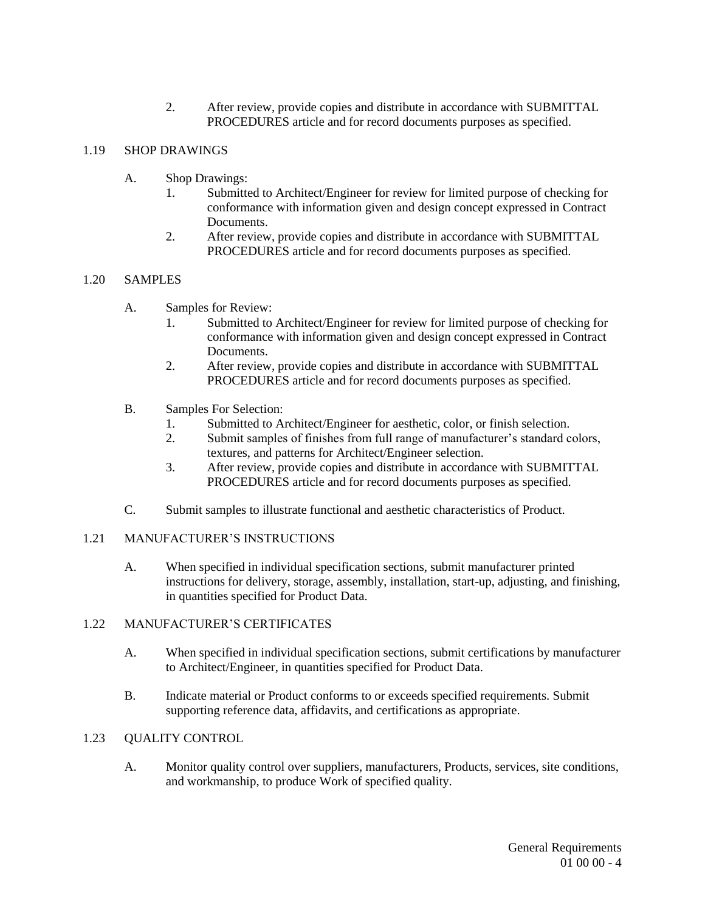2. After review, provide copies and distribute in accordance with SUBMITTAL PROCEDURES article and for record documents purposes as specified.

## 1.19 SHOP DRAWINGS

A. Shop Drawings:

1. Submitted to Architect/Engineer for review for limited purpose of checking for conformance with information given and design concept expressed in Contract Documents.
2. After review, provide copies and distribute in accordance with SUBMITTAL PROCEDURES article and for record documents purposes as specified.

## 1.20 SAMPLES

A. Samples for Review:

1. Submitted to Architect/Engineer for review for limited purpose of checking for conformance with information given and design concept expressed in Contract Documents.
2. After review, provide copies and distribute in accordance with SUBMITTAL PROCEDURES article and for record documents purposes as specified.

B. Samples For Selection:

1. Submitted to Architect/Engineer for aesthetic, color, or finish selection.
2. Submit samples of finishes from full range of manufacturer's standard colors, textures, and patterns for Architect/Engineer selection.
3. After review, provide copies and distribute in accordance with SUBMITTAL PROCEDURES article and for record documents purposes as specified.

C. Submit samples to illustrate functional and aesthetic characteristics of Product.

## 1.21 MANUFACTURER'S INSTRUCTIONS

A. When specified in individual specification sections, submit manufacturer printed instructions for delivery, storage, assembly, installation, start-up, adjusting, and finishing, in quantities specified for Product Data.

## 1.22 MANUFACTURER'S CERTIFICATES

A. When specified in individual specification sections, submit certifications by manufacturer to Architect/Engineer, in quantities specified for Product Data.

B. Indicate material or Product conforms to or exceeds specified requirements. Submit supporting reference data, affidavits, and certifications as appropriate.

## 1.23 QUALITY CONTROL

A. Monitor quality control over suppliers, manufacturers, Products, services, site conditions, and workmanship, to produce Work of specified quality.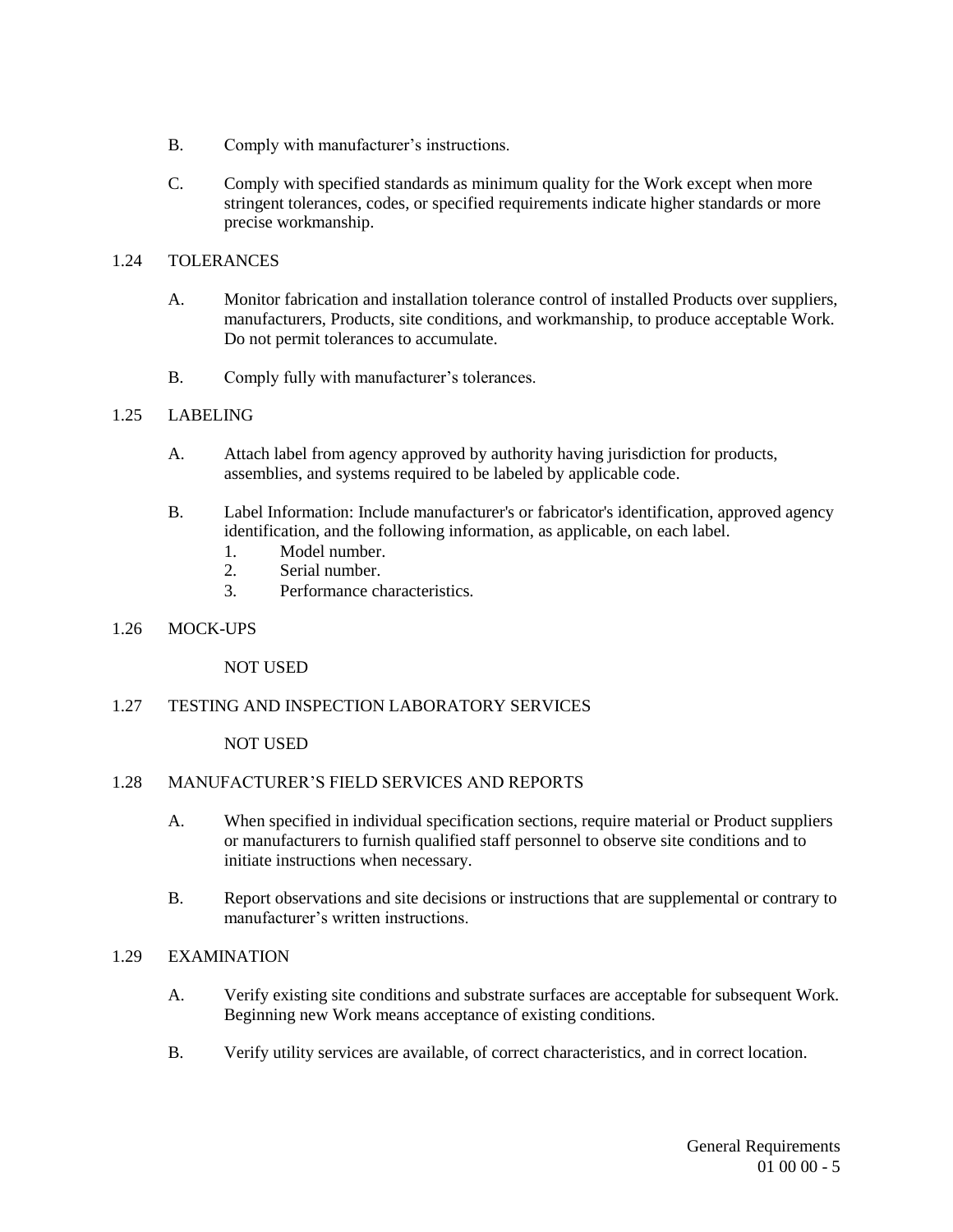B. Comply with manufacturer’s instructions.

C. Comply with specified standards as minimum quality for the Work except when more stringent tolerances, codes, or specified requirements indicate higher standards or more precise workmanship.

## 1.24 TOLERANCES

A. Monitor fabrication and installation tolerance control of installed Products over suppliers, manufacturers, Products, site conditions, and workmanship, to produce acceptable Work. Do not permit tolerances to accumulate.

B. Comply fully with manufacturer’s tolerances.

## 1.25 LABELING

A. Attach label from agency approved by authority having jurisdiction for products, assemblies, and systems required to be labeled by applicable code.

B. Label Information: Include manufacturer's or fabricator's identification, approved agency identification, and the following information, as applicable, on each label.
   1. Model number.
   2. Serial number.
   3. Performance characteristics.

## 1.26 MOCK-UPS

NOT USED

## 1.27 TESTING AND INSPECTION LABORATORY SERVICES

NOT USED

## 1.28 MANUFACTURER’S FIELD SERVICES AND REPORTS

A. When specified in individual specification sections, require material or Product suppliers or manufacturers to furnish qualified staff personnel to observe site conditions and to initiate instructions when necessary.

B. Report observations and site decisions or instructions that are supplemental or contrary to manufacturer’s written instructions.

## 1.29 EXAMINATION

A. Verify existing site conditions and substrate surfaces are acceptable for subsequent Work. Beginning new Work means acceptance of existing conditions.

B. Verify utility services are available, of correct characteristics, and in correct location.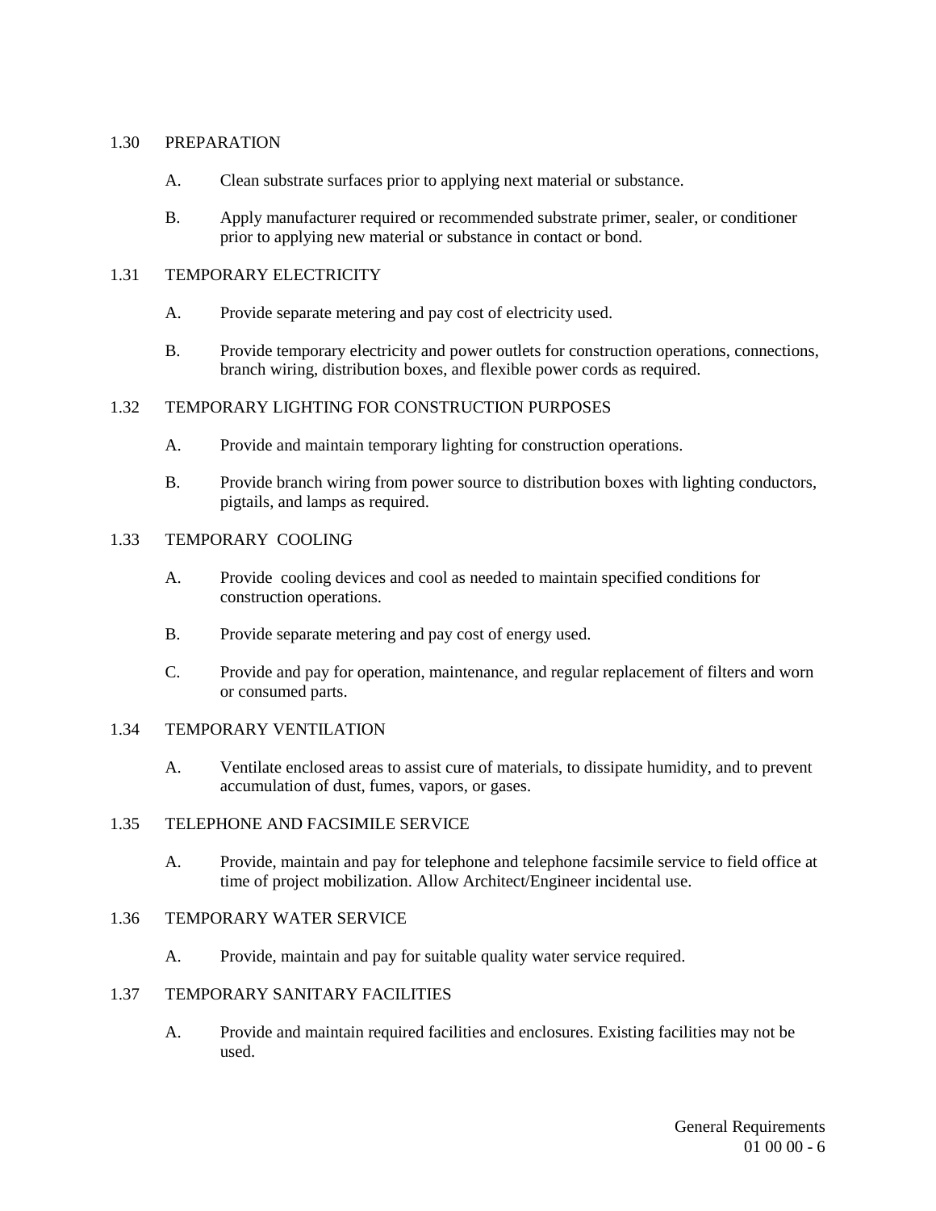## 1.30 PREPARATION

A. Clean substrate surfaces prior to applying next material or substance.

B. Apply manufacturer required or recommended substrate primer, sealer, or conditioner prior to applying new material or substance in contact or bond.

## 1.31 TEMPORARY ELECTRICITY

A. Provide separate metering and pay cost of electricity used.

B. Provide temporary electricity and power outlets for construction operations, connections, branch wiring, distribution boxes, and flexible power cords as required.

## 1.32 TEMPORARY LIGHTING FOR CONSTRUCTION PURPOSES

A. Provide and maintain temporary lighting for construction operations.

B. Provide branch wiring from power source to distribution boxes with lighting conductors, pigtails, and lamps as required.

## 1.33 TEMPORARY COOLING

A. Provide cooling devices and cool as needed to maintain specified conditions for construction operations.

B. Provide separate metering and pay cost of energy used.

C. Provide and pay for operation, maintenance, and regular replacement of filters and worn or consumed parts.

## 1.34 TEMPORARY VENTILATION

A. Ventilate enclosed areas to assist cure of materials, to dissipate humidity, and to prevent accumulation of dust, fumes, vapors, or gases.

## 1.35 TELEPHONE AND FACSIMILE SERVICE

A. Provide, maintain and pay for telephone and telephone facsimile service to field office at time of project mobilization. Allow Architect/Engineer incidental use.

## 1.36 TEMPORARY WATER SERVICE

A. Provide, maintain and pay for suitable quality water service required.

## 1.37 TEMPORARY SANITARY FACILITIES

A. Provide and maintain required facilities and enclosures. Existing facilities may not be used.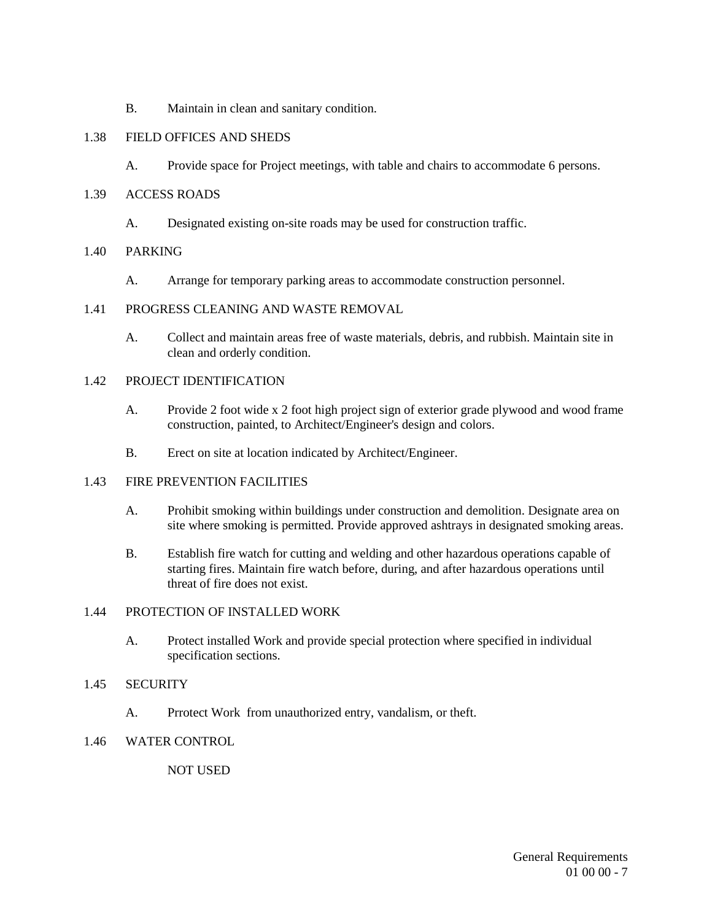B. Maintain in clean and sanitary condition.

1.38 FIELD OFFICES AND SHEDS

A. Provide space for Project meetings, with table and chairs to accommodate 6 persons.

1.39 ACCESS ROADS

A. Designated existing on-site roads may be used for construction traffic.

1.40 PARKING

A. Arrange for temporary parking areas to accommodate construction personnel.

1.41 PROGRESS CLEANING AND WASTE REMOVAL

A. Collect and maintain areas free of waste materials, debris, and rubbish. Maintain site in clean and orderly condition.

1.42 PROJECT IDENTIFICATION

A. Provide 2 foot wide x 2 foot high project sign of exterior grade plywood and wood frame construction, painted, to Architect/Engineer's design and colors.

B. Erect on site at location indicated by Architect/Engineer.

1.43 FIRE PREVENTION FACILITIES

A. Prohibit smoking within buildings under construction and demolition. Designate area on site where smoking is permitted. Provide approved ashtrays in designated smoking areas.

B. Establish fire watch for cutting and welding and other hazardous operations capable of starting fires. Maintain fire watch before, during, and after hazardous operations until threat of fire does not exist.

1.44 PROTECTION OF INSTALLED WORK

A. Protect installed Work and provide special protection where specified in individual specification sections.

1.45 SECURITY

A. Prrotect Work from unauthorized entry, vandalism, or theft.

1.46 WATER CONTROL

NOT USED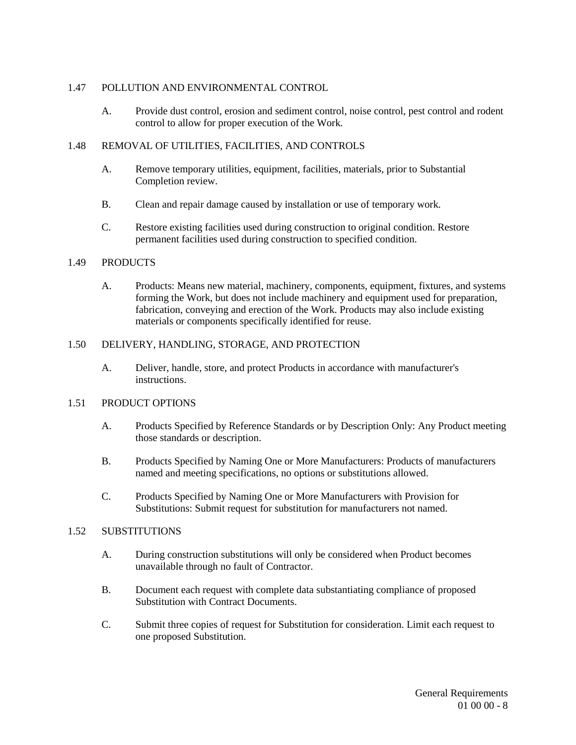## 1.47 POLLUTION AND ENVIRONMENTAL CONTROL

A. Provide dust control, erosion and sediment control, noise control, pest control and rodent control to allow for proper execution of the Work.

## 1.48 REMOVAL OF UTILITIES, FACILITIES, AND CONTROLS

A. Remove temporary utilities, equipment, facilities, materials, prior to Substantial Completion review.

B. Clean and repair damage caused by installation or use of temporary work.

C. Restore existing facilities used during construction to original condition. Restore permanent facilities used during construction to specified condition.

## 1.49 PRODUCTS

A. Products: Means new material, machinery, components, equipment, fixtures, and systems forming the Work, but does not include machinery and equipment used for preparation, fabrication, conveying and erection of the Work. Products may also include existing materials or components specifically identified for reuse.

## 1.50 DELIVERY, HANDLING, STORAGE, AND PROTECTION

A. Deliver, handle, store, and protect Products in accordance with manufacturer's instructions.

## 1.51 PRODUCT OPTIONS

A. Products Specified by Reference Standards or by Description Only: Any Product meeting those standards or description.

B. Products Specified by Naming One or More Manufacturers: Products of manufacturers named and meeting specifications, no options or substitutions allowed.

C. Products Specified by Naming One or More Manufacturers with Provision for Substitutions: Submit request for substitution for manufacturers not named.

## 1.52 SUBSTITUTIONS

A. During construction substitutions will only be considered when Product becomes unavailable through no fault of Contractor.

B. Document each request with complete data substantiating compliance of proposed Substitution with Contract Documents.

C. Submit three copies of request for Substitution for consideration. Limit each request to one proposed Substitution.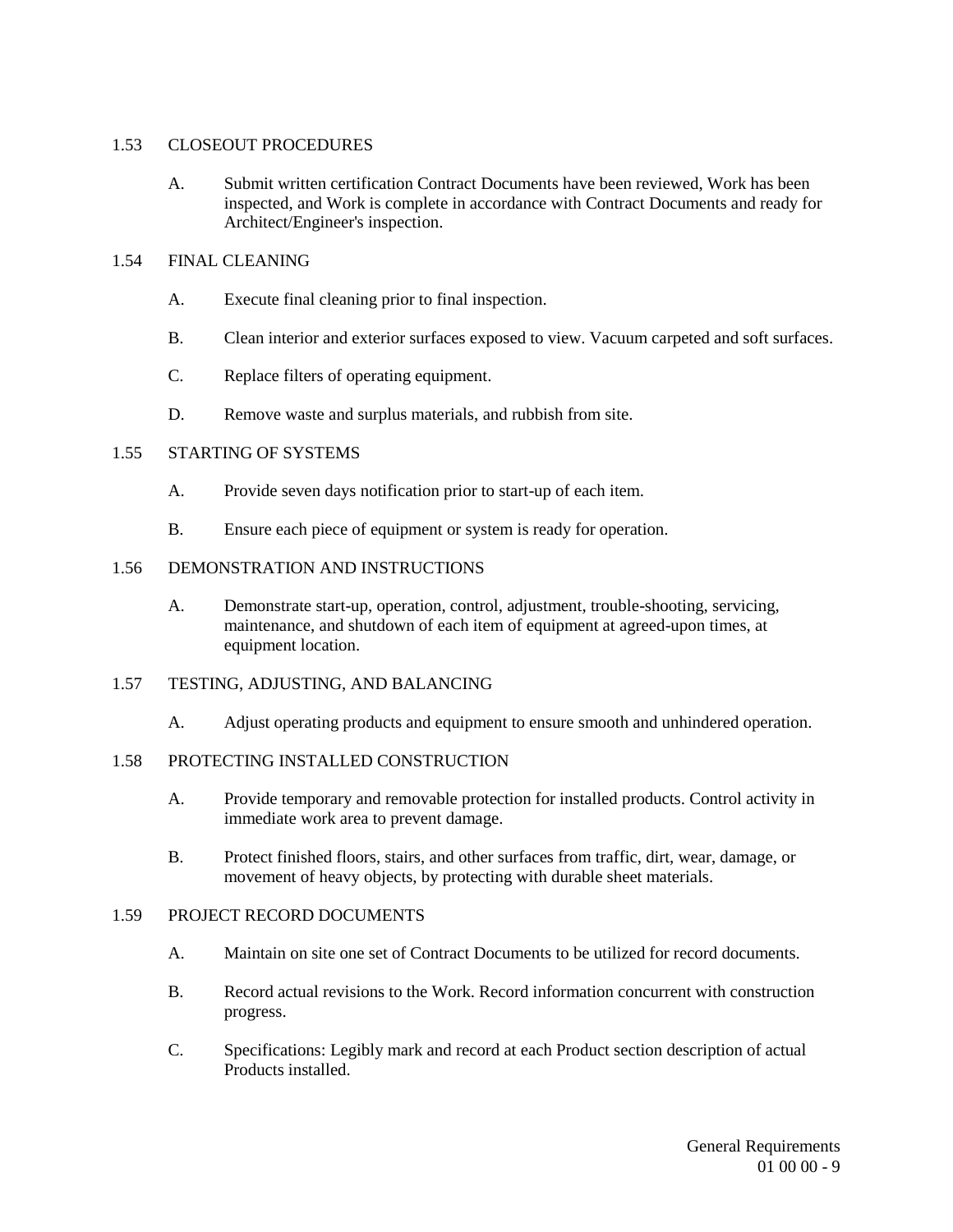## 1.53 CLOSEOUT PROCEDURES

A. Submit written certification Contract Documents have been reviewed, Work has been inspected, and Work is complete in accordance with Contract Documents and ready for Architect/Engineer's inspection.

## 1.54 FINAL CLEANING

A. Execute final cleaning prior to final inspection.

B. Clean interior and exterior surfaces exposed to view. Vacuum carpeted and soft surfaces.

C. Replace filters of operating equipment.

D. Remove waste and surplus materials, and rubbish from site.

## 1.55 STARTING OF SYSTEMS

A. Provide seven days notification prior to start-up of each item.

B. Ensure each piece of equipment or system is ready for operation.

## 1.56 DEMONSTRATION AND INSTRUCTIONS

A. Demonstrate start-up, operation, control, adjustment, trouble-shooting, servicing, maintenance, and shutdown of each item of equipment at agreed-upon times, at equipment location.

## 1.57 TESTING, ADJUSTING, AND BALANCING

A. Adjust operating products and equipment to ensure smooth and unhindered operation.

## 1.58 PROTECTING INSTALLED CONSTRUCTION

A. Provide temporary and removable protection for installed products. Control activity in immediate work area to prevent damage.

B. Protect finished floors, stairs, and other surfaces from traffic, dirt, wear, damage, or movement of heavy objects, by protecting with durable sheet materials.

## 1.59 PROJECT RECORD DOCUMENTS

A. Maintain on site one set of Contract Documents to be utilized for record documents.

B. Record actual revisions to the Work. Record information concurrent with construction progress.

C. Specifications: Legibly mark and record at each Product section description of actual Products installed.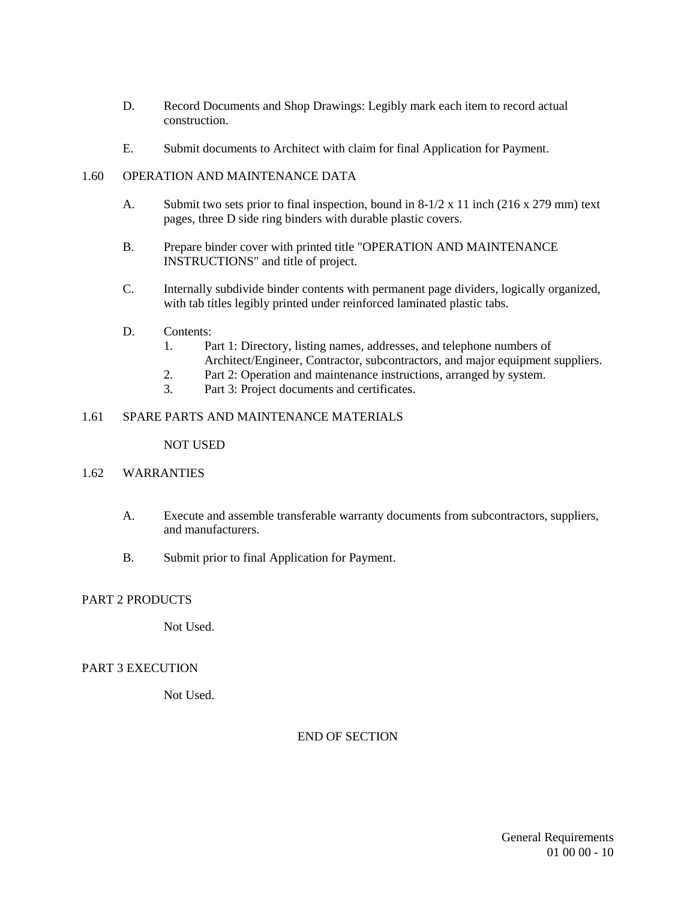D. Record Documents and Shop Drawings: Legibly mark each item to record actual construction.

E. Submit documents to Architect with claim for final Application for Payment.

## 1.60 OPERATION AND MAINTENANCE DATA

A. Submit two sets prior to final inspection, bound in 8-1/2 x 11 inch (216 x 279 mm) text pages, three D side ring binders with durable plastic covers.

B. Prepare binder cover with printed title "OPERATION AND MAINTENANCE INSTRUCTIONS" and title of project.

C. Internally subdivide binder contents with permanent page dividers, logically organized, with tab titles legibly printed under reinforced laminated plastic tabs.

D. Contents:
   1. Part 1: Directory, listing names, addresses, and telephone numbers of Architect/Engineer, Contractor, subcontractors, and major equipment suppliers.
   2. Part 2: Operation and maintenance instructions, arranged by system.
   3. Part 3: Project documents and certificates.

## 1.61 SPARE PARTS AND MAINTENANCE MATERIALS

NOT USED

## 1.62 WARRANTIES

A. Execute and assemble transferable warranty documents from subcontractors, suppliers, and manufacturers.

B. Submit prior to final Application for Payment.

# PART 2 PRODUCTS

Not Used.

# PART 3 EXECUTION

Not Used.

END OF SECTION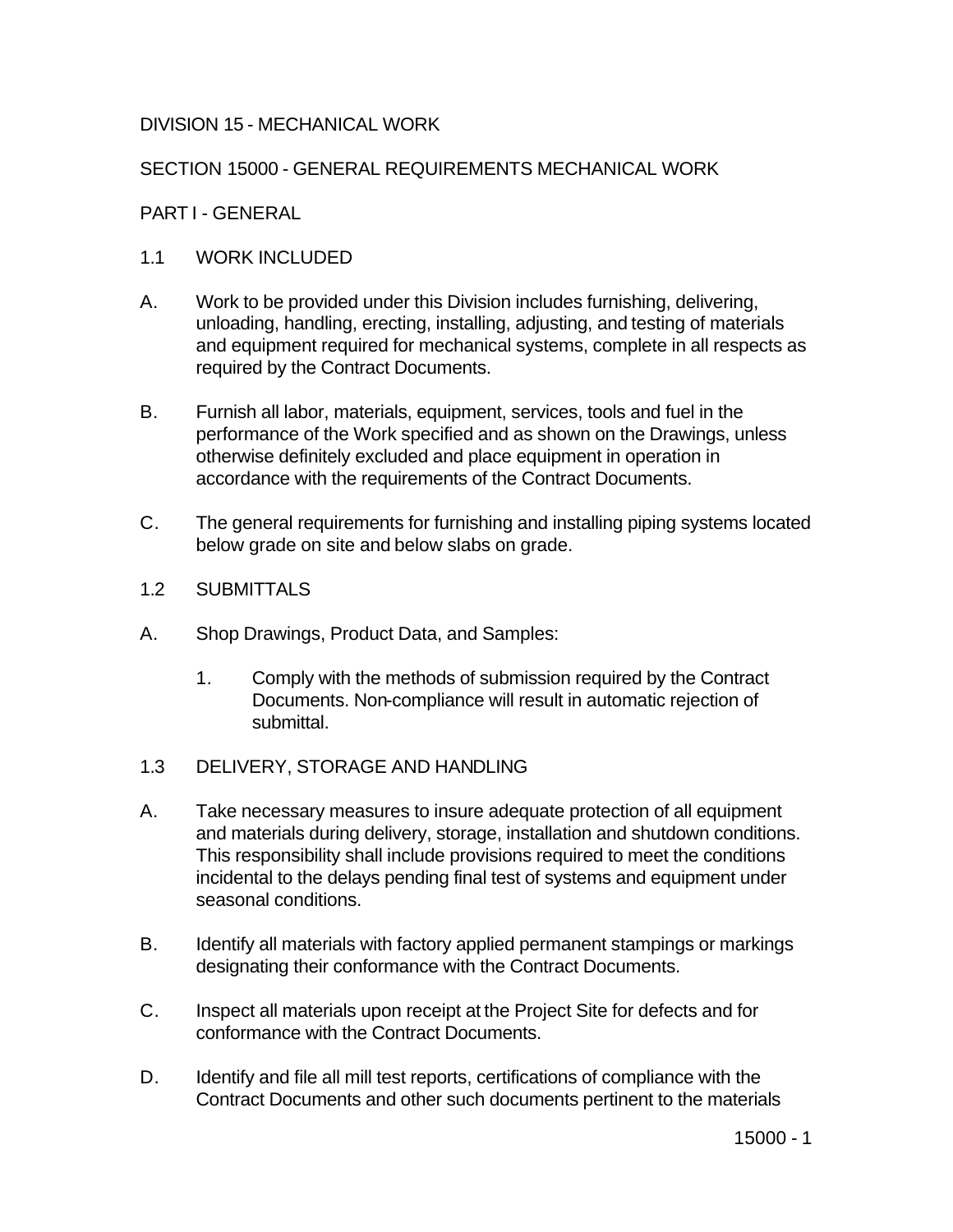# DIVISION 15 - MECHANICAL WORK

## SECTION 15000 - GENERAL REQUIREMENTS MECHANICAL WORK

### PART I - GENERAL

1.1 WORK INCLUDED

A. Work to be provided under this Division includes furnishing, delivering, unloading, handling, erecting, installing, adjusting, and testing of materials and equipment required for mechanical systems, complete in all respects as required by the Contract Documents.

B. Furnish all labor, materials, equipment, services, tools and fuel in the performance of the Work specified and as shown on the Drawings, unless otherwise definitely excluded and place equipment in operation in accordance with the requirements of the Contract Documents.

C. The general requirements for furnishing and installing piping systems located below grade on site and below slabs on grade.

1.2 SUBMITTALS

A. Shop Drawings, Product Data, and Samples:

   1. Comply with the methods of submission required by the Contract Documents. Non-compliance will result in automatic rejection of submittal.

1.3 DELIVERY, STORAGE AND HANDLING

A. Take necessary measures to insure adequate protection of all equipment and materials during delivery, storage, installation and shutdown conditions. This responsibility shall include provisions required to meet the conditions incidental to the delays pending final test of systems and equipment under seasonal conditions.

B. Identify all materials with factory applied permanent stampings or markings designating their conformance with the Contract Documents.

C. Inspect all materials upon receipt at the Project Site for defects and for conformance with the Contract Documents.

D. Identify and file all mill test reports, certifications of compliance with the Contract Documents and other such documents pertinent to the materials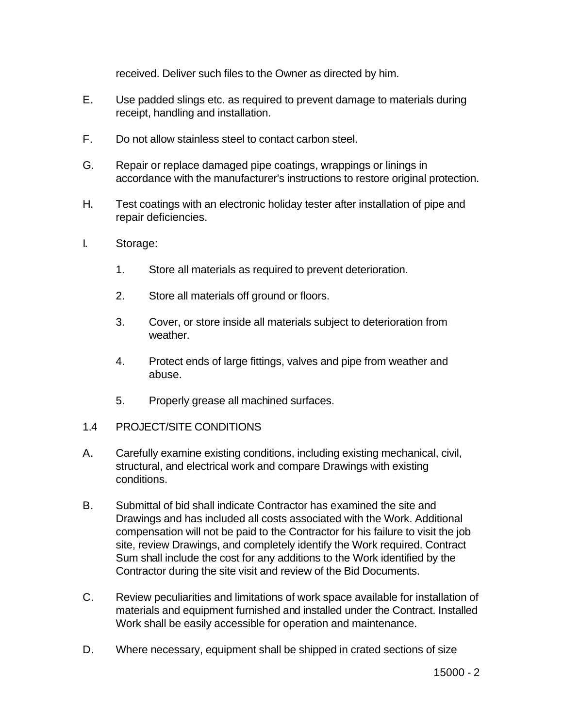received. Deliver such files to the Owner as directed by him.

E. Use padded slings etc. as required to prevent damage to materials during receipt, handling and installation.

F. Do not allow stainless steel to contact carbon steel.

G. Repair or replace damaged pipe coatings, wrappings or linings in accordance with the manufacturer's instructions to restore original protection.

H. Test coatings with an electronic holiday tester after installation of pipe and repair deficiencies.

I. Storage:

   1. Store all materials as required to prevent deterioration.

   2. Store all materials off ground or floors.

   3. Cover, or store inside all materials subject to deterioration from weather.

   4. Protect ends of large fittings, valves and pipe from weather and abuse.

   5. Properly grease all machined surfaces.

1.4 PROJECT/SITE CONDITIONS

A. Carefully examine existing conditions, including existing mechanical, civil, structural, and electrical work and compare Drawings with existing conditions.

B. Submittal of bid shall indicate Contractor has examined the site and Drawings and has included all costs associated with the Work. Additional compensation will not be paid to the Contractor for his failure to visit the job site, review Drawings, and completely identify the Work required. Contract Sum shall include the cost for any additions to the Work identified by the Contractor during the site visit and review of the Bid Documents.

C. Review peculiarities and limitations of work space available for installation of materials and equipment furnished and installed under the Contract. Installed Work shall be easily accessible for operation and maintenance.

D. Where necessary, equipment shall be shipped in crated sections of size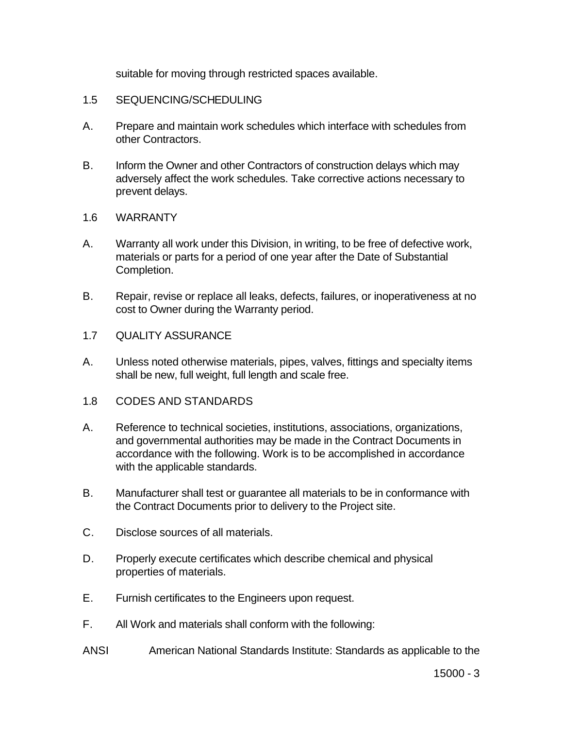suitable for moving through restricted spaces available.

## 1.5 SEQUENCING/SCHEDULING

A. Prepare and maintain work schedules which interface with schedules from other Contractors.

B. Inform the Owner and other Contractors of construction delays which may adversely affect the work schedules. Take corrective actions necessary to prevent delays.

## 1.6 WARRANTY

A. Warranty all work under this Division, in writing, to be free of defective work, materials or parts for a period of one year after the Date of Substantial Completion.

B. Repair, revise or replace all leaks, defects, failures, or inoperativeness at no cost to Owner during the Warranty period.

## 1.7 QUALITY ASSURANCE

A. Unless noted otherwise materials, pipes, valves, fittings and specialty items shall be new, full weight, full length and scale free.

## 1.8 CODES AND STANDARDS

A. Reference to technical societies, institutions, associations, organizations, and governmental authorities may be made in the Contract Documents in accordance with the following. Work is to be accomplished in accordance with the applicable standards.

B. Manufacturer shall test or guarantee all materials to be in conformance with the Contract Documents prior to delivery to the Project site.

C. Disclose sources of all materials.

D. Properly execute certificates which describe chemical and physical properties of materials.

E. Furnish certificates to the Engineers upon request.

F. All Work and materials shall conform with the following:

ANSI American National Standards Institute: Standards as applicable to the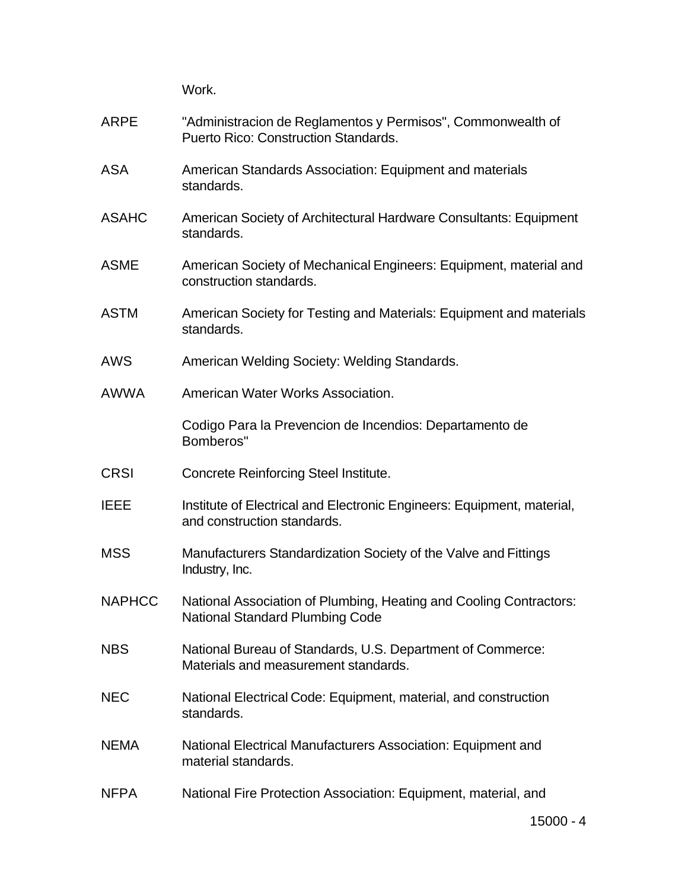Work.

| | |
|---|---|
| ARPE | "Administracion de Reglamentos y Permisos", Commonwealth of Puerto Rico: Construction Standards. |
| ASA | American Standards Association: Equipment and materials standards. |
| ASAHC | American Society of Architectural Hardware Consultants: Equipment standards. |
| ASME | American Society of Mechanical Engineers: Equipment, material and construction standards. |
| ASTM | American Society for Testing and Materials: Equipment and materials standards. |
| AWS | American Welding Society: Welding Standards. |
| AWWA | American Water Works Association. |
| | Codigo Para la Prevencion de Incendios: Departamento de Bomberos" |
| CRSI | Concrete Reinforcing Steel Institute. |
| IEEE | Institute of Electrical and Electronic Engineers: Equipment, material, and construction standards. |
| MSS | Manufacturers Standardization Society of the Valve and Fittings Industry, Inc. |
| NAPHCC | National Association of Plumbing, Heating and Cooling Contractors: National Standard Plumbing Code |
| NBS | National Bureau of Standards, U.S. Department of Commerce: Materials and measurement standards. |
| NEC | National Electrical Code: Equipment, material, and construction standards. |
| NEMA | National Electrical Manufacturers Association: Equipment and material standards. |
| NFPA | National Fire Protection Association: Equipment, material, and |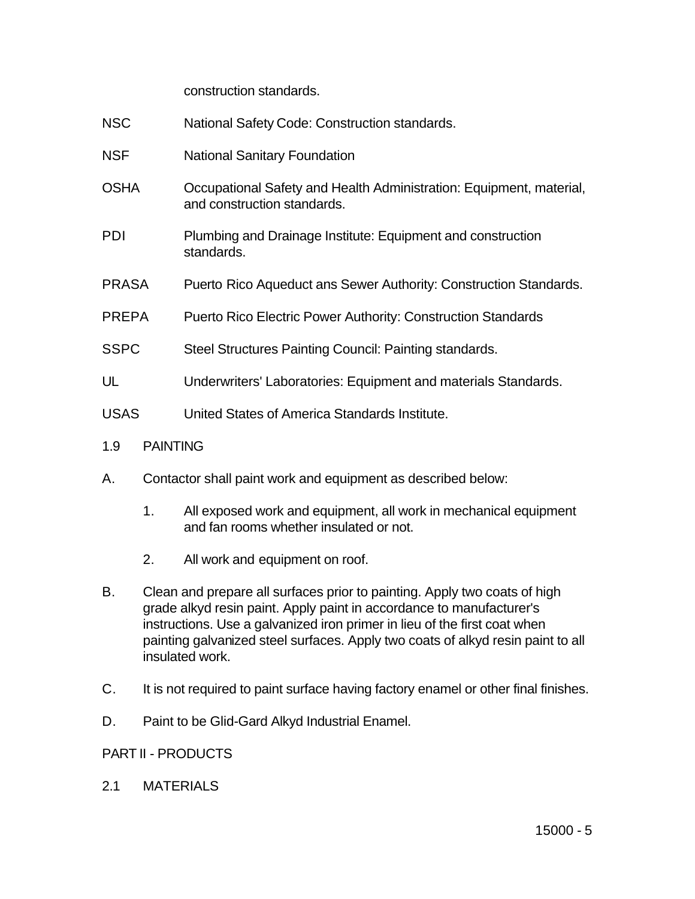construction standards.

| | |
|---|---|
| NSC | National Safety Code: Construction standards. |
| NSF | National Sanitary Foundation |
| OSHA | Occupational Safety and Health Administration: Equipment, material, and construction standards. |
| PDI | Plumbing and Drainage Institute: Equipment and construction standards. |
| PRASA | Puerto Rico Aqueduct ans Sewer Authority: Construction Standards. |
| PREPA | Puerto Rico Electric Power Authority: Construction Standards |
| SSPC | Steel Structures Painting Council: Painting standards. |
| UL | Underwriters' Laboratories: Equipment and materials Standards. |
| USAS | United States of America Standards Institute. |

1.9 PAINTING

A. Contactor shall paint work and equipment as described below:

   1. All exposed work and equipment, all work in mechanical equipment and fan rooms whether insulated or not.

   2. All work and equipment on roof.

B. Clean and prepare all surfaces prior to painting. Apply two coats of high grade alkyd resin paint. Apply paint in accordance to manufacturer's instructions. Use a galvanized iron primer in lieu of the first coat when painting galvanized steel surfaces. Apply two coats of alkyd resin paint to all insulated work.

C. It is not required to paint surface having factory enamel or other final finishes.

D. Paint to be Glid-Gard Alkyd Industrial Enamel.

PART II - PRODUCTS

2.1 MATERIALS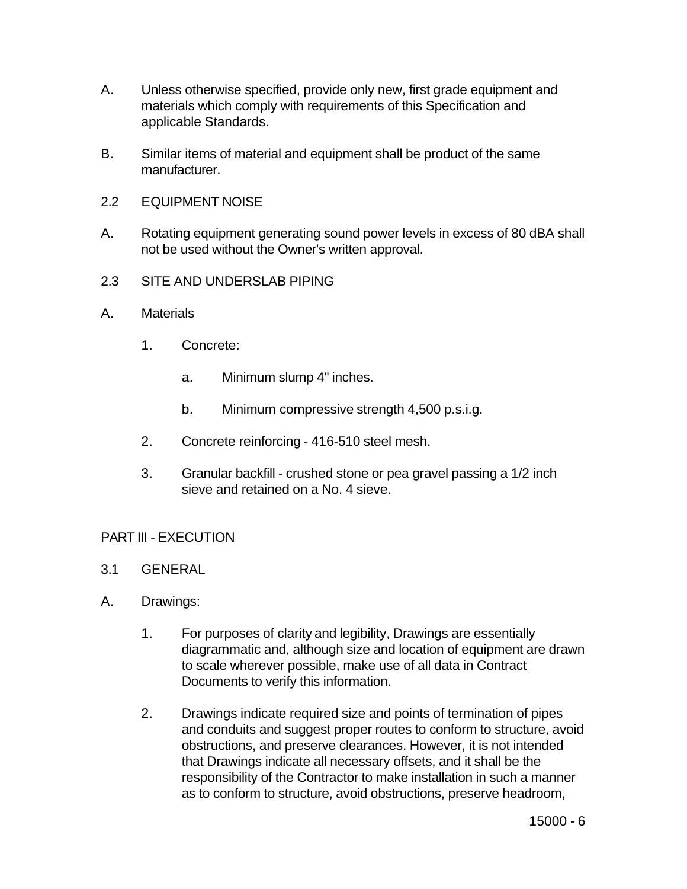A. Unless otherwise specified, provide only new, first grade equipment and materials which comply with requirements of this Specification and applicable Standards.

B. Similar items of material and equipment shall be product of the same manufacturer.

2.2 EQUIPMENT NOISE

A. Rotating equipment generating sound power levels in excess of 80 dBA shall not be used without the Owner's written approval.

2.3 SITE AND UNDERSLAB PIPING

A. Materials

1. Concrete:

   a. Minimum slump 4" inches.

   b. Minimum compressive strength 4,500 p.s.i.g.

2. Concrete reinforcing - 416-510 steel mesh.

3. Granular backfill - crushed stone or pea gravel passing a 1/2 inch sieve and retained on a No. 4 sieve.

## PART III - EXECUTION

3.1 GENERAL

A. Drawings:

1. For purposes of clarity and legibility, Drawings are essentially diagrammatic and, although size and location of equipment are drawn to scale wherever possible, make use of all data in Contract Documents to verify this information.

2. Drawings indicate required size and points of termination of pipes and conduits and suggest proper routes to conform to structure, avoid obstructions, and preserve clearances. However, it is not intended that Drawings indicate all necessary offsets, and it shall be the responsibility of the Contractor to make installation in such a manner as to conform to structure, avoid obstructions, preserve headroom,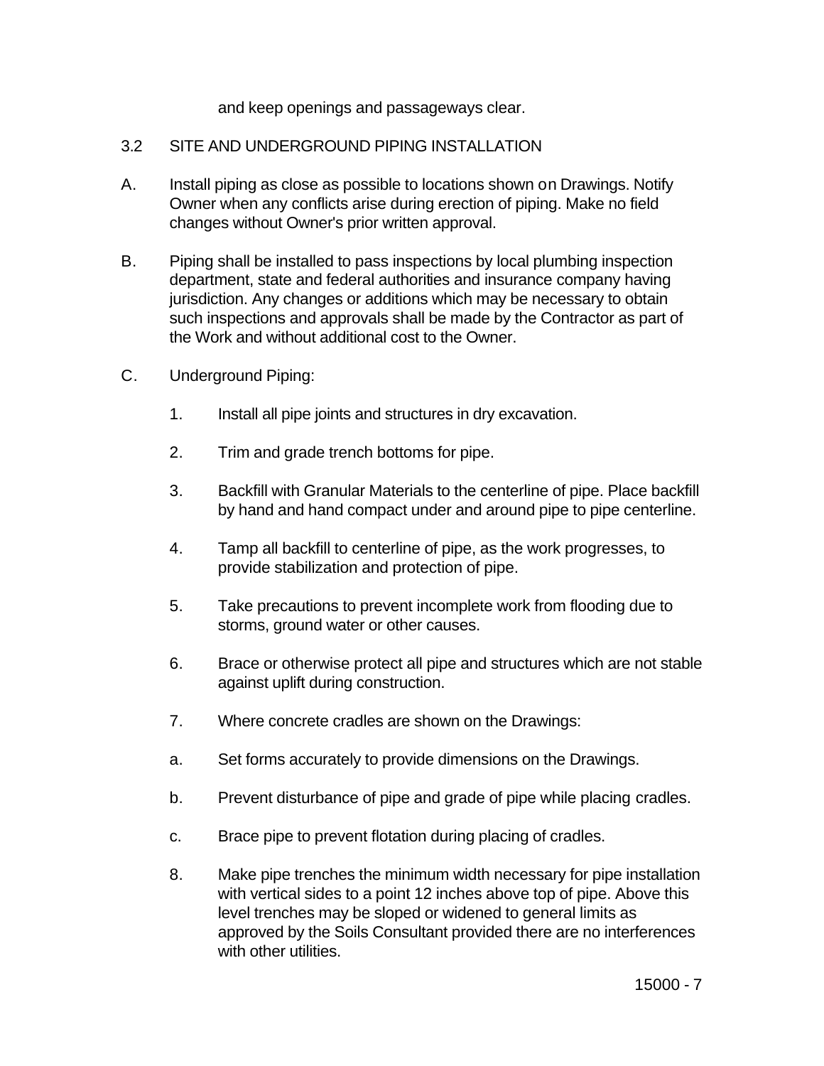and keep openings and passageways clear.

## 3.2 SITE AND UNDERGROUND PIPING INSTALLATION

A. Install piping as close as possible to locations shown on Drawings. Notify Owner when any conflicts arise during erection of piping. Make no field changes without Owner's prior written approval.

B. Piping shall be installed to pass inspections by local plumbing inspection department, state and federal authorities and insurance company having jurisdiction. Any changes or additions which may be necessary to obtain such inspections and approvals shall be made by the Contractor as part of the Work and without additional cost to the Owner.

C. Underground Piping:

1. Install all pipe joints and structures in dry excavation.

2. Trim and grade trench bottoms for pipe.

3. Backfill with Granular Materials to the centerline of pipe. Place backfill by hand and hand compact under and around pipe to pipe centerline.

4. Tamp all backfill to centerline of pipe, as the work progresses, to provide stabilization and protection of pipe.

5. Take precautions to prevent incomplete work from flooding due to storms, ground water or other causes.

6. Brace or otherwise protect all pipe and structures which are not stable against uplift during construction.

7. Where concrete cradles are shown on the Drawings:

   a. Set forms accurately to provide dimensions on the Drawings.

   b. Prevent disturbance of pipe and grade of pipe while placing cradles.

   c. Brace pipe to prevent flotation during placing of cradles.

8. Make pipe trenches the minimum width necessary for pipe installation with vertical sides to a point 12 inches above top of pipe. Above this level trenches may be sloped or widened to general limits as approved by the Soils Consultant provided there are no interferences with other utilities.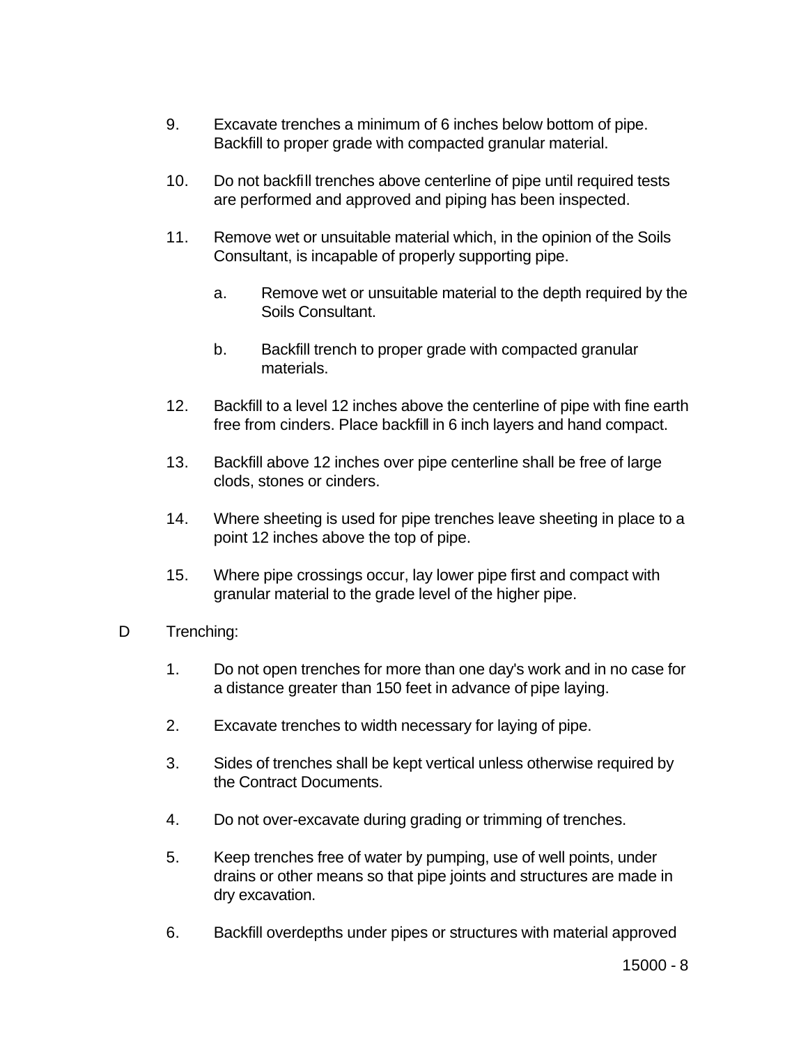9. Excavate trenches a minimum of 6 inches below bottom of pipe. Backfill to proper grade with compacted granular material.

10. Do not backfill trenches above centerline of pipe until required tests are performed and approved and piping has been inspected.

11. Remove wet or unsuitable material which, in the opinion of the Soils Consultant, is incapable of properly supporting pipe.

    a. Remove wet or unsuitable material to the depth required by the Soils Consultant.

    b. Backfill trench to proper grade with compacted granular materials.

12. Backfill to a level 12 inches above the centerline of pipe with fine earth free from cinders. Place backfill in 6 inch layers and hand compact.

13. Backfill above 12 inches over pipe centerline shall be free of large clods, stones or cinders.

14. Where sheeting is used for pipe trenches leave sheeting in place to a point 12 inches above the top of pipe.

15. Where pipe crossings occur, lay lower pipe first and compact with granular material to the grade level of the higher pipe.

D Trenching:

1. Do not open trenches for more than one day's work and in no case for a distance greater than 150 feet in advance of pipe laying.

2. Excavate trenches to width necessary for laying of pipe.

3. Sides of trenches shall be kept vertical unless otherwise required by the Contract Documents.

4. Do not over-excavate during grading or trimming of trenches.

5. Keep trenches free of water by pumping, use of well points, under drains or other means so that pipe joints and structures are made in dry excavation.

6. Backfill overdepths under pipes or structures with material approved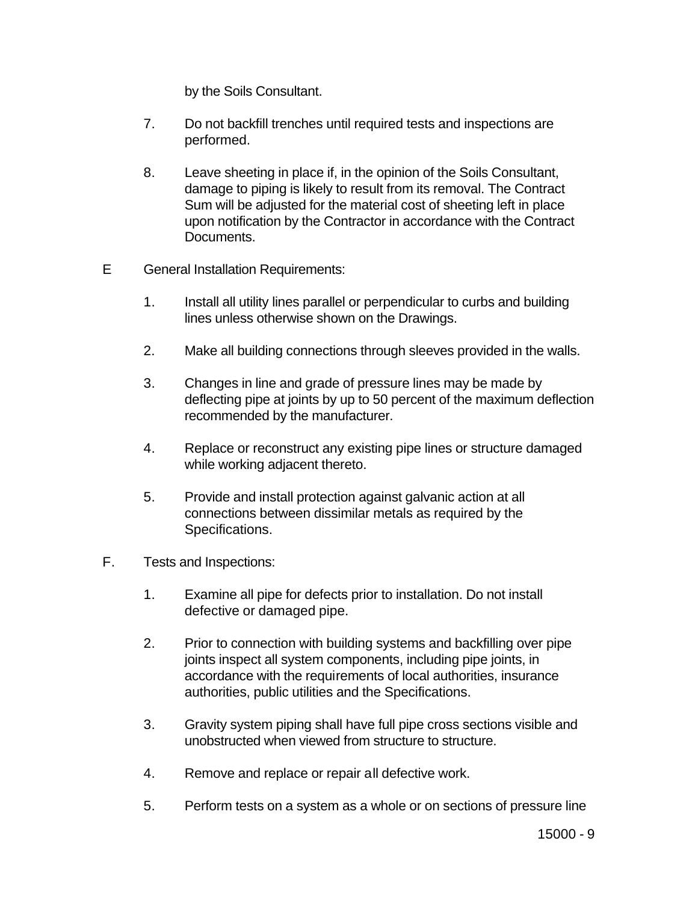by the Soils Consultant.

7. Do not backfill trenches until required tests and inspections are performed.

8. Leave sheeting in place if, in the opinion of the Soils Consultant, damage to piping is likely to result from its removal. The Contract Sum will be adjusted for the material cost of sheeting left in place upon notification by the Contractor in accordance with the Contract Documents.

E General Installation Requirements:

1. Install all utility lines parallel or perpendicular to curbs and building lines unless otherwise shown on the Drawings.

2. Make all building connections through sleeves provided in the walls.

3. Changes in line and grade of pressure lines may be made by deflecting pipe at joints by up to 50 percent of the maximum deflection recommended by the manufacturer.

4. Replace or reconstruct any existing pipe lines or structure damaged while working adjacent thereto.

5. Provide and install protection against galvanic action at all connections between dissimilar metals as required by the Specifications.

F. Tests and Inspections:

1. Examine all pipe for defects prior to installation. Do not install defective or damaged pipe.

2. Prior to connection with building systems and backfilling over pipe joints inspect all system components, including pipe joints, in accordance with the requirements of local authorities, insurance authorities, public utilities and the Specifications.

3. Gravity system piping shall have full pipe cross sections visible and unobstructed when viewed from structure to structure.

4. Remove and replace or repair all defective work.

5. Perform tests on a system as a whole or on sections of pressure line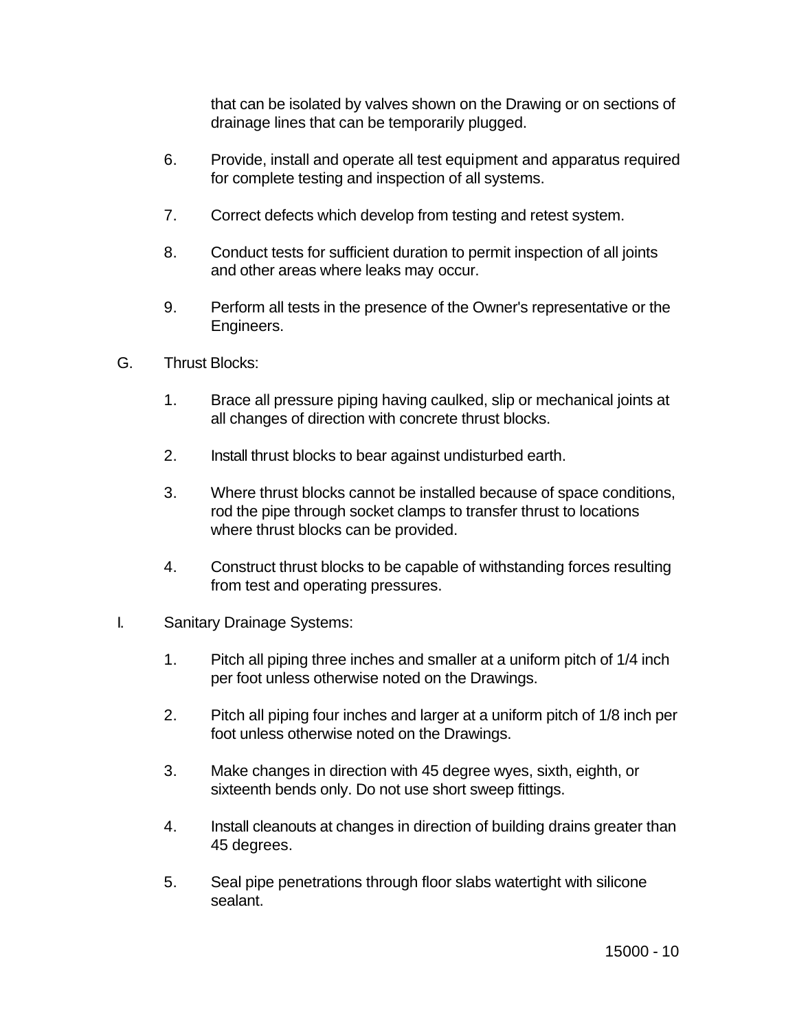that can be isolated by valves shown on the Drawing or on sections of drainage lines that can be temporarily plugged.

6. Provide, install and operate all test equipment and apparatus required for complete testing and inspection of all systems.

7. Correct defects which develop from testing and retest system.

8. Conduct tests for sufficient duration to permit inspection of all joints and other areas where leaks may occur.

9. Perform all tests in the presence of the Owner's representative or the Engineers.

G. Thrust Blocks:

1. Brace all pressure piping having caulked, slip or mechanical joints at all changes of direction with concrete thrust blocks.

2. Install thrust blocks to bear against undisturbed earth.

3. Where thrust blocks cannot be installed because of space conditions, rod the pipe through socket clamps to transfer thrust to locations where thrust blocks can be provided.

4. Construct thrust blocks to be capable of withstanding forces resulting from test and operating pressures.

I. Sanitary Drainage Systems:

1. Pitch all piping three inches and smaller at a uniform pitch of 1/4 inch per foot unless otherwise noted on the Drawings.

2. Pitch all piping four inches and larger at a uniform pitch of 1/8 inch per foot unless otherwise noted on the Drawings.

3. Make changes in direction with 45 degree wyes, sixth, eighth, or sixteenth bends only. Do not use short sweep fittings.

4. Install cleanouts at changes in direction of building drains greater than 45 degrees.

5. Seal pipe penetrations through floor slabs watertight with silicone sealant.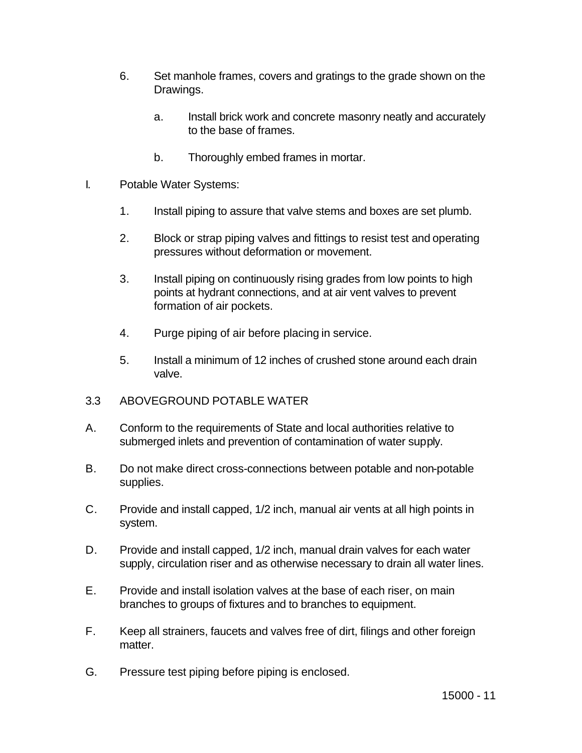6. Set manhole frames, covers and gratings to the grade shown on the Drawings.

   a. Install brick work and concrete masonry neatly and accurately to the base of frames.

   b. Thoroughly embed frames in mortar.

I. Potable Water Systems:

   1. Install piping to assure that valve stems and boxes are set plumb.

   2. Block or strap piping valves and fittings to resist test and operating pressures without deformation or movement.

   3. Install piping on continuously rising grades from low points to high points at hydrant connections, and at air vent valves to prevent formation of air pockets.

   4. Purge piping of air before placing in service.

   5. Install a minimum of 12 inches of crushed stone around each drain valve.

## 3.3 ABOVEGROUND POTABLE WATER

A. Conform to the requirements of State and local authorities relative to submerged inlets and prevention of contamination of water supply.

B. Do not make direct cross-connections between potable and non-potable supplies.

C. Provide and install capped, 1/2 inch, manual air vents at all high points in system.

D. Provide and install capped, 1/2 inch, manual drain valves for each water supply, circulation riser and as otherwise necessary to drain all water lines.

E. Provide and install isolation valves at the base of each riser, on main branches to groups of fixtures and to branches to equipment.

F. Keep all strainers, faucets and valves free of dirt, filings and other foreign matter.

G. Pressure test piping before piping is enclosed.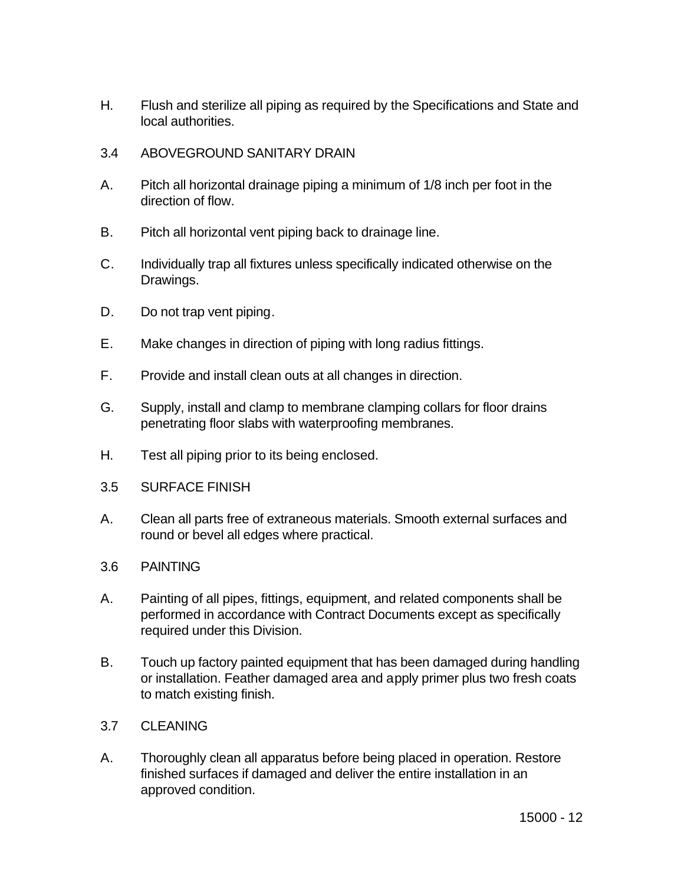H. Flush and sterilize all piping as required by the Specifications and State and local authorities.

### 3.4 ABOVEGROUND SANITARY DRAIN

A. Pitch all horizontal drainage piping a minimum of 1/8 inch per foot in the direction of flow.

B. Pitch all horizontal vent piping back to drainage line.

C. Individually trap all fixtures unless specifically indicated otherwise on the Drawings.

D. Do not trap vent piping.

E. Make changes in direction of piping with long radius fittings.

F. Provide and install clean outs at all changes in direction.

G. Supply, install and clamp to membrane clamping collars for floor drains penetrating floor slabs with waterproofing membranes.

H. Test all piping prior to its being enclosed.

### 3.5 SURFACE FINISH

A. Clean all parts free of extraneous materials. Smooth external surfaces and round or bevel all edges where practical.

### 3.6 PAINTING

A. Painting of all pipes, fittings, equipment, and related components shall be performed in accordance with Contract Documents except as specifically required under this Division.

B. Touch up factory painted equipment that has been damaged during handling or installation. Feather damaged area and apply primer plus two fresh coats to match existing finish.

### 3.7 CLEANING

A. Thoroughly clean all apparatus before being placed in operation. Restore finished surfaces if damaged and deliver the entire installation in an approved condition.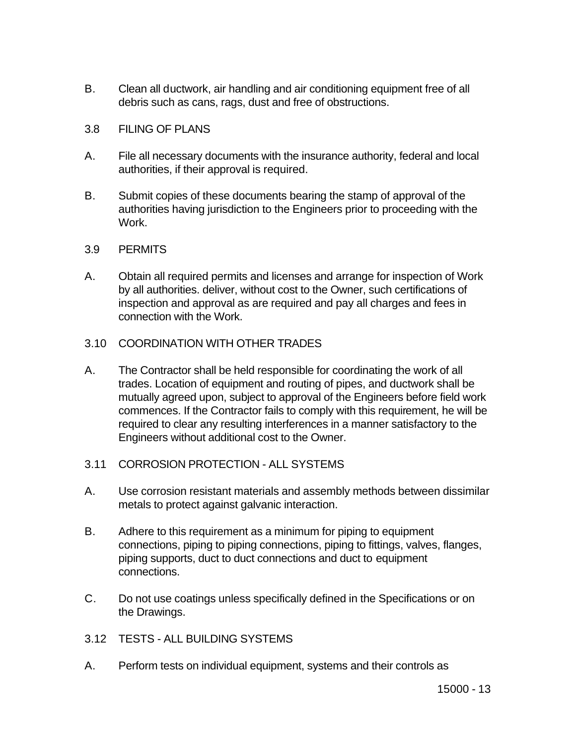B. Clean all ductwork, air handling and air conditioning equipment free of all debris such as cans, rags, dust and free of obstructions.

## 3.8 FILING OF PLANS

A. File all necessary documents with the insurance authority, federal and local authorities, if their approval is required.

B. Submit copies of these documents bearing the stamp of approval of the authorities having jurisdiction to the Engineers prior to proceeding with the Work.

## 3.9 PERMITS

A. Obtain all required permits and licenses and arrange for inspection of Work by all authorities. deliver, without cost to the Owner, such certifications of inspection and approval as are required and pay all charges and fees in connection with the Work.

## 3.10 COORDINATION WITH OTHER TRADES

A. The Contractor shall be held responsible for coordinating the work of all trades. Location of equipment and routing of pipes, and ductwork shall be mutually agreed upon, subject to approval of the Engineers before field work commences. If the Contractor fails to comply with this requirement, he will be required to clear any resulting interferences in a manner satisfactory to the Engineers without additional cost to the Owner.

## 3.11 CORROSION PROTECTION - ALL SYSTEMS

A. Use corrosion resistant materials and assembly methods between dissimilar metals to protect against galvanic interaction.

B. Adhere to this requirement as a minimum for piping to equipment connections, piping to piping connections, piping to fittings, valves, flanges, piping supports, duct to duct connections and duct to equipment connections.

C. Do not use coatings unless specifically defined in the Specifications or on the Drawings.

## 3.12 TESTS - ALL BUILDING SYSTEMS

A. Perform tests on individual equipment, systems and their controls as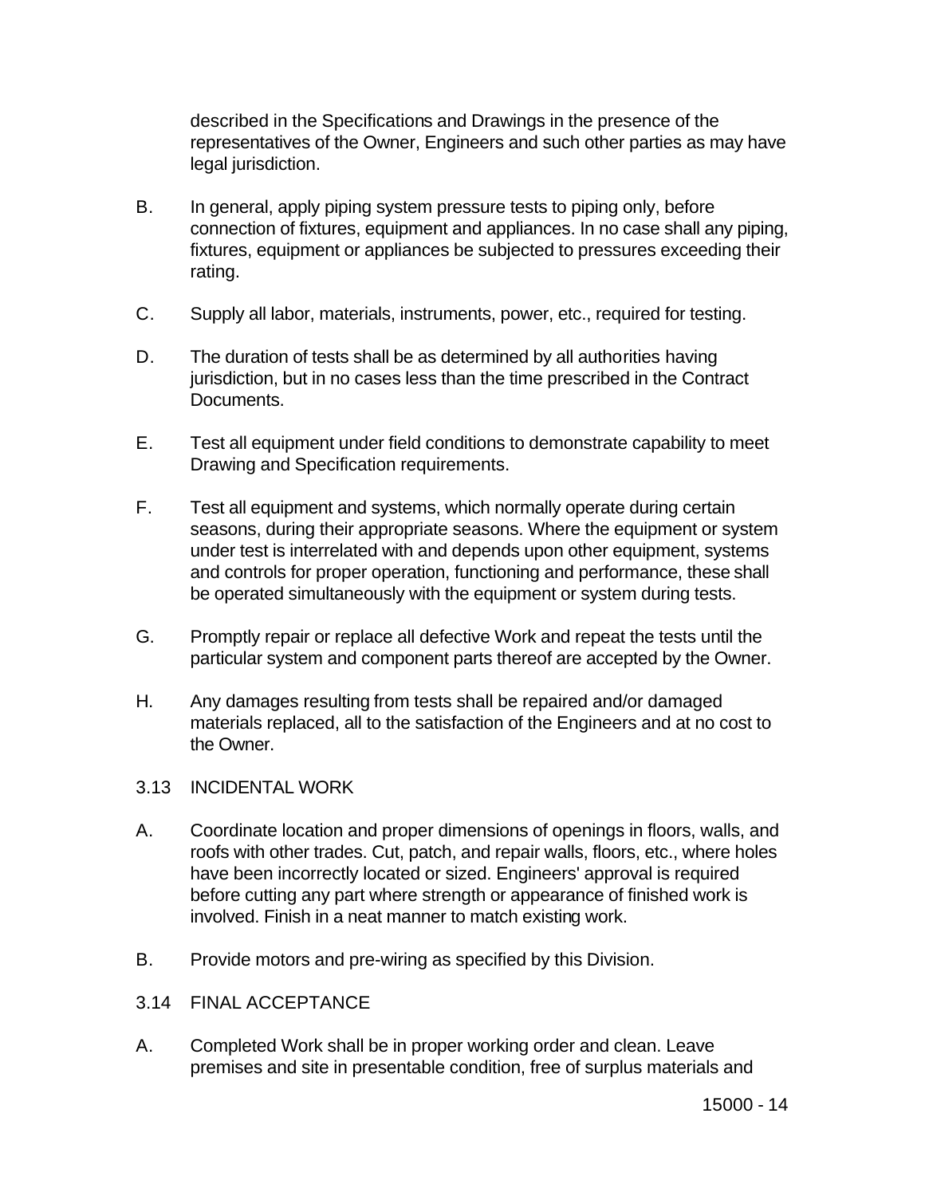described in the Specifications and Drawings in the presence of the representatives of the Owner, Engineers and such other parties as may have legal jurisdiction.

B. In general, apply piping system pressure tests to piping only, before connection of fixtures, equipment and appliances. In no case shall any piping, fixtures, equipment or appliances be subjected to pressures exceeding their rating.

C. Supply all labor, materials, instruments, power, etc., required for testing.

D. The duration of tests shall be as determined by all authorities having jurisdiction, but in no cases less than the time prescribed in the Contract Documents.

E. Test all equipment under field conditions to demonstrate capability to meet Drawing and Specification requirements.

F. Test all equipment and systems, which normally operate during certain seasons, during their appropriate seasons. Where the equipment or system under test is interrelated with and depends upon other equipment, systems and controls for proper operation, functioning and performance, these shall be operated simultaneously with the equipment or system during tests.

G. Promptly repair or replace all defective Work and repeat the tests until the particular system and component parts thereof are accepted by the Owner.

H. Any damages resulting from tests shall be repaired and/or damaged materials replaced, all to the satisfaction of the Engineers and at no cost to the Owner.

## 3.13 INCIDENTAL WORK

A. Coordinate location and proper dimensions of openings in floors, walls, and roofs with other trades. Cut, patch, and repair walls, floors, etc., where holes have been incorrectly located or sized. Engineers' approval is required before cutting any part where strength or appearance of finished work is involved. Finish in a neat manner to match existing work.

B. Provide motors and pre-wiring as specified by this Division.

## 3.14 FINAL ACCEPTANCE

A. Completed Work shall be in proper working order and clean. Leave premises and site in presentable condition, free of surplus materials and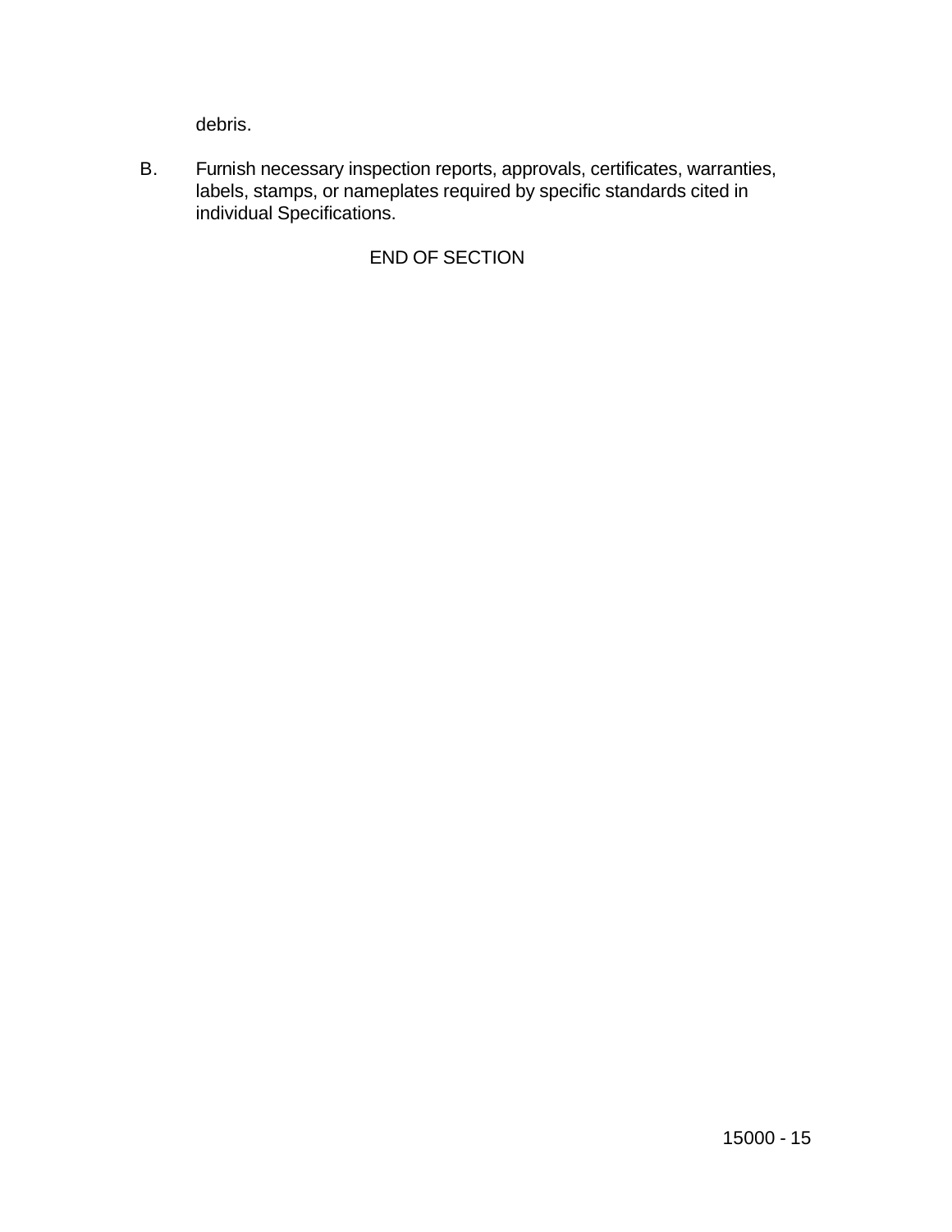debris.

B. Furnish necessary inspection reports, approvals, certificates, warranties, labels, stamps, or nameplates required by specific standards cited in individual Specifications.

END OF SECTION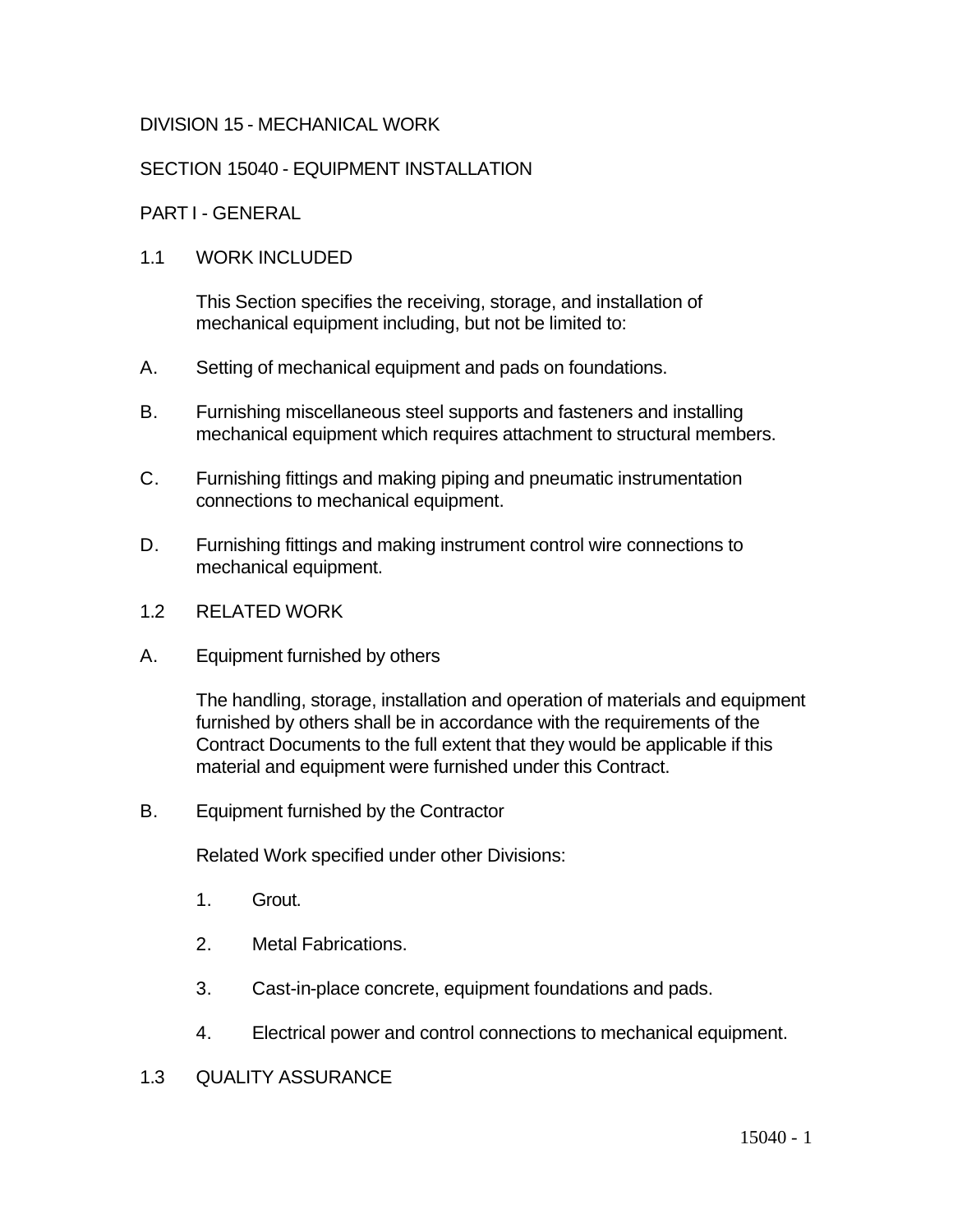DIVISION 15 - MECHANICAL WORK

SECTION 15040 - EQUIPMENT INSTALLATION

PART I - GENERAL

1.1 WORK INCLUDED

This Section specifies the receiving, storage, and installation of mechanical equipment including, but not be limited to:

A. Setting of mechanical equipment and pads on foundations.

B. Furnishing miscellaneous steel supports and fasteners and installing mechanical equipment which requires attachment to structural members.

C. Furnishing fittings and making piping and pneumatic instrumentation connections to mechanical equipment.

D. Furnishing fittings and making instrument control wire connections to mechanical equipment.

1.2 RELATED WORK

A. Equipment furnished by others

The handling, storage, installation and operation of materials and equipment furnished by others shall be in accordance with the requirements of the Contract Documents to the full extent that they would be applicable if this material and equipment were furnished under this Contract.

B. Equipment furnished by the Contractor

Related Work specified under other Divisions:

1. Grout.

2. Metal Fabrications.

3. Cast-in-place concrete, equipment foundations and pads.

4. Electrical power and control connections to mechanical equipment.

1.3 QUALITY ASSURANCE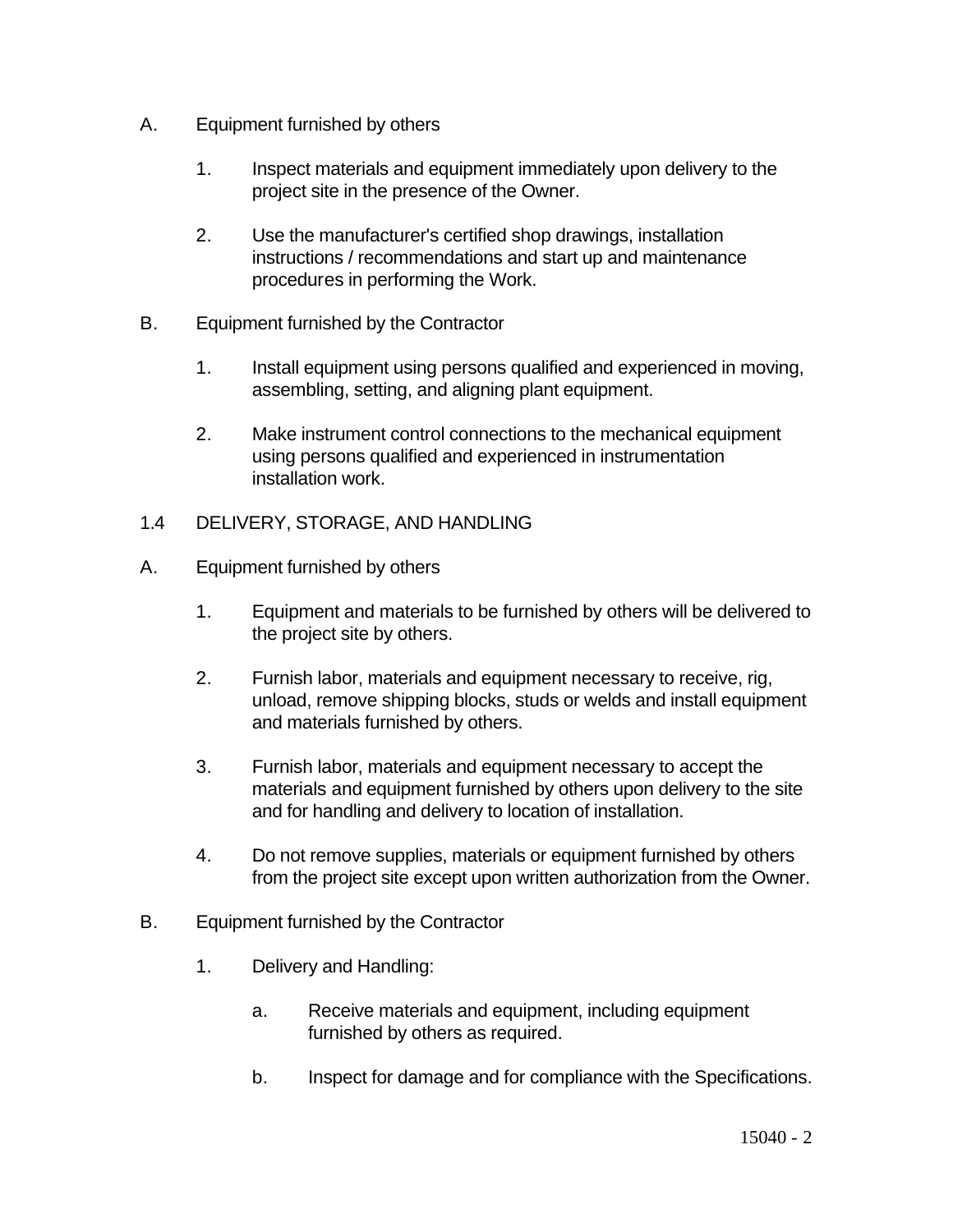A. Equipment furnished by others

1. Inspect materials and equipment immediately upon delivery to the project site in the presence of the Owner.

2. Use the manufacturer's certified shop drawings, installation instructions / recommendations and start up and maintenance procedures in performing the Work.

B. Equipment furnished by the Contractor

1. Install equipment using persons qualified and experienced in moving, assembling, setting, and aligning plant equipment.

2. Make instrument control connections to the mechanical equipment using persons qualified and experienced in instrumentation installation work.

1.4 DELIVERY, STORAGE, AND HANDLING

A. Equipment furnished by others

1. Equipment and materials to be furnished by others will be delivered to the project site by others.

2. Furnish labor, materials and equipment necessary to receive, rig, unload, remove shipping blocks, studs or welds and install equipment and materials furnished by others.

3. Furnish labor, materials and equipment necessary to accept the materials and equipment furnished by others upon delivery to the site and for handling and delivery to location of installation.

4. Do not remove supplies, materials or equipment furnished by others from the project site except upon written authorization from the Owner.

B. Equipment furnished by the Contractor

1. Delivery and Handling:

   a. Receive materials and equipment, including equipment furnished by others as required.

   b. Inspect for damage and for compliance with the Specifications.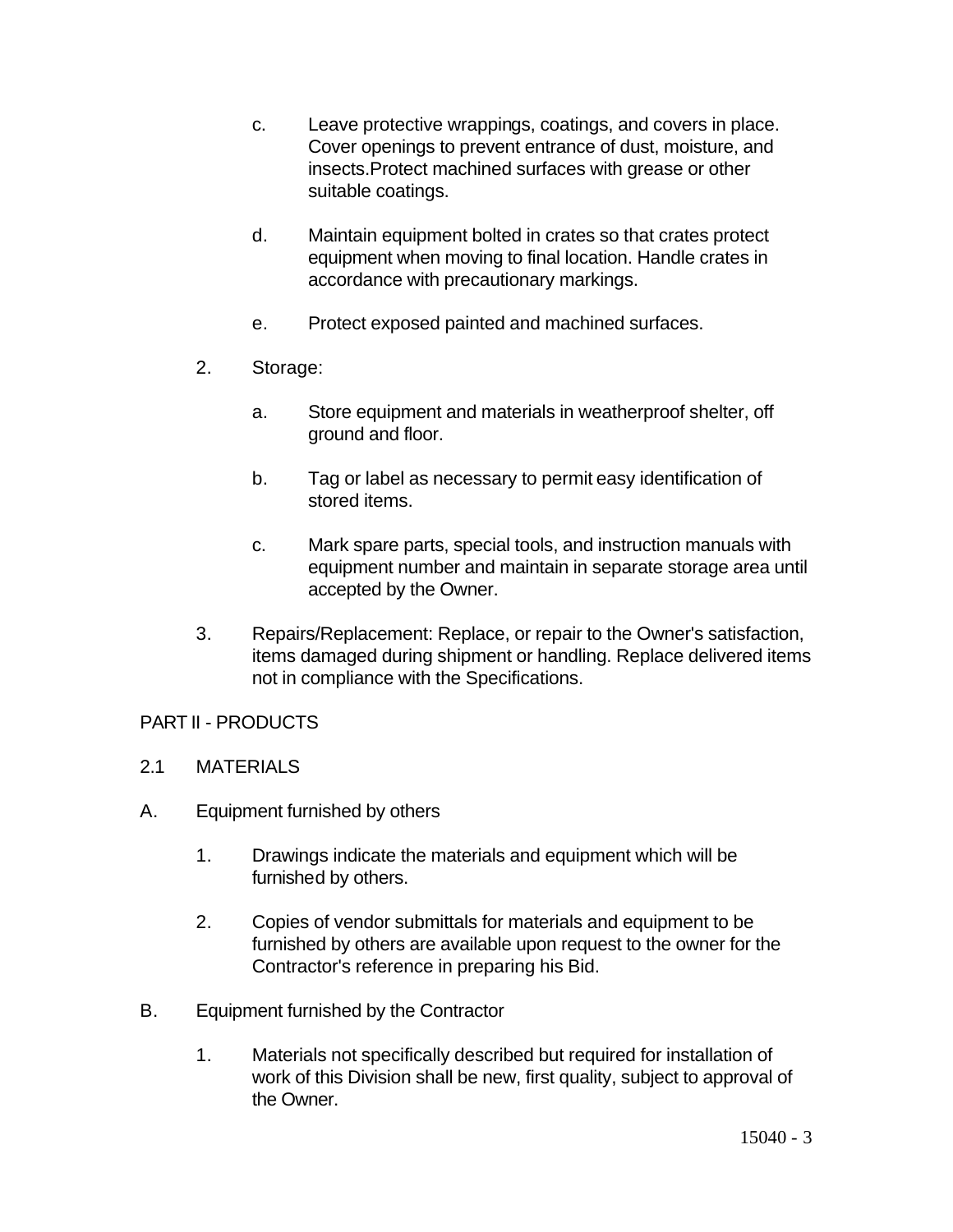c. Leave protective wrappings, coatings, and covers in place. Cover openings to prevent entrance of dust, moisture, and insects.Protect machined surfaces with grease or other suitable coatings.

d. Maintain equipment bolted in crates so that crates protect equipment when moving to final location. Handle crates in accordance with precautionary markings.

e. Protect exposed painted and machined surfaces.

2. Storage:

   a. Store equipment and materials in weatherproof shelter, off ground and floor.

   b. Tag or label as necessary to permit easy identification of stored items.

   c. Mark spare parts, special tools, and instruction manuals with equipment number and maintain in separate storage area until accepted by the Owner.

3. Repairs/Replacement: Replace, or repair to the Owner's satisfaction, items damaged during shipment or handling. Replace delivered items not in compliance with the Specifications.

## PART II - PRODUCTS

### 2.1 MATERIALS

A. Equipment furnished by others

1. Drawings indicate the materials and equipment which will be furnished by others.

2. Copies of vendor submittals for materials and equipment to be furnished by others are available upon request to the owner for the Contractor's reference in preparing his Bid.

B. Equipment furnished by the Contractor

1. Materials not specifically described but required for installation of work of this Division shall be new, first quality, subject to approval of the Owner.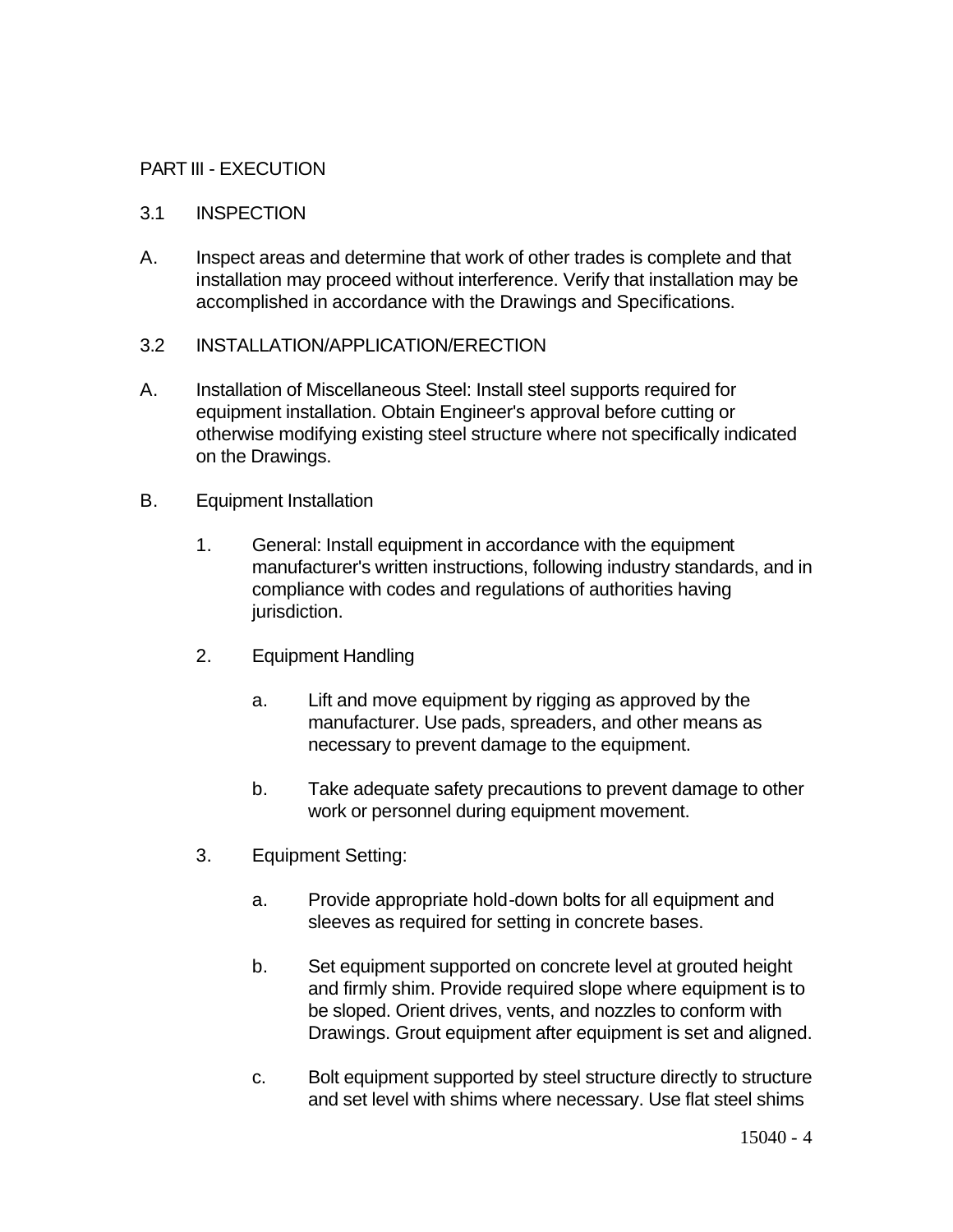## PART III - EXECUTION

### 3.1 INSPECTION

A. Inspect areas and determine that work of other trades is complete and that installation may proceed without interference. Verify that installation may be accomplished in accordance with the Drawings and Specifications.

### 3.2 INSTALLATION/APPLICATION/ERECTION

A. Installation of Miscellaneous Steel: Install steel supports required for equipment installation. Obtain Engineer's approval before cutting or otherwise modifying existing steel structure where not specifically indicated on the Drawings.

B. Equipment Installation

1. General: Install equipment in accordance with the equipment manufacturer's written instructions, following industry standards, and in compliance with codes and regulations of authorities having jurisdiction.

2. Equipment Handling

    a. Lift and move equipment by rigging as approved by the manufacturer. Use pads, spreaders, and other means as necessary to prevent damage to the equipment.

    b. Take adequate safety precautions to prevent damage to other work or personnel during equipment movement.

3. Equipment Setting:

    a. Provide appropriate hold-down bolts for all equipment and sleeves as required for setting in concrete bases.

    b. Set equipment supported on concrete level at grouted height and firmly shim. Provide required slope where equipment is to be sloped. Orient drives, vents, and nozzles to conform with Drawings. Grout equipment after equipment is set and aligned.

    c. Bolt equipment supported by steel structure directly to structure and set level with shims where necessary. Use flat steel shims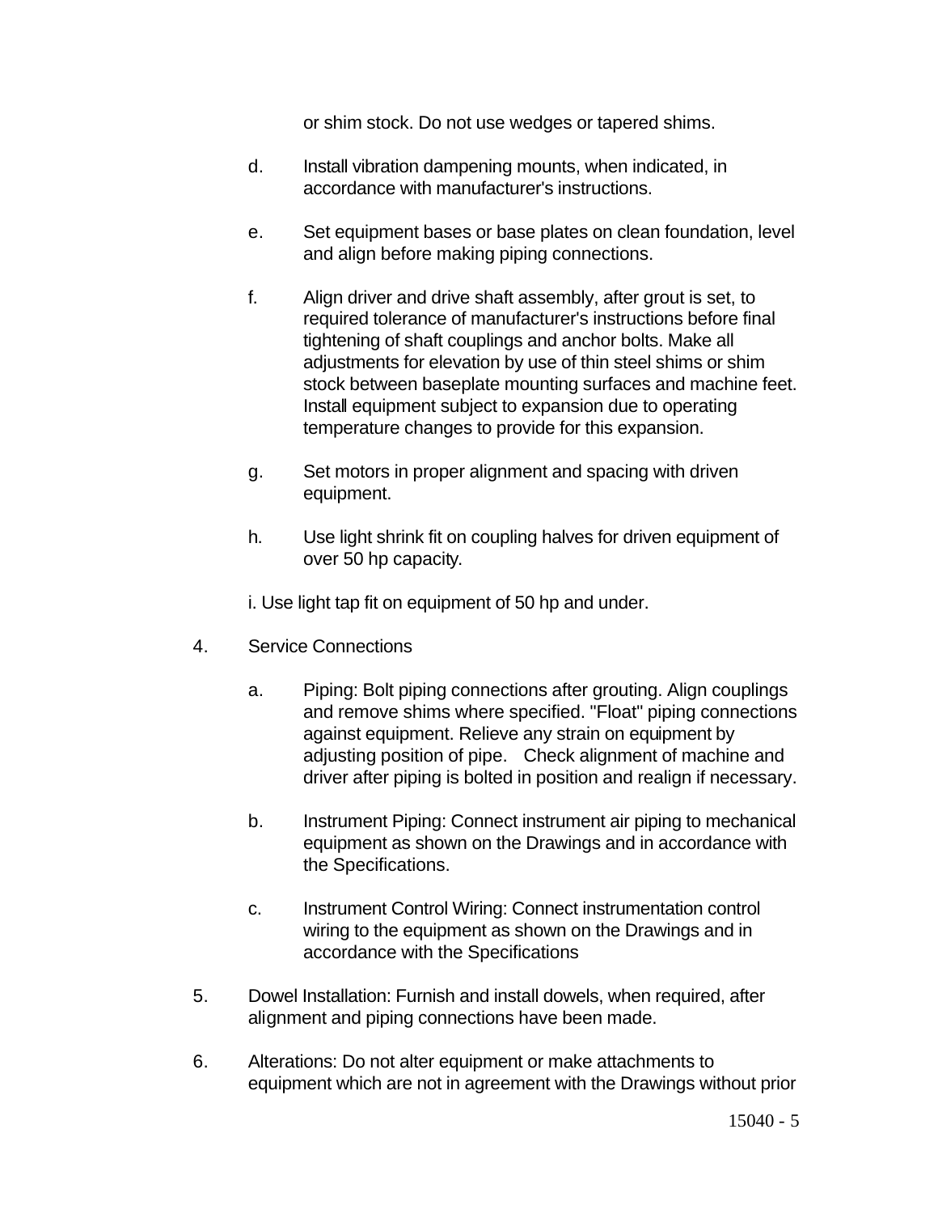or shim stock. Do not use wedges or tapered shims.

d. Install vibration dampening mounts, when indicated, in accordance with manufacturer's instructions.

e. Set equipment bases or base plates on clean foundation, level and align before making piping connections.

f. Align driver and drive shaft assembly, after grout is set, to required tolerance of manufacturer's instructions before final tightening of shaft couplings and anchor bolts. Make all adjustments for elevation by use of thin steel shims or shim stock between baseplate mounting surfaces and machine feet. Install equipment subject to expansion due to operating temperature changes to provide for this expansion.

g. Set motors in proper alignment and spacing with driven equipment.

h. Use light shrink fit on coupling halves for driven equipment of over 50 hp capacity.

i. Use light tap fit on equipment of 50 hp and under.

4. Service Connections

   a. Piping: Bolt piping connections after grouting. Align couplings and remove shims where specified. "Float" piping connections against equipment. Relieve any strain on equipment by adjusting position of pipe. Check alignment of machine and driver after piping is bolted in position and realign if necessary.

   b. Instrument Piping: Connect instrument air piping to mechanical equipment as shown on the Drawings and in accordance with the Specifications.

   c. Instrument Control Wiring: Connect instrumentation control wiring to the equipment as shown on the Drawings and in accordance with the Specifications

5. Dowel Installation: Furnish and install dowels, when required, after alignment and piping connections have been made.

6. Alterations: Do not alter equipment or make attachments to equipment which are not in agreement with the Drawings without prior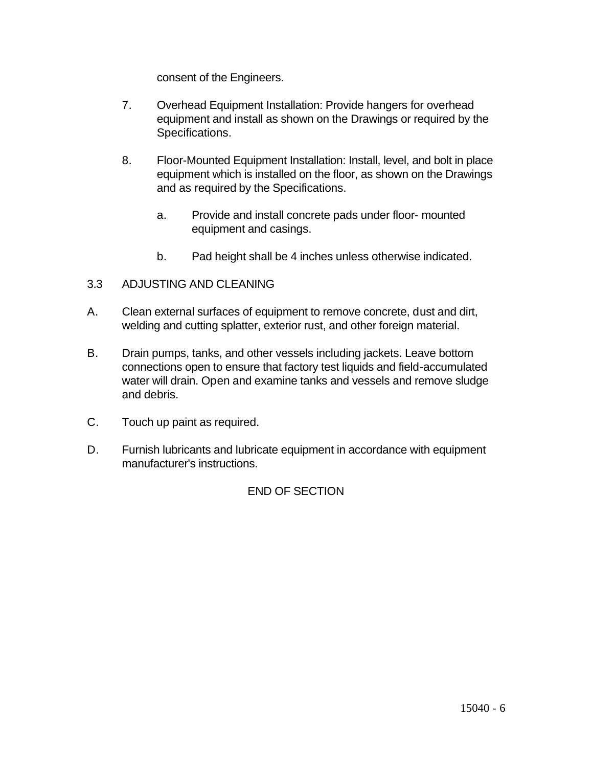consent of the Engineers.

7. Overhead Equipment Installation: Provide hangers for overhead equipment and install as shown on the Drawings or required by the Specifications.

8. Floor-Mounted Equipment Installation: Install, level, and bolt in place equipment which is installed on the floor, as shown on the Drawings and as required by the Specifications.

   a. Provide and install concrete pads under floor- mounted equipment and casings.

   b. Pad height shall be 4 inches unless otherwise indicated.

3.3 ADJUSTING AND CLEANING

A. Clean external surfaces of equipment to remove concrete, dust and dirt, welding and cutting splatter, exterior rust, and other foreign material.

B. Drain pumps, tanks, and other vessels including jackets. Leave bottom connections open to ensure that factory test liquids and field-accumulated water will drain. Open and examine tanks and vessels and remove sludge and debris.

C. Touch up paint as required.

D. Furnish lubricants and lubricate equipment in accordance with equipment manufacturer's instructions.

END OF SECTION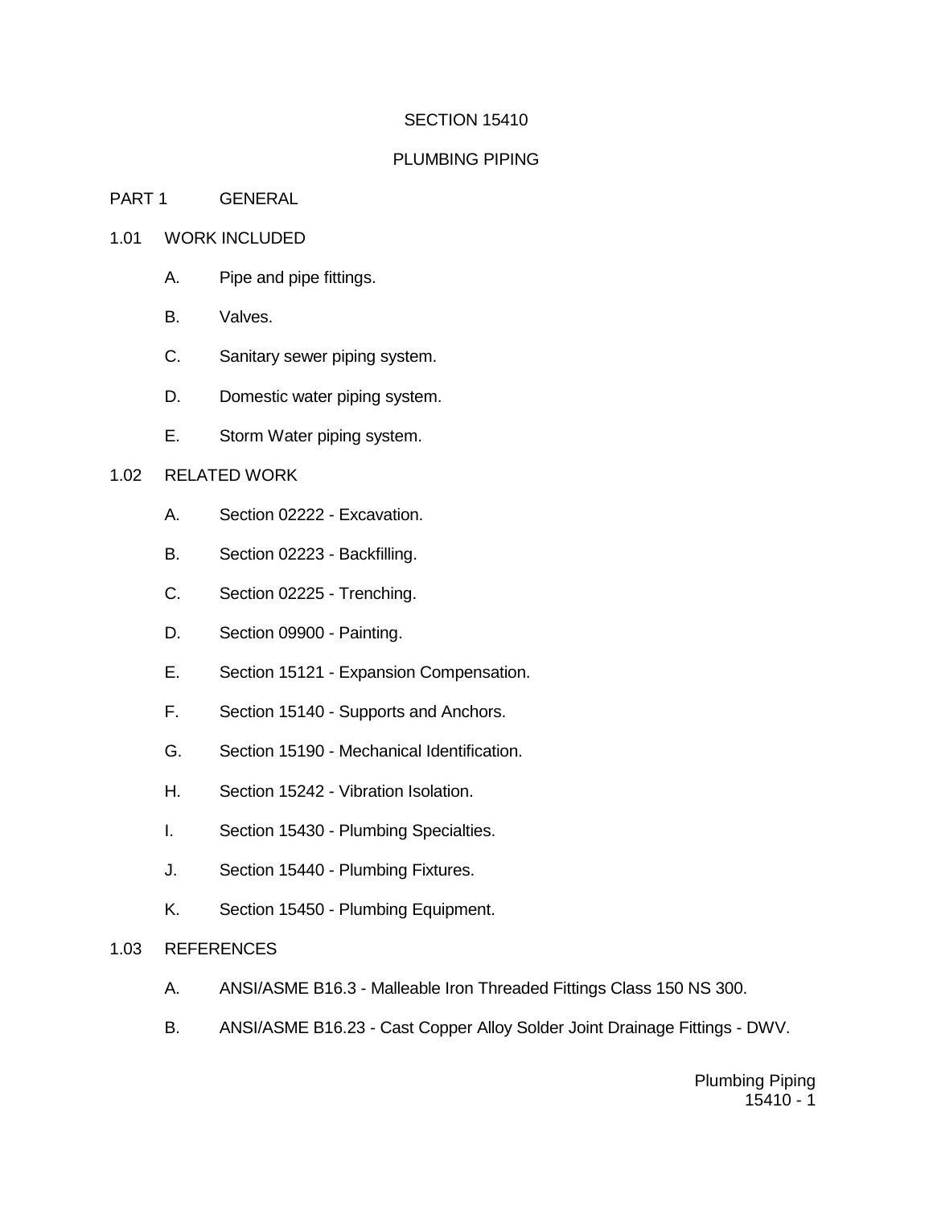# SECTION 15410

# PLUMBING PIPING

## PART 1 GENERAL

### 1.01 WORK INCLUDED

A. Pipe and pipe fittings.

B. Valves.

C. Sanitary sewer piping system.

D. Domestic water piping system.

E. Storm Water piping system.

### 1.02 RELATED WORK

A. Section 02222 - Excavation.

B. Section 02223 - Backfilling.

C. Section 02225 - Trenching.

D. Section 09900 - Painting.

E. Section 15121 - Expansion Compensation.

F. Section 15140 - Supports and Anchors.

G. Section 15190 - Mechanical Identification.

H. Section 15242 - Vibration Isolation.

I. Section 15430 - Plumbing Specialties.

J. Section 15440 - Plumbing Fixtures.

K. Section 15450 - Plumbing Equipment.

### 1.03 REFERENCES

A. ANSI/ASME B16.3 - Malleable Iron Threaded Fittings Class 150 NS 300.

B. ANSI/ASME B16.23 - Cast Copper Alloy Solder Joint Drainage Fittings - DWV.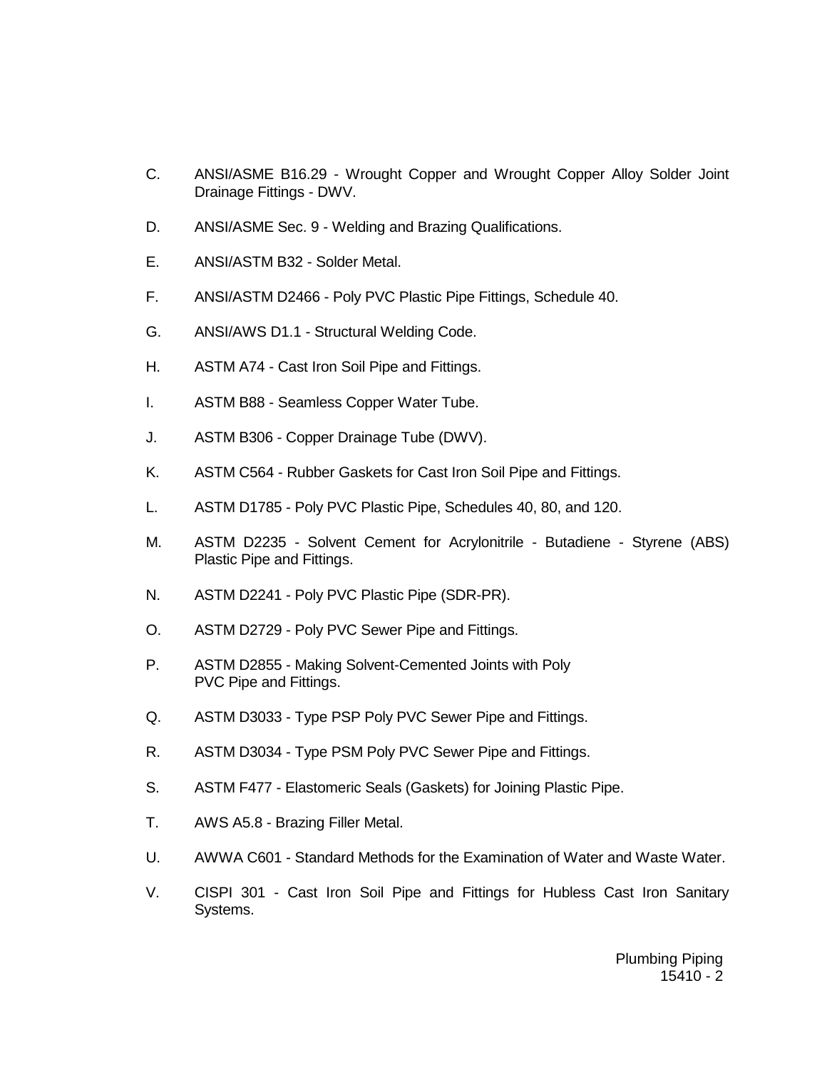C. ANSI/ASME B16.29 - Wrought Copper and Wrought Copper Alloy Solder Joint Drainage Fittings - DWV.

D. ANSI/ASME Sec. 9 - Welding and Brazing Qualifications.

E. ANSI/ASTM B32 - Solder Metal.

F. ANSI/ASTM D2466 - Poly PVC Plastic Pipe Fittings, Schedule 40.

G. ANSI/AWS D1.1 - Structural Welding Code.

H. ASTM A74 - Cast Iron Soil Pipe and Fittings.

I. ASTM B88 - Seamless Copper Water Tube.

J. ASTM B306 - Copper Drainage Tube (DWV).

K. ASTM C564 - Rubber Gaskets for Cast Iron Soil Pipe and Fittings.

L. ASTM D1785 - Poly PVC Plastic Pipe, Schedules 40, 80, and 120.

M. ASTM D2235 - Solvent Cement for Acrylonitrile - Butadiene - Styrene (ABS) Plastic Pipe and Fittings.

N. ASTM D2241 - Poly PVC Plastic Pipe (SDR-PR).

O. ASTM D2729 - Poly PVC Sewer Pipe and Fittings.

P. ASTM D2855 - Making Solvent-Cemented Joints with Poly PVC Pipe and Fittings.

Q. ASTM D3033 - Type PSP Poly PVC Sewer Pipe and Fittings.

R. ASTM D3034 - Type PSM Poly PVC Sewer Pipe and Fittings.

S. ASTM F477 - Elastomeric Seals (Gaskets) for Joining Plastic Pipe.

T. AWS A5.8 - Brazing Filler Metal.

U. AWWA C601 - Standard Methods for the Examination of Water and Waste Water.

V. CISPI 301 - Cast Iron Soil Pipe and Fittings for Hubless Cast Iron Sanitary Systems.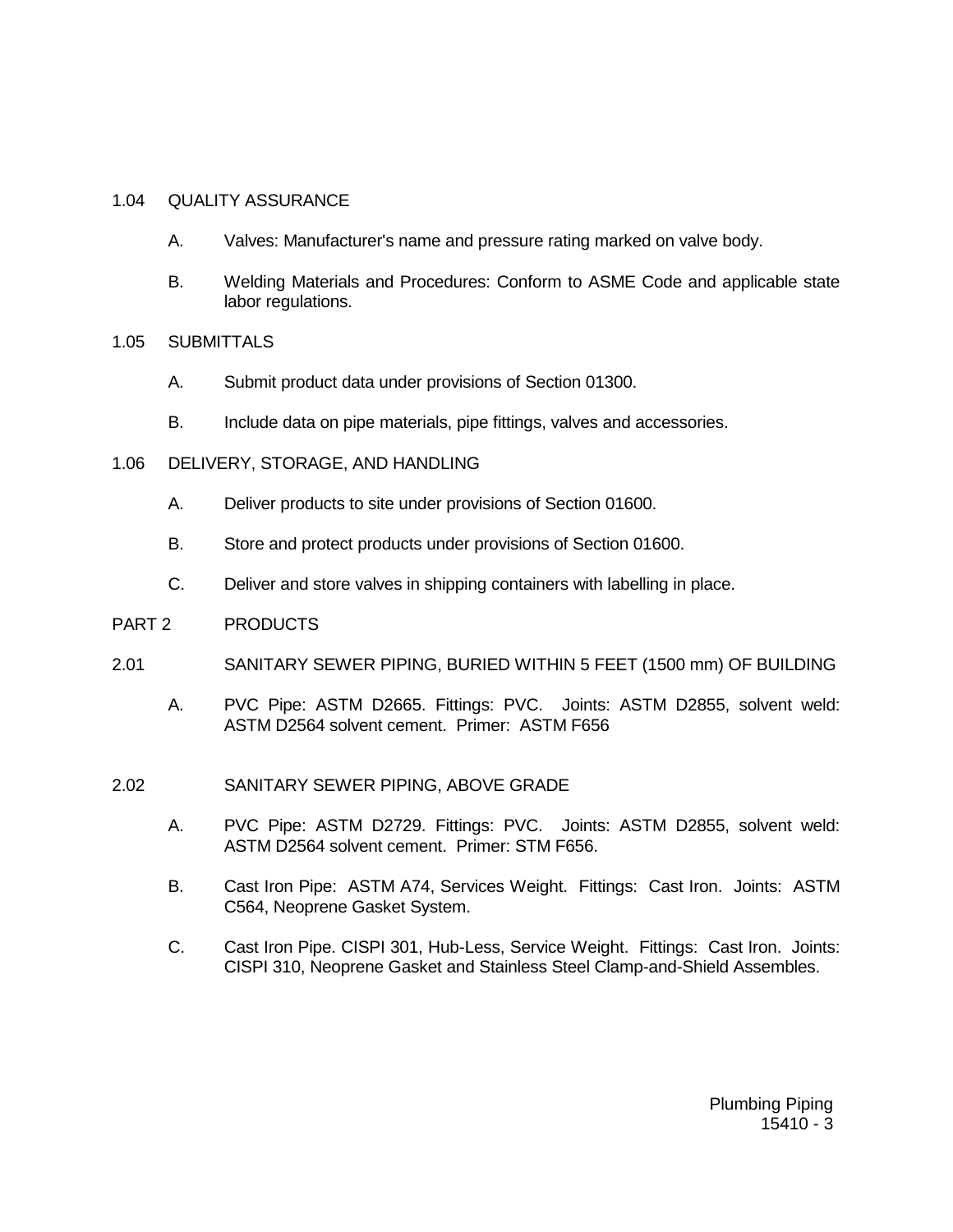1.04 QUALITY ASSURANCE

A. Valves: Manufacturer's name and pressure rating marked on valve body.

B. Welding Materials and Procedures: Conform to ASME Code and applicable state labor regulations.

1.05 SUBMITTALS

A. Submit product data under provisions of Section 01300.

B. Include data on pipe materials, pipe fittings, valves and accessories.

1.06 DELIVERY, STORAGE, AND HANDLING

A. Deliver products to site under provisions of Section 01600.

B. Store and protect products under provisions of Section 01600.

C. Deliver and store valves in shipping containers with labelling in place.

PART 2 PRODUCTS

2.01 SANITARY SEWER PIPING, BURIED WITHIN 5 FEET (1500 mm) OF BUILDING

A. PVC Pipe: ASTM D2665. Fittings: PVC. Joints: ASTM D2855, solvent weld: ASTM D2564 solvent cement. Primer: ASTM F656

2.02 SANITARY SEWER PIPING, ABOVE GRADE

A. PVC Pipe: ASTM D2729. Fittings: PVC. Joints: ASTM D2855, solvent weld: ASTM D2564 solvent cement. Primer: STM F656.

B. Cast Iron Pipe: ASTM A74, Services Weight. Fittings: Cast Iron. Joints: ASTM C564, Neoprene Gasket System.

C. Cast Iron Pipe. CISPI 301, Hub-Less, Service Weight. Fittings: Cast Iron. Joints: CISPI 310, Neoprene Gasket and Stainless Steel Clamp-and-Shield Assembles.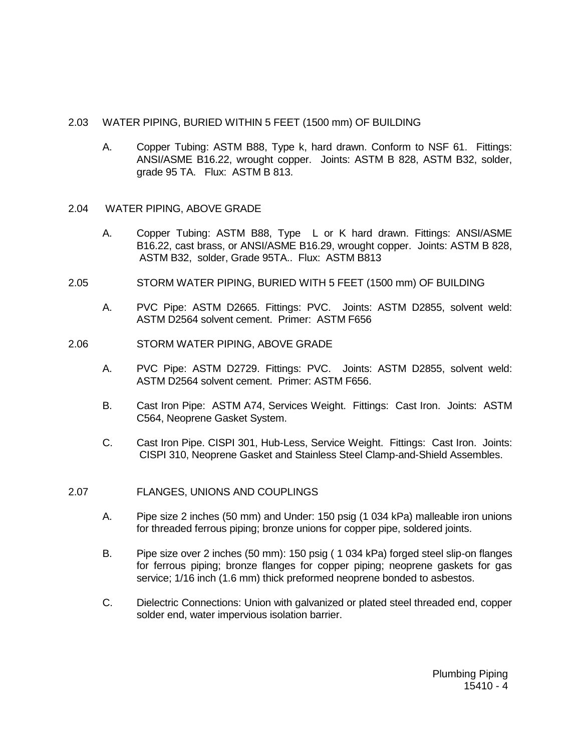## 2.03 WATER PIPING, BURIED WITHIN 5 FEET (1500 mm) OF BUILDING

A. Copper Tubing: ASTM B88, Type k, hard drawn. Conform to NSF 61. Fittings: ANSI/ASME B16.22, wrought copper. Joints: ASTM B 828, ASTM B32, solder, grade 95 TA. Flux: ASTM B 813.

## 2.04 WATER PIPING, ABOVE GRADE

A. Copper Tubing: ASTM B88, Type L or K hard drawn. Fittings: ANSI/ASME B16.22, cast brass, or ANSI/ASME B16.29, wrought copper. Joints: ASTM B 828, ASTM B32, solder, Grade 95TA.. Flux: ASTM B813

## 2.05 STORM WATER PIPING, BURIED WITH 5 FEET (1500 mm) OF BUILDING

A. PVC Pipe: ASTM D2665. Fittings: PVC. Joints: ASTM D2855, solvent weld: ASTM D2564 solvent cement. Primer: ASTM F656

## 2.06 STORM WATER PIPING, ABOVE GRADE

A. PVC Pipe: ASTM D2729. Fittings: PVC. Joints: ASTM D2855, solvent weld: ASTM D2564 solvent cement. Primer: ASTM F656.

B. Cast Iron Pipe: ASTM A74, Services Weight. Fittings: Cast Iron. Joints: ASTM C564, Neoprene Gasket System.

C. Cast Iron Pipe. CISPI 301, Hub-Less, Service Weight. Fittings: Cast Iron. Joints: CISPI 310, Neoprene Gasket and Stainless Steel Clamp-and-Shield Assembles.

## 2.07 FLANGES, UNIONS AND COUPLINGS

A. Pipe size 2 inches (50 mm) and Under: 150 psig (1 034 kPa) malleable iron unions for threaded ferrous piping; bronze unions for copper pipe, soldered joints.

B. Pipe size over 2 inches (50 mm): 150 psig ( 1 034 kPa) forged steel slip-on flanges for ferrous piping; bronze flanges for copper piping; neoprene gaskets for gas service; 1/16 inch (1.6 mm) thick preformed neoprene bonded to asbestos.

C. Dielectric Connections: Union with galvanized or plated steel threaded end, copper solder end, water impervious isolation barrier.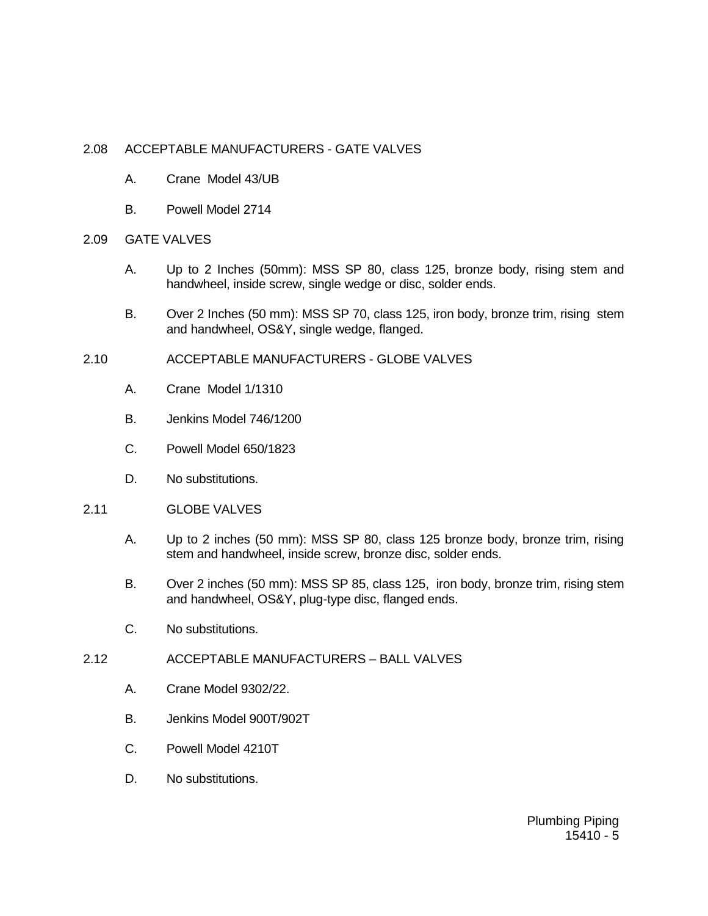## 2.08 ACCEPTABLE MANUFACTURERS - GATE VALVES

A. Crane Model 43/UB

B. Powell Model 2714

## 2.09 GATE VALVES

A. Up to 2 Inches (50mm): MSS SP 80, class 125, bronze body, rising stem and handwheel, inside screw, single wedge or disc, solder ends.

B. Over 2 Inches (50 mm): MSS SP 70, class 125, iron body, bronze trim, rising stem and handwheel, OS&Y, single wedge, flanged.

## 2.10 ACCEPTABLE MANUFACTURERS - GLOBE VALVES

A. Crane Model 1/1310

B. Jenkins Model 746/1200

C. Powell Model 650/1823

D. No substitutions.

## 2.11 GLOBE VALVES

A. Up to 2 inches (50 mm): MSS SP 80, class 125 bronze body, bronze trim, rising stem and handwheel, inside screw, bronze disc, solder ends.

B. Over 2 inches (50 mm): MSS SP 85, class 125, iron body, bronze trim, rising stem and handwheel, OS&Y, plug-type disc, flanged ends.

C. No substitutions.

## 2.12 ACCEPTABLE MANUFACTURERS – BALL VALVES

A. Crane Model 9302/22.

B. Jenkins Model 900T/902T

C. Powell Model 4210T

D. No substitutions.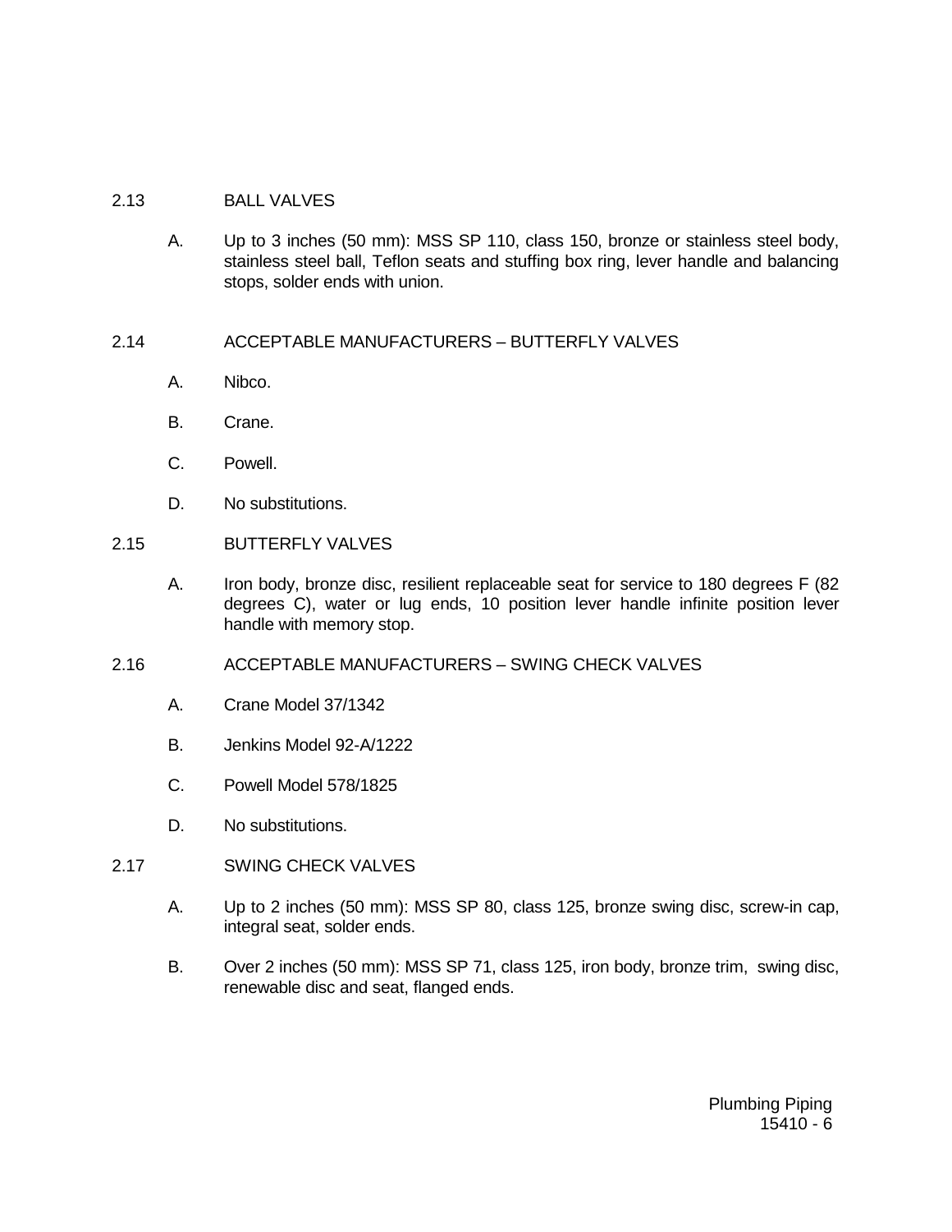## 2.13 BALL VALVES

A. Up to 3 inches (50 mm): MSS SP 110, class 150, bronze or stainless steel body, stainless steel ball, Teflon seats and stuffing box ring, lever handle and balancing stops, solder ends with union.

## 2.14 ACCEPTABLE MANUFACTURERS – BUTTERFLY VALVES

A. Nibco.

B. Crane.

C. Powell.

D. No substitutions.

## 2.15 BUTTERFLY VALVES

A. Iron body, bronze disc, resilient replaceable seat for service to 180 degrees F (82 degrees C), water or lug ends, 10 position lever handle infinite position lever handle with memory stop.

## 2.16 ACCEPTABLE MANUFACTURERS – SWING CHECK VALVES

A. Crane Model 37/1342

B. Jenkins Model 92-A/1222

C. Powell Model 578/1825

D. No substitutions.

## 2.17 SWING CHECK VALVES

A. Up to 2 inches (50 mm): MSS SP 80, class 125, bronze swing disc, screw-in cap, integral seat, solder ends.

B. Over 2 inches (50 mm): MSS SP 71, class 125, iron body, bronze trim, swing disc, renewable disc and seat, flanged ends.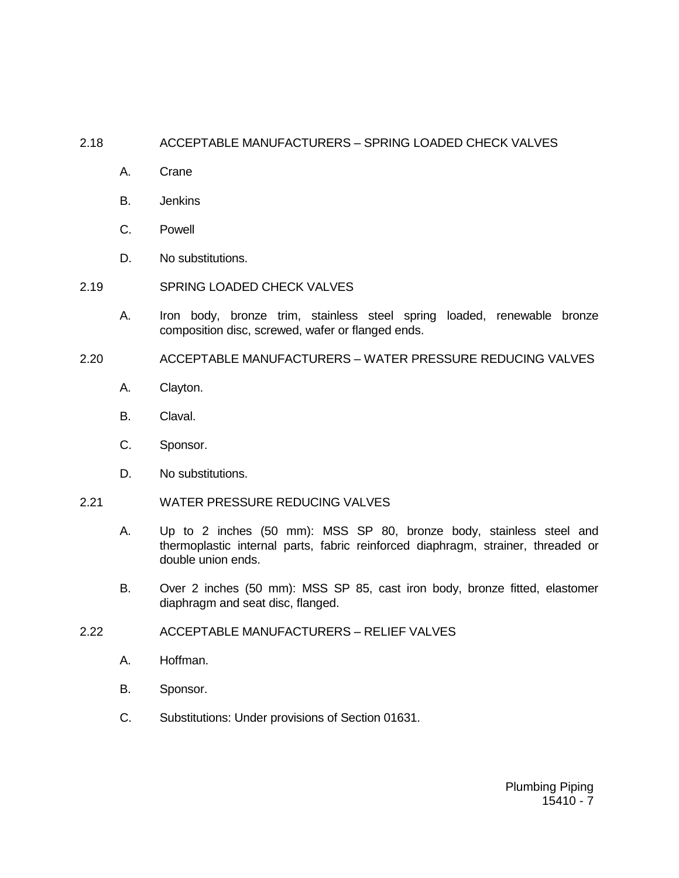## 2.18 ACCEPTABLE MANUFACTURERS – SPRING LOADED CHECK VALVES

A. Crane

B. Jenkins

C. Powell

D. No substitutions.

## 2.19 SPRING LOADED CHECK VALVES

A. Iron body, bronze trim, stainless steel spring loaded, renewable bronze composition disc, screwed, wafer or flanged ends.

## 2.20 ACCEPTABLE MANUFACTURERS – WATER PRESSURE REDUCING VALVES

A. Clayton.

B. Claval.

C. Sponsor.

D. No substitutions.

## 2.21 WATER PRESSURE REDUCING VALVES

A. Up to 2 inches (50 mm): MSS SP 80, bronze body, stainless steel and thermoplastic internal parts, fabric reinforced diaphragm, strainer, threaded or double union ends.

B. Over 2 inches (50 mm): MSS SP 85, cast iron body, bronze fitted, elastomer diaphragm and seat disc, flanged.

## 2.22 ACCEPTABLE MANUFACTURERS – RELIEF VALVES

A. Hoffman.

B. Sponsor.

C. Substitutions: Under provisions of Section 01631.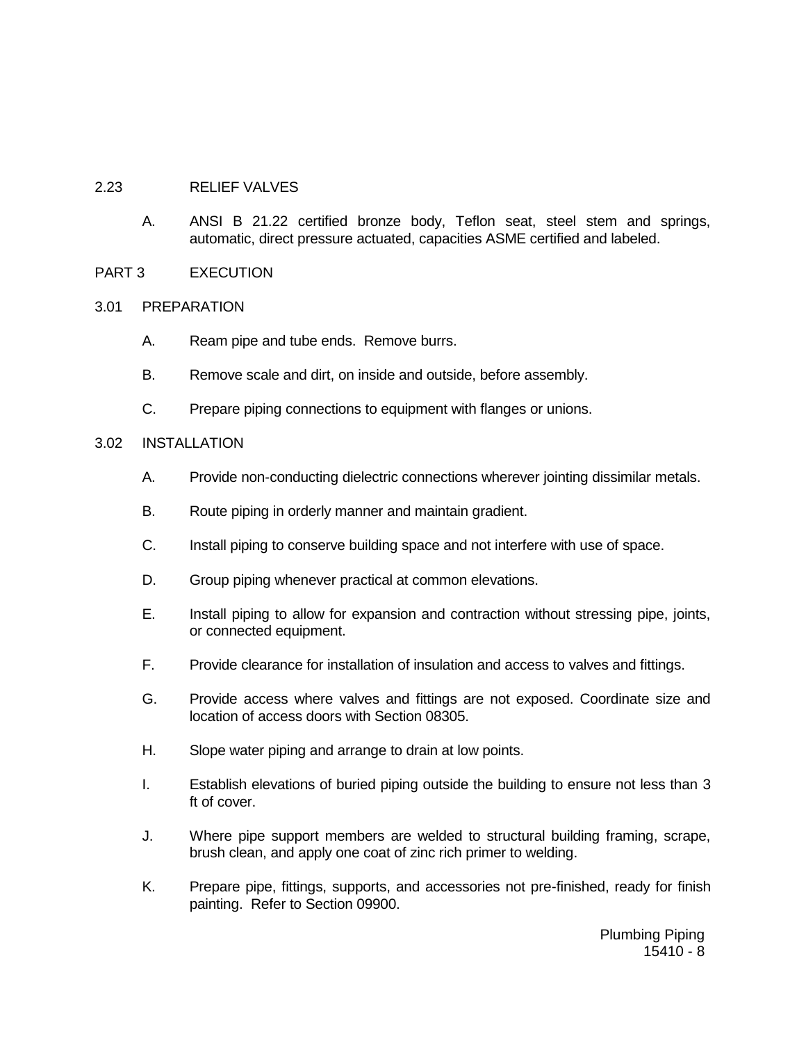## 2.23 RELIEF VALVES

A. ANSI B 21.22 certified bronze body, Teflon seat, steel stem and springs, automatic, direct pressure actuated, capacities ASME certified and labeled.

# PART 3 EXECUTION

## 3.01 PREPARATION

A. Ream pipe and tube ends. Remove burrs.

B. Remove scale and dirt, on inside and outside, before assembly.

C. Prepare piping connections to equipment with flanges or unions.

## 3.02 INSTALLATION

A. Provide non-conducting dielectric connections wherever jointing dissimilar metals.

B. Route piping in orderly manner and maintain gradient.

C. Install piping to conserve building space and not interfere with use of space.

D. Group piping whenever practical at common elevations.

E. Install piping to allow for expansion and contraction without stressing pipe, joints, or connected equipment.

F. Provide clearance for installation of insulation and access to valves and fittings.

G. Provide access where valves and fittings are not exposed. Coordinate size and location of access doors with Section 08305.

H. Slope water piping and arrange to drain at low points.

I. Establish elevations of buried piping outside the building to ensure not less than 3 ft of cover.

J. Where pipe support members are welded to structural building framing, scrape, brush clean, and apply one coat of zinc rich primer to welding.

K. Prepare pipe, fittings, supports, and accessories not pre-finished, ready for finish painting. Refer to Section 09900.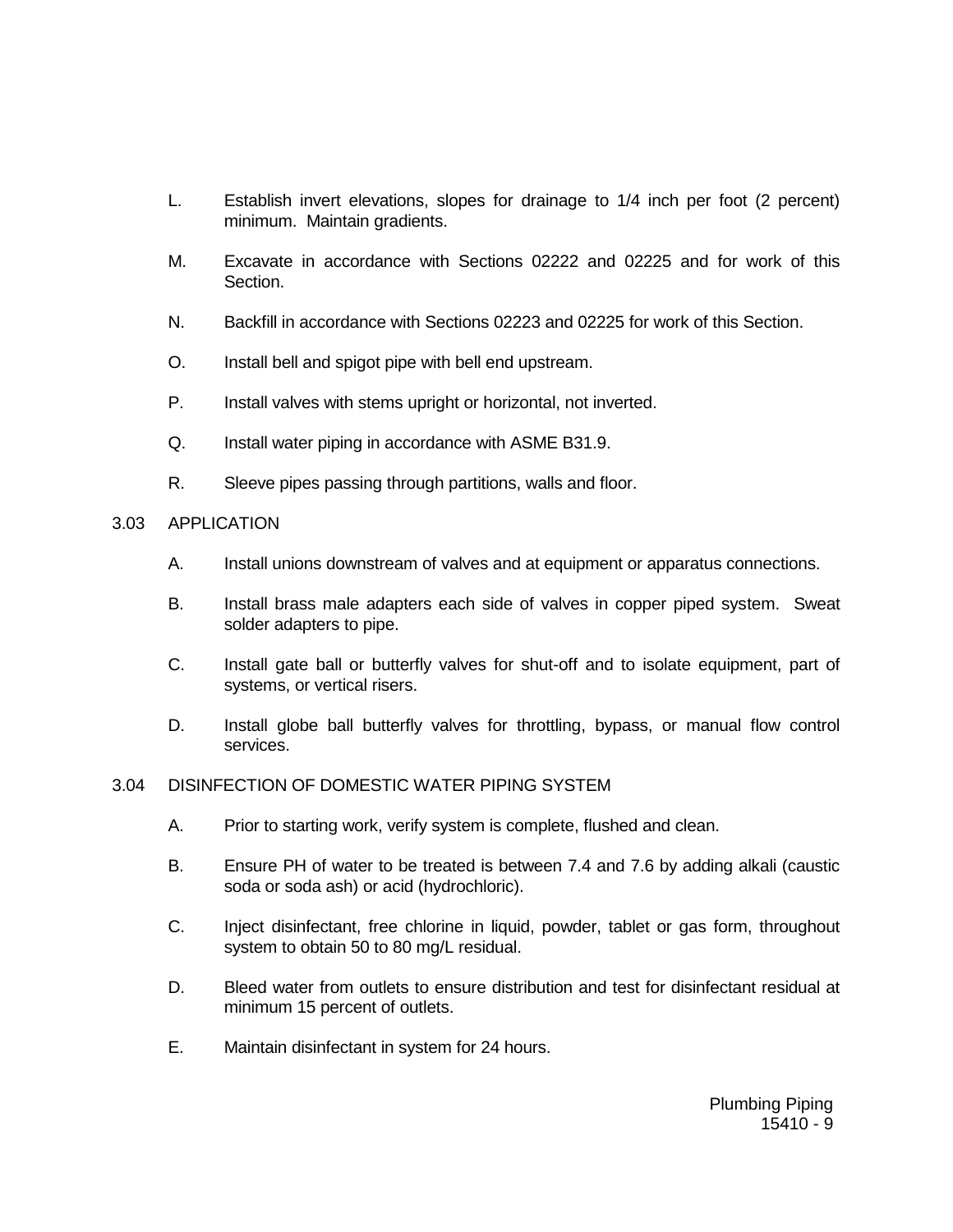L. Establish invert elevations, slopes for drainage to 1/4 inch per foot (2 percent) minimum. Maintain gradients.

M. Excavate in accordance with Sections 02222 and 02225 and for work of this Section.

N. Backfill in accordance with Sections 02223 and 02225 for work of this Section.

O. Install bell and spigot pipe with bell end upstream.

P. Install valves with stems upright or horizontal, not inverted.

Q. Install water piping in accordance with ASME B31.9.

R. Sleeve pipes passing through partitions, walls and floor.

## 3.03 APPLICATION

A. Install unions downstream of valves and at equipment or apparatus connections.

B. Install brass male adapters each side of valves in copper piped system. Sweat solder adapters to pipe.

C. Install gate ball or butterfly valves for shut-off and to isolate equipment, part of systems, or vertical risers.

D. Install globe ball butterfly valves for throttling, bypass, or manual flow control services.

## 3.04 DISINFECTION OF DOMESTIC WATER PIPING SYSTEM

A. Prior to starting work, verify system is complete, flushed and clean.

B. Ensure PH of water to be treated is between 7.4 and 7.6 by adding alkali (caustic soda or soda ash) or acid (hydrochloric).

C. Inject disinfectant, free chlorine in liquid, powder, tablet or gas form, throughout system to obtain 50 to 80 mg/L residual.

D. Bleed water from outlets to ensure distribution and test for disinfectant residual at minimum 15 percent of outlets.

E. Maintain disinfectant in system for 24 hours.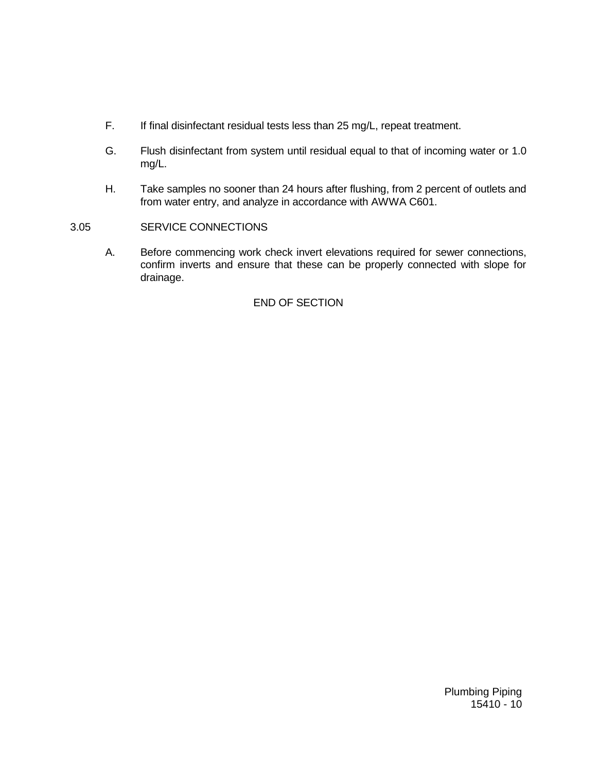F. If final disinfectant residual tests less than 25 mg/L, repeat treatment.

G. Flush disinfectant from system until residual equal to that of incoming water or 1.0 mg/L.

H. Take samples no sooner than 24 hours after flushing, from 2 percent of outlets and from water entry, and analyze in accordance with AWWA C601.

## 3.05 SERVICE CONNECTIONS

A. Before commencing work check invert elevations required for sewer connections, confirm inverts and ensure that these can be properly connected with slope for drainage.

END OF SECTION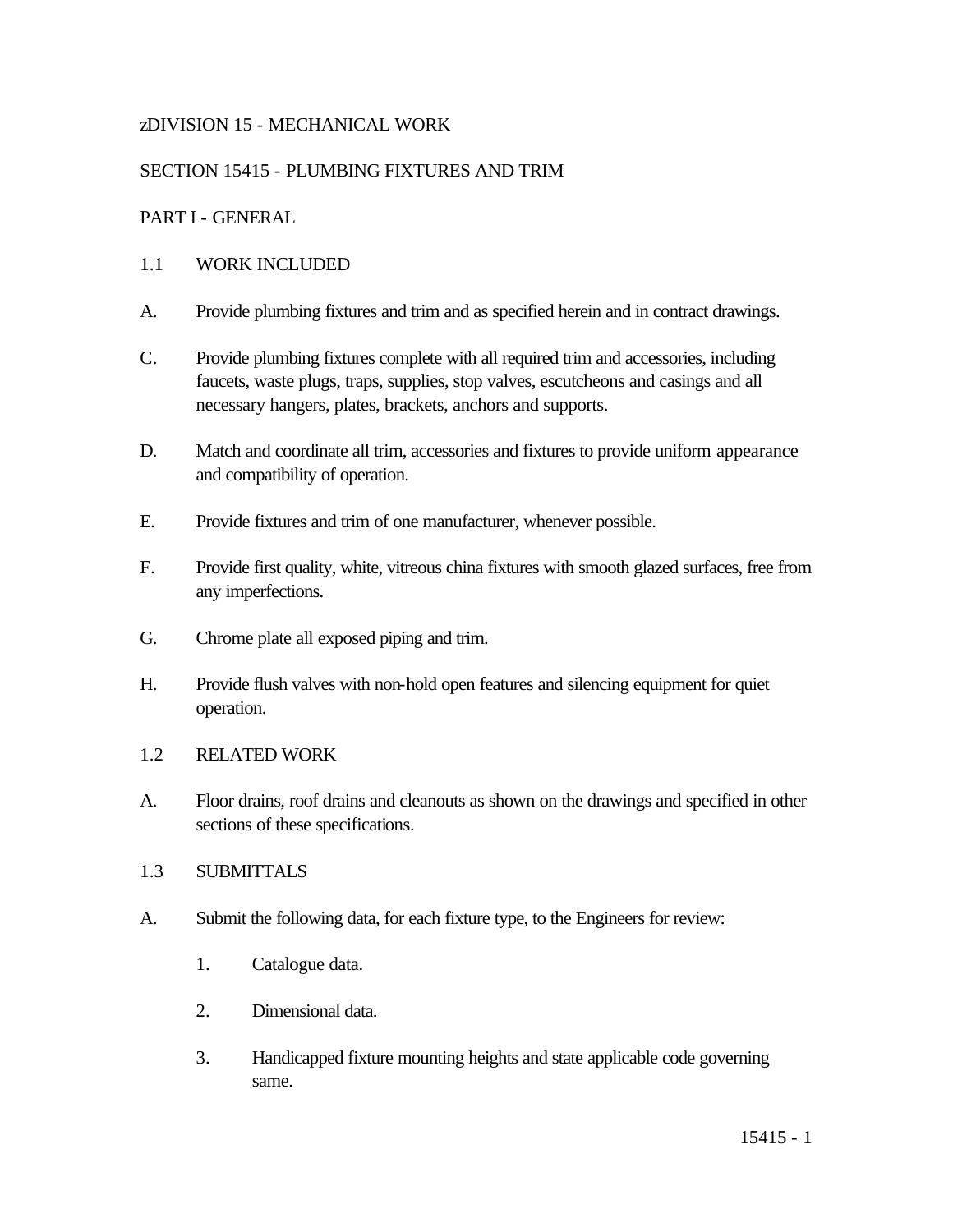zDIVISION 15 - MECHANICAL WORK

SECTION 15415 - PLUMBING FIXTURES AND TRIM

PART I - GENERAL

1.1 WORK INCLUDED

A. Provide plumbing fixtures and trim and as specified herein and in contract drawings.

C. Provide plumbing fixtures complete with all required trim and accessories, including faucets, waste plugs, traps, supplies, stop valves, escutcheons and casings and all necessary hangers, plates, brackets, anchors and supports.

D. Match and coordinate all trim, accessories and fixtures to provide uniform appearance and compatibility of operation.

E. Provide fixtures and trim of one manufacturer, whenever possible.

F. Provide first quality, white, vitreous china fixtures with smooth glazed surfaces, free from any imperfections.

G. Chrome plate all exposed piping and trim.

H. Provide flush valves with non-hold open features and silencing equipment for quiet operation.

1.2 RELATED WORK

A. Floor drains, roof drains and cleanouts as shown on the drawings and specified in other sections of these specifications.

1.3 SUBMITTALS

A. Submit the following data, for each fixture type, to the Engineers for review:

1. Catalogue data.

2. Dimensional data.

3. Handicapped fixture mounting heights and state applicable code governing same.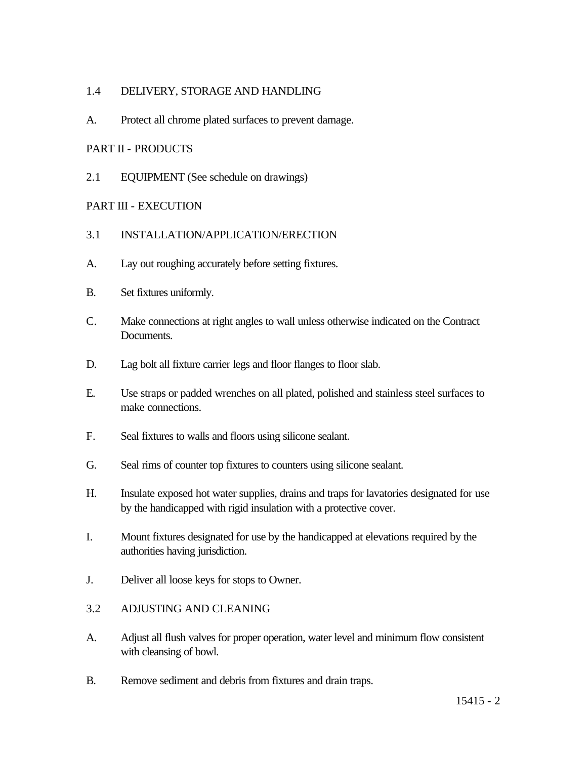## 1.4 DELIVERY, STORAGE AND HANDLING

A. Protect all chrome plated surfaces to prevent damage.

# PART II - PRODUCTS

## 2.1 EQUIPMENT (See schedule on drawings)

# PART III - EXECUTION

## 3.1 INSTALLATION/APPLICATION/ERECTION

A. Lay out roughing accurately before setting fixtures.

B. Set fixtures uniformly.

C. Make connections at right angles to wall unless otherwise indicated on the Contract Documents.

D. Lag bolt all fixture carrier legs and floor flanges to floor slab.

E. Use straps or padded wrenches on all plated, polished and stainless steel surfaces to make connections.

F. Seal fixtures to walls and floors using silicone sealant.

G. Seal rims of counter top fixtures to counters using silicone sealant.

H. Insulate exposed hot water supplies, drains and traps for lavatories designated for use by the handicapped with rigid insulation with a protective cover.

I. Mount fixtures designated for use by the handicapped at elevations required by the authorities having jurisdiction.

J. Deliver all loose keys for stops to Owner.

## 3.2 ADJUSTING AND CLEANING

A. Adjust all flush valves for proper operation, water level and minimum flow consistent with cleansing of bowl.

B. Remove sediment and debris from fixtures and drain traps.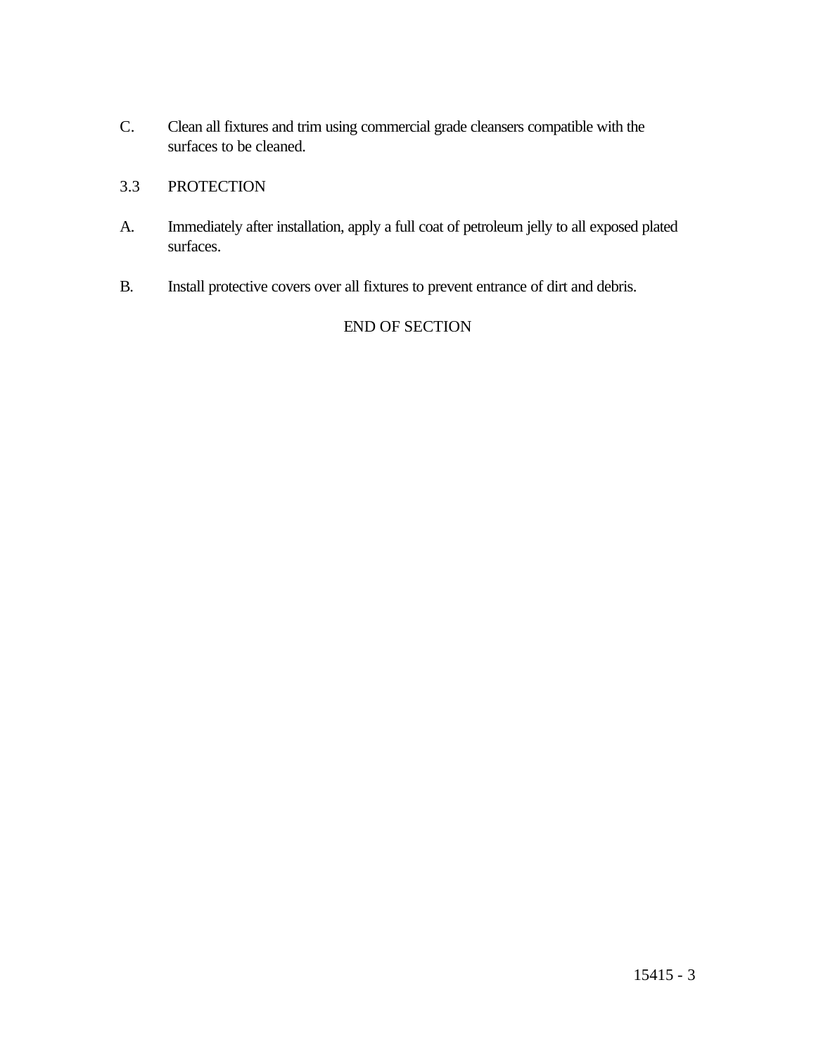C. Clean all fixtures and trim using commercial grade cleansers compatible with the surfaces to be cleaned.

## 3.3 PROTECTION

A. Immediately after installation, apply a full coat of petroleum jelly to all exposed plated surfaces.

B. Install protective covers over all fixtures to prevent entrance of dirt and debris.

END OF SECTION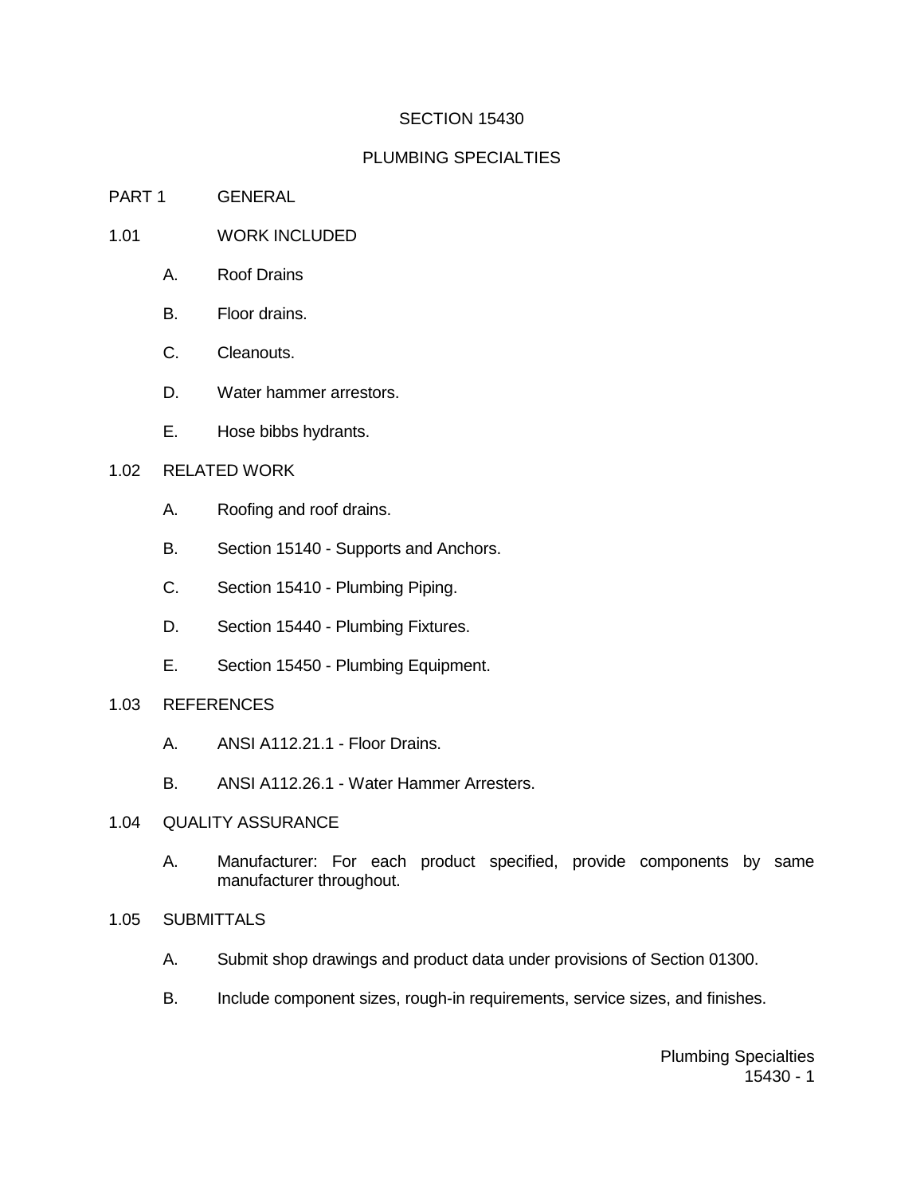# SECTION 15430

## PLUMBING SPECIALTIES

## PART 1 GENERAL

### 1.01 WORK INCLUDED

A. Roof Drains

B. Floor drains.

C. Cleanouts.

D. Water hammer arrestors.

E. Hose bibbs hydrants.

### 1.02 RELATED WORK

A. Roofing and roof drains.

B. Section 15140 - Supports and Anchors.

C. Section 15410 - Plumbing Piping.

D. Section 15440 - Plumbing Fixtures.

E. Section 15450 - Plumbing Equipment.

### 1.03 REFERENCES

A. ANSI A112.21.1 - Floor Drains.

B. ANSI A112.26.1 - Water Hammer Arresters.

### 1.04 QUALITY ASSURANCE

A. Manufacturer: For each product specified, provide components by same manufacturer throughout.

### 1.05 SUBMITTALS

A. Submit shop drawings and product data under provisions of Section 01300.

B. Include component sizes, rough-in requirements, service sizes, and finishes.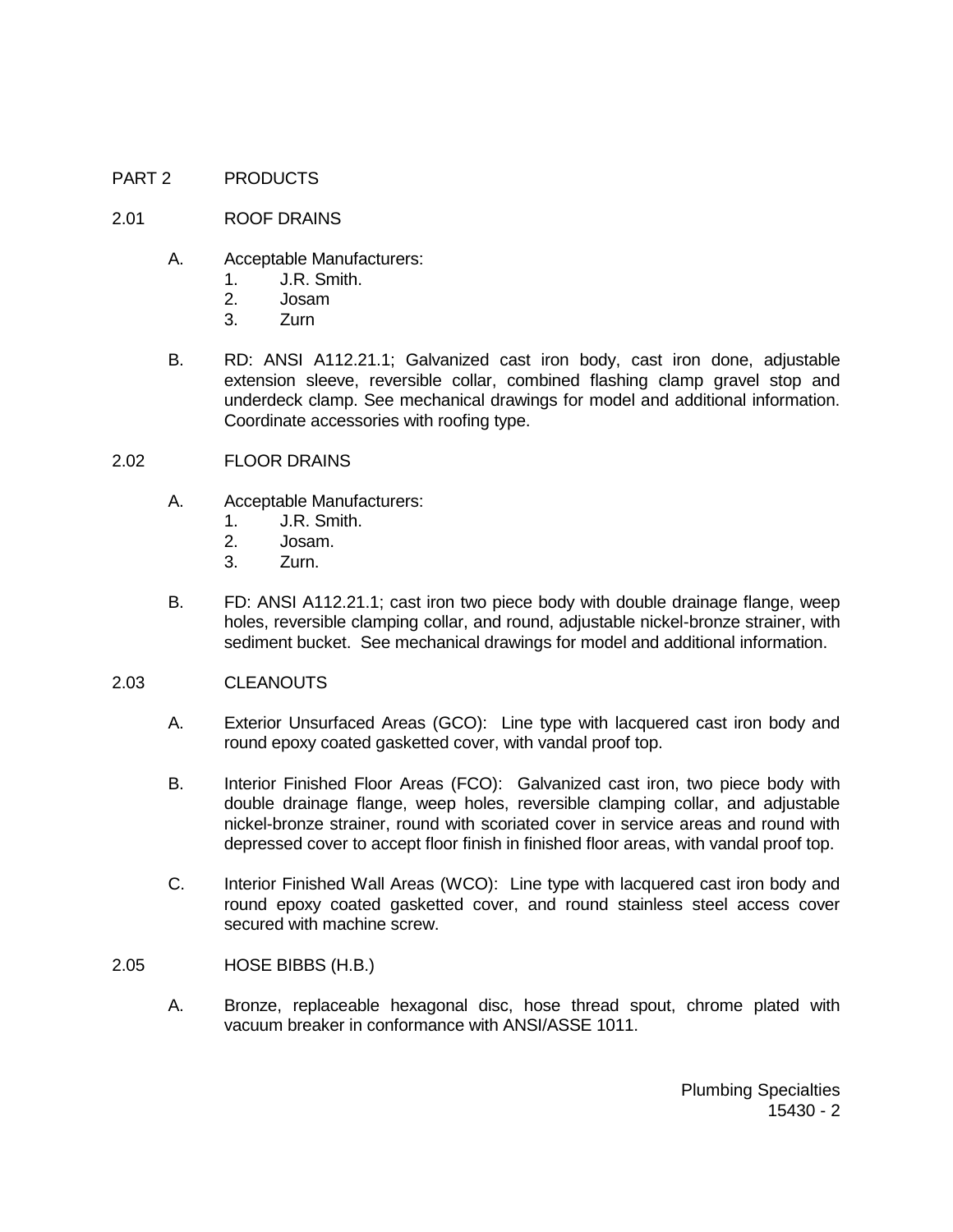## PART 2 PRODUCTS

### 2.01 ROOF DRAINS

A. Acceptable Manufacturers:
   1. J.R. Smith.
   2. Josam
   3. Zurn

B. RD: ANSI A112.21.1; Galvanized cast iron body, cast iron done, adjustable extension sleeve, reversible collar, combined flashing clamp gravel stop and underdeck clamp. See mechanical drawings for model and additional information. Coordinate accessories with roofing type.

### 2.02 FLOOR DRAINS

A. Acceptable Manufacturers:
   1. J.R. Smith.
   2. Josam.
   3. Zurn.

B. FD: ANSI A112.21.1; cast iron two piece body with double drainage flange, weep holes, reversible clamping collar, and round, adjustable nickel-bronze strainer, with sediment bucket. See mechanical drawings for model and additional information.

### 2.03 CLEANOUTS

A. Exterior Unsurfaced Areas (GCO): Line type with lacquered cast iron body and round epoxy coated gasketted cover, with vandal proof top.

B. Interior Finished Floor Areas (FCO): Galvanized cast iron, two piece body with double drainage flange, weep holes, reversible clamping collar, and adjustable nickel-bronze strainer, round with scoriated cover in service areas and round with depressed cover to accept floor finish in finished floor areas, with vandal proof top.

C. Interior Finished Wall Areas (WCO): Line type with lacquered cast iron body and round epoxy coated gasketted cover, and round stainless steel access cover secured with machine screw.

### 2.05 HOSE BIBBS (H.B.)

A. Bronze, replaceable hexagonal disc, hose thread spout, chrome plated with vacuum breaker in conformance with ANSI/ASSE 1011.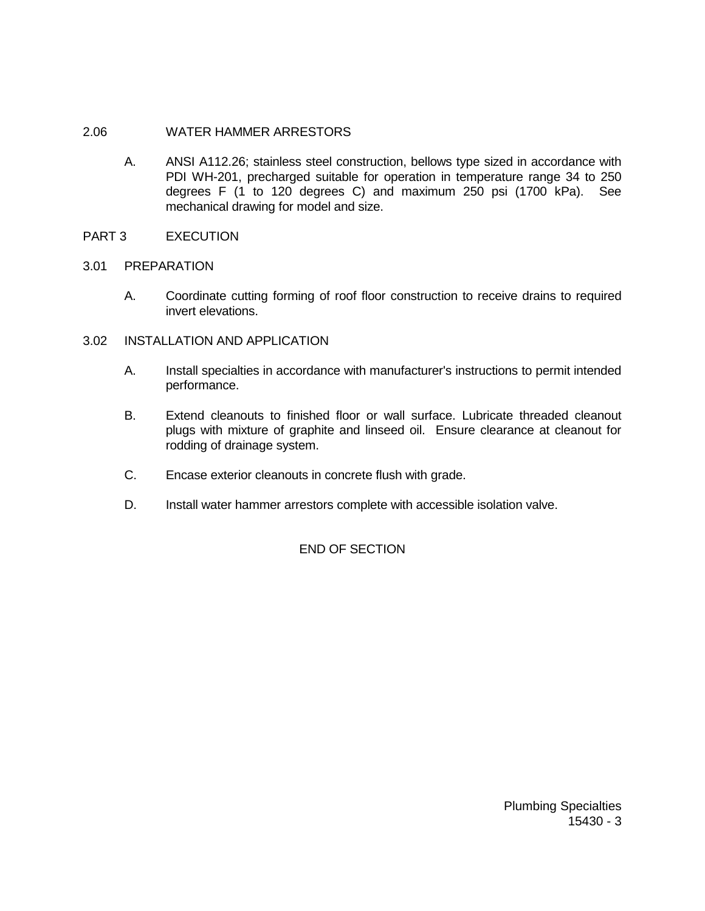## 2.06 WATER HAMMER ARRESTORS

A. ANSI A112.26; stainless steel construction, bellows type sized in accordance with PDI WH-201, precharged suitable for operation in temperature range 34 to 250 degrees F (1 to 120 degrees C) and maximum 250 psi (1700 kPa). See mechanical drawing for model and size.

# PART 3 EXECUTION

## 3.01 PREPARATION

A. Coordinate cutting forming of roof floor construction to receive drains to required invert elevations.

## 3.02 INSTALLATION AND APPLICATION

A. Install specialties in accordance with manufacturer's instructions to permit intended performance.

B. Extend cleanouts to finished floor or wall surface. Lubricate threaded cleanout plugs with mixture of graphite and linseed oil. Ensure clearance at cleanout for rodding of drainage system.

C. Encase exterior cleanouts in concrete flush with grade.

D. Install water hammer arrestors complete with accessible isolation valve.

END OF SECTION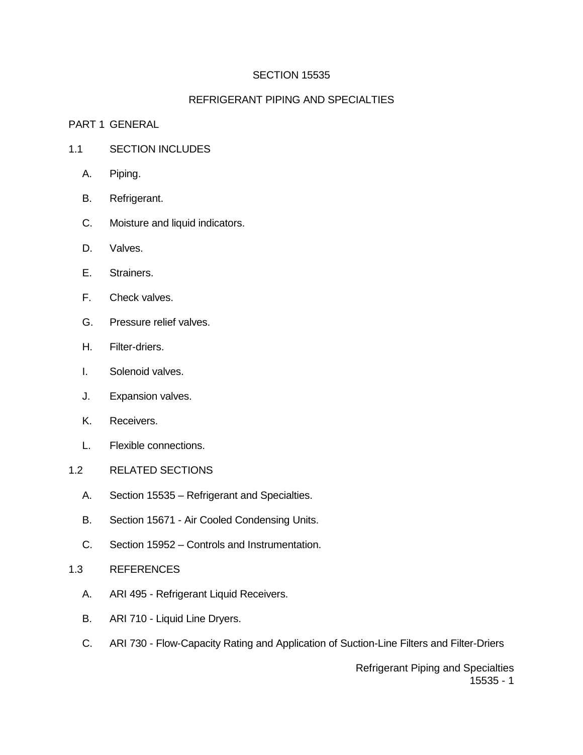# SECTION 15535

# REFRIGERANT PIPING AND SPECIALTIES

## PART 1 GENERAL

### 1.1 SECTION INCLUDES

A. Piping.

B. Refrigerant.

C. Moisture and liquid indicators.

D. Valves.

E. Strainers.

F. Check valves.

G. Pressure relief valves.

H. Filter-driers.

I. Solenoid valves.

J. Expansion valves.

K. Receivers.

L. Flexible connections.

### 1.2 RELATED SECTIONS

A. Section 15535 – Refrigerant and Specialties.

B. Section 15671 - Air Cooled Condensing Units.

C. Section 15952 – Controls and Instrumentation.

### 1.3 REFERENCES

A. ARI 495 - Refrigerant Liquid Receivers.

B. ARI 710 - Liquid Line Dryers.

C. ARI 730 - Flow-Capacity Rating and Application of Suction-Line Filters and Filter-Driers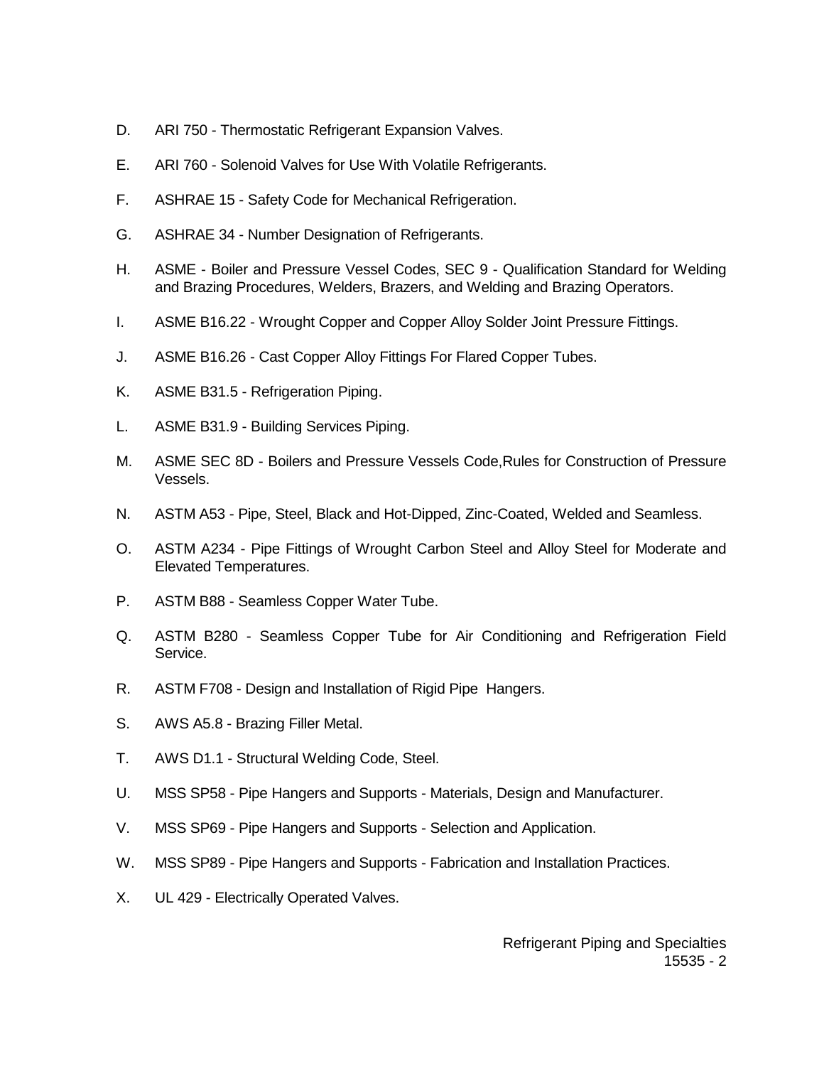D. ARI 750 - Thermostatic Refrigerant Expansion Valves.

E. ARI 760 - Solenoid Valves for Use With Volatile Refrigerants.

F. ASHRAE 15 - Safety Code for Mechanical Refrigeration.

G. ASHRAE 34 - Number Designation of Refrigerants.

H. ASME - Boiler and Pressure Vessel Codes, SEC 9 - Qualification Standard for Welding and Brazing Procedures, Welders, Brazers, and Welding and Brazing Operators.

I. ASME B16.22 - Wrought Copper and Copper Alloy Solder Joint Pressure Fittings.

J. ASME B16.26 - Cast Copper Alloy Fittings For Flared Copper Tubes.

K. ASME B31.5 - Refrigeration Piping.

L. ASME B31.9 - Building Services Piping.

M. ASME SEC 8D - Boilers and Pressure Vessels Code,Rules for Construction of Pressure Vessels.

N. ASTM A53 - Pipe, Steel, Black and Hot-Dipped, Zinc-Coated, Welded and Seamless.

O. ASTM A234 - Pipe Fittings of Wrought Carbon Steel and Alloy Steel for Moderate and Elevated Temperatures.

P. ASTM B88 - Seamless Copper Water Tube.

Q. ASTM B280 - Seamless Copper Tube for Air Conditioning and Refrigeration Field Service.

R. ASTM F708 - Design and Installation of Rigid Pipe Hangers.

S. AWS A5.8 - Brazing Filler Metal.

T. AWS D1.1 - Structural Welding Code, Steel.

U. MSS SP58 - Pipe Hangers and Supports - Materials, Design and Manufacturer.

V. MSS SP69 - Pipe Hangers and Supports - Selection and Application.

W. MSS SP89 - Pipe Hangers and Supports - Fabrication and Installation Practices.

X. UL 429 - Electrically Operated Valves.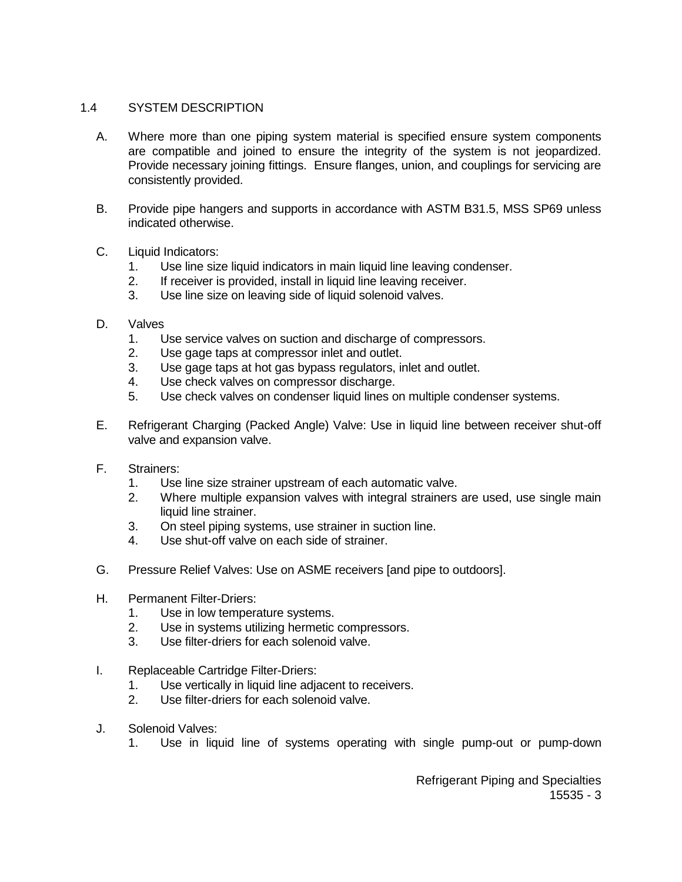## 1.4 SYSTEM DESCRIPTION

A. Where more than one piping system material is specified ensure system components are compatible and joined to ensure the integrity of the system is not jeopardized. Provide necessary joining fittings. Ensure flanges, union, and couplings for servicing are consistently provided.

B. Provide pipe hangers and supports in accordance with ASTM B31.5, MSS SP69 unless indicated otherwise.

C. Liquid Indicators:
   1. Use line size liquid indicators in main liquid line leaving condenser.
   2. If receiver is provided, install in liquid line leaving receiver.
   3. Use line size on leaving side of liquid solenoid valves.

D. Valves
   1. Use service valves on suction and discharge of compressors.
   2. Use gage taps at compressor inlet and outlet.
   3. Use gage taps at hot gas bypass regulators, inlet and outlet.
   4. Use check valves on compressor discharge.
   5. Use check valves on condenser liquid lines on multiple condenser systems.

E. Refrigerant Charging (Packed Angle) Valve: Use in liquid line between receiver shut-off valve and expansion valve.

F. Strainers:
   1. Use line size strainer upstream of each automatic valve.
   2. Where multiple expansion valves with integral strainers are used, use single main liquid line strainer.
   3. On steel piping systems, use strainer in suction line.
   4. Use shut-off valve on each side of strainer.

G. Pressure Relief Valves: Use on ASME receivers [and pipe to outdoors].

H. Permanent Filter-Driers:
   1. Use in low temperature systems.
   2. Use in systems utilizing hermetic compressors.
   3. Use filter-driers for each solenoid valve.

I. Replaceable Cartridge Filter-Driers:
   1. Use vertically in liquid line adjacent to receivers.
   2. Use filter-driers for each solenoid valve.

J. Solenoid Valves:
   1. Use in liquid line of systems operating with single pump-out or pump-down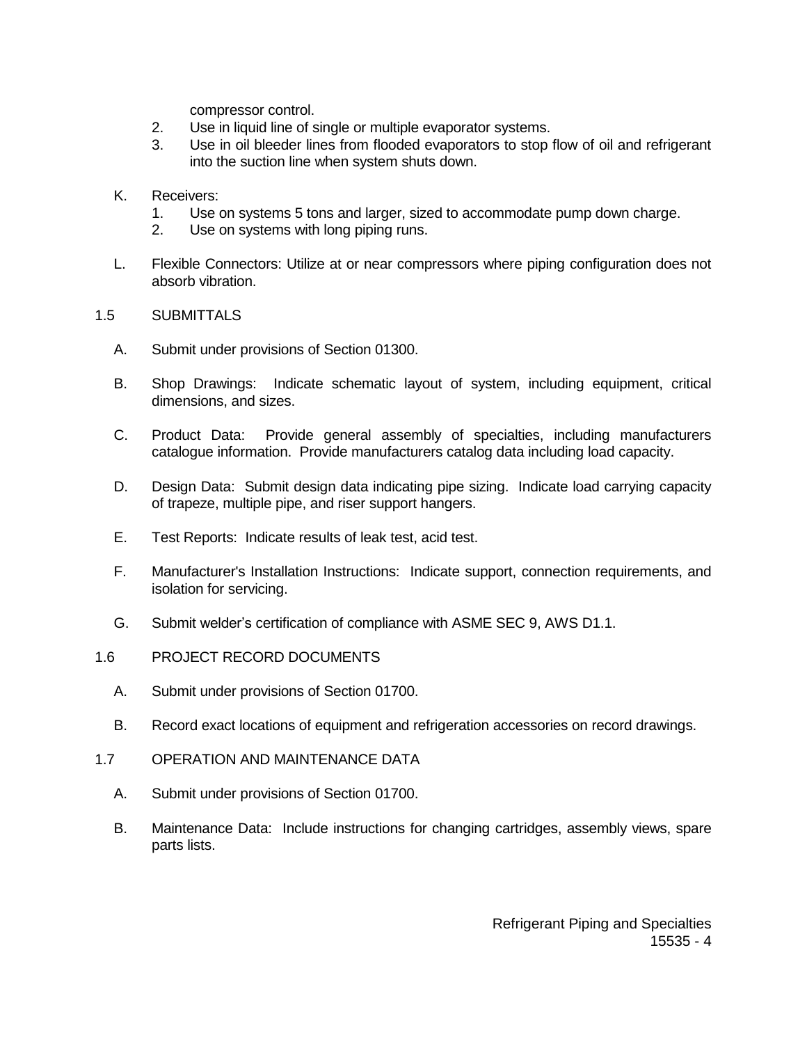compressor control.

2. Use in liquid line of single or multiple evaporator systems.
3. Use in oil bleeder lines from flooded evaporators to stop flow of oil and refrigerant into the suction line when system shuts down.

K. Receivers:
   1. Use on systems 5 tons and larger, sized to accommodate pump down charge.
   2. Use on systems with long piping runs.

L. Flexible Connectors: Utilize at or near compressors where piping configuration does not absorb vibration.

## 1.5 SUBMITTALS

A. Submit under provisions of Section 01300.

B. Shop Drawings: Indicate schematic layout of system, including equipment, critical dimensions, and sizes.

C. Product Data: Provide general assembly of specialties, including manufacturers catalogue information. Provide manufacturers catalog data including load capacity.

D. Design Data: Submit design data indicating pipe sizing. Indicate load carrying capacity of trapeze, multiple pipe, and riser support hangers.

E. Test Reports: Indicate results of leak test, acid test.

F. Manufacturer's Installation Instructions: Indicate support, connection requirements, and isolation for servicing.

G. Submit welder's certification of compliance with ASME SEC 9, AWS D1.1.

## 1.6 PROJECT RECORD DOCUMENTS

A. Submit under provisions of Section 01700.

B. Record exact locations of equipment and refrigeration accessories on record drawings.

## 1.7 OPERATION AND MAINTENANCE DATA

A. Submit under provisions of Section 01700.

B. Maintenance Data: Include instructions for changing cartridges, assembly views, spare parts lists.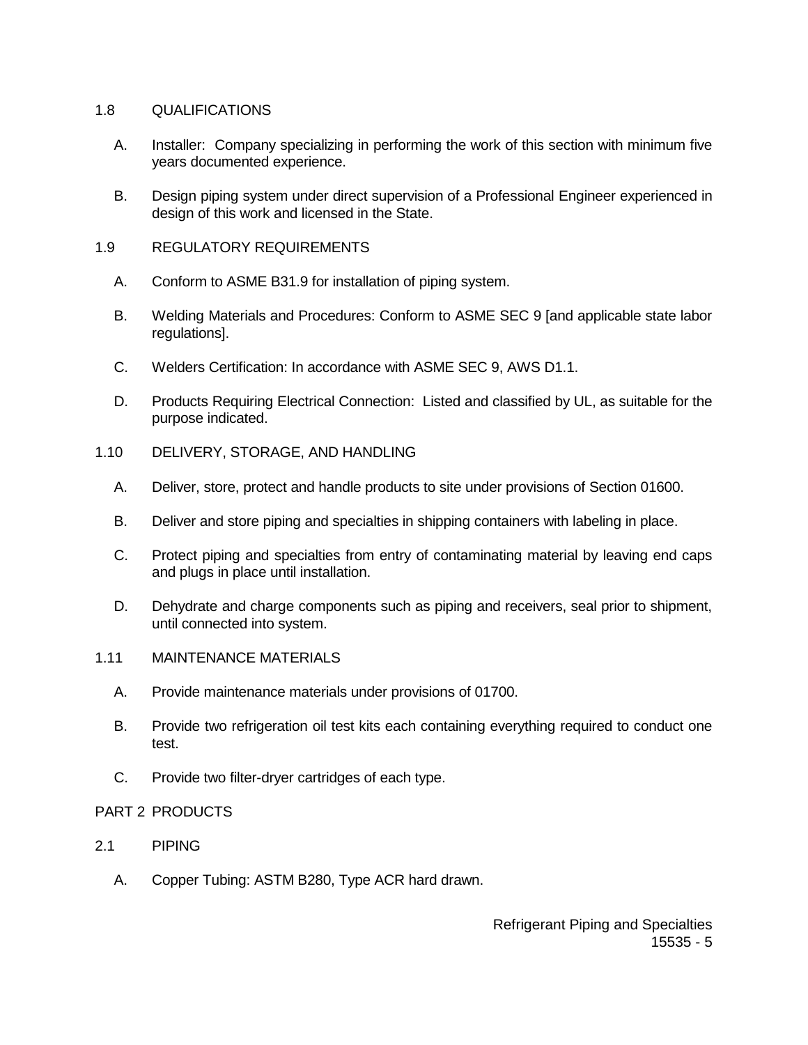## 1.8 QUALIFICATIONS

A. Installer: Company specializing in performing the work of this section with minimum five years documented experience.

B. Design piping system under direct supervision of a Professional Engineer experienced in design of this work and licensed in the State.

## 1.9 REGULATORY REQUIREMENTS

A. Conform to ASME B31.9 for installation of piping system.

B. Welding Materials and Procedures: Conform to ASME SEC 9 [and applicable state labor regulations].

C. Welders Certification: In accordance with ASME SEC 9, AWS D1.1.

D. Products Requiring Electrical Connection: Listed and classified by UL, as suitable for the purpose indicated.

## 1.10 DELIVERY, STORAGE, AND HANDLING

A. Deliver, store, protect and handle products to site under provisions of Section 01600.

B. Deliver and store piping and specialties in shipping containers with labeling in place.

C. Protect piping and specialties from entry of contaminating material by leaving end caps and plugs in place until installation.

D. Dehydrate and charge components such as piping and receivers, seal prior to shipment, until connected into system.

## 1.11 MAINTENANCE MATERIALS

A. Provide maintenance materials under provisions of 01700.

B. Provide two refrigeration oil test kits each containing everything required to conduct one test.

C. Provide two filter-dryer cartridges of each type.

# PART 2 PRODUCTS

## 2.1 PIPING

A. Copper Tubing: ASTM B280, Type ACR hard drawn.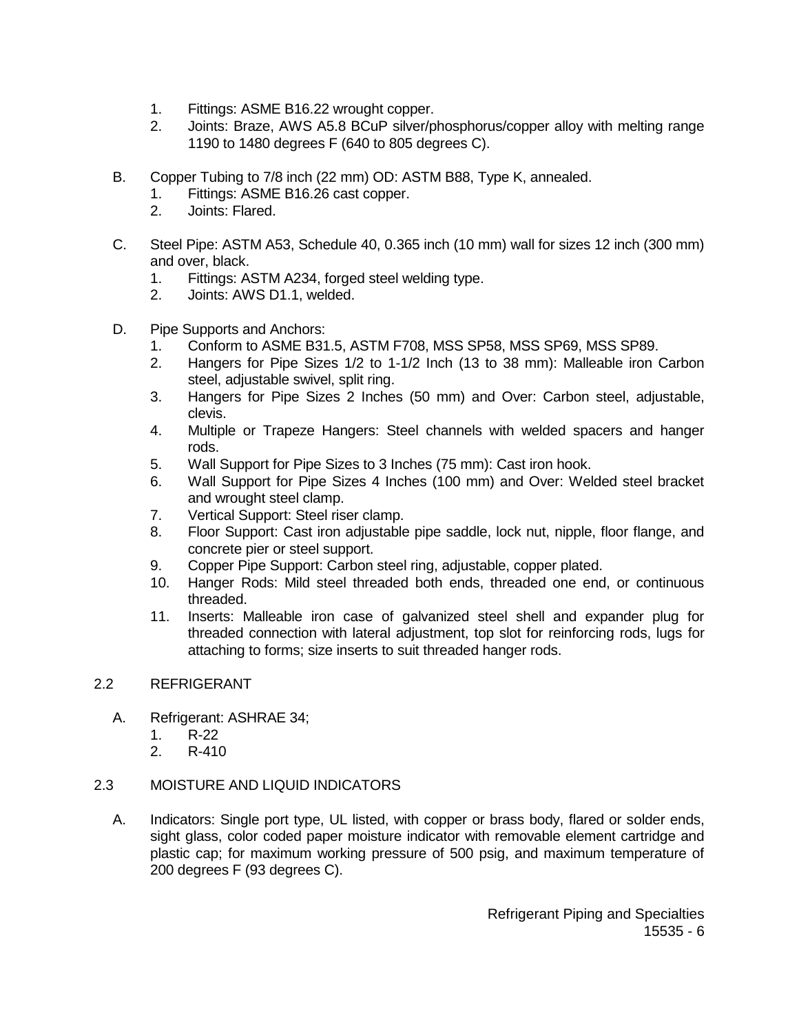1. Fittings: ASME B16.22 wrought copper.
2. Joints: Braze, AWS A5.8 BCuP silver/phosphorus/copper alloy with melting range 1190 to 1480 degrees F (640 to 805 degrees C).

B. Copper Tubing to 7/8 inch (22 mm) OD: ASTM B88, Type K, annealed.
   1. Fittings: ASME B16.26 cast copper.
   2. Joints: Flared.

C. Steel Pipe: ASTM A53, Schedule 40, 0.365 inch (10 mm) wall for sizes 12 inch (300 mm) and over, black.
   1. Fittings: ASTM A234, forged steel welding type.
   2. Joints: AWS D1.1, welded.

D. Pipe Supports and Anchors:
   1. Conform to ASME B31.5, ASTM F708, MSS SP58, MSS SP69, MSS SP89.
   2. Hangers for Pipe Sizes 1/2 to 1-1/2 Inch (13 to 38 mm): Malleable iron Carbon steel, adjustable swivel, split ring.
   3. Hangers for Pipe Sizes 2 Inches (50 mm) and Over: Carbon steel, adjustable, clevis.
   4. Multiple or Trapeze Hangers: Steel channels with welded spacers and hanger rods.
   5. Wall Support for Pipe Sizes to 3 Inches (75 mm): Cast iron hook.
   6. Wall Support for Pipe Sizes 4 Inches (100 mm) and Over: Welded steel bracket and wrought steel clamp.
   7. Vertical Support: Steel riser clamp.
   8. Floor Support: Cast iron adjustable pipe saddle, lock nut, nipple, floor flange, and concrete pier or steel support.
   9. Copper Pipe Support: Carbon steel ring, adjustable, copper plated.
   10. Hanger Rods: Mild steel threaded both ends, threaded one end, or continuous threaded.
   11. Inserts: Malleable iron case of galvanized steel shell and expander plug for threaded connection with lateral adjustment, top slot for reinforcing rods, lugs for attaching to forms; size inserts to suit threaded hanger rods.

## 2.2 REFRIGERANT

A. Refrigerant: ASHRAE 34;
   1. R-22
   2. R-410

## 2.3 MOISTURE AND LIQUID INDICATORS

A. Indicators: Single port type, UL listed, with copper or brass body, flared or solder ends, sight glass, color coded paper moisture indicator with removable element cartridge and plastic cap; for maximum working pressure of 500 psig, and maximum temperature of 200 degrees F (93 degrees C).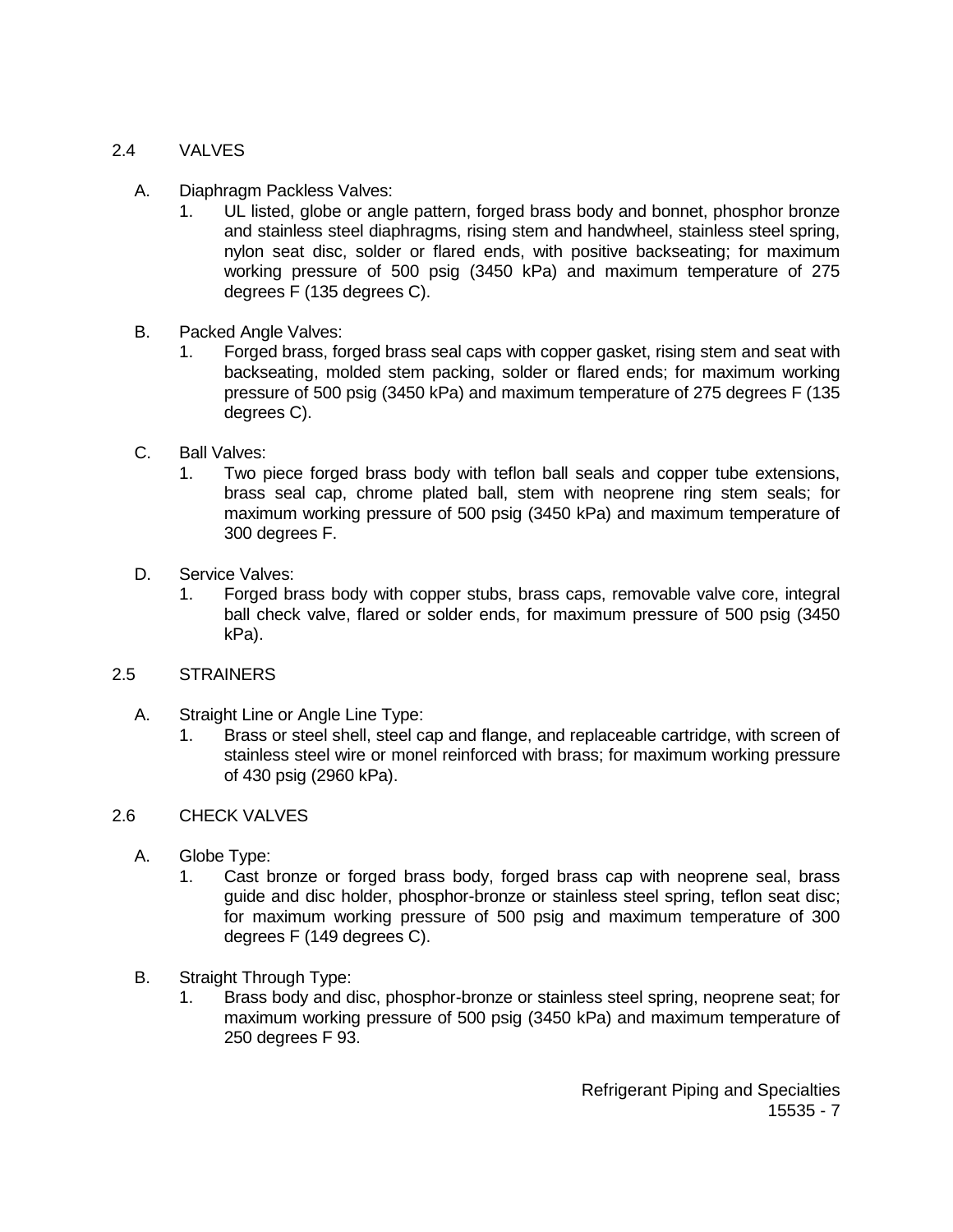## 2.4 VALVES

A. Diaphragm Packless Valves:

1. UL listed, globe or angle pattern, forged brass body and bonnet, phosphor bronze and stainless steel diaphragms, rising stem and handwheel, stainless steel spring, nylon seat disc, solder or flared ends, with positive backseating; for maximum working pressure of 500 psig (3450 kPa) and maximum temperature of 275 degrees F (135 degrees C).

B. Packed Angle Valves:

1. Forged brass, forged brass seal caps with copper gasket, rising stem and seat with backseating, molded stem packing, solder or flared ends; for maximum working pressure of 500 psig (3450 kPa) and maximum temperature of 275 degrees F (135 degrees C).

C. Ball Valves:

1. Two piece forged brass body with teflon ball seals and copper tube extensions, brass seal cap, chrome plated ball, stem with neoprene ring stem seals; for maximum working pressure of 500 psig (3450 kPa) and maximum temperature of 300 degrees F.

D. Service Valves:

1. Forged brass body with copper stubs, brass caps, removable valve core, integral ball check valve, flared or solder ends, for maximum pressure of 500 psig (3450 kPa).

## 2.5 STRAINERS

A. Straight Line or Angle Line Type:

1. Brass or steel shell, steel cap and flange, and replaceable cartridge, with screen of stainless steel wire or monel reinforced with brass; for maximum working pressure of 430 psig (2960 kPa).

## 2.6 CHECK VALVES

A. Globe Type:

1. Cast bronze or forged brass body, forged brass cap with neoprene seal, brass guide and disc holder, phosphor-bronze or stainless steel spring, teflon seat disc; for maximum working pressure of 500 psig and maximum temperature of 300 degrees F (149 degrees C).

B. Straight Through Type:

1. Brass body and disc, phosphor-bronze or stainless steel spring, neoprene seat; for maximum working pressure of 500 psig (3450 kPa) and maximum temperature of 250 degrees F 93.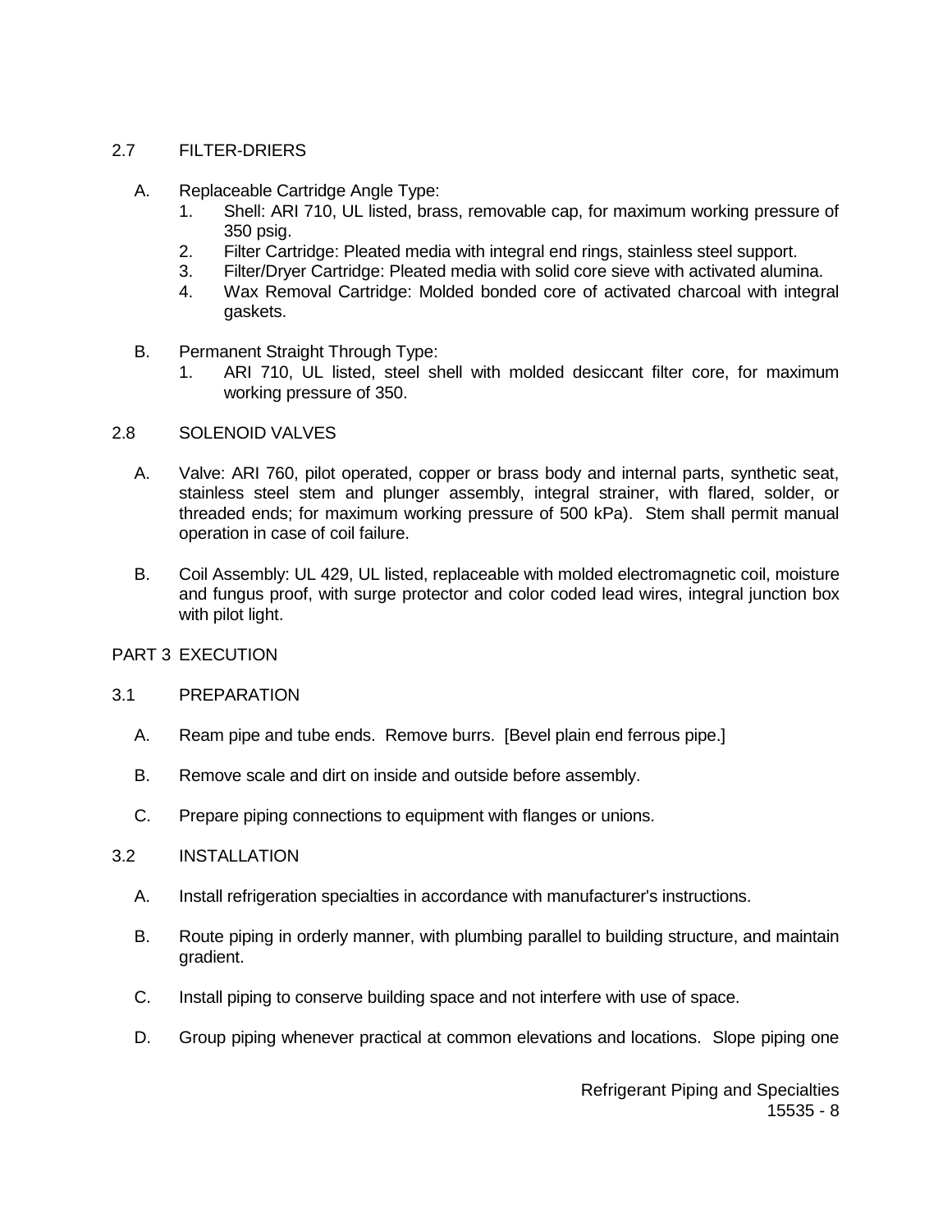## 2.7 FILTER-DRIERS

A. Replaceable Cartridge Angle Type:
   1. Shell: ARI 710, UL listed, brass, removable cap, for maximum working pressure of 350 psig.
   2. Filter Cartridge: Pleated media with integral end rings, stainless steel support.
   3. Filter/Dryer Cartridge: Pleated media with solid core sieve with activated alumina.
   4. Wax Removal Cartridge: Molded bonded core of activated charcoal with integral gaskets.

B. Permanent Straight Through Type:
   1. ARI 710, UL listed, steel shell with molded desiccant filter core, for maximum working pressure of 350.

## 2.8 SOLENOID VALVES

A. Valve: ARI 760, pilot operated, copper or brass body and internal parts, synthetic seat, stainless steel stem and plunger assembly, integral strainer, with flared, solder, or threaded ends; for maximum working pressure of 500 kPa). Stem shall permit manual operation in case of coil failure.

B. Coil Assembly: UL 429, UL listed, replaceable with molded electromagnetic coil, moisture and fungus proof, with surge protector and color coded lead wires, integral junction box with pilot light.

# PART 3 EXECUTION

## 3.1 PREPARATION

A. Ream pipe and tube ends. Remove burrs. [Bevel plain end ferrous pipe.]

B. Remove scale and dirt on inside and outside before assembly.

C. Prepare piping connections to equipment with flanges or unions.

## 3.2 INSTALLATION

A. Install refrigeration specialties in accordance with manufacturer's instructions.

B. Route piping in orderly manner, with plumbing parallel to building structure, and maintain gradient.

C. Install piping to conserve building space and not interfere with use of space.

D. Group piping whenever practical at common elevations and locations. Slope piping one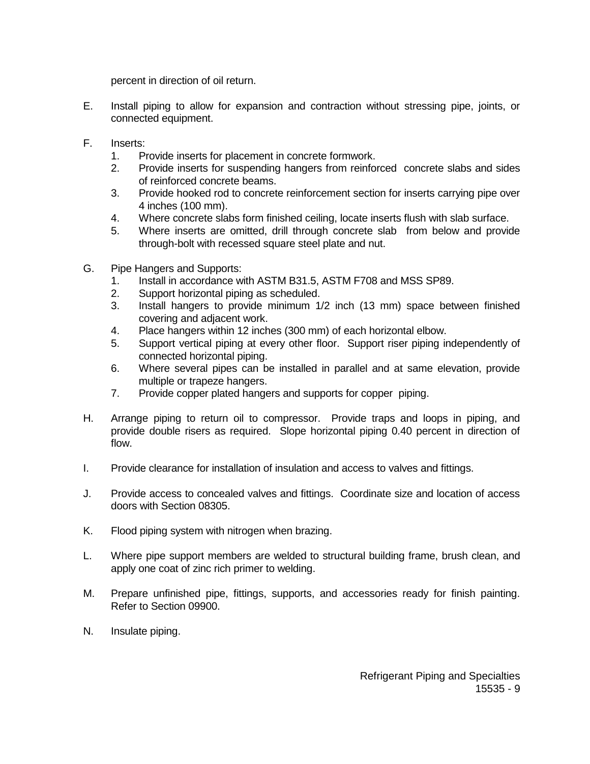percent in direction of oil return.

E. Install piping to allow for expansion and contraction without stressing pipe, joints, or connected equipment.

F. Inserts:
   1. Provide inserts for placement in concrete formwork.
   2. Provide inserts for suspending hangers from reinforced concrete slabs and sides of reinforced concrete beams.
   3. Provide hooked rod to concrete reinforcement section for inserts carrying pipe over 4 inches (100 mm).
   4. Where concrete slabs form finished ceiling, locate inserts flush with slab surface.
   5. Where inserts are omitted, drill through concrete slab from below and provide through-bolt with recessed square steel plate and nut.

G. Pipe Hangers and Supports:
   1. Install in accordance with ASTM B31.5, ASTM F708 and MSS SP89.
   2. Support horizontal piping as scheduled.
   3. Install hangers to provide minimum 1/2 inch (13 mm) space between finished covering and adjacent work.
   4. Place hangers within 12 inches (300 mm) of each horizontal elbow.
   5. Support vertical piping at every other floor. Support riser piping independently of connected horizontal piping.
   6. Where several pipes can be installed in parallel and at same elevation, provide multiple or trapeze hangers.
   7. Provide copper plated hangers and supports for copper piping.

H. Arrange piping to return oil to compressor. Provide traps and loops in piping, and provide double risers as required. Slope horizontal piping 0.40 percent in direction of flow.

I. Provide clearance for installation of insulation and access to valves and fittings.

J. Provide access to concealed valves and fittings. Coordinate size and location of access doors with Section 08305.

K. Flood piping system with nitrogen when brazing.

L. Where pipe support members are welded to structural building frame, brush clean, and apply one coat of zinc rich primer to welding.

M. Prepare unfinished pipe, fittings, supports, and accessories ready for finish painting. Refer to Section 09900.

N. Insulate piping.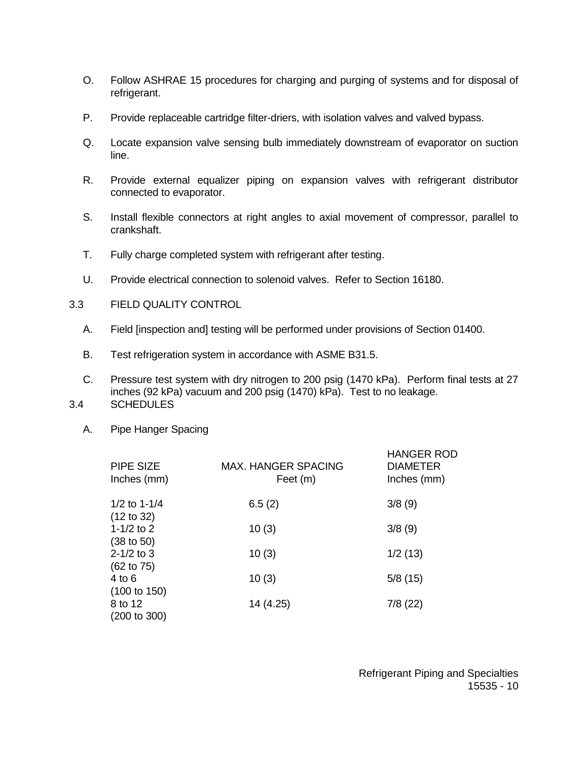O. Follow ASHRAE 15 procedures for charging and purging of systems and for disposal of refrigerant.

P. Provide replaceable cartridge filter-driers, with isolation valves and valved bypass.

Q. Locate expansion valve sensing bulb immediately downstream of evaporator on suction line.

R. Provide external equalizer piping on expansion valves with refrigerant distributor connected to evaporator.

S. Install flexible connectors at right angles to axial movement of compressor, parallel to crankshaft.

T. Fully charge completed system with refrigerant after testing.

U. Provide electrical connection to solenoid valves. Refer to Section 16180.

3.3 FIELD QUALITY CONTROL

A. Field [inspection and] testing will be performed under provisions of Section 01400.

B. Test refrigeration system in accordance with ASME B31.5.

C. Pressure test system with dry nitrogen to 200 psig (1470 kPa). Perform final tests at 27 inches (92 kPa) vacuum and 200 psig (1470) kPa). Test to no leakage.

3.4 SCHEDULES

A. Pipe Hanger Spacing

| PIPE SIZE Inches (mm) | MAX. HANGER SPACING Feet (m) | HANGER ROD DIAMETER Inches (mm) |
|---|---|---|
| 1/2 to 1-1/4 (12 to 32) | 6.5 (2) | 3/8 (9) |
| 1-1/2 to 2 (38 to 50) | 10 (3) | 3/8 (9) |
| 2-1/2 to 3 (62 to 75) | 10 (3) | 1/2 (13) |
| 4 to 6 (100 to 150) | 10 (3) | 5/8 (15) |
| 8 to 12 (200 to 300) | 14 (4.25) | 7/8 (22) |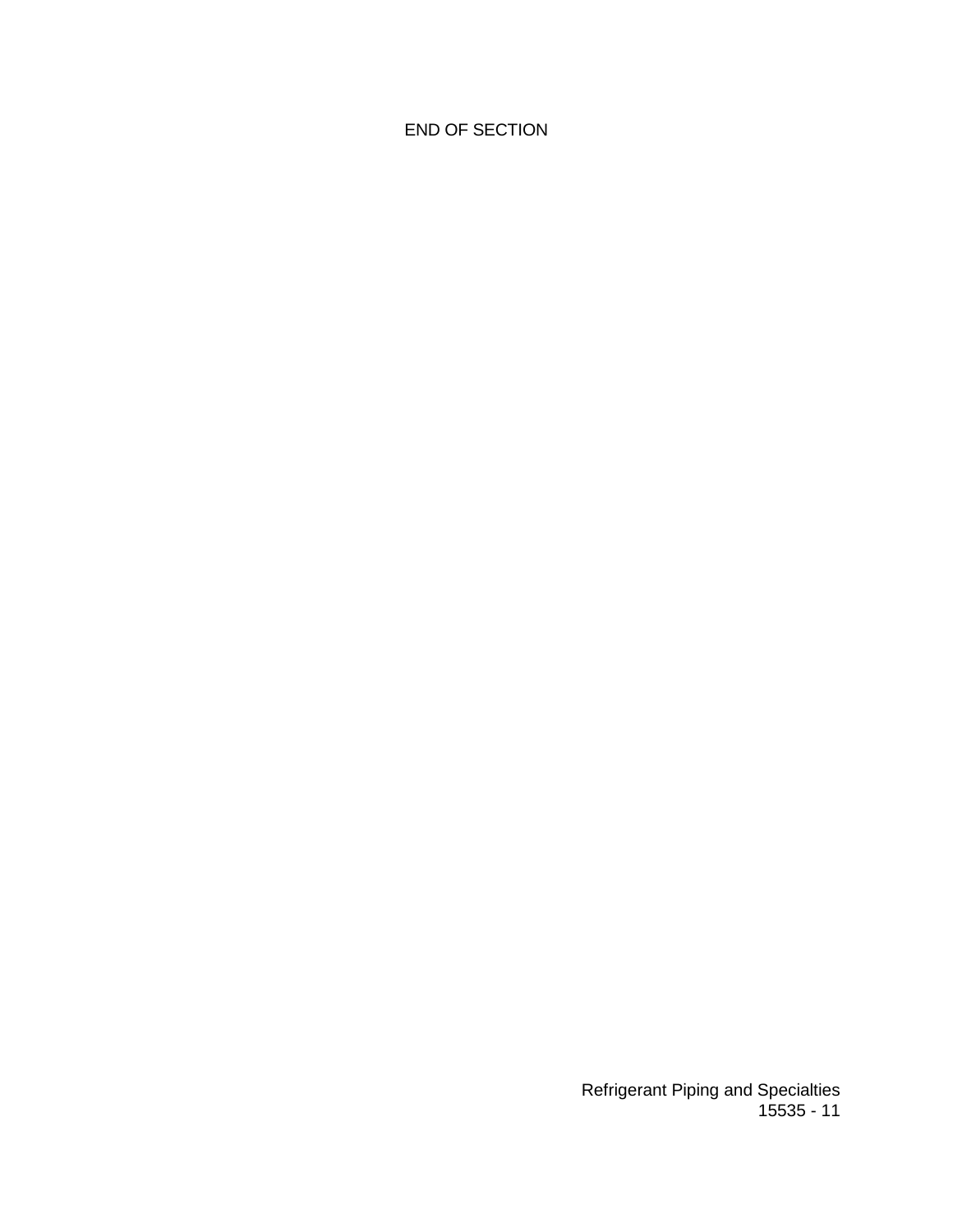END OF SECTION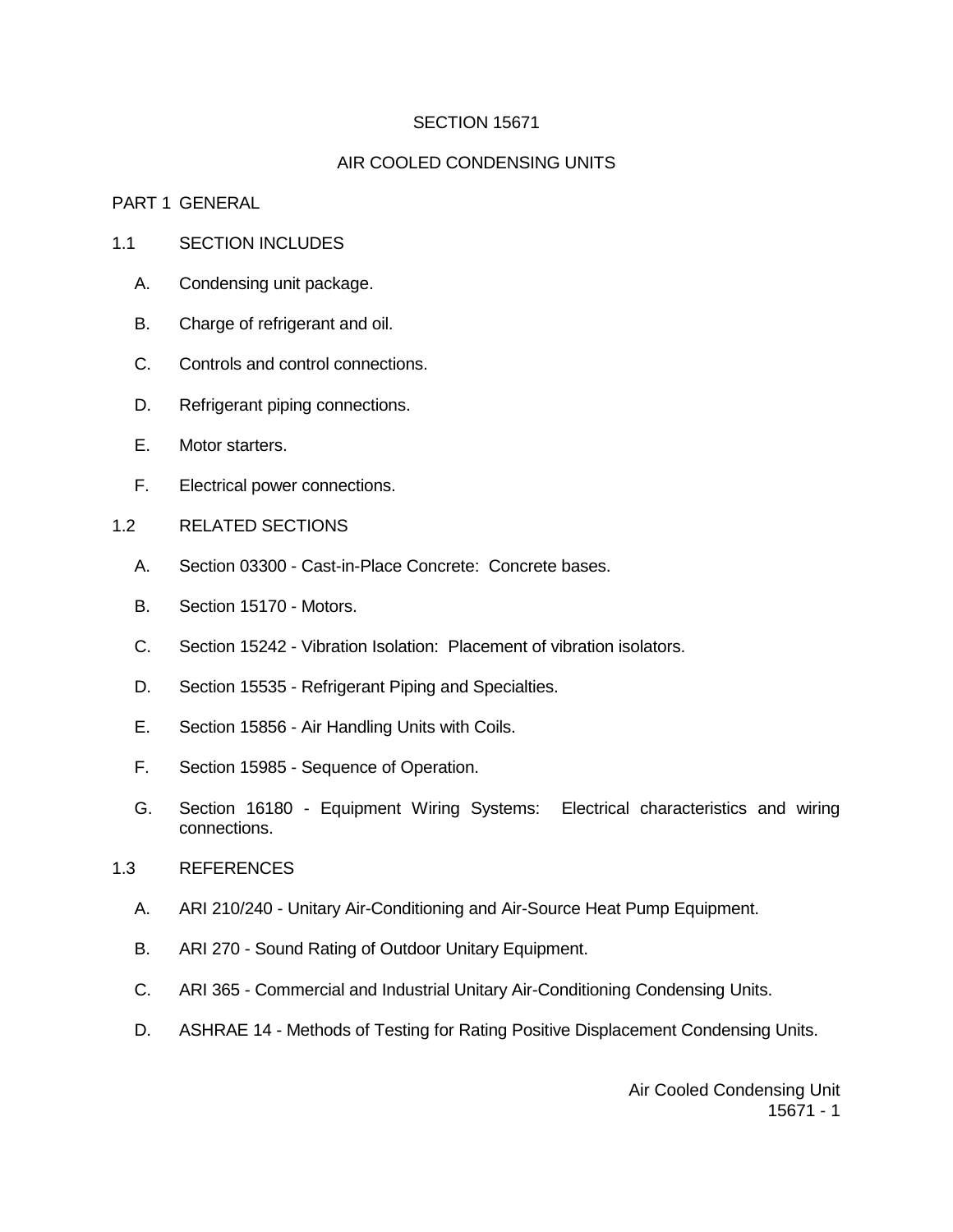# SECTION 15671

# AIR COOLED CONDENSING UNITS

## PART 1 GENERAL

### 1.1 SECTION INCLUDES

A. Condensing unit package.

B. Charge of refrigerant and oil.

C. Controls and control connections.

D. Refrigerant piping connections.

E. Motor starters.

F. Electrical power connections.

### 1.2 RELATED SECTIONS

A. Section 03300 - Cast-in-Place Concrete: Concrete bases.

B. Section 15170 - Motors.

C. Section 15242 - Vibration Isolation: Placement of vibration isolators.

D. Section 15535 - Refrigerant Piping and Specialties.

E. Section 15856 - Air Handling Units with Coils.

F. Section 15985 - Sequence of Operation.

G. Section 16180 - Equipment Wiring Systems: Electrical characteristics and wiring connections.

### 1.3 REFERENCES

A. ARI 210/240 - Unitary Air-Conditioning and Air-Source Heat Pump Equipment.

B. ARI 270 - Sound Rating of Outdoor Unitary Equipment.

C. ARI 365 - Commercial and Industrial Unitary Air-Conditioning Condensing Units.

D. ASHRAE 14 - Methods of Testing for Rating Positive Displacement Condensing Units.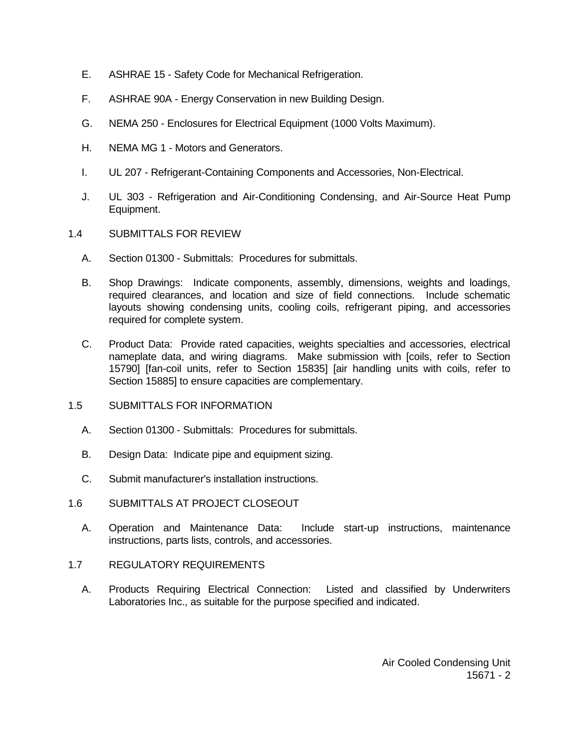E. ASHRAE 15 - Safety Code for Mechanical Refrigeration.

F. ASHRAE 90A - Energy Conservation in new Building Design.

G. NEMA 250 - Enclosures for Electrical Equipment (1000 Volts Maximum).

H. NEMA MG 1 - Motors and Generators.

I. UL 207 - Refrigerant-Containing Components and Accessories, Non-Electrical.

J. UL 303 - Refrigeration and Air-Conditioning Condensing, and Air-Source Heat Pump Equipment.

## 1.4 SUBMITTALS FOR REVIEW

A. Section 01300 - Submittals: Procedures for submittals.

B. Shop Drawings: Indicate components, assembly, dimensions, weights and loadings, required clearances, and location and size of field connections. Include schematic layouts showing condensing units, cooling coils, refrigerant piping, and accessories required for complete system.

C. Product Data: Provide rated capacities, weights specialties and accessories, electrical nameplate data, and wiring diagrams. Make submission with [coils, refer to Section 15790] [fan-coil units, refer to Section 15835] [air handling units with coils, refer to Section 15885] to ensure capacities are complementary.

## 1.5 SUBMITTALS FOR INFORMATION

A. Section 01300 - Submittals: Procedures for submittals.

B. Design Data: Indicate pipe and equipment sizing.

C. Submit manufacturer's installation instructions.

## 1.6 SUBMITTALS AT PROJECT CLOSEOUT

A. Operation and Maintenance Data: Include start-up instructions, maintenance instructions, parts lists, controls, and accessories.

## 1.7 REGULATORY REQUIREMENTS

A. Products Requiring Electrical Connection: Listed and classified by Underwriters Laboratories Inc., as suitable for the purpose specified and indicated.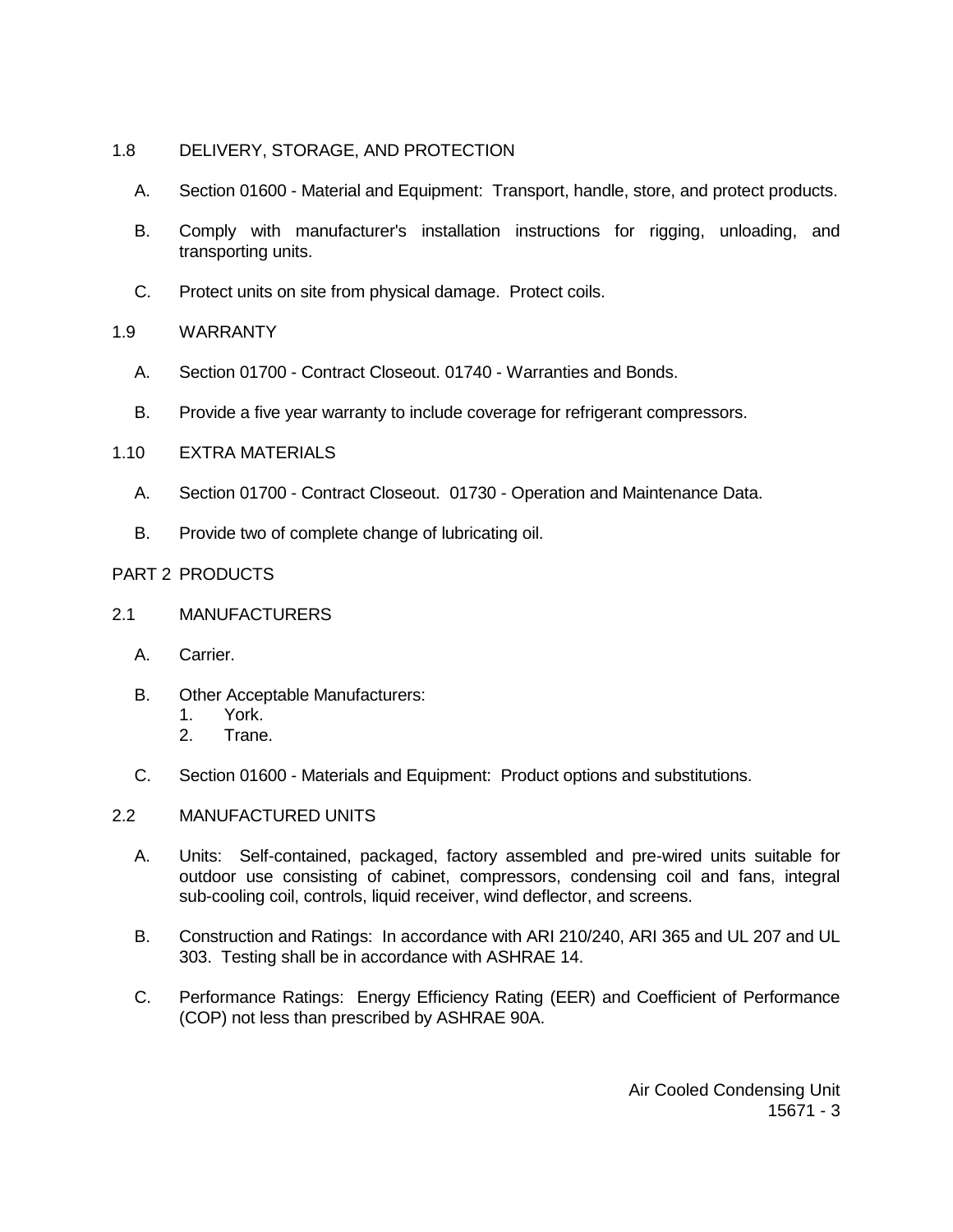## 1.8 DELIVERY, STORAGE, AND PROTECTION

A. Section 01600 - Material and Equipment: Transport, handle, store, and protect products.

B. Comply with manufacturer's installation instructions for rigging, unloading, and transporting units.

C. Protect units on site from physical damage. Protect coils.

## 1.9 WARRANTY

A. Section 01700 - Contract Closeout. 01740 - Warranties and Bonds.

B. Provide a five year warranty to include coverage for refrigerant compressors.

## 1.10 EXTRA MATERIALS

A. Section 01700 - Contract Closeout. 01730 - Operation and Maintenance Data.

B. Provide two of complete change of lubricating oil.

# PART 2 PRODUCTS

## 2.1 MANUFACTURERS

A. Carrier.

B. Other Acceptable Manufacturers:
   1. York.
   2. Trane.

C. Section 01600 - Materials and Equipment: Product options and substitutions.

## 2.2 MANUFACTURED UNITS

A. Units: Self-contained, packaged, factory assembled and pre-wired units suitable for outdoor use consisting of cabinet, compressors, condensing coil and fans, integral sub-cooling coil, controls, liquid receiver, wind deflector, and screens.

B. Construction and Ratings: In accordance with ARI 210/240, ARI 365 and UL 207 and UL 303. Testing shall be in accordance with ASHRAE 14.

C. Performance Ratings: Energy Efficiency Rating (EER) and Coefficient of Performance (COP) not less than prescribed by ASHRAE 90A.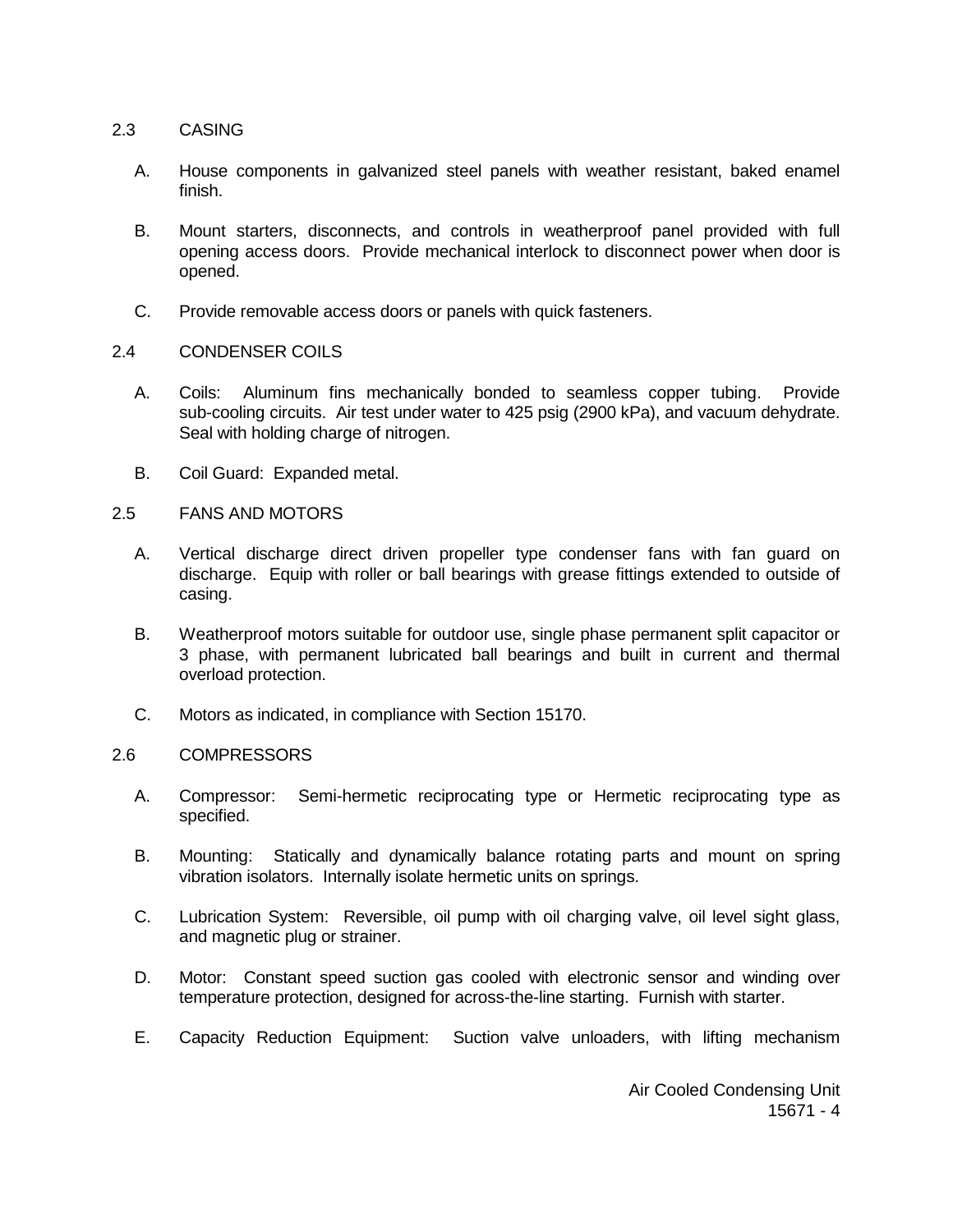## 2.3 CASING

A. House components in galvanized steel panels with weather resistant, baked enamel finish.

B. Mount starters, disconnects, and controls in weatherproof panel provided with full opening access doors. Provide mechanical interlock to disconnect power when door is opened.

C. Provide removable access doors or panels with quick fasteners.

## 2.4 CONDENSER COILS

A. Coils: Aluminum fins mechanically bonded to seamless copper tubing. Provide sub-cooling circuits. Air test under water to 425 psig (2900 kPa), and vacuum dehydrate. Seal with holding charge of nitrogen.

B. Coil Guard: Expanded metal.

## 2.5 FANS AND MOTORS

A. Vertical discharge direct driven propeller type condenser fans with fan guard on discharge. Equip with roller or ball bearings with grease fittings extended to outside of casing.

B. Weatherproof motors suitable for outdoor use, single phase permanent split capacitor or 3 phase, with permanent lubricated ball bearings and built in current and thermal overload protection.

C. Motors as indicated, in compliance with Section 15170.

## 2.6 COMPRESSORS

A. Compressor: Semi-hermetic reciprocating type or Hermetic reciprocating type as specified.

B. Mounting: Statically and dynamically balance rotating parts and mount on spring vibration isolators. Internally isolate hermetic units on springs.

C. Lubrication System: Reversible, oil pump with oil charging valve, oil level sight glass, and magnetic plug or strainer.

D. Motor: Constant speed suction gas cooled with electronic sensor and winding over temperature protection, designed for across-the-line starting. Furnish with starter.

E. Capacity Reduction Equipment: Suction valve unloaders, with lifting mechanism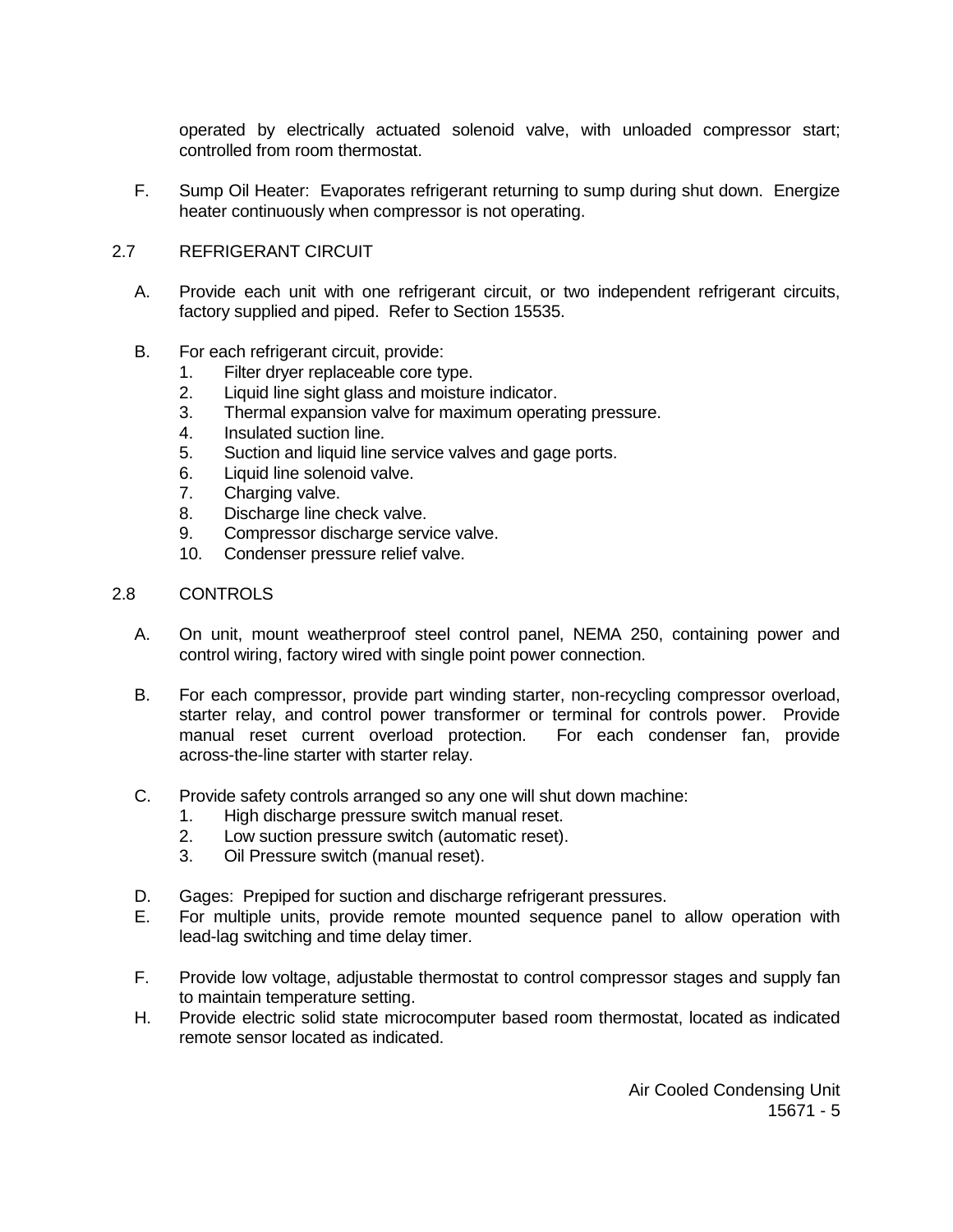operated by electrically actuated solenoid valve, with unloaded compressor start; controlled from room thermostat.

F. Sump Oil Heater: Evaporates refrigerant returning to sump during shut down. Energize heater continuously when compressor is not operating.

## 2.7 REFRIGERANT CIRCUIT

A. Provide each unit with one refrigerant circuit, or two independent refrigerant circuits, factory supplied and piped. Refer to Section 15535.

B. For each refrigerant circuit, provide:
   1. Filter dryer replaceable core type.
   2. Liquid line sight glass and moisture indicator.
   3. Thermal expansion valve for maximum operating pressure.
   4. Insulated suction line.
   5. Suction and liquid line service valves and gage ports.
   6. Liquid line solenoid valve.
   7. Charging valve.
   8. Discharge line check valve.
   9. Compressor discharge service valve.
   10. Condenser pressure relief valve.

## 2.8 CONTROLS

A. On unit, mount weatherproof steel control panel, NEMA 250, containing power and control wiring, factory wired with single point power connection.

B. For each compressor, provide part winding starter, non-recycling compressor overload, starter relay, and control power transformer or terminal for controls power. Provide manual reset current overload protection. For each condenser fan, provide across-the-line starter with starter relay.

C. Provide safety controls arranged so any one will shut down machine:
   1. High discharge pressure switch manual reset.
   2. Low suction pressure switch (automatic reset).
   3. Oil Pressure switch (manual reset).

D. Gages: Prepiped for suction and discharge refrigerant pressures.

E. For multiple units, provide remote mounted sequence panel to allow operation with lead-lag switching and time delay timer.

F. Provide low voltage, adjustable thermostat to control compressor stages and supply fan to maintain temperature setting.

H. Provide electric solid state microcomputer based room thermostat, located as indicated remote sensor located as indicated.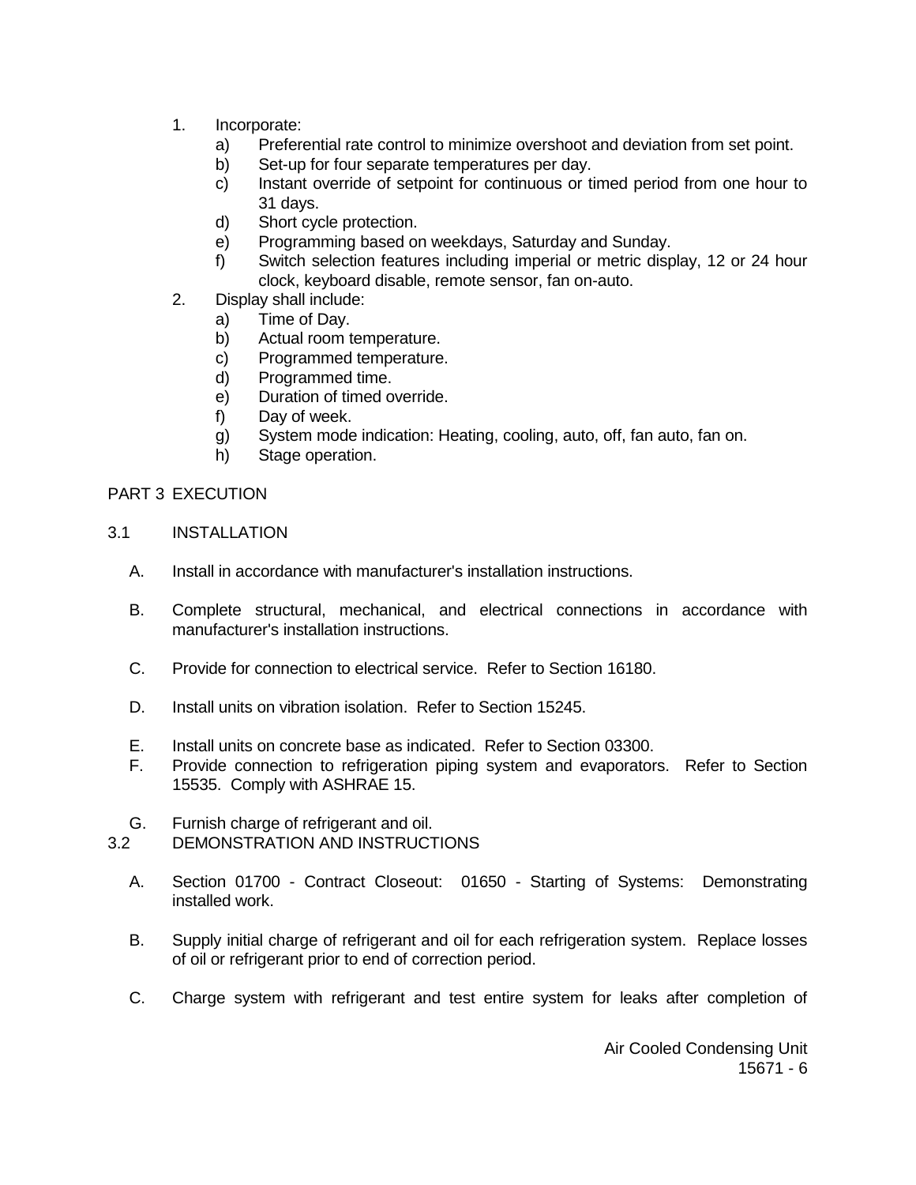1. Incorporate:
    a) Preferential rate control to minimize overshoot and deviation from set point.
    b) Set-up for four separate temperatures per day.
    c) Instant override of setpoint for continuous or timed period from one hour to 31 days.
    d) Short cycle protection.
    e) Programming based on weekdays, Saturday and Sunday.
    f) Switch selection features including imperial or metric display, 12 or 24 hour clock, keyboard disable, remote sensor, fan on-auto.
2. Display shall include:
    a) Time of Day.
    b) Actual room temperature.
    c) Programmed temperature.
    d) Programmed time.
    e) Duration of timed override.
    f) Day of week.
    g) System mode indication: Heating, cooling, auto, off, fan auto, fan on.
    h) Stage operation.

## PART 3 EXECUTION

### 3.1 INSTALLATION

A. Install in accordance with manufacturer's installation instructions.

B. Complete structural, mechanical, and electrical connections in accordance with manufacturer's installation instructions.

C. Provide for connection to electrical service. Refer to Section 16180.

D. Install units on vibration isolation. Refer to Section 15245.

E. Install units on concrete base as indicated. Refer to Section 03300.

F. Provide connection to refrigeration piping system and evaporators. Refer to Section 15535. Comply with ASHRAE 15.

G. Furnish charge of refrigerant and oil.

### 3.2 DEMONSTRATION AND INSTRUCTIONS

A. Section 01700 - Contract Closeout: 01650 - Starting of Systems: Demonstrating installed work.

B. Supply initial charge of refrigerant and oil for each refrigeration system. Replace losses of oil or refrigerant prior to end of correction period.

C. Charge system with refrigerant and test entire system for leaks after completion of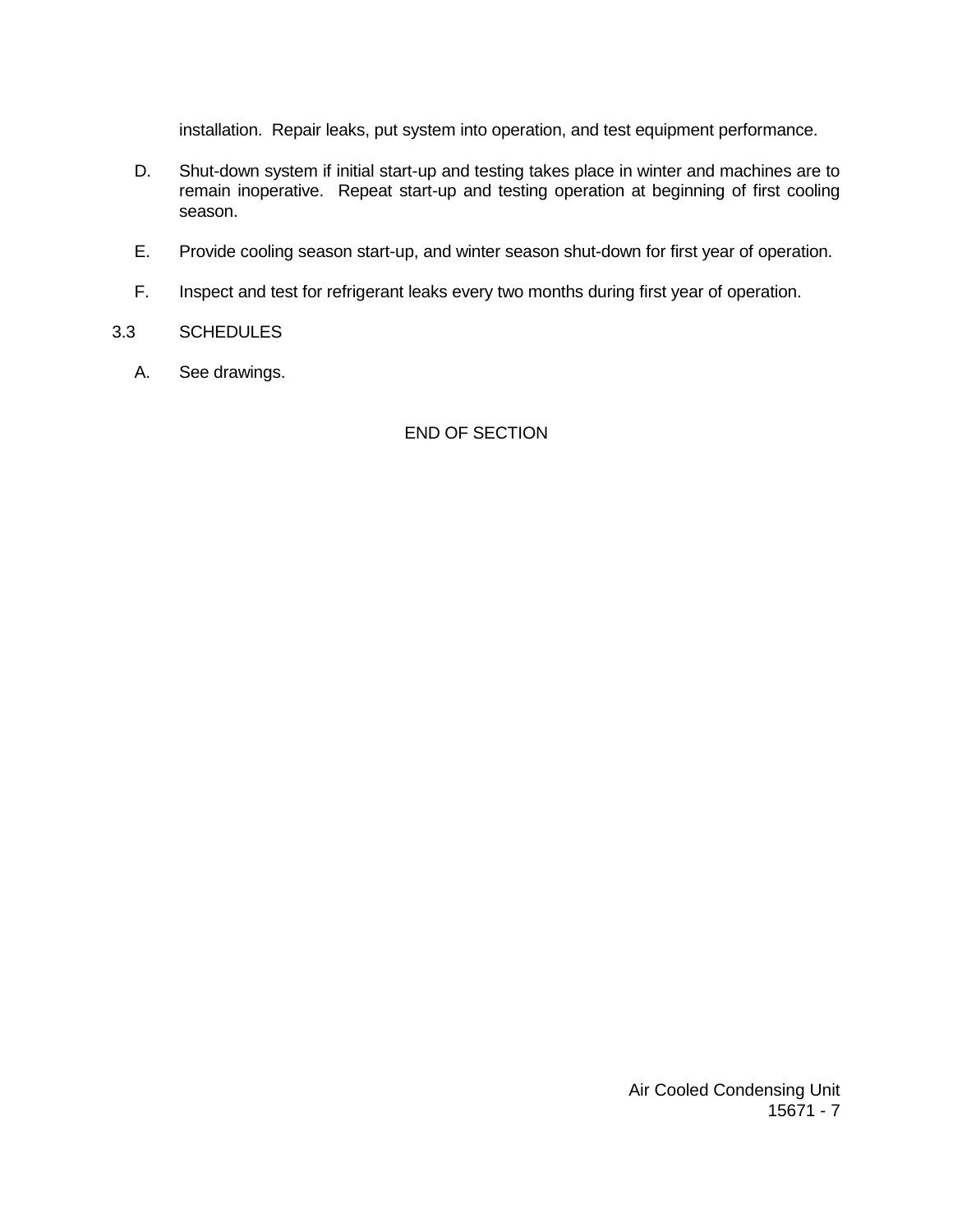installation. Repair leaks, put system into operation, and test equipment performance.

D. Shut-down system if initial start-up and testing takes place in winter and machines are to remain inoperative. Repeat start-up and testing operation at beginning of first cooling season.

E. Provide cooling season start-up, and winter season shut-down for first year of operation.

F. Inspect and test for refrigerant leaks every two months during first year of operation.

## 3.3 SCHEDULES

A. See drawings.

END OF SECTION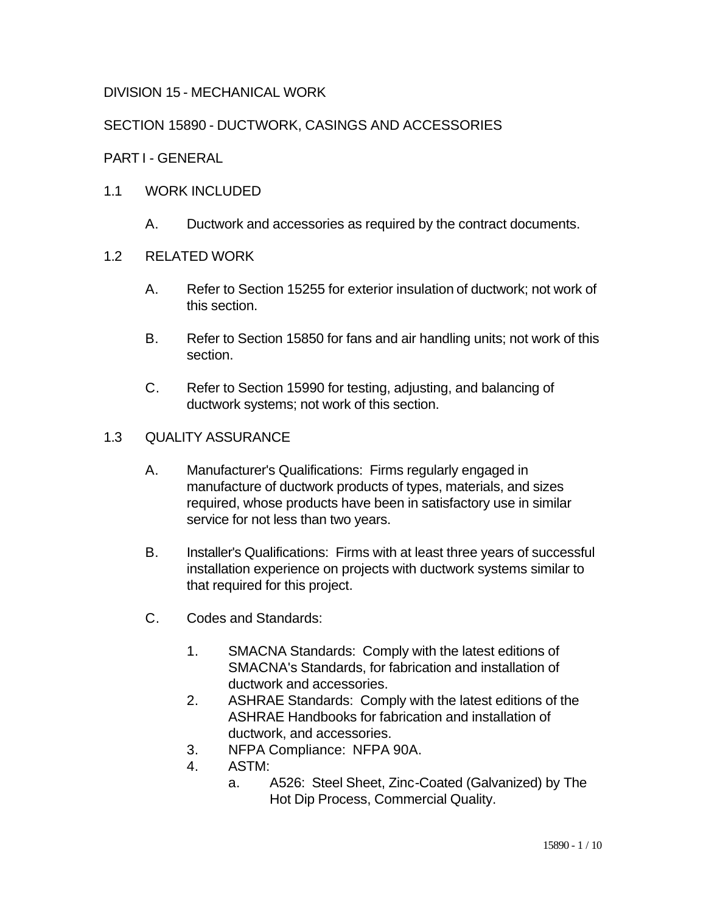DIVISION 15 - MECHANICAL WORK

SECTION 15890 - DUCTWORK, CASINGS AND ACCESSORIES

PART I - GENERAL

1.1 WORK INCLUDED

A. Ductwork and accessories as required by the contract documents.

1.2 RELATED WORK

A. Refer to Section 15255 for exterior insulation of ductwork; not work of this section.

B. Refer to Section 15850 for fans and air handling units; not work of this section.

C. Refer to Section 15990 for testing, adjusting, and balancing of ductwork systems; not work of this section.

1.3 QUALITY ASSURANCE

A. Manufacturer's Qualifications: Firms regularly engaged in manufacture of ductwork products of types, materials, and sizes required, whose products have been in satisfactory use in similar service for not less than two years.

B. Installer's Qualifications: Firms with at least three years of successful installation experience on projects with ductwork systems similar to that required for this project.

C. Codes and Standards:

1. SMACNA Standards: Comply with the latest editions of SMACNA's Standards, for fabrication and installation of ductwork and accessories.
2. ASHRAE Standards: Comply with the latest editions of the ASHRAE Handbooks for fabrication and installation of ductwork, and accessories.
3. NFPA Compliance: NFPA 90A.
4. ASTM:
   a. A526: Steel Sheet, Zinc-Coated (Galvanized) by The Hot Dip Process, Commercial Quality.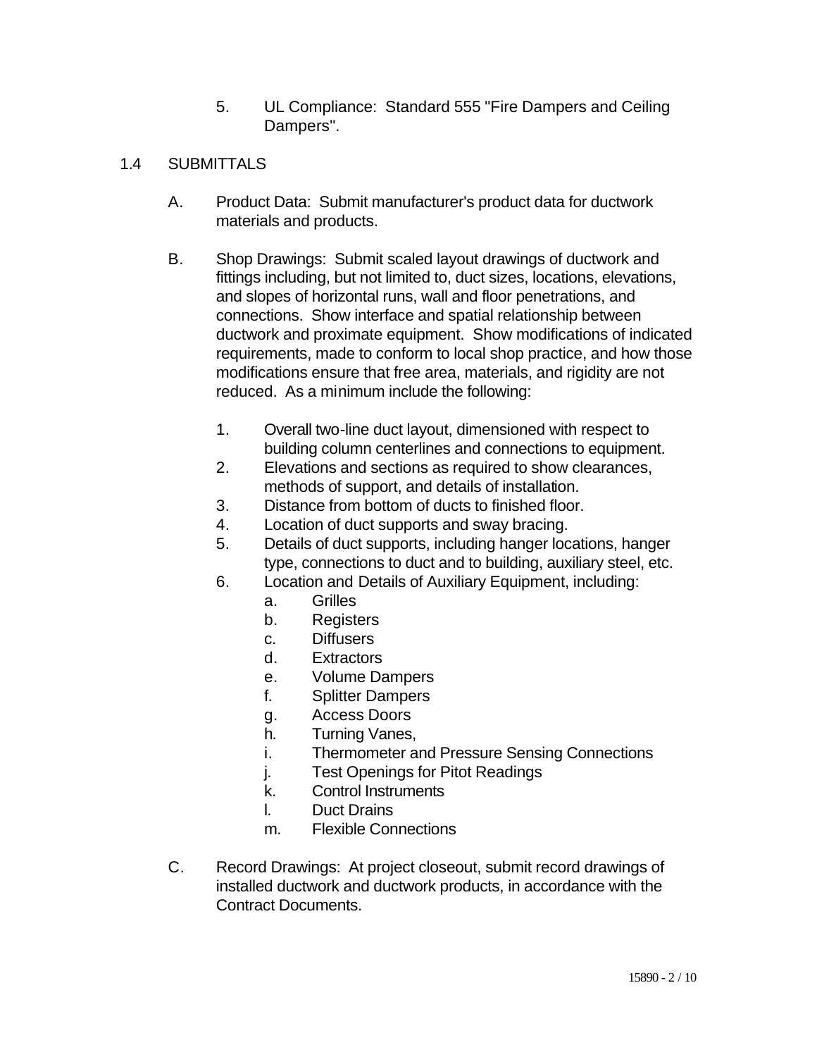5. UL Compliance: Standard 555 "Fire Dampers and Ceiling Dampers".

## 1.4 SUBMITTALS

A. Product Data: Submit manufacturer's product data for ductwork materials and products.

B. Shop Drawings: Submit scaled layout drawings of ductwork and fittings including, but not limited to, duct sizes, locations, elevations, and slopes of horizontal runs, wall and floor penetrations, and connections. Show interface and spatial relationship between ductwork and proximate equipment. Show modifications of indicated requirements, made to conform to local shop practice, and how those modifications ensure that free area, materials, and rigidity are not reduced. As a minimum include the following:

   1. Overall two-line duct layout, dimensioned with respect to building column centerlines and connections to equipment.
   2. Elevations and sections as required to show clearances, methods of support, and details of installation.
   3. Distance from bottom of ducts to finished floor.
   4. Location of duct supports and sway bracing.
   5. Details of duct supports, including hanger locations, hanger type, connections to duct and to building, auxiliary steel, etc.
   6. Location and Details of Auxiliary Equipment, including:
      a. Grilles
      b. Registers
      c. Diffusers
      d. Extractors
      e. Volume Dampers
      f. Splitter Dampers
      g. Access Doors
      h. Turning Vanes,
      i. Thermometer and Pressure Sensing Connections
      j. Test Openings for Pitot Readings
      k. Control Instruments
      l. Duct Drains
      m. Flexible Connections

C. Record Drawings: At project closeout, submit record drawings of installed ductwork and ductwork products, in accordance with the Contract Documents.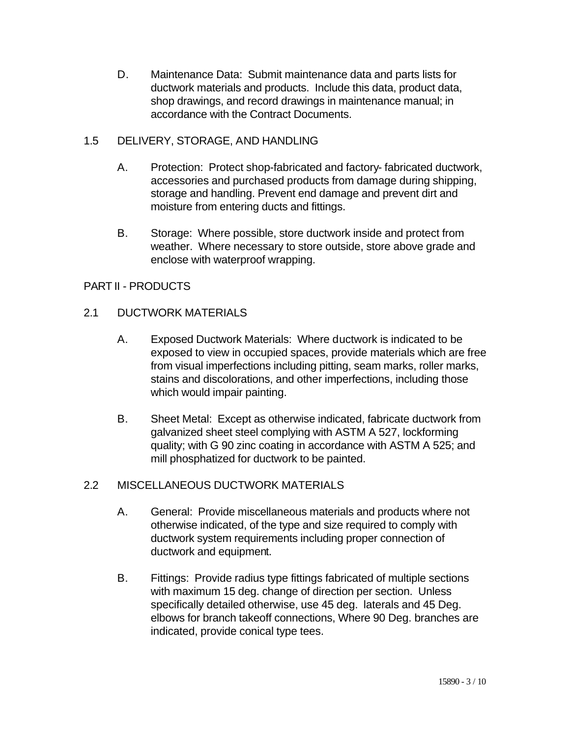D. Maintenance Data: Submit maintenance data and parts lists for ductwork materials and products. Include this data, product data, shop drawings, and record drawings in maintenance manual; in accordance with the Contract Documents.

## 1.5 DELIVERY, STORAGE, AND HANDLING

A. Protection: Protect shop-fabricated and factory- fabricated ductwork, accessories and purchased products from damage during shipping, storage and handling. Prevent end damage and prevent dirt and moisture from entering ducts and fittings.

B. Storage: Where possible, store ductwork inside and protect from weather. Where necessary to store outside, store above grade and enclose with waterproof wrapping.

# PART II - PRODUCTS

## 2.1 DUCTWORK MATERIALS

A. Exposed Ductwork Materials: Where ductwork is indicated to be exposed to view in occupied spaces, provide materials which are free from visual imperfections including pitting, seam marks, roller marks, stains and discolorations, and other imperfections, including those which would impair painting.

B. Sheet Metal: Except as otherwise indicated, fabricate ductwork from galvanized sheet steel complying with ASTM A 527, lockforming quality; with G 90 zinc coating in accordance with ASTM A 525; and mill phosphatized for ductwork to be painted.

## 2.2 MISCELLANEOUS DUCTWORK MATERIALS

A. General: Provide miscellaneous materials and products where not otherwise indicated, of the type and size required to comply with ductwork system requirements including proper connection of ductwork and equipment.

B. Fittings: Provide radius type fittings fabricated of multiple sections with maximum 15 deg. change of direction per section. Unless specifically detailed otherwise, use 45 deg. laterals and 45 Deg. elbows for branch takeoff connections, Where 90 Deg. branches are indicated, provide conical type tees.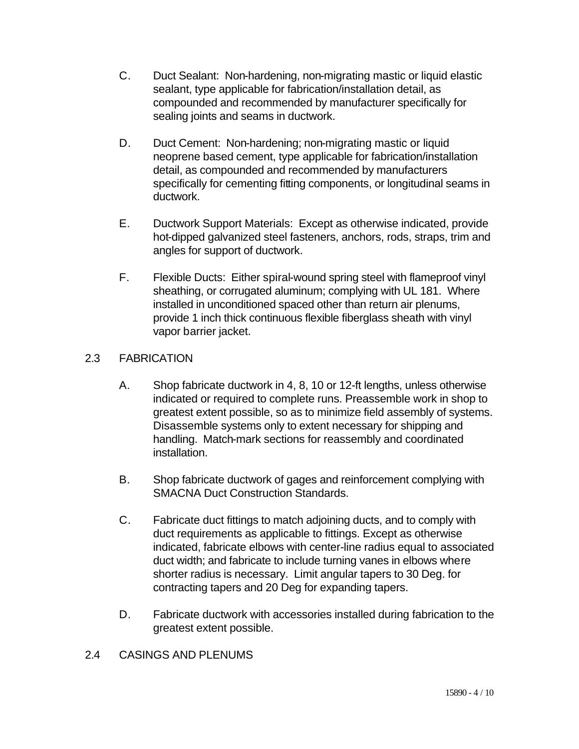C. Duct Sealant: Non-hardening, non-migrating mastic or liquid elastic sealant, type applicable for fabrication/installation detail, as compounded and recommended by manufacturer specifically for sealing joints and seams in ductwork.

D. Duct Cement: Non-hardening; non-migrating mastic or liquid neoprene based cement, type applicable for fabrication/installation detail, as compounded and recommended by manufacturers specifically for cementing fitting components, or longitudinal seams in ductwork.

E. Ductwork Support Materials: Except as otherwise indicated, provide hot-dipped galvanized steel fasteners, anchors, rods, straps, trim and angles for support of ductwork.

F. Flexible Ducts: Either spiral-wound spring steel with flameproof vinyl sheathing, or corrugated aluminum; complying with UL 181. Where installed in unconditioned spaced other than return air plenums, provide 1 inch thick continuous flexible fiberglass sheath with vinyl vapor barrier jacket.

## 2.3 FABRICATION

A. Shop fabricate ductwork in 4, 8, 10 or 12-ft lengths, unless otherwise indicated or required to complete runs. Preassemble work in shop to greatest extent possible, so as to minimize field assembly of systems. Disassemble systems only to extent necessary for shipping and handling. Match-mark sections for reassembly and coordinated installation.

B. Shop fabricate ductwork of gages and reinforcement complying with SMACNA Duct Construction Standards.

C. Fabricate duct fittings to match adjoining ducts, and to comply with duct requirements as applicable to fittings. Except as otherwise indicated, fabricate elbows with center-line radius equal to associated duct width; and fabricate to include turning vanes in elbows where shorter radius is necessary. Limit angular tapers to 30 Deg. for contracting tapers and 20 Deg for expanding tapers.

D. Fabricate ductwork with accessories installed during fabrication to the greatest extent possible.

## 2.4 CASINGS AND PLENUMS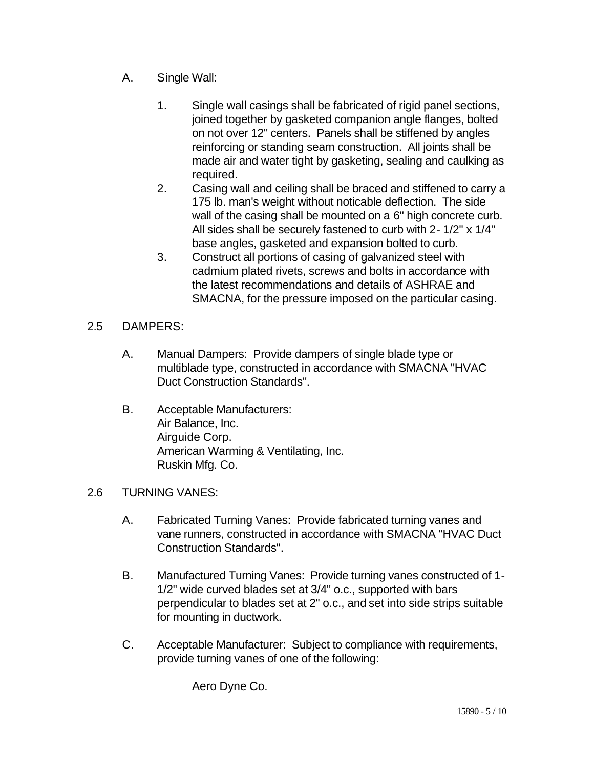A. Single Wall:

1. Single wall casings shall be fabricated of rigid panel sections, joined together by gasketed companion angle flanges, bolted on not over 12" centers. Panels shall be stiffened by angles reinforcing or standing seam construction. All joints shall be made air and water tight by gasketing, sealing and caulking as required.
2. Casing wall and ceiling shall be braced and stiffened to carry a 175 lb. man's weight without noticable deflection. The side wall of the casing shall be mounted on a 6" high concrete curb. All sides shall be securely fastened to curb with 2- 1/2" x 1/4" base angles, gasketed and expansion bolted to curb.
3. Construct all portions of casing of galvanized steel with cadmium plated rivets, screws and bolts in accordance with the latest recommendations and details of ASHRAE and SMACNA, for the pressure imposed on the particular casing.

## 2.5 DAMPERS:

A. Manual Dampers: Provide dampers of single blade type or multiblade type, constructed in accordance with SMACNA "HVAC Duct Construction Standards".

B. Acceptable Manufacturers:
Air Balance, Inc.
Airguide Corp.
American Warming & Ventilating, Inc.
Ruskin Mfg. Co.

## 2.6 TURNING VANES:

A. Fabricated Turning Vanes: Provide fabricated turning vanes and vane runners, constructed in accordance with SMACNA "HVAC Duct Construction Standards".

B. Manufactured Turning Vanes: Provide turning vanes constructed of 1-1/2" wide curved blades set at 3/4" o.c., supported with bars perpendicular to blades set at 2" o.c., and set into side strips suitable for mounting in ductwork.

C. Acceptable Manufacturer: Subject to compliance with requirements, provide turning vanes of one of the following:

Aero Dyne Co.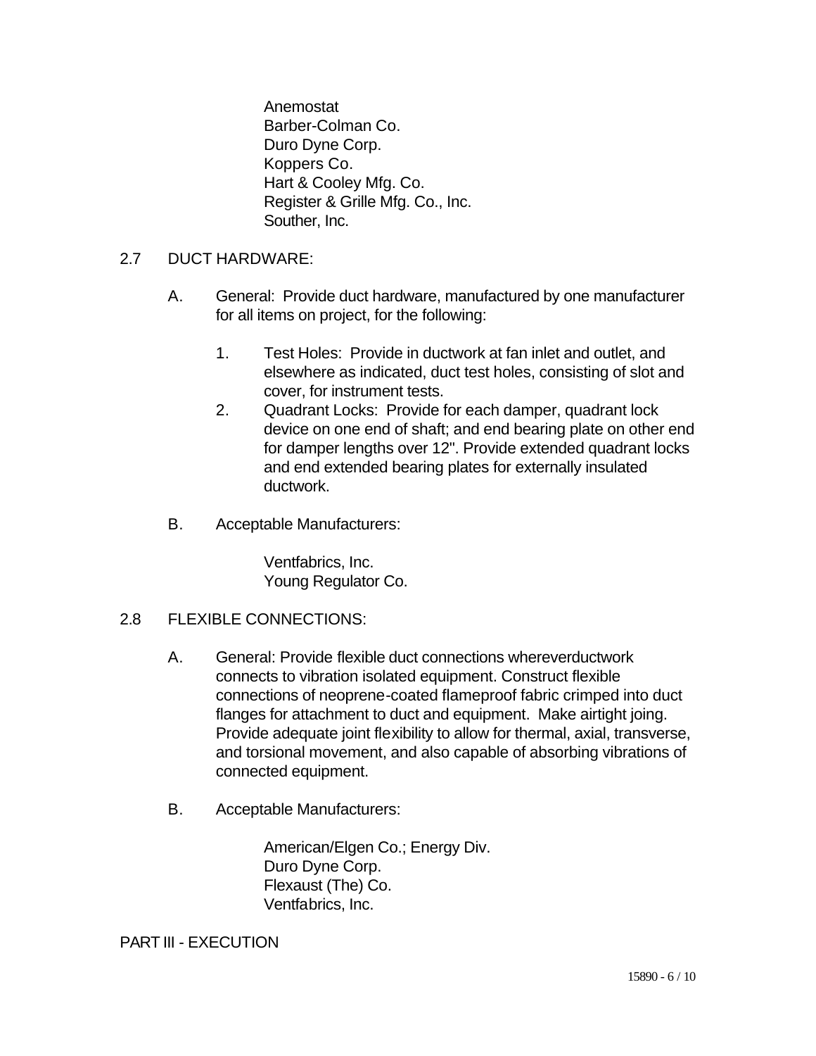Anemostat
Barber-Colman Co.
Duro Dyne Corp.
Koppers Co.
Hart & Cooley Mfg. Co.
Register & Grille Mfg. Co., Inc.
Souther, Inc.

## 2.7 DUCT HARDWARE:

A. General: Provide duct hardware, manufactured by one manufacturer for all items on project, for the following:

   1. Test Holes: Provide in ductwork at fan inlet and outlet, and elsewhere as indicated, duct test holes, consisting of slot and cover, for instrument tests.
   2. Quadrant Locks: Provide for each damper, quadrant lock device on one end of shaft; and end bearing plate on other end for damper lengths over 12". Provide extended quadrant locks and end extended bearing plates for externally insulated ductwork.

B. Acceptable Manufacturers:

Ventfabrics, Inc.
Young Regulator Co.

## 2.8 FLEXIBLE CONNECTIONS:

A. General: Provide flexible duct connections whereverductwork connects to vibration isolated equipment. Construct flexible connections of neoprene-coated flameproof fabric crimped into duct flanges for attachment to duct and equipment. Make airtight joing. Provide adequate joint flexibility to allow for thermal, axial, transverse, and torsional movement, and also capable of absorbing vibrations of connected equipment.

B. Acceptable Manufacturers:

American/Elgen Co.; Energy Div.
Duro Dyne Corp.
Flexaust (The) Co.
Ventfabrics, Inc.

# PART III - EXECUTION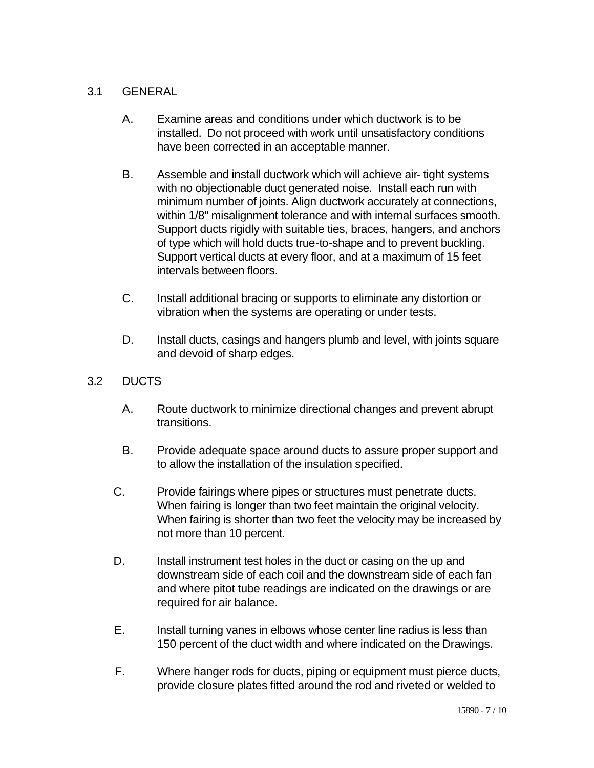## 3.1 GENERAL

A. Examine areas and conditions under which ductwork is to be installed. Do not proceed with work until unsatisfactory conditions have been corrected in an acceptable manner.

B. Assemble and install ductwork which will achieve air- tight systems with no objectionable duct generated noise. Install each run with minimum number of joints. Align ductwork accurately at connections, within 1/8" misalignment tolerance and with internal surfaces smooth. Support ducts rigidly with suitable ties, braces, hangers, and anchors of type which will hold ducts true-to-shape and to prevent buckling. Support vertical ducts at every floor, and at a maximum of 15 feet intervals between floors.

C. Install additional bracing or supports to eliminate any distortion or vibration when the systems are operating or under tests.

D. Install ducts, casings and hangers plumb and level, with joints square and devoid of sharp edges.

## 3.2 DUCTS

A. Route ductwork to minimize directional changes and prevent abrupt transitions.

B. Provide adequate space around ducts to assure proper support and to allow the installation of the insulation specified.

C. Provide fairings where pipes or structures must penetrate ducts. When fairing is longer than two feet maintain the original velocity. When fairing is shorter than two feet the velocity may be increased by not more than 10 percent.

D. Install instrument test holes in the duct or casing on the up and downstream side of each coil and the downstream side of each fan and where pitot tube readings are indicated on the drawings or are required for air balance.

E. Install turning vanes in elbows whose center line radius is less than 150 percent of the duct width and where indicated on the Drawings.

F. Where hanger rods for ducts, piping or equipment must pierce ducts, provide closure plates fitted around the rod and riveted or welded to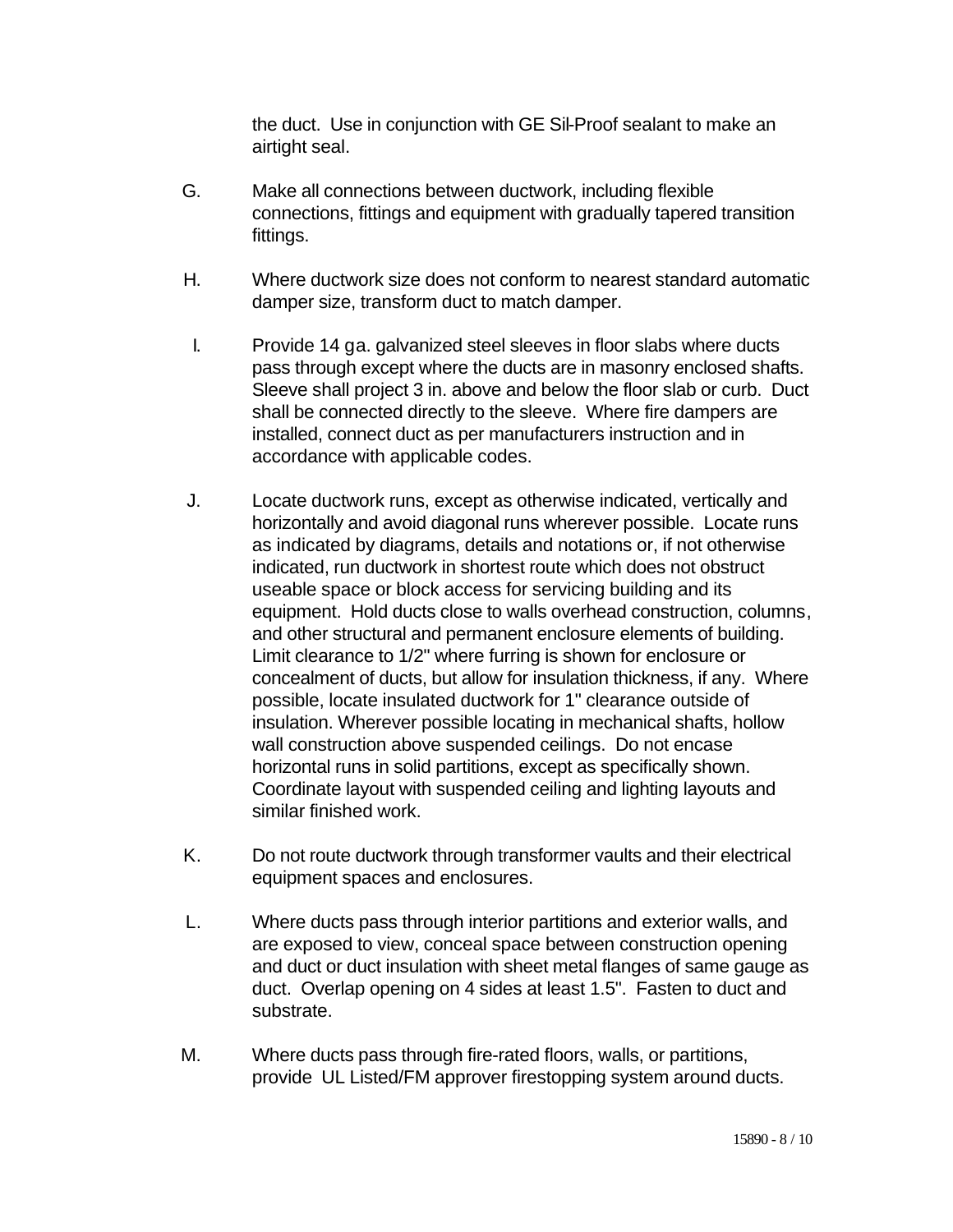the duct. Use in conjunction with GE Sil-Proof sealant to make an airtight seal.

G. Make all connections between ductwork, including flexible connections, fittings and equipment with gradually tapered transition fittings.

H. Where ductwork size does not conform to nearest standard automatic damper size, transform duct to match damper.

I. Provide 14 ga. galvanized steel sleeves in floor slabs where ducts pass through except where the ducts are in masonry enclosed shafts. Sleeve shall project 3 in. above and below the floor slab or curb. Duct shall be connected directly to the sleeve. Where fire dampers are installed, connect duct as per manufacturers instruction and in accordance with applicable codes.

J. Locate ductwork runs, except as otherwise indicated, vertically and horizontally and avoid diagonal runs wherever possible. Locate runs as indicated by diagrams, details and notations or, if not otherwise indicated, run ductwork in shortest route which does not obstruct useable space or block access for servicing building and its equipment. Hold ducts close to walls overhead construction, columns, and other structural and permanent enclosure elements of building. Limit clearance to 1/2" where furring is shown for enclosure or concealment of ducts, but allow for insulation thickness, if any. Where possible, locate insulated ductwork for 1" clearance outside of insulation. Wherever possible locating in mechanical shafts, hollow wall construction above suspended ceilings. Do not encase horizontal runs in solid partitions, except as specifically shown. Coordinate layout with suspended ceiling and lighting layouts and similar finished work.

K. Do not route ductwork through transformer vaults and their electrical equipment spaces and enclosures.

L. Where ducts pass through interior partitions and exterior walls, and are exposed to view, conceal space between construction opening and duct or duct insulation with sheet metal flanges of same gauge as duct. Overlap opening on 4 sides at least 1.5". Fasten to duct and substrate.

M. Where ducts pass through fire-rated floors, walls, or partitions, provide UL Listed/FM approver firestopping system around ducts.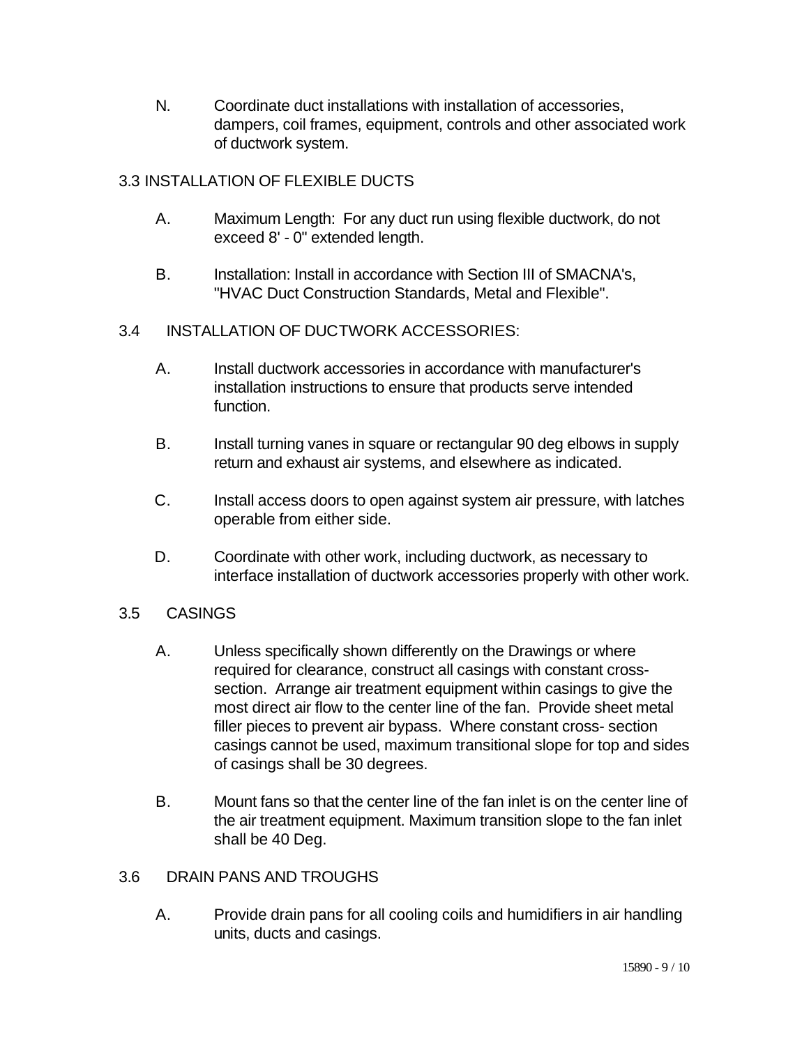N. Coordinate duct installations with installation of accessories, dampers, coil frames, equipment, controls and other associated work of ductwork system.

## 3.3 INSTALLATION OF FLEXIBLE DUCTS

A. Maximum Length: For any duct run using flexible ductwork, do not exceed 8' - 0" extended length.

B. Installation: Install in accordance with Section III of SMACNA's, "HVAC Duct Construction Standards, Metal and Flexible".

## 3.4 INSTALLATION OF DUCTWORK ACCESSORIES:

A. Install ductwork accessories in accordance with manufacturer's installation instructions to ensure that products serve intended function.

B. Install turning vanes in square or rectangular 90 deg elbows in supply return and exhaust air systems, and elsewhere as indicated.

C. Install access doors to open against system air pressure, with latches operable from either side.

D. Coordinate with other work, including ductwork, as necessary to interface installation of ductwork accessories properly with other work.

## 3.5 CASINGS

A. Unless specifically shown differently on the Drawings or where required for clearance, construct all casings with constant cross-section. Arrange air treatment equipment within casings to give the most direct air flow to the center line of the fan. Provide sheet metal filler pieces to prevent air bypass. Where constant cross- section casings cannot be used, maximum transitional slope for top and sides of casings shall be 30 degrees.

B. Mount fans so that the center line of the fan inlet is on the center line of the air treatment equipment. Maximum transition slope to the fan inlet shall be 40 Deg.

## 3.6 DRAIN PANS AND TROUGHS

A. Provide drain pans for all cooling coils and humidifiers in air handling units, ducts and casings.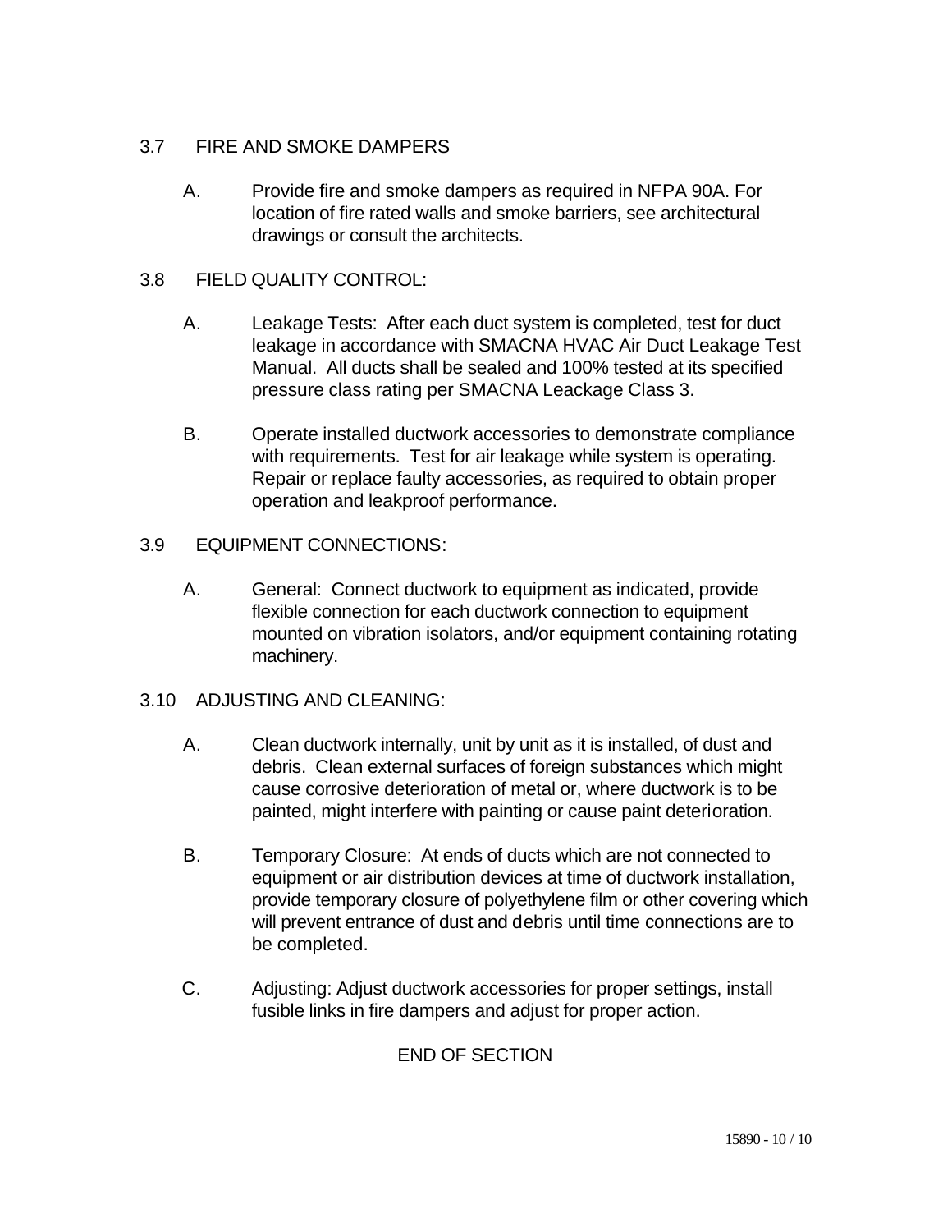## 3.7 FIRE AND SMOKE DAMPERS

A. Provide fire and smoke dampers as required in NFPA 90A. For location of fire rated walls and smoke barriers, see architectural drawings or consult the architects.

## 3.8 FIELD QUALITY CONTROL:

A. Leakage Tests: After each duct system is completed, test for duct leakage in accordance with SMACNA HVAC Air Duct Leakage Test Manual. All ducts shall be sealed and 100% tested at its specified pressure class rating per SMACNA Leackage Class 3.

B. Operate installed ductwork accessories to demonstrate compliance with requirements. Test for air leakage while system is operating. Repair or replace faulty accessories, as required to obtain proper operation and leakproof performance.

## 3.9 EQUIPMENT CONNECTIONS:

A. General: Connect ductwork to equipment as indicated, provide flexible connection for each ductwork connection to equipment mounted on vibration isolators, and/or equipment containing rotating machinery.

## 3.10 ADJUSTING AND CLEANING:

A. Clean ductwork internally, unit by unit as it is installed, of dust and debris. Clean external surfaces of foreign substances which might cause corrosive deterioration of metal or, where ductwork is to be painted, might interfere with painting or cause paint deterioration.

B. Temporary Closure: At ends of ducts which are not connected to equipment or air distribution devices at time of ductwork installation, provide temporary closure of polyethylene film or other covering which will prevent entrance of dust and debris until time connections are to be completed.

C. Adjusting: Adjust ductwork accessories for proper settings, install fusible links in fire dampers and adjust for proper action.

END OF SECTION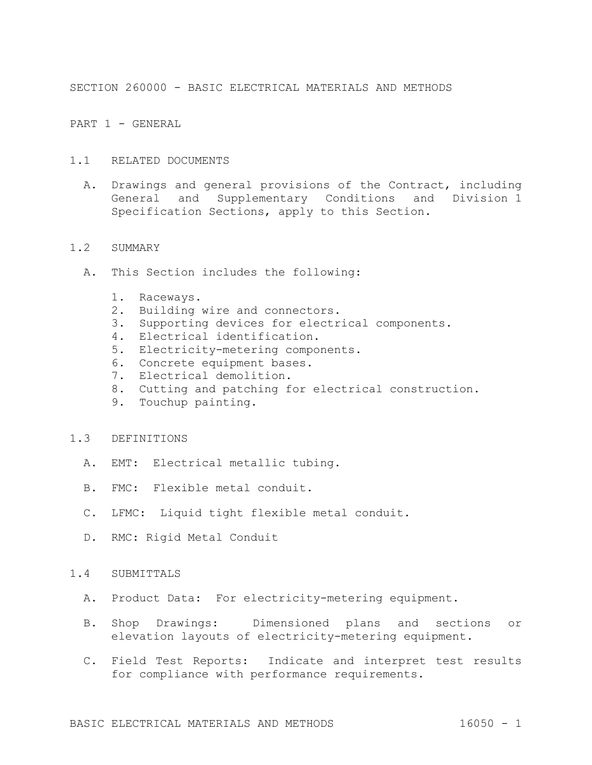# SECTION 260000 - BASIC ELECTRICAL MATERIALS AND METHODS

## PART 1 - GENERAL

### 1.1 RELATED DOCUMENTS

A. Drawings and general provisions of the Contract, including General and Supplementary Conditions and Division 1 Specification Sections, apply to this Section.

### 1.2 SUMMARY

A. This Section includes the following:

1. Raceways.
2. Building wire and connectors.
3. Supporting devices for electrical components.
4. Electrical identification.
5. Electricity-metering components.
6. Concrete equipment bases.
7. Electrical demolition.
8. Cutting and patching for electrical construction.
9. Touchup painting.

### 1.3 DEFINITIONS

A. EMT: Electrical metallic tubing.

B. FMC: Flexible metal conduit.

C. LFMC: Liquid tight flexible metal conduit.

D. RMC: Rigid Metal Conduit

### 1.4 SUBMITTALS

A. Product Data: For electricity-metering equipment.

B. Shop Drawings: Dimensioned plans and sections or elevation layouts of electricity-metering equipment.

C. Field Test Reports: Indicate and interpret test results for compliance with performance requirements.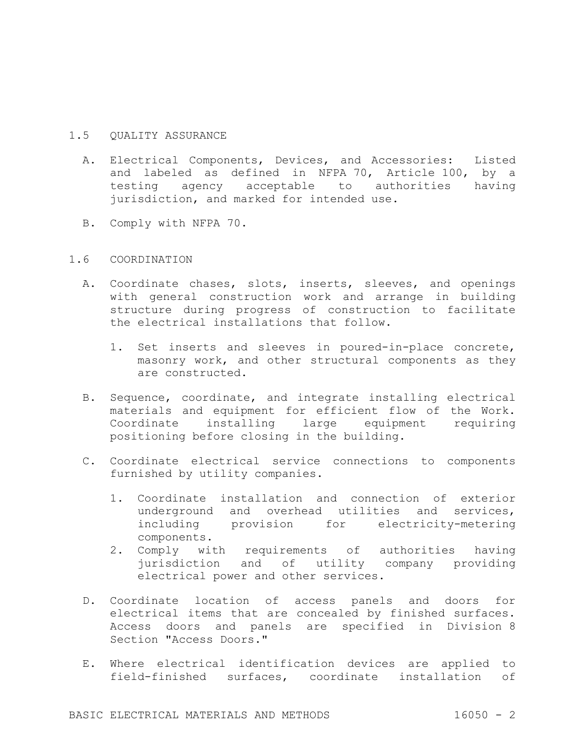## 1.5 QUALITY ASSURANCE

A. Electrical Components, Devices, and Accessories: Listed and labeled as defined in NFPA 70, Article 100, by a testing agency acceptable to authorities having jurisdiction, and marked for intended use.

B. Comply with NFPA 70.

## 1.6 COORDINATION

A. Coordinate chases, slots, inserts, sleeves, and openings with general construction work and arrange in building structure during progress of construction to facilitate the electrical installations that follow.

   1. Set inserts and sleeves in poured-in-place concrete, masonry work, and other structural components as they are constructed.

B. Sequence, coordinate, and integrate installing electrical materials and equipment for efficient flow of the Work. Coordinate installing large equipment requiring positioning before closing in the building.

C. Coordinate electrical service connections to components furnished by utility companies.

   1. Coordinate installation and connection of exterior underground and overhead utilities and services, including provision for electricity-metering components.
   2. Comply with requirements of authorities having jurisdiction and of utility company providing electrical power and other services.

D. Coordinate location of access panels and doors for electrical items that are concealed by finished surfaces. Access doors and panels are specified in Division 8 Section "Access Doors."

E. Where electrical identification devices are applied to field-finished surfaces, coordinate installation of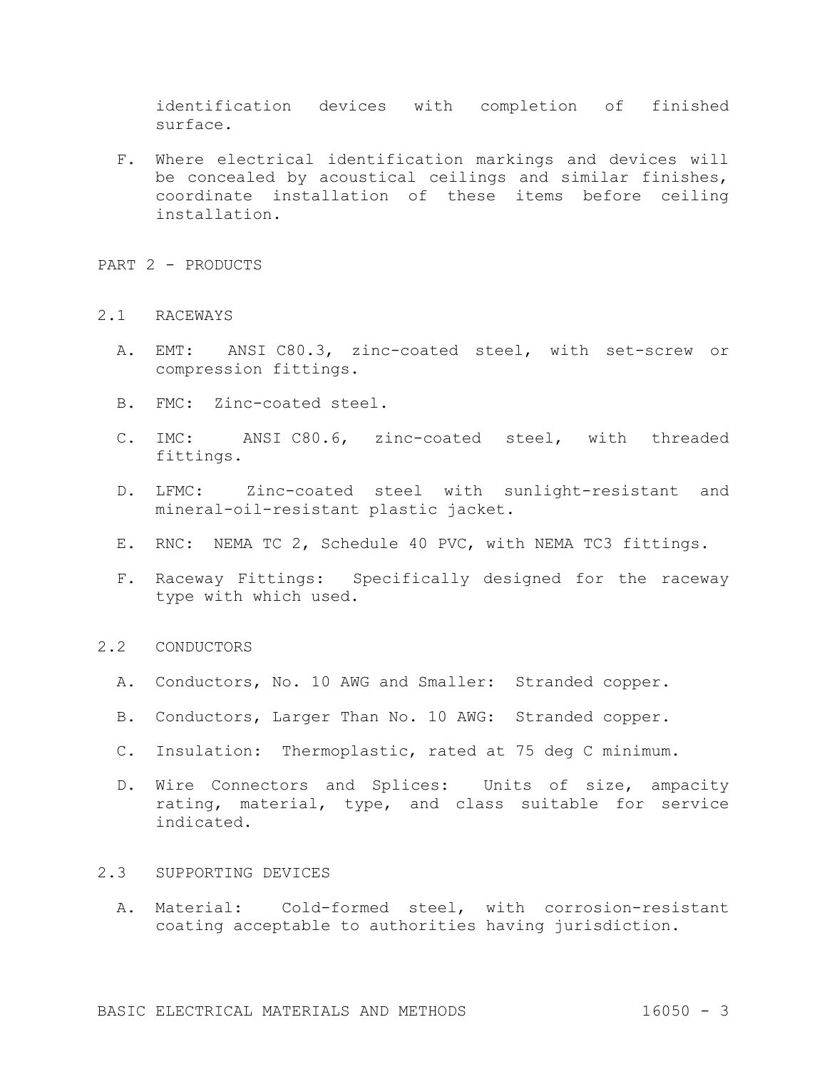identification devices with completion of finished surface.

F. Where electrical identification markings and devices will be concealed by acoustical ceilings and similar finishes, coordinate installation of these items before ceiling installation.

## PART 2 - PRODUCTS

### 2.1 RACEWAYS

A. EMT: ANSI C80.3, zinc-coated steel, with set-screw or compression fittings.

B. FMC: Zinc-coated steel.

C. IMC: ANSI C80.6, zinc-coated steel, with threaded fittings.

D. LFMC: Zinc-coated steel with sunlight-resistant and mineral-oil-resistant plastic jacket.

E. RNC: NEMA TC 2, Schedule 40 PVC, with NEMA TC3 fittings.

F. Raceway Fittings: Specifically designed for the raceway type with which used.

### 2.2 CONDUCTORS

A. Conductors, No. 10 AWG and Smaller: Stranded copper.

B. Conductors, Larger Than No. 10 AWG: Stranded copper.

C. Insulation: Thermoplastic, rated at 75 deg C minimum.

D. Wire Connectors and Splices: Units of size, ampacity rating, material, type, and class suitable for service indicated.

### 2.3 SUPPORTING DEVICES

A. Material: Cold-formed steel, with corrosion-resistant coating acceptable to authorities having jurisdiction.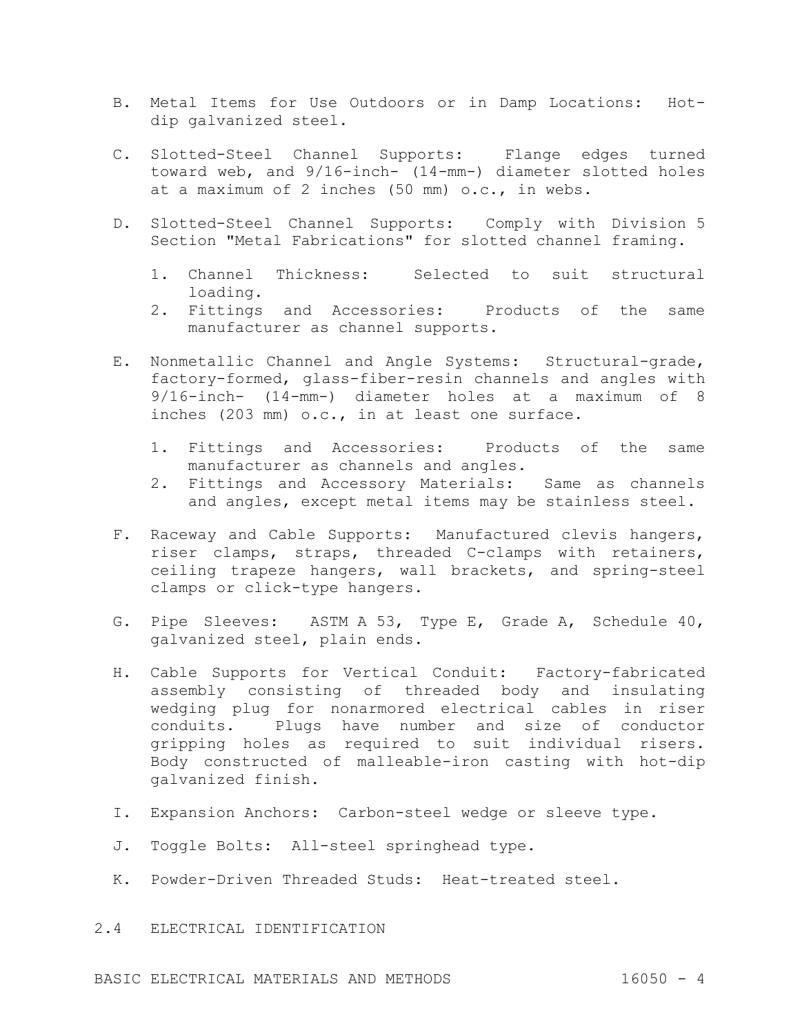B. Metal Items for Use Outdoors or in Damp Locations: Hot-dip galvanized steel.

C. Slotted-Steel Channel Supports: Flange edges turned toward web, and 9/16-inch- (14-mm-) diameter slotted holes at a maximum of 2 inches (50 mm) o.c., in webs.

D. Slotted-Steel Channel Supports: Comply with Division 5 Section "Metal Fabrications" for slotted channel framing.

   1. Channel Thickness: Selected to suit structural loading.
   2. Fittings and Accessories: Products of the same manufacturer as channel supports.

E. Nonmetallic Channel and Angle Systems: Structural-grade, factory-formed, glass-fiber-resin channels and angles with 9/16-inch- (14-mm-) diameter holes at a maximum of 8 inches (203 mm) o.c., in at least one surface.

   1. Fittings and Accessories: Products of the same manufacturer as channels and angles.
   2. Fittings and Accessory Materials: Same as channels and angles, except metal items may be stainless steel.

F. Raceway and Cable Supports: Manufactured clevis hangers, riser clamps, straps, threaded C-clamps with retainers, ceiling trapeze hangers, wall brackets, and spring-steel clamps or click-type hangers.

G. Pipe Sleeves: ASTM A 53, Type E, Grade A, Schedule 40, galvanized steel, plain ends.

H. Cable Supports for Vertical Conduit: Factory-fabricated assembly consisting of threaded body and insulating wedging plug for nonarmored electrical cables in riser conduits. Plugs have number and size of conductor gripping holes as required to suit individual risers. Body constructed of malleable-iron casting with hot-dip galvanized finish.

I. Expansion Anchors: Carbon-steel wedge or sleeve type.

J. Toggle Bolts: All-steel springhead type.

K. Powder-Driven Threaded Studs: Heat-treated steel.

## 2.4 ELECTRICAL IDENTIFICATION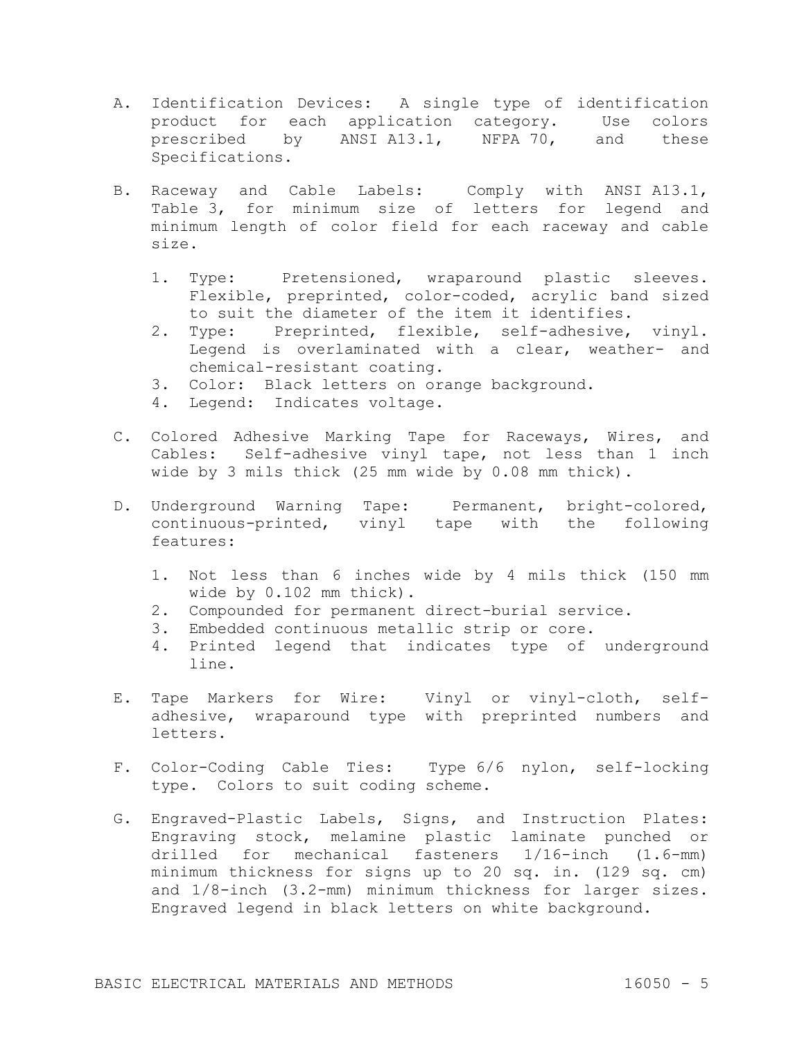A. Identification Devices: A single type of identification product for each application category. Use colors prescribed by ANSI A13.1, NFPA 70, and these Specifications.

B. Raceway and Cable Labels: Comply with ANSI A13.1, Table 3, for minimum size of letters for legend and minimum length of color field for each raceway and cable size.

   1. Type: Pretensioned, wraparound plastic sleeves. Flexible, preprinted, color-coded, acrylic band sized to suit the diameter of the item it identifies.
   2. Type: Preprinted, flexible, self-adhesive, vinyl. Legend is overlaminated with a clear, weather- and chemical-resistant coating.
   3. Color: Black letters on orange background.
   4. Legend: Indicates voltage.

C. Colored Adhesive Marking Tape for Raceways, Wires, and Cables: Self-adhesive vinyl tape, not less than 1 inch wide by 3 mils thick (25 mm wide by 0.08 mm thick).

D. Underground Warning Tape: Permanent, bright-colored, continuous-printed, vinyl tape with the following features:

   1. Not less than 6 inches wide by 4 mils thick (150 mm wide by 0.102 mm thick).
   2. Compounded for permanent direct-burial service.
   3. Embedded continuous metallic strip or core.
   4. Printed legend that indicates type of underground line.

E. Tape Markers for Wire: Vinyl or vinyl-cloth, self-adhesive, wraparound type with preprinted numbers and letters.

F. Color-Coding Cable Ties: Type 6/6 nylon, self-locking type. Colors to suit coding scheme.

G. Engraved-Plastic Labels, Signs, and Instruction Plates: Engraving stock, melamine plastic laminate punched or drilled for mechanical fasteners 1/16-inch (1.6-mm) minimum thickness for signs up to 20 sq. in. (129 sq. cm) and 1/8-inch (3.2-mm) minimum thickness for larger sizes. Engraved legend in black letters on white background.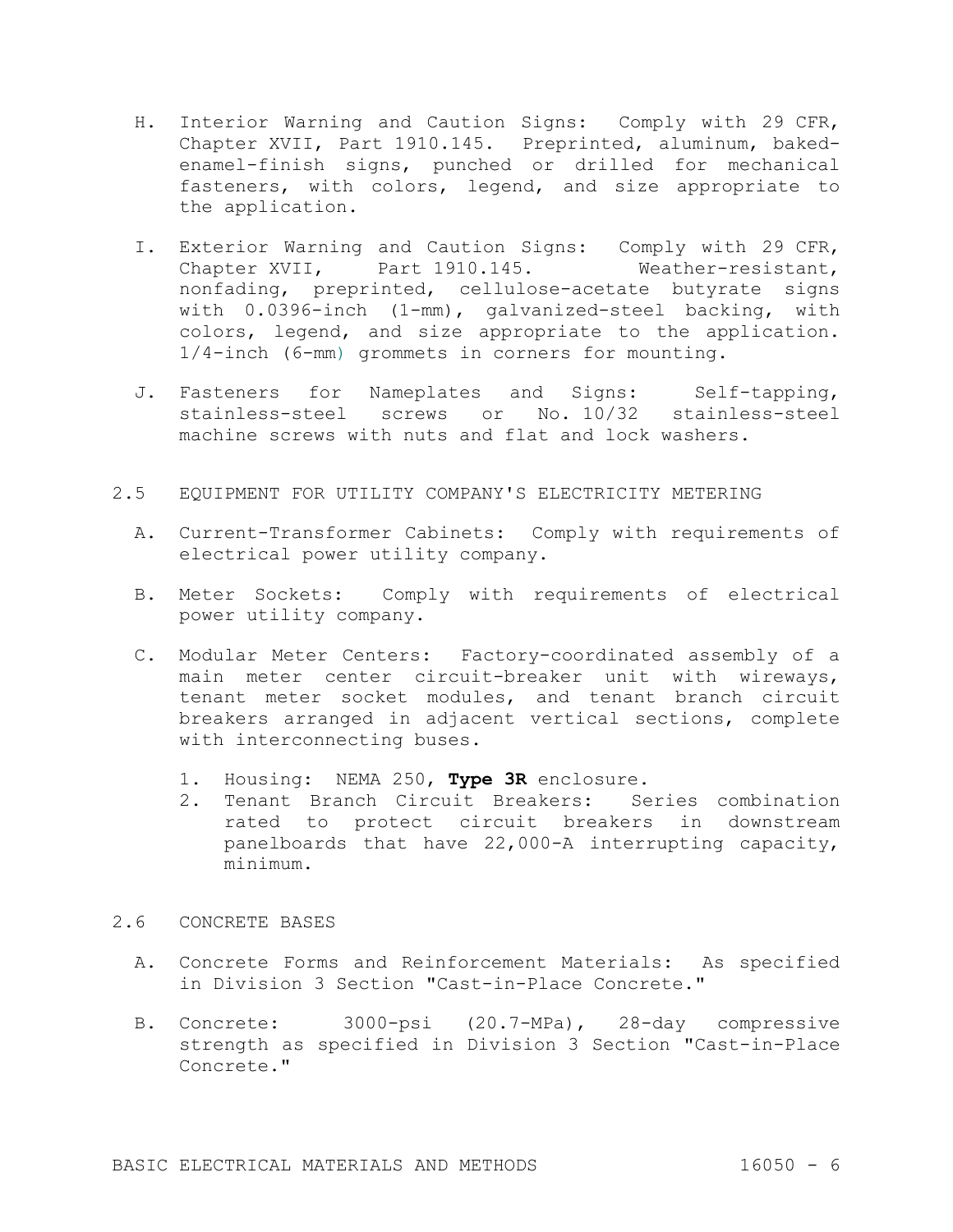H. Interior Warning and Caution Signs: Comply with 29 CFR, Chapter XVII, Part 1910.145. Preprinted, aluminum, baked-enamel-finish signs, punched or drilled for mechanical fasteners, with colors, legend, and size appropriate to the application.

I. Exterior Warning and Caution Signs: Comply with 29 CFR, Chapter XVII, Part 1910.145. Weather-resistant, nonfading, preprinted, cellulose-acetate butyrate signs with 0.0396-inch (1-mm), galvanized-steel backing, with colors, legend, and size appropriate to the application. 1/4-inch (6-mm) grommets in corners for mounting.

J. Fasteners for Nameplates and Signs: Self-tapping, stainless-steel screws or No. 10/32 stainless-steel machine screws with nuts and flat and lock washers.

## 2.5 EQUIPMENT FOR UTILITY COMPANY'S ELECTRICITY METERING

A. Current-Transformer Cabinets: Comply with requirements of electrical power utility company.

B. Meter Sockets: Comply with requirements of electrical power utility company.

C. Modular Meter Centers: Factory-coordinated assembly of a main meter center circuit-breaker unit with wireways, tenant meter socket modules, and tenant branch circuit breakers arranged in adjacent vertical sections, complete with interconnecting buses.

1. Housing: NEMA 250, **Type 3R** enclosure.
2. Tenant Branch Circuit Breakers: Series combination rated to protect circuit breakers in downstream panelboards that have 22,000-A interrupting capacity, minimum.

## 2.6 CONCRETE BASES

A. Concrete Forms and Reinforcement Materials: As specified in Division 3 Section "Cast-in-Place Concrete."

B. Concrete: 3000-psi (20.7-MPa), 28-day compressive strength as specified in Division 3 Section "Cast-in-Place Concrete."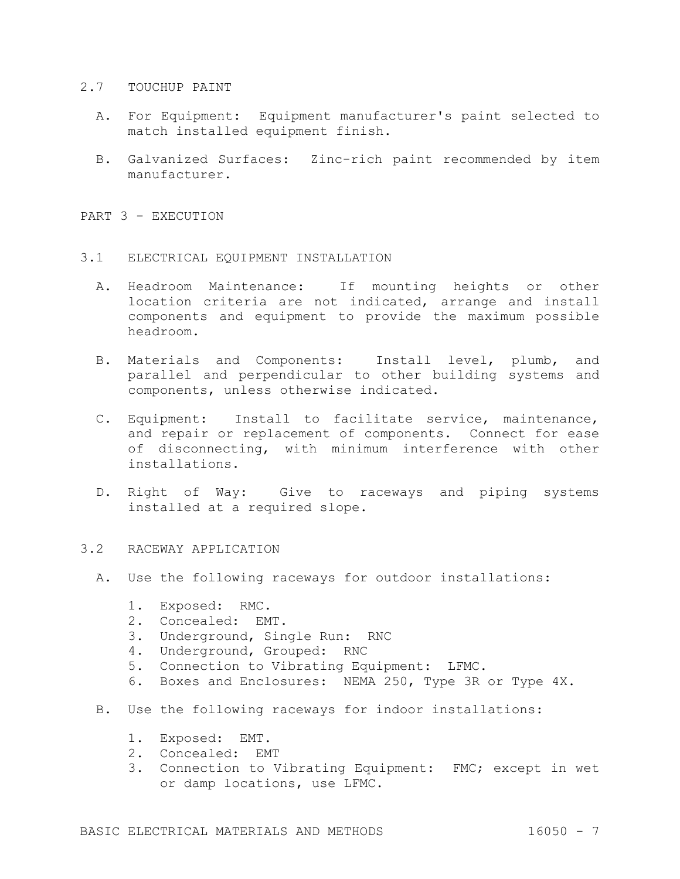## 2.7 TOUCHUP PAINT

A. For Equipment: Equipment manufacturer's paint selected to match installed equipment finish.

B. Galvanized Surfaces: Zinc-rich paint recommended by item manufacturer.

# PART 3 - EXECUTION

## 3.1 ELECTRICAL EQUIPMENT INSTALLATION

A. Headroom Maintenance: If mounting heights or other location criteria are not indicated, arrange and install components and equipment to provide the maximum possible headroom.

B. Materials and Components: Install level, plumb, and parallel and perpendicular to other building systems and components, unless otherwise indicated.

C. Equipment: Install to facilitate service, maintenance, and repair or replacement of components. Connect for ease of disconnecting, with minimum interference with other installations.

D. Right of Way: Give to raceways and piping systems installed at a required slope.

## 3.2 RACEWAY APPLICATION

A. Use the following raceways for outdoor installations:

1. Exposed: RMC.
2. Concealed: EMT.
3. Underground, Single Run: RNC
4. Underground, Grouped: RNC
5. Connection to Vibrating Equipment: LFMC.
6. Boxes and Enclosures: NEMA 250, Type 3R or Type 4X.

B. Use the following raceways for indoor installations:

1. Exposed: EMT.
2. Concealed: EMT
3. Connection to Vibrating Equipment: FMC; except in wet or damp locations, use LFMC.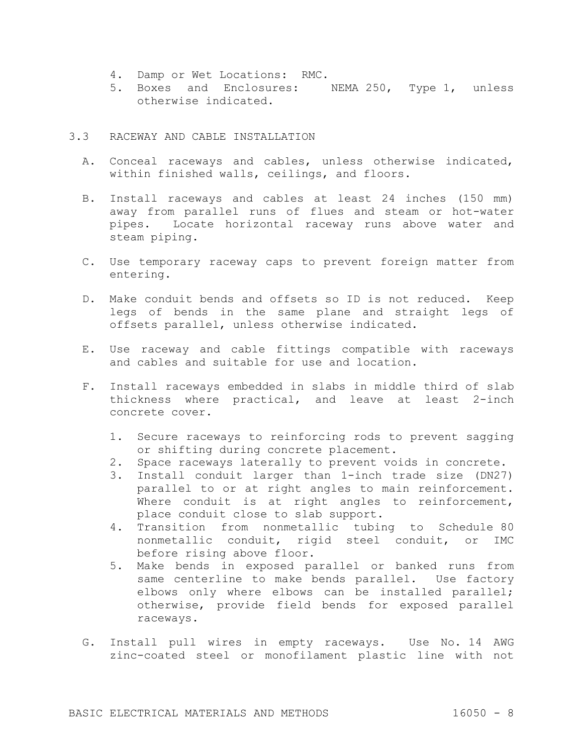4. Damp or Wet Locations: RMC.
5. Boxes and Enclosures: NEMA 250, Type 1, unless otherwise indicated.

## 3.3 RACEWAY AND CABLE INSTALLATION

A. Conceal raceways and cables, unless otherwise indicated, within finished walls, ceilings, and floors.

B. Install raceways and cables at least 24 inches (150 mm) away from parallel runs of flues and steam or hot-water pipes. Locate horizontal raceway runs above water and steam piping.

C. Use temporary raceway caps to prevent foreign matter from entering.

D. Make conduit bends and offsets so ID is not reduced. Keep legs of bends in the same plane and straight legs of offsets parallel, unless otherwise indicated.

E. Use raceway and cable fittings compatible with raceways and cables and suitable for use and location.

F. Install raceways embedded in slabs in middle third of slab thickness where practical, and leave at least 2-inch concrete cover.

   1. Secure raceways to reinforcing rods to prevent sagging or shifting during concrete placement.
   2. Space raceways laterally to prevent voids in concrete.
   3. Install conduit larger than 1-inch trade size (DN27) parallel to or at right angles to main reinforcement. Where conduit is at right angles to reinforcement, place conduit close to slab support.
   4. Transition from nonmetallic tubing to Schedule 80 nonmetallic conduit, rigid steel conduit, or IMC before rising above floor.
   5. Make bends in exposed parallel or banked runs from same centerline to make bends parallel. Use factory elbows only where elbows can be installed parallel; otherwise, provide field bends for exposed parallel raceways.

G. Install pull wires in empty raceways. Use No. 14 AWG zinc-coated steel or monofilament plastic line with not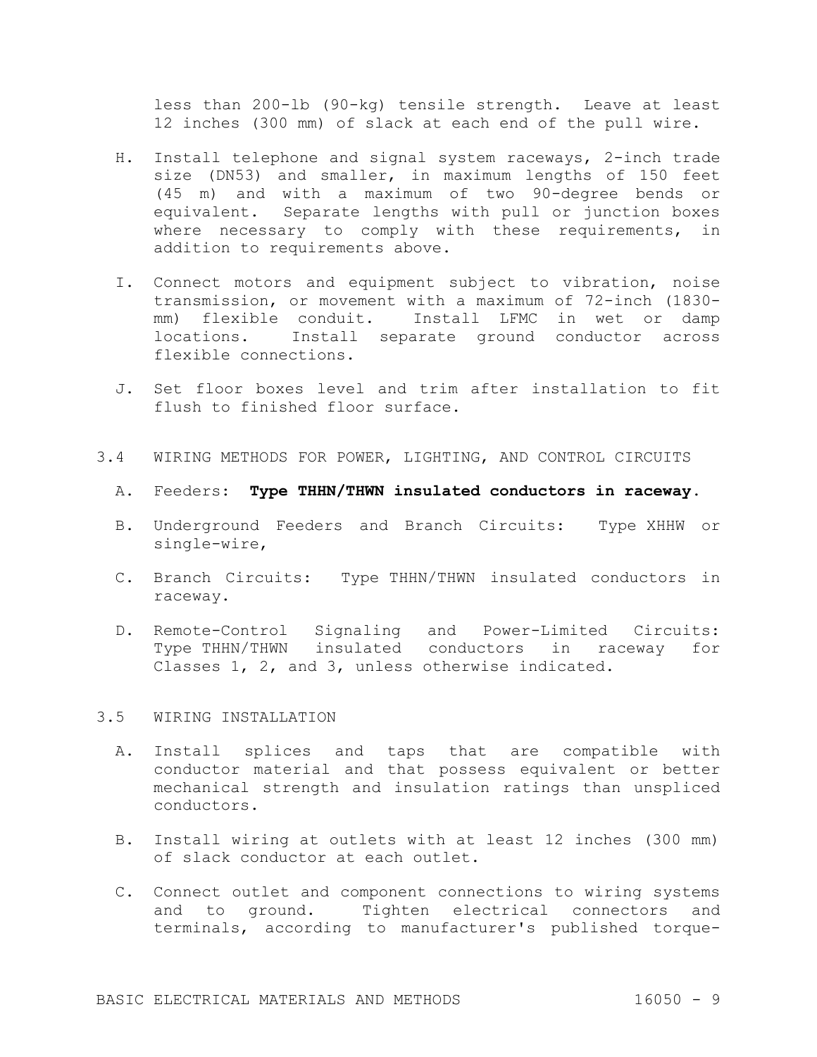less than 200-lb (90-kg) tensile strength. Leave at least 12 inches (300 mm) of slack at each end of the pull wire.

H. Install telephone and signal system raceways, 2-inch trade size (DN53) and smaller, in maximum lengths of 150 feet (45 m) and with a maximum of two 90-degree bends or equivalent. Separate lengths with pull or junction boxes where necessary to comply with these requirements, in addition to requirements above.

I. Connect motors and equipment subject to vibration, noise transmission, or movement with a maximum of 72-inch (1830-mm) flexible conduit. Install LFMC in wet or damp locations. Install separate ground conductor across flexible connections.

J. Set floor boxes level and trim after installation to fit flush to finished floor surface.

## 3.4 WIRING METHODS FOR POWER, LIGHTING, AND CONTROL CIRCUITS

A. Feeders: **Type THHN/THWN insulated conductors in raceway**.

B. Underground Feeders and Branch Circuits: Type XHHW or single-wire,

C. Branch Circuits: Type THHN/THWN insulated conductors in raceway.

D. Remote-Control Signaling and Power-Limited Circuits: Type THHN/THWN insulated conductors in raceway for Classes 1, 2, and 3, unless otherwise indicated.

## 3.5 WIRING INSTALLATION

A. Install splices and taps that are compatible with conductor material and that possess equivalent or better mechanical strength and insulation ratings than unspliced conductors.

B. Install wiring at outlets with at least 12 inches (300 mm) of slack conductor at each outlet.

C. Connect outlet and component connections to wiring systems and to ground. Tighten electrical connectors and terminals, according to manufacturer's published torque-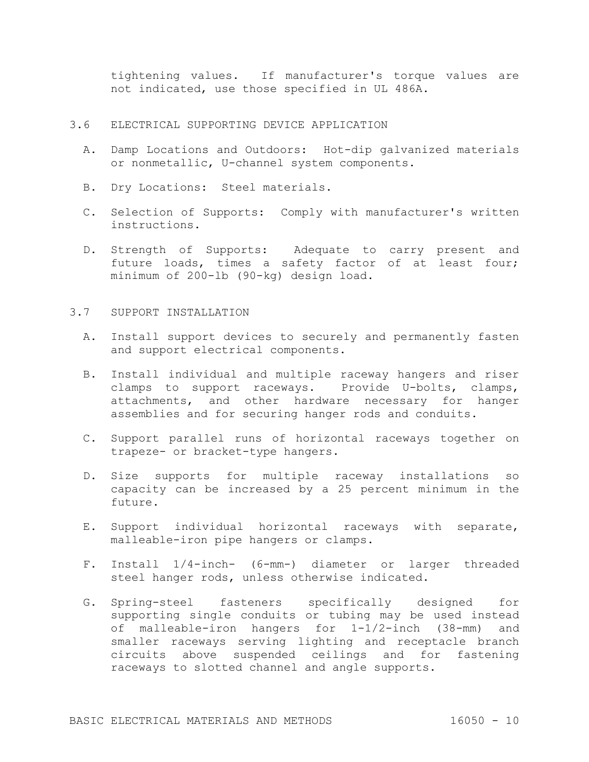tightening values. If manufacturer's torque values are not indicated, use those specified in UL 486A.

## 3.6 ELECTRICAL SUPPORTING DEVICE APPLICATION

A. Damp Locations and Outdoors: Hot-dip galvanized materials or nonmetallic, U-channel system components.

B. Dry Locations: Steel materials.

C. Selection of Supports: Comply with manufacturer's written instructions.

D. Strength of Supports: Adequate to carry present and future loads, times a safety factor of at least four; minimum of 200-lb (90-kg) design load.

## 3.7 SUPPORT INSTALLATION

A. Install support devices to securely and permanently fasten and support electrical components.

B. Install individual and multiple raceway hangers and riser clamps to support raceways. Provide U-bolts, clamps, attachments, and other hardware necessary for hanger assemblies and for securing hanger rods and conduits.

C. Support parallel runs of horizontal raceways together on trapeze- or bracket-type hangers.

D. Size supports for multiple raceway installations so capacity can be increased by a 25 percent minimum in the future.

E. Support individual horizontal raceways with separate, malleable-iron pipe hangers or clamps.

F. Install 1/4-inch- (6-mm-) diameter or larger threaded steel hanger rods, unless otherwise indicated.

G. Spring-steel fasteners specifically designed for supporting single conduits or tubing may be used instead of malleable-iron hangers for 1-1/2-inch (38-mm) and smaller raceways serving lighting and receptacle branch circuits above suspended ceilings and for fastening raceways to slotted channel and angle supports.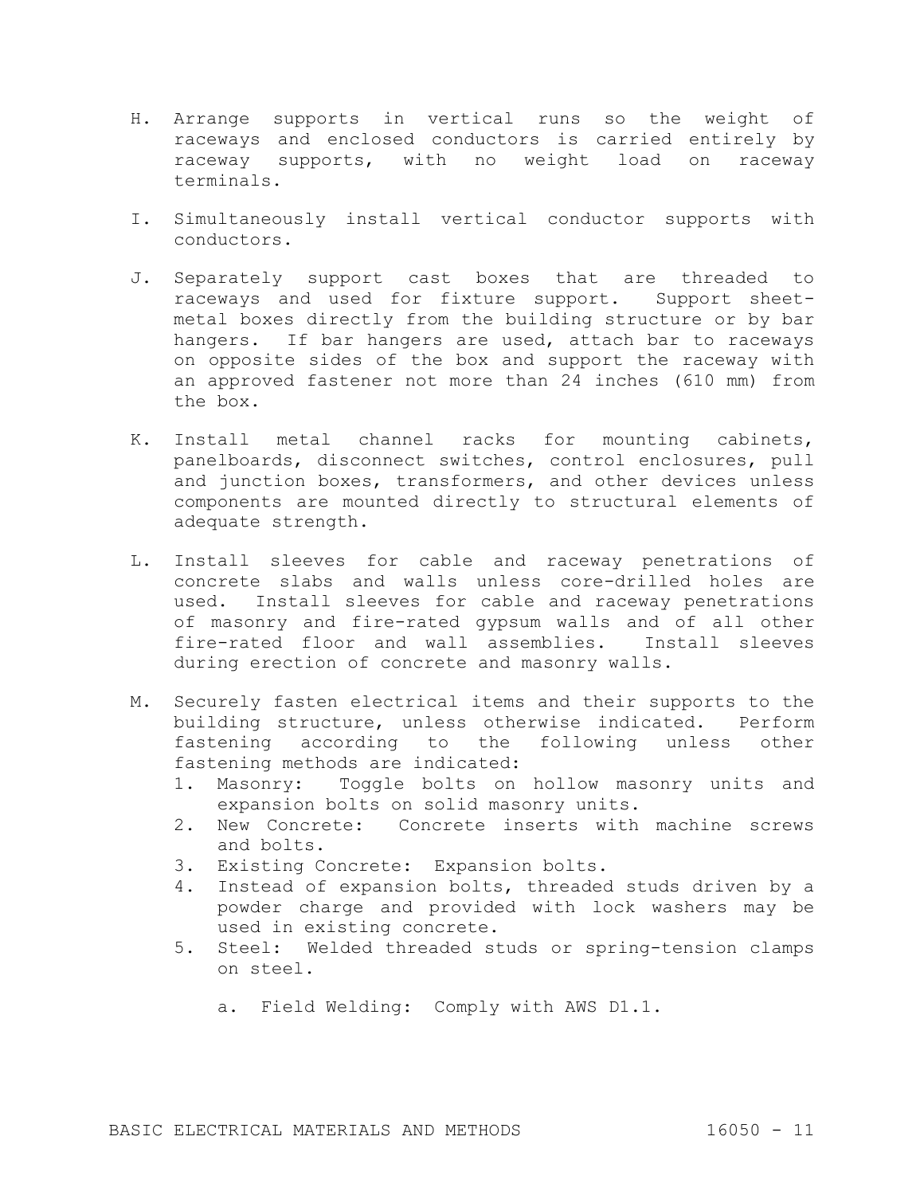H. Arrange supports in vertical runs so the weight of raceways and enclosed conductors is carried entirely by raceway supports, with no weight load on raceway terminals.

I. Simultaneously install vertical conductor supports with conductors.

J. Separately support cast boxes that are threaded to raceways and used for fixture support. Support sheet-metal boxes directly from the building structure or by bar hangers. If bar hangers are used, attach bar to raceways on opposite sides of the box and support the raceway with an approved fastener not more than 24 inches (610 mm) from the box.

K. Install metal channel racks for mounting cabinets, panelboards, disconnect switches, control enclosures, pull and junction boxes, transformers, and other devices unless components are mounted directly to structural elements of adequate strength.

L. Install sleeves for cable and raceway penetrations of concrete slabs and walls unless core-drilled holes are used. Install sleeves for cable and raceway penetrations of masonry and fire-rated gypsum walls and of all other fire-rated floor and wall assemblies. Install sleeves during erection of concrete and masonry walls.

M. Securely fasten electrical items and their supports to the building structure, unless otherwise indicated. Perform fastening according to the following unless other fastening methods are indicated:
   1. Masonry: Toggle bolts on hollow masonry units and expansion bolts on solid masonry units.
   2. New Concrete: Concrete inserts with machine screws and bolts.
   3. Existing Concrete: Expansion bolts.
   4. Instead of expansion bolts, threaded studs driven by a powder charge and provided with lock washers may be used in existing concrete.
   5. Steel: Welded threaded studs or spring-tension clamps on steel.
      a. Field Welding: Comply with AWS D1.1.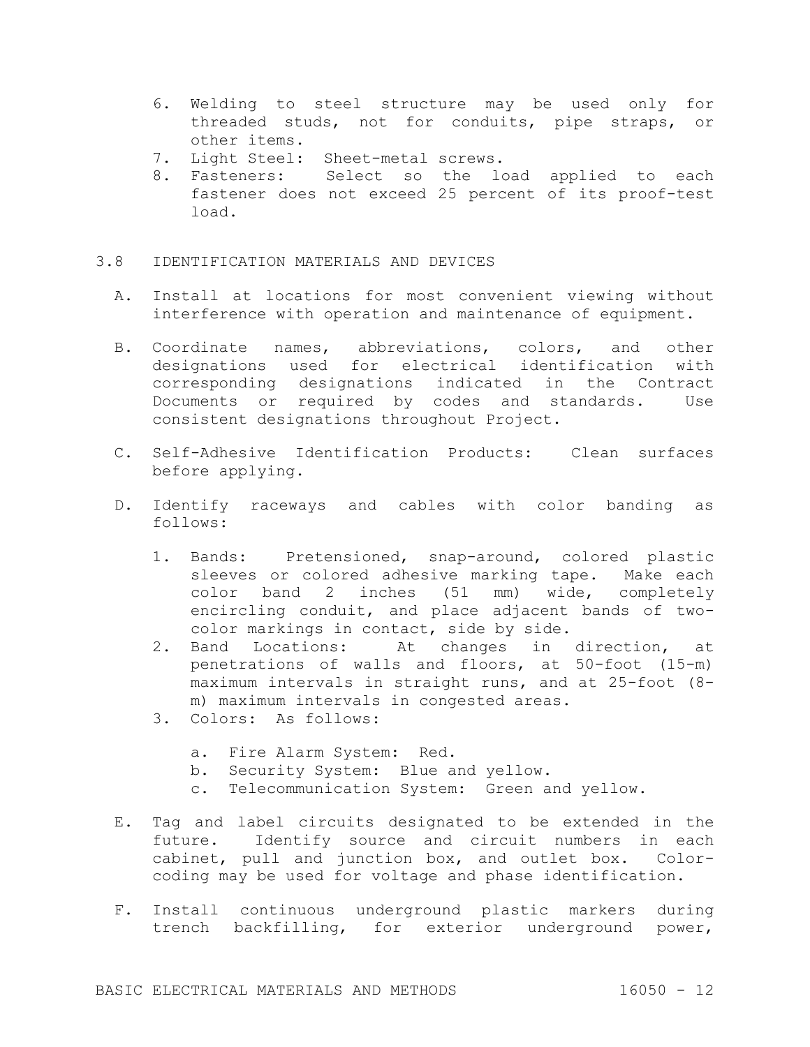6. Welding to steel structure may be used only for threaded studs, not for conduits, pipe straps, or other items.
7. Light Steel: Sheet-metal screws.
8. Fasteners: Select so the load applied to each fastener does not exceed 25 percent of its proof-test load.

## 3.8 IDENTIFICATION MATERIALS AND DEVICES

A. Install at locations for most convenient viewing without interference with operation and maintenance of equipment.

B. Coordinate names, abbreviations, colors, and other designations used for electrical identification with corresponding designations indicated in the Contract Documents or required by codes and standards. Use consistent designations throughout Project.

C. Self-Adhesive Identification Products: Clean surfaces before applying.

D. Identify raceways and cables with color banding as follows:

   1. Bands: Pretensioned, snap-around, colored plastic sleeves or colored adhesive marking tape. Make each color band 2 inches (51 mm) wide, completely encircling conduit, and place adjacent bands of two-color markings in contact, side by side.
   2. Band Locations: At changes in direction, at penetrations of walls and floors, at 50-foot (15-m) maximum intervals in straight runs, and at 25-foot (8-m) maximum intervals in congested areas.
   3. Colors: As follows:

      a. Fire Alarm System: Red.
      b. Security System: Blue and yellow.
      c. Telecommunication System: Green and yellow.

E. Tag and label circuits designated to be extended in the future. Identify source and circuit numbers in each cabinet, pull and junction box, and outlet box. Color-coding may be used for voltage and phase identification.

F. Install continuous underground plastic markers during trench backfilling, for exterior underground power,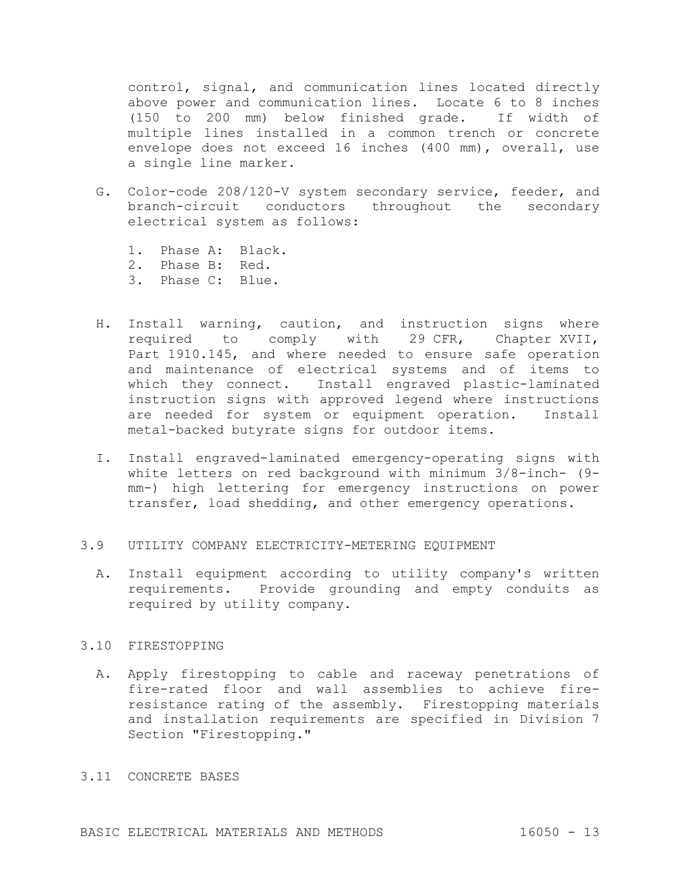control, signal, and communication lines located directly above power and communication lines. Locate 6 to 8 inches (150 to 200 mm) below finished grade. If width of multiple lines installed in a common trench or concrete envelope does not exceed 16 inches (400 mm), overall, use a single line marker.

G. Color-code 208/120-V system secondary service, feeder, and branch-circuit conductors throughout the secondary electrical system as follows:

1. Phase A: Black.
2. Phase B: Red.
3. Phase C: Blue.

H. Install warning, caution, and instruction signs where required to comply with 29 CFR, Chapter XVII, Part 1910.145, and where needed to ensure safe operation and maintenance of electrical systems and of items to which they connect. Install engraved plastic-laminated instruction signs with approved legend where instructions are needed for system or equipment operation. Install metal-backed butyrate signs for outdoor items.

I. Install engraved-laminated emergency-operating signs with white letters on red background with minimum 3/8-inch- (9-mm-) high lettering for emergency instructions on power transfer, load shedding, and other emergency operations.

## 3.9 UTILITY COMPANY ELECTRICITY-METERING EQUIPMENT

A. Install equipment according to utility company's written requirements. Provide grounding and empty conduits as required by utility company.

## 3.10 FIRESTOPPING

A. Apply firestopping to cable and raceway penetrations of fire-rated floor and wall assemblies to achieve fire-resistance rating of the assembly. Firestopping materials and installation requirements are specified in Division 7 Section "Firestopping."

## 3.11 CONCRETE BASES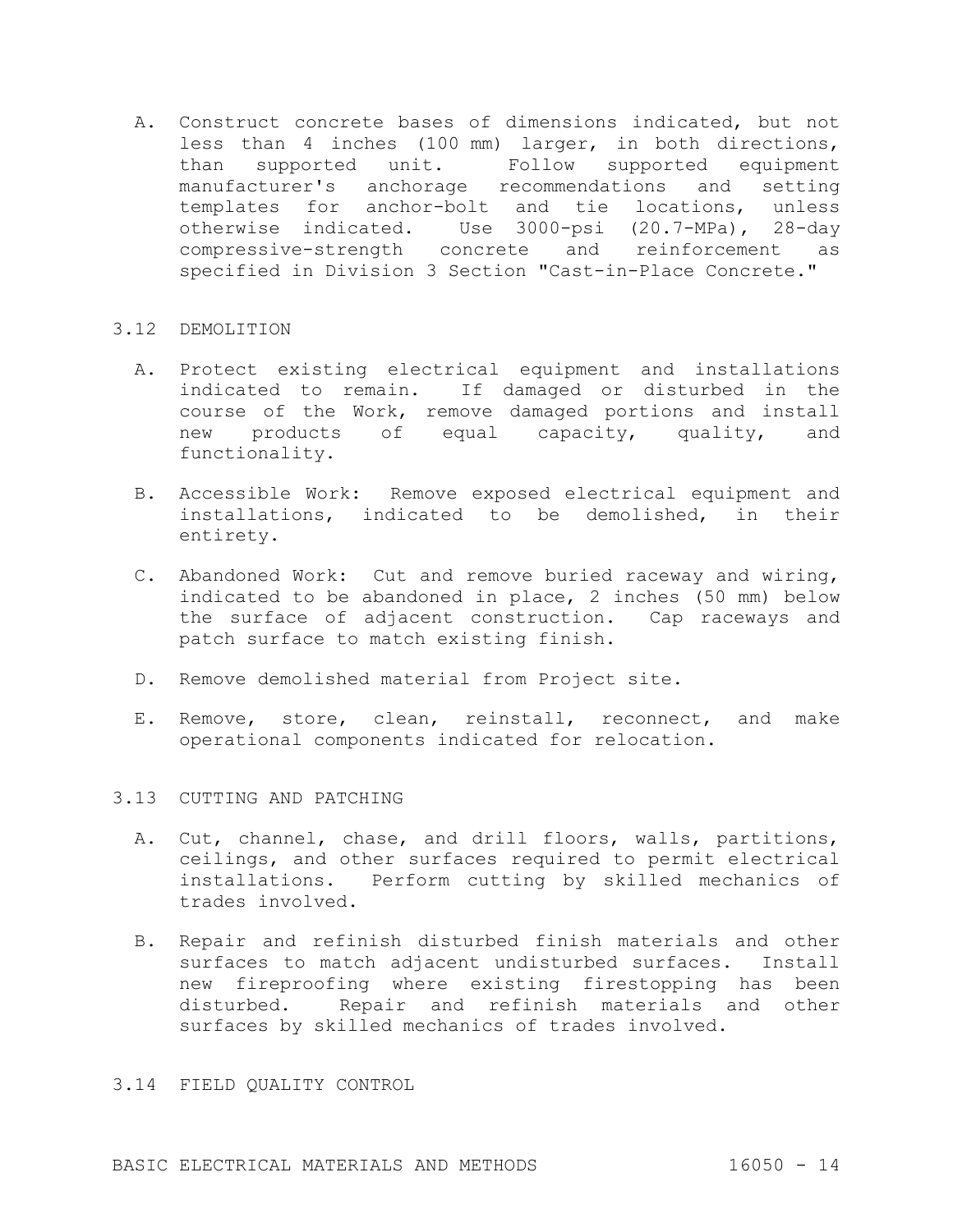A. Construct concrete bases of dimensions indicated, but not less than 4 inches (100 mm) larger, in both directions, than supported unit. Follow supported equipment manufacturer's anchorage recommendations and setting templates for anchor-bolt and tie locations, unless otherwise indicated. Use 3000-psi (20.7-MPa), 28-day compressive-strength concrete and reinforcement as specified in Division 3 Section "Cast-in-Place Concrete."

## 3.12 DEMOLITION

A. Protect existing electrical equipment and installations indicated to remain. If damaged or disturbed in the course of the Work, remove damaged portions and install new products of equal capacity, quality, and functionality.

B. Accessible Work: Remove exposed electrical equipment and installations, indicated to be demolished, in their entirety.

C. Abandoned Work: Cut and remove buried raceway and wiring, indicated to be abandoned in place, 2 inches (50 mm) below the surface of adjacent construction. Cap raceways and patch surface to match existing finish.

D. Remove demolished material from Project site.

E. Remove, store, clean, reinstall, reconnect, and make operational components indicated for relocation.

## 3.13 CUTTING AND PATCHING

A. Cut, channel, chase, and drill floors, walls, partitions, ceilings, and other surfaces required to permit electrical installations. Perform cutting by skilled mechanics of trades involved.

B. Repair and refinish disturbed finish materials and other surfaces to match adjacent undisturbed surfaces. Install new fireproofing where existing firestopping has been disturbed. Repair and refinish materials and other surfaces by skilled mechanics of trades involved.

## 3.14 FIELD QUALITY CONTROL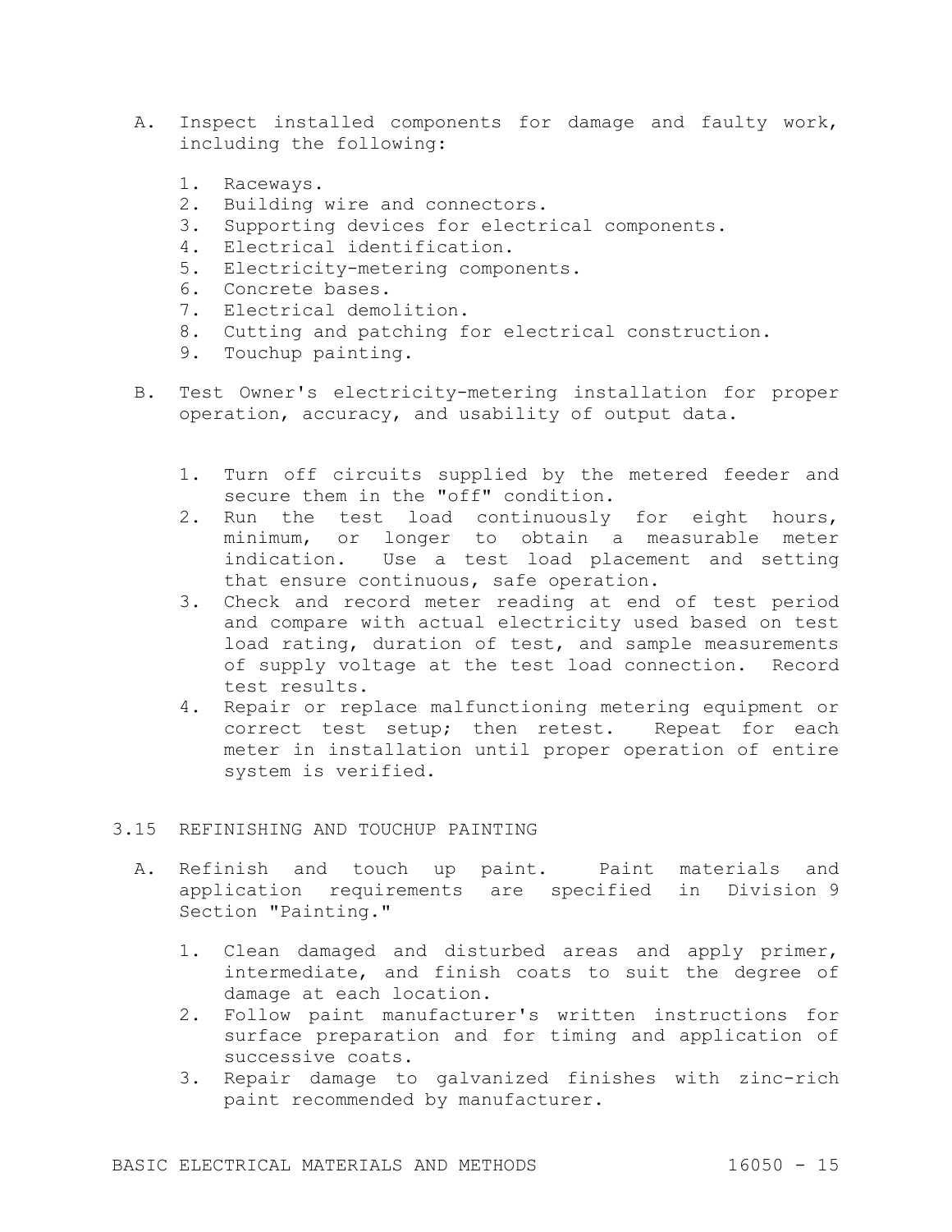A. Inspect installed components for damage and faulty work, including the following:

   1. Raceways.
   2. Building wire and connectors.
   3. Supporting devices for electrical components.
   4. Electrical identification.
   5. Electricity-metering components.
   6. Concrete bases.
   7. Electrical demolition.
   8. Cutting and patching for electrical construction.
   9. Touchup painting.

B. Test Owner's electricity-metering installation for proper operation, accuracy, and usability of output data.

   1. Turn off circuits supplied by the metered feeder and secure them in the "off" condition.
   2. Run the test load continuously for eight hours, minimum, or longer to obtain a measurable meter indication. Use a test load placement and setting that ensure continuous, safe operation.
   3. Check and record meter reading at end of test period and compare with actual electricity used based on test load rating, duration of test, and sample measurements of supply voltage at the test load connection. Record test results.
   4. Repair or replace malfunctioning metering equipment or correct test setup; then retest. Repeat for each meter in installation until proper operation of entire system is verified.

## 3.15 REFINISHING AND TOUCHUP PAINTING

A. Refinish and touch up paint. Paint materials and application requirements are specified in Division 9 Section "Painting."

   1. Clean damaged and disturbed areas and apply primer, intermediate, and finish coats to suit the degree of damage at each location.
   2. Follow paint manufacturer's written instructions for surface preparation and for timing and application of successive coats.
   3. Repair damage to galvanized finishes with zinc-rich paint recommended by manufacturer.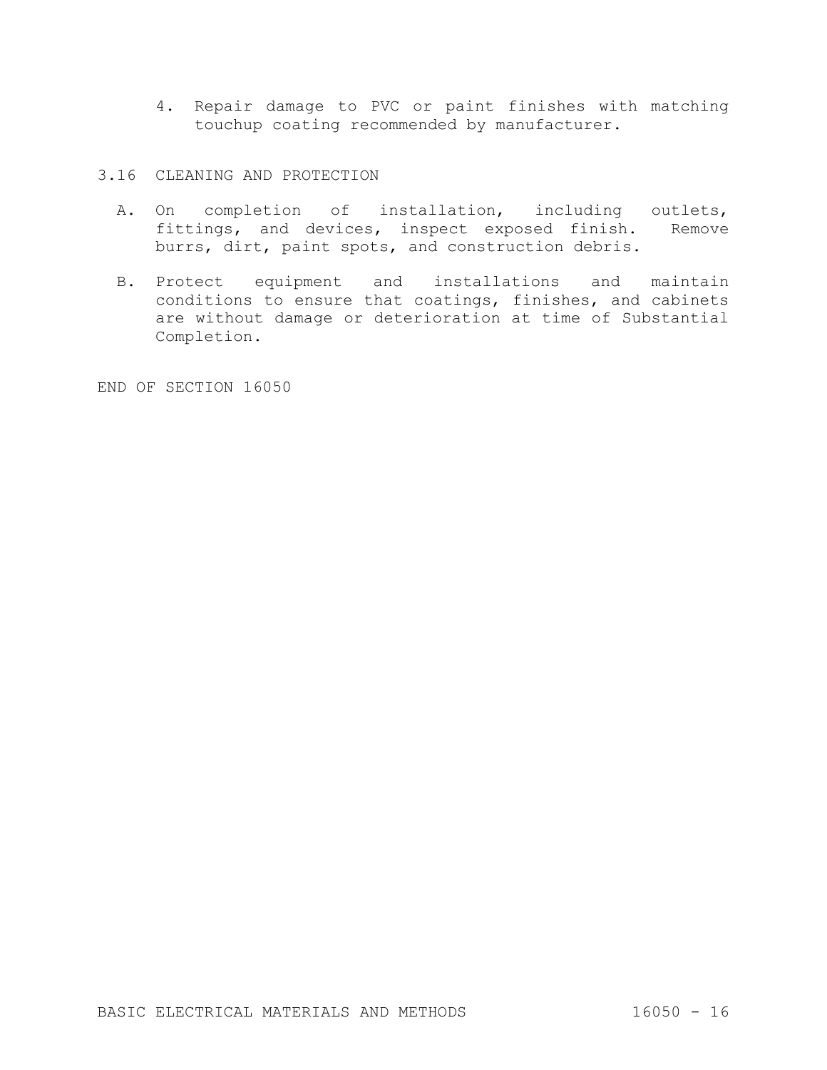4. Repair damage to PVC or paint finishes with matching touchup coating recommended by manufacturer.

## 3.16 CLEANING AND PROTECTION

A. On completion of installation, including outlets, fittings, and devices, inspect exposed finish. Remove burrs, dirt, paint spots, and construction debris.

B. Protect equipment and installations and maintain conditions to ensure that coatings, finishes, and cabinets are without damage or deterioration at time of Substantial Completion.

END OF SECTION 16050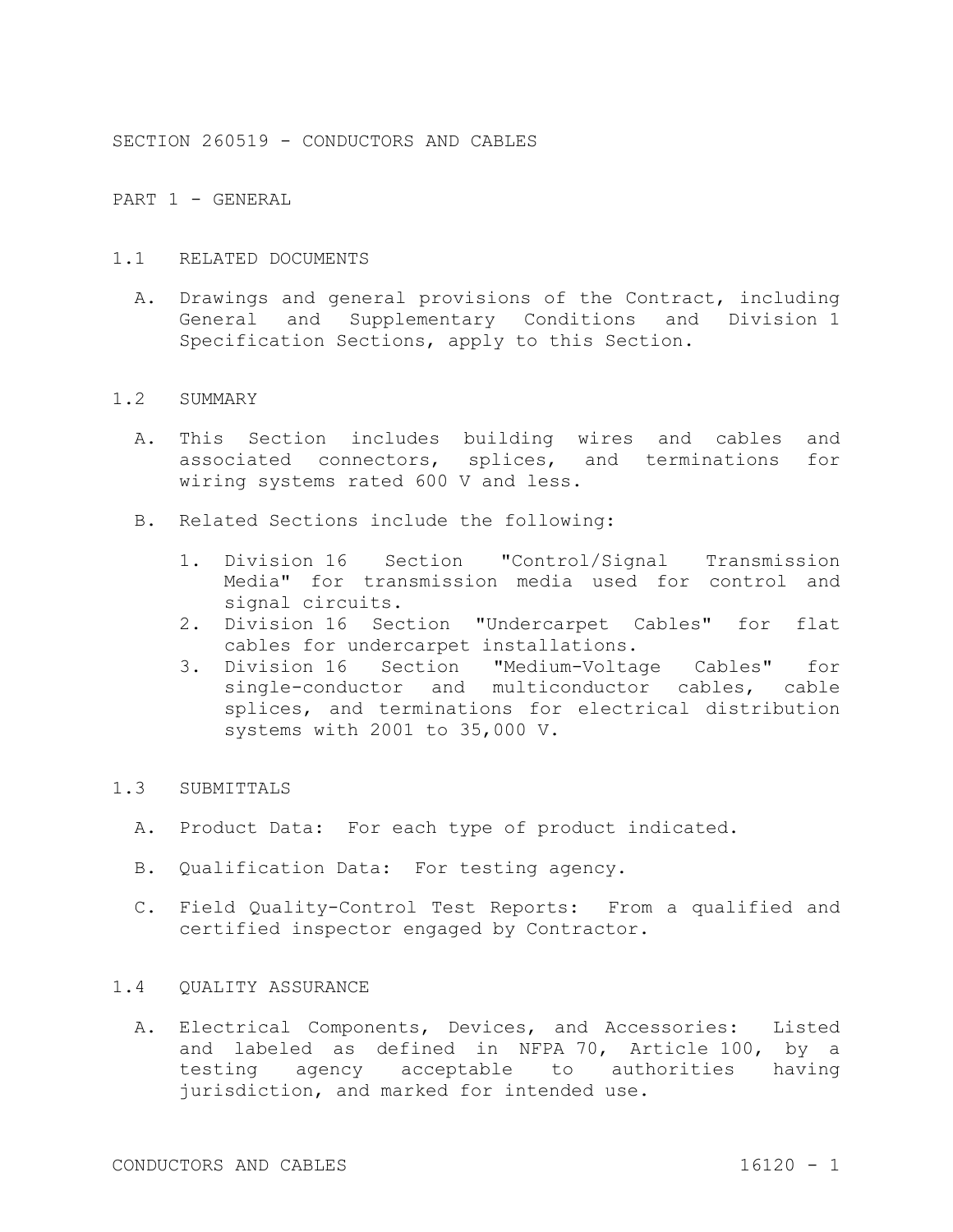# SECTION 260519 - CONDUCTORS AND CABLES

## PART 1 - GENERAL

### 1.1 RELATED DOCUMENTS

A. Drawings and general provisions of the Contract, including General and Supplementary Conditions and Division 1 Specification Sections, apply to this Section.

### 1.2 SUMMARY

A. This Section includes building wires and cables and associated connectors, splices, and terminations for wiring systems rated 600 V and less.

B. Related Sections include the following:

1. Division 16 Section "Control/Signal Transmission Media" for transmission media used for control and signal circuits.
2. Division 16 Section "Undercarpet Cables" for flat cables for undercarpet installations.
3. Division 16 Section "Medium-Voltage Cables" for single-conductor and multiconductor cables, cable splices, and terminations for electrical distribution systems with 2001 to 35,000 V.

### 1.3 SUBMITTALS

A. Product Data: For each type of product indicated.

B. Qualification Data: For testing agency.

C. Field Quality-Control Test Reports: From a qualified and certified inspector engaged by Contractor.

### 1.4 QUALITY ASSURANCE

A. Electrical Components, Devices, and Accessories: Listed and labeled as defined in NFPA 70, Article 100, by a testing agency acceptable to authorities having jurisdiction, and marked for intended use.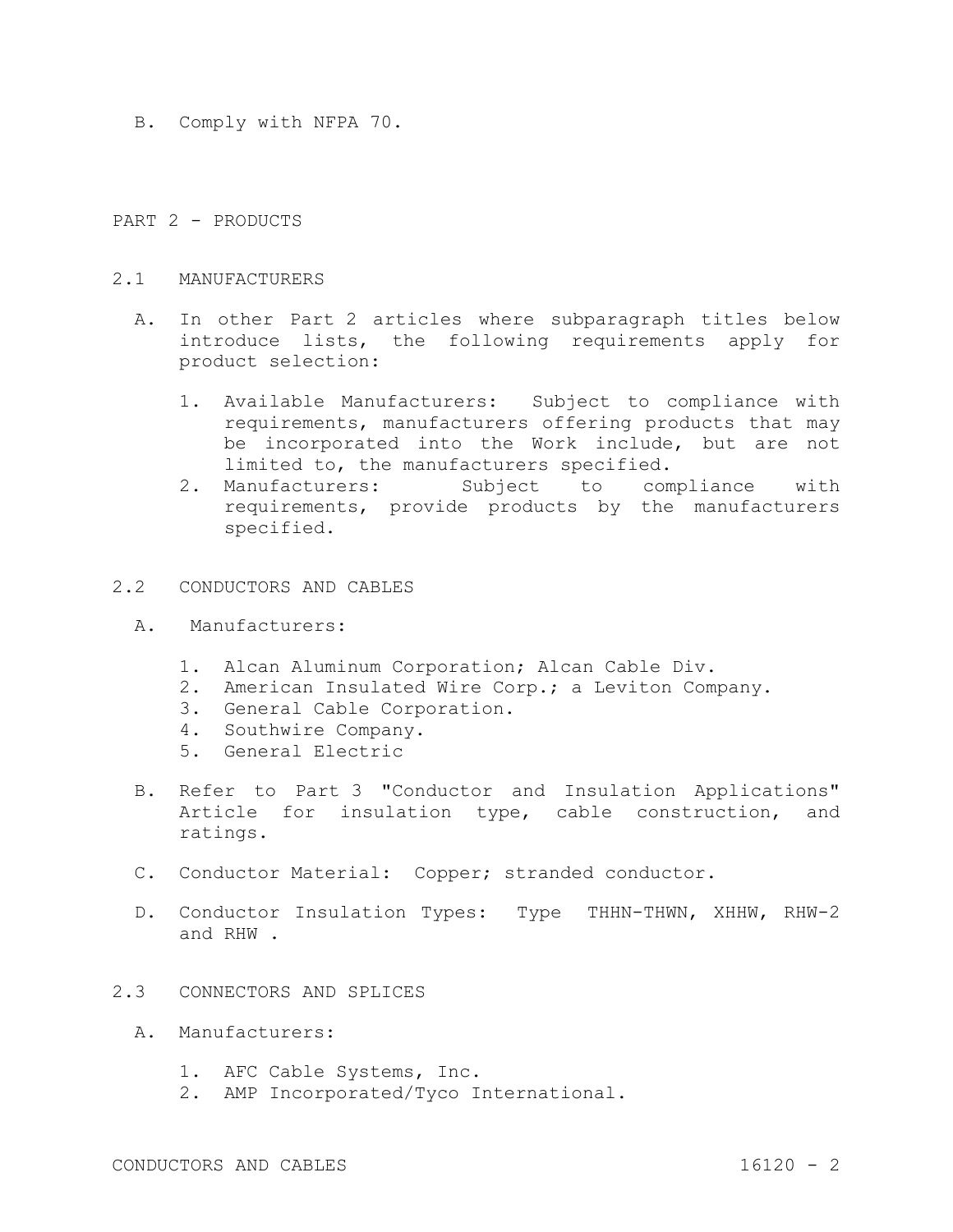B. Comply with NFPA 70.

## PART 2 - PRODUCTS

### 2.1 MANUFACTURERS

A. In other Part 2 articles where subparagraph titles below introduce lists, the following requirements apply for product selection:

1. Available Manufacturers: Subject to compliance with requirements, manufacturers offering products that may be incorporated into the Work include, but are not limited to, the manufacturers specified.
2. Manufacturers: Subject to compliance with requirements, provide products by the manufacturers specified.

### 2.2 CONDUCTORS AND CABLES

A. Manufacturers:

1. Alcan Aluminum Corporation; Alcan Cable Div.
2. American Insulated Wire Corp.; a Leviton Company.
3. General Cable Corporation.
4. Southwire Company.
5. General Electric

B. Refer to Part 3 "Conductor and Insulation Applications" Article for insulation type, cable construction, and ratings.

C. Conductor Material: Copper; stranded conductor.

D. Conductor Insulation Types: Type THHN-THWN, XHHW, RHW-2 and RHW .

### 2.3 CONNECTORS AND SPLICES

A. Manufacturers:

1. AFC Cable Systems, Inc.
2. AMP Incorporated/Tyco International.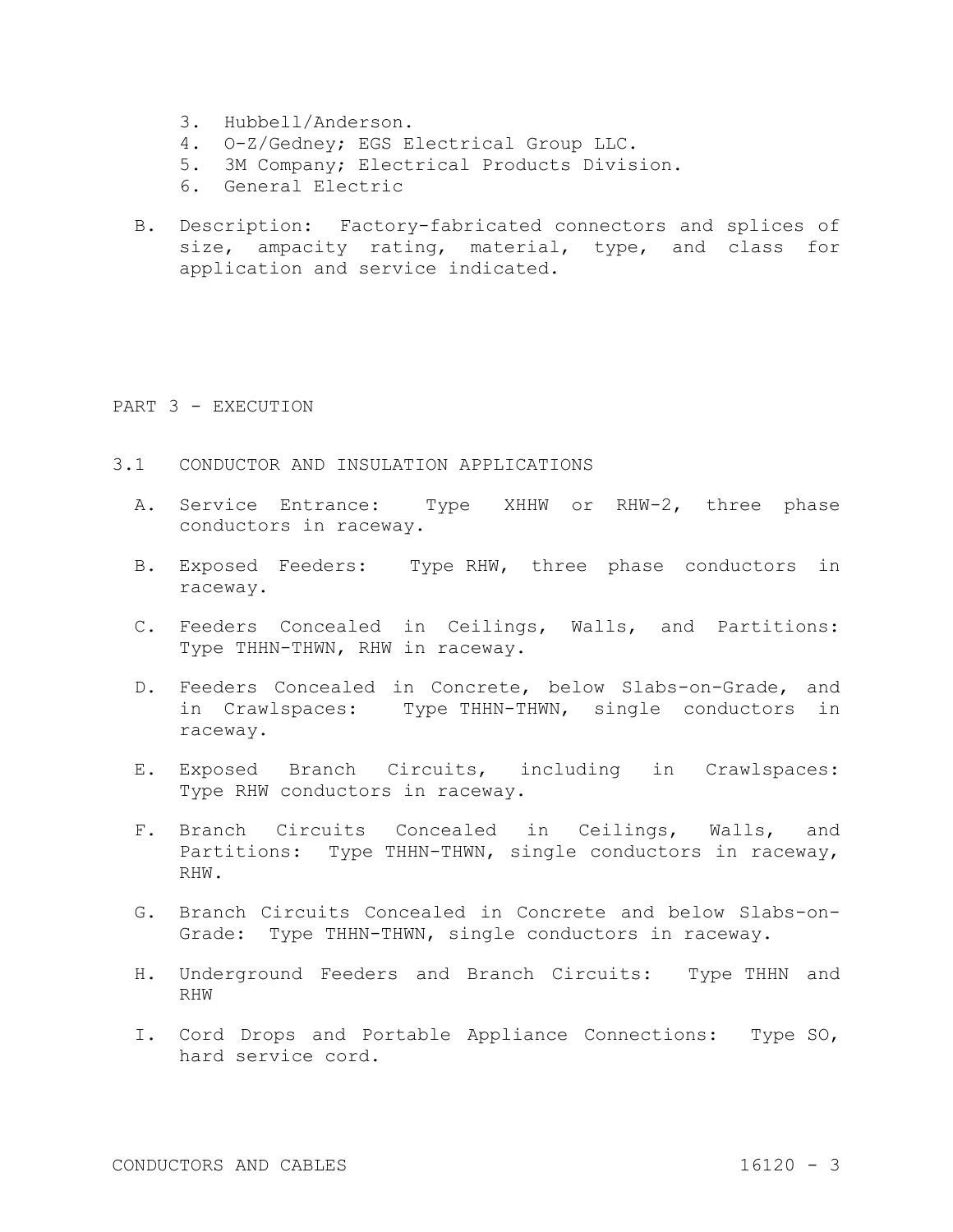3. Hubbell/Anderson.
4. O-Z/Gedney; EGS Electrical Group LLC.
5. 3M Company; Electrical Products Division.
6. General Electric

B. Description: Factory-fabricated connectors and splices of size, ampacity rating, material, type, and class for application and service indicated.

## PART 3 - EXECUTION

### 3.1 CONDUCTOR AND INSULATION APPLICATIONS

A. Service Entrance: Type XHHW or RHW-2, three phase conductors in raceway.

B. Exposed Feeders: Type RHW, three phase conductors in raceway.

C. Feeders Concealed in Ceilings, Walls, and Partitions: Type THHN-THWN, RHW in raceway.

D. Feeders Concealed in Concrete, below Slabs-on-Grade, and in Crawlspaces: Type THHN-THWN, single conductors in raceway.

E. Exposed Branch Circuits, including in Crawlspaces: Type RHW conductors in raceway.

F. Branch Circuits Concealed in Ceilings, Walls, and Partitions: Type THHN-THWN, single conductors in raceway, RHW.

G. Branch Circuits Concealed in Concrete and below Slabs-on-Grade: Type THHN-THWN, single conductors in raceway.

H. Underground Feeders and Branch Circuits: Type THHN and RHW

I. Cord Drops and Portable Appliance Connections: Type SO, hard service cord.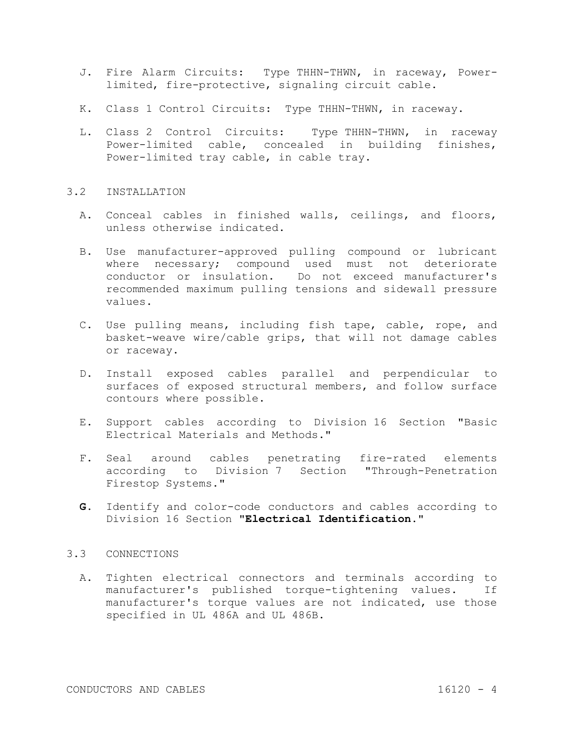J. Fire Alarm Circuits: Type THHN-THWN, in raceway, Power-limited, fire-protective, signaling circuit cable.

K. Class 1 Control Circuits: Type THHN-THWN, in raceway.

L. Class 2 Control Circuits: Type THHN-THWN, in raceway Power-limited cable, concealed in building finishes, Power-limited tray cable, in cable tray.

## 3.2 INSTALLATION

A. Conceal cables in finished walls, ceilings, and floors, unless otherwise indicated.

B. Use manufacturer-approved pulling compound or lubricant where necessary; compound used must not deteriorate conductor or insulation. Do not exceed manufacturer's recommended maximum pulling tensions and sidewall pressure values.

C. Use pulling means, including fish tape, cable, rope, and basket-weave wire/cable grips, that will not damage cables or raceway.

D. Install exposed cables parallel and perpendicular to surfaces of exposed structural members, and follow surface contours where possible.

E. Support cables according to Division 16 Section "Basic Electrical Materials and Methods."

F. Seal around cables penetrating fire-rated elements according to Division 7 Section "Through-Penetration Firestop Systems."

**G.** Identify and color-code conductors and cables according to Division 16 Section "**Electrical Identification**."

## 3.3 CONNECTIONS

A. Tighten electrical connectors and terminals according to manufacturer's published torque-tightening values. If manufacturer's torque values are not indicated, use those specified in UL 486A and UL 486B.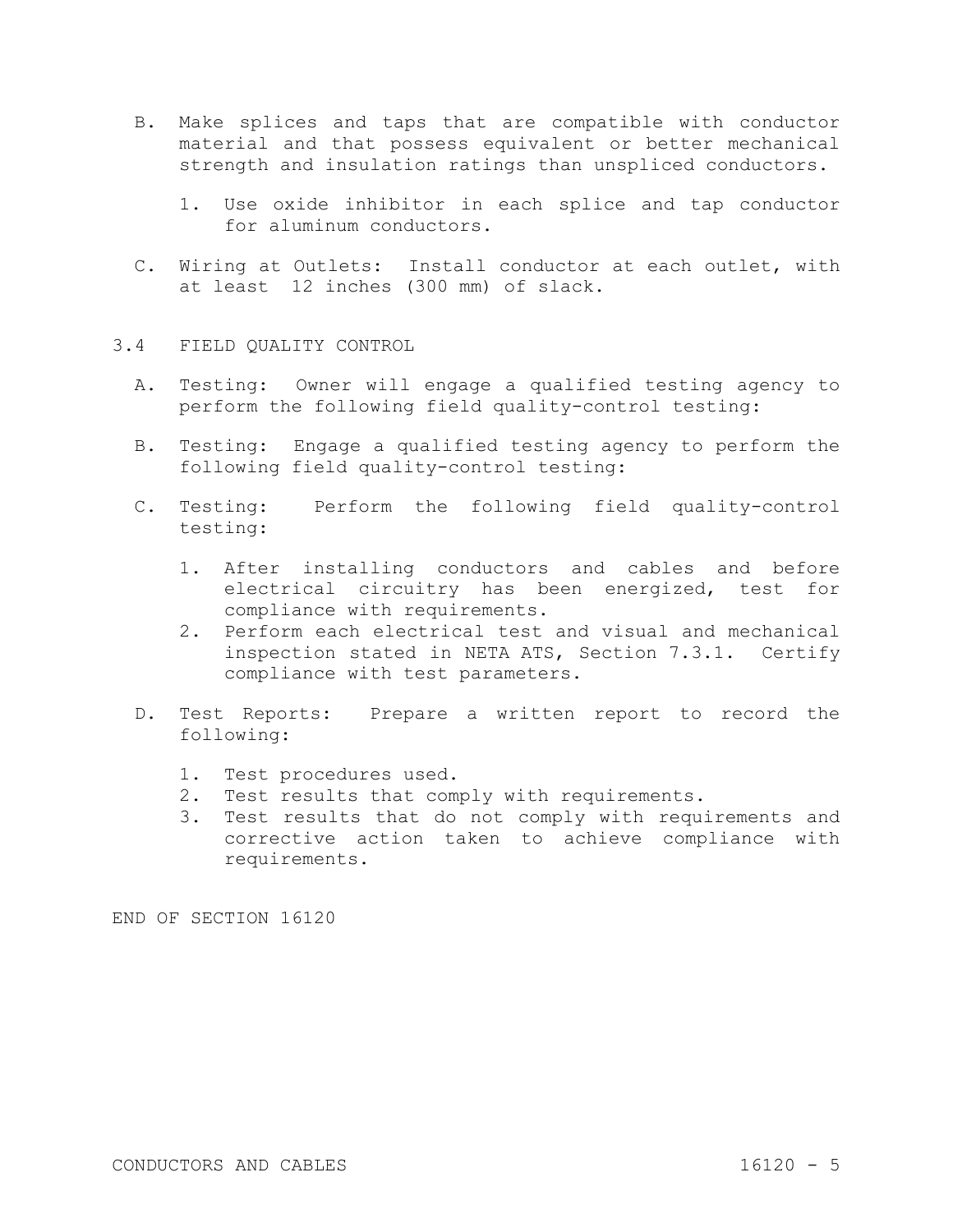B. Make splices and taps that are compatible with conductor material and that possess equivalent or better mechanical strength and insulation ratings than unspliced conductors.

   1. Use oxide inhibitor in each splice and tap conductor for aluminum conductors.

C. Wiring at Outlets: Install conductor at each outlet, with at least 12 inches (300 mm) of slack.

## 3.4 FIELD QUALITY CONTROL

A. Testing: Owner will engage a qualified testing agency to perform the following field quality-control testing:

B. Testing: Engage a qualified testing agency to perform the following field quality-control testing:

C. Testing: Perform the following field quality-control testing:

   1. After installing conductors and cables and before electrical circuitry has been energized, test for compliance with requirements.
   2. Perform each electrical test and visual and mechanical inspection stated in NETA ATS, Section 7.3.1. Certify compliance with test parameters.

D. Test Reports: Prepare a written report to record the following:

   1. Test procedures used.
   2. Test results that comply with requirements.
   3. Test results that do not comply with requirements and corrective action taken to achieve compliance with requirements.

END OF SECTION 16120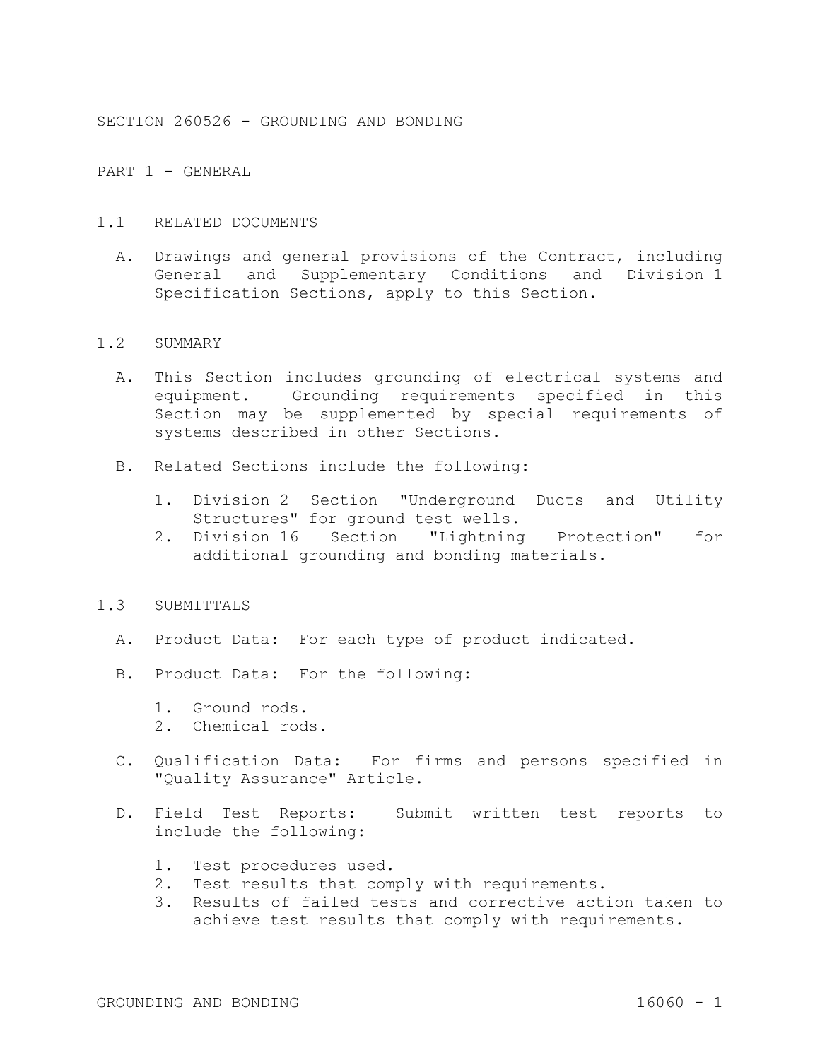# SECTION 260526 - GROUNDING AND BONDING

## PART 1 - GENERAL

### 1.1 RELATED DOCUMENTS

A. Drawings and general provisions of the Contract, including General and Supplementary Conditions and Division 1 Specification Sections, apply to this Section.

### 1.2 SUMMARY

A. This Section includes grounding of electrical systems and equipment. Grounding requirements specified in this Section may be supplemented by special requirements of systems described in other Sections.

B. Related Sections include the following:

1. Division 2 Section "Underground Ducts and Utility Structures" for ground test wells.
2. Division 16 Section "Lightning Protection" for additional grounding and bonding materials.

### 1.3 SUBMITTALS

A. Product Data: For each type of product indicated.

B. Product Data: For the following:

1. Ground rods.
2. Chemical rods.

C. Qualification Data: For firms and persons specified in "Quality Assurance" Article.

D. Field Test Reports: Submit written test reports to include the following:

1. Test procedures used.
2. Test results that comply with requirements.
3. Results of failed tests and corrective action taken to achieve test results that comply with requirements.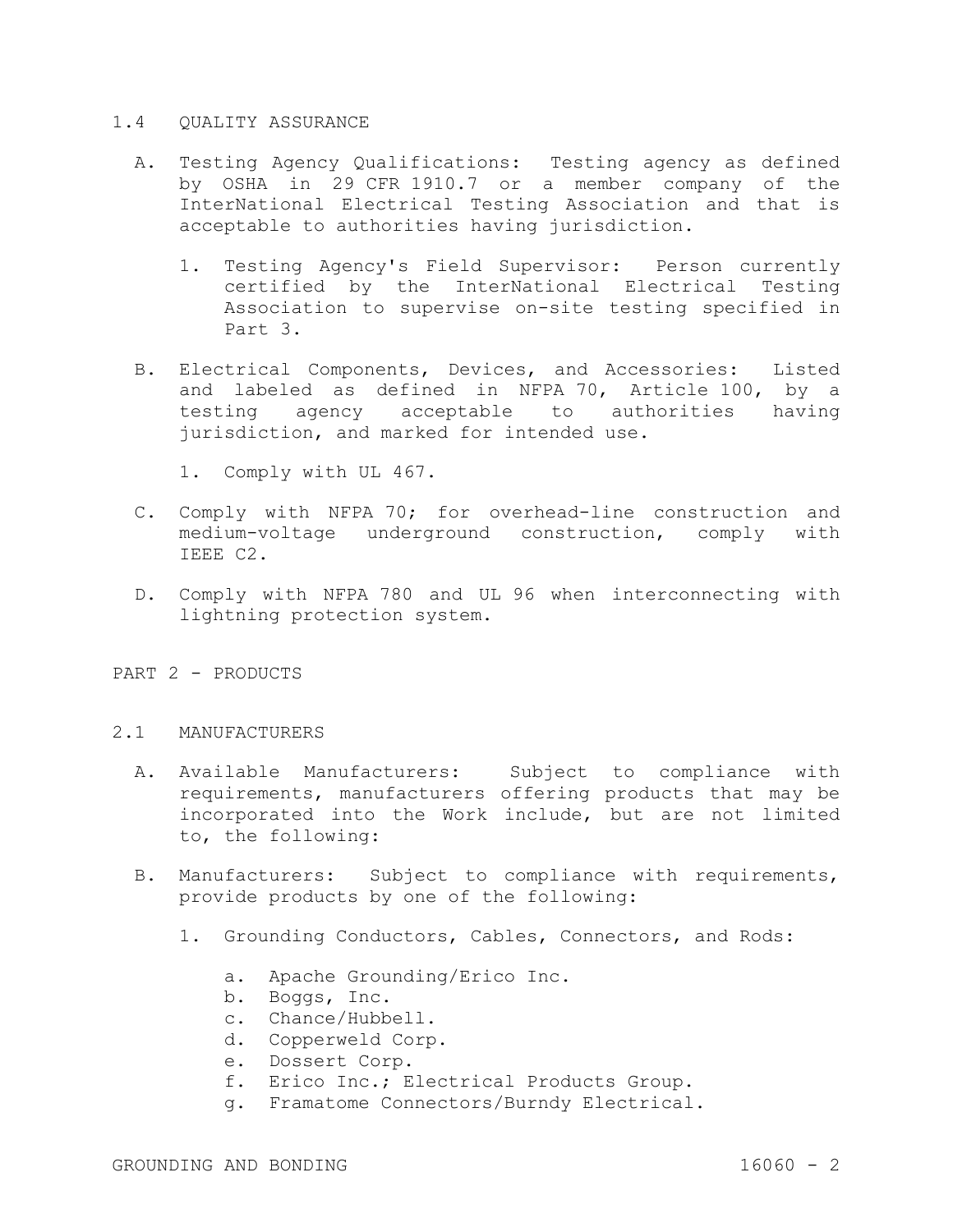## 1.4 QUALITY ASSURANCE

A. Testing Agency Qualifications: Testing agency as defined by OSHA in 29 CFR 1910.7 or a member company of the InterNational Electrical Testing Association and that is acceptable to authorities having jurisdiction.

   1. Testing Agency's Field Supervisor: Person currently certified by the InterNational Electrical Testing Association to supervise on-site testing specified in Part 3.

B. Electrical Components, Devices, and Accessories: Listed and labeled as defined in NFPA 70, Article 100, by a testing agency acceptable to authorities having jurisdiction, and marked for intended use.

   1. Comply with UL 467.

C. Comply with NFPA 70; for overhead-line construction and medium-voltage underground construction, comply with IEEE C2.

D. Comply with NFPA 780 and UL 96 when interconnecting with lightning protection system.

# PART 2 - PRODUCTS

## 2.1 MANUFACTURERS

A. Available Manufacturers: Subject to compliance with requirements, manufacturers offering products that may be incorporated into the Work include, but are not limited to, the following:

B. Manufacturers: Subject to compliance with requirements, provide products by one of the following:

   1. Grounding Conductors, Cables, Connectors, and Rods:

      a. Apache Grounding/Erico Inc.
      b. Boggs, Inc.
      c. Chance/Hubbell.
      d. Copperweld Corp.
      e. Dossert Corp.
      f. Erico Inc.; Electrical Products Group.
      g. Framatome Connectors/Burndy Electrical.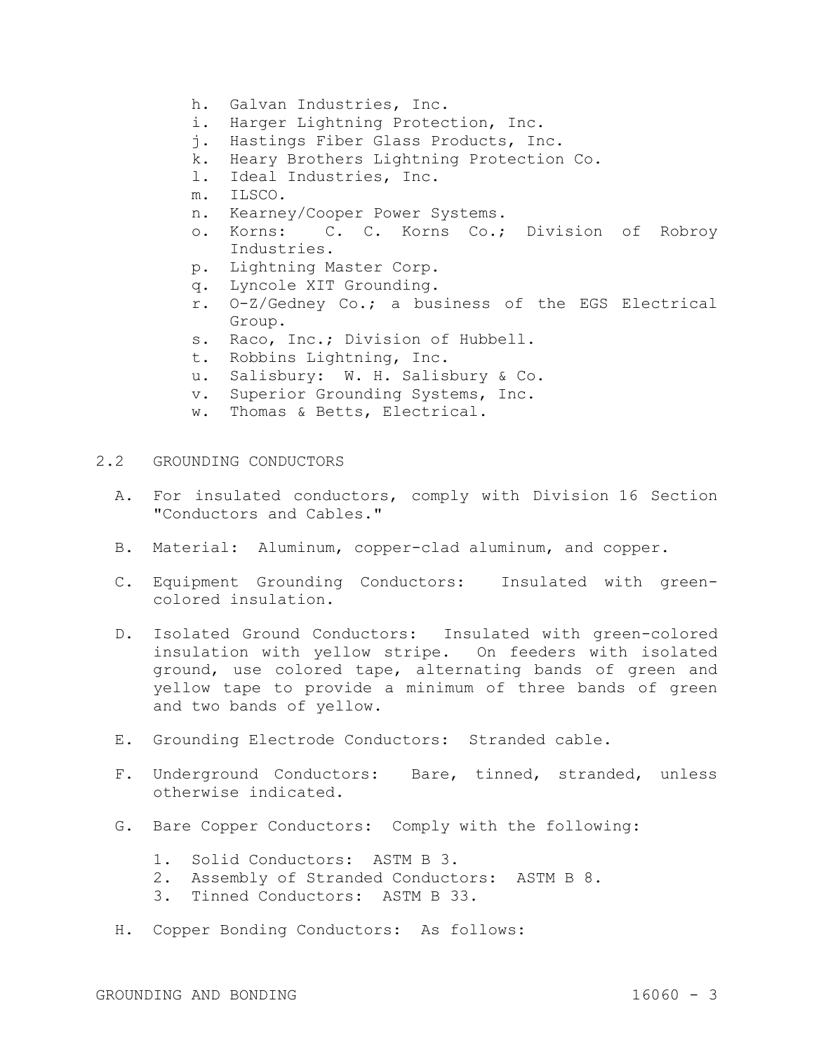h. Galvan Industries, Inc.
i. Harger Lightning Protection, Inc.
j. Hastings Fiber Glass Products, Inc.
k. Heary Brothers Lightning Protection Co.
l. Ideal Industries, Inc.
m. ILSCO.
n. Kearney/Cooper Power Systems.
o. Korns: C. C. Korns Co.; Division of Robroy Industries.
p. Lightning Master Corp.
q. Lyncole XIT Grounding.
r. O-Z/Gedney Co.; a business of the EGS Electrical Group.
s. Raco, Inc.; Division of Hubbell.
t. Robbins Lightning, Inc.
u. Salisbury: W. H. Salisbury & Co.
v. Superior Grounding Systems, Inc.
w. Thomas & Betts, Electrical.

## 2.2 GROUNDING CONDUCTORS

A. For insulated conductors, comply with Division 16 Section "Conductors and Cables."

B. Material: Aluminum, copper-clad aluminum, and copper.

C. Equipment Grounding Conductors: Insulated with green-colored insulation.

D. Isolated Ground Conductors: Insulated with green-colored insulation with yellow stripe. On feeders with isolated ground, use colored tape, alternating bands of green and yellow tape to provide a minimum of three bands of green and two bands of yellow.

E. Grounding Electrode Conductors: Stranded cable.

F. Underground Conductors: Bare, tinned, stranded, unless otherwise indicated.

G. Bare Copper Conductors: Comply with the following:

1. Solid Conductors: ASTM B 3.
2. Assembly of Stranded Conductors: ASTM B 8.
3. Tinned Conductors: ASTM B 33.

H. Copper Bonding Conductors: As follows: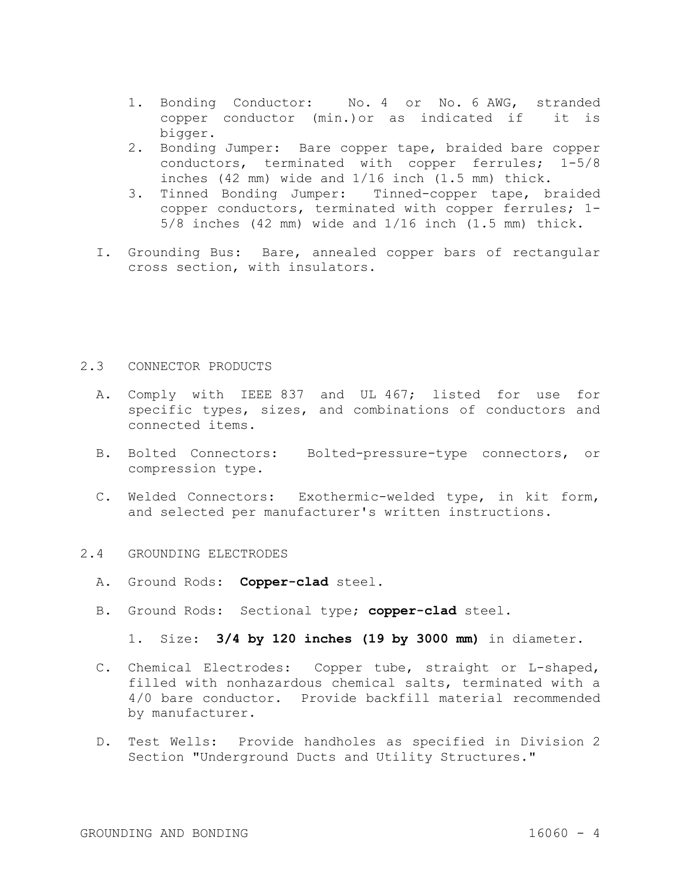1. Bonding Conductor: No. 4 or No. 6 AWG, stranded copper conductor (min.)or as indicated if it is bigger.
2. Bonding Jumper: Bare copper tape, braided bare copper conductors, terminated with copper ferrules; 1-5/8 inches (42 mm) wide and 1/16 inch (1.5 mm) thick.
3. Tinned Bonding Jumper: Tinned-copper tape, braided copper conductors, terminated with copper ferrules; 1-5/8 inches (42 mm) wide and 1/16 inch (1.5 mm) thick.

I. Grounding Bus: Bare, annealed copper bars of rectangular cross section, with insulators.

## 2.3 CONNECTOR PRODUCTS

A. Comply with IEEE 837 and UL 467; listed for use for specific types, sizes, and combinations of conductors and connected items.

B. Bolted Connectors: Bolted-pressure-type connectors, or compression type.

C. Welded Connectors: Exothermic-welded type, in kit form, and selected per manufacturer's written instructions.

## 2.4 GROUNDING ELECTRODES

A. Ground Rods: **Copper-clad** steel.

B. Ground Rods: Sectional type; **copper-clad** steel.

1. Size: **3/4 by 120 inches (19 by 3000 mm)** in diameter.

C. Chemical Electrodes: Copper tube, straight or L-shaped, filled with nonhazardous chemical salts, terminated with a 4/0 bare conductor. Provide backfill material recommended by manufacturer.

D. Test Wells: Provide handholes as specified in Division 2 Section "Underground Ducts and Utility Structures."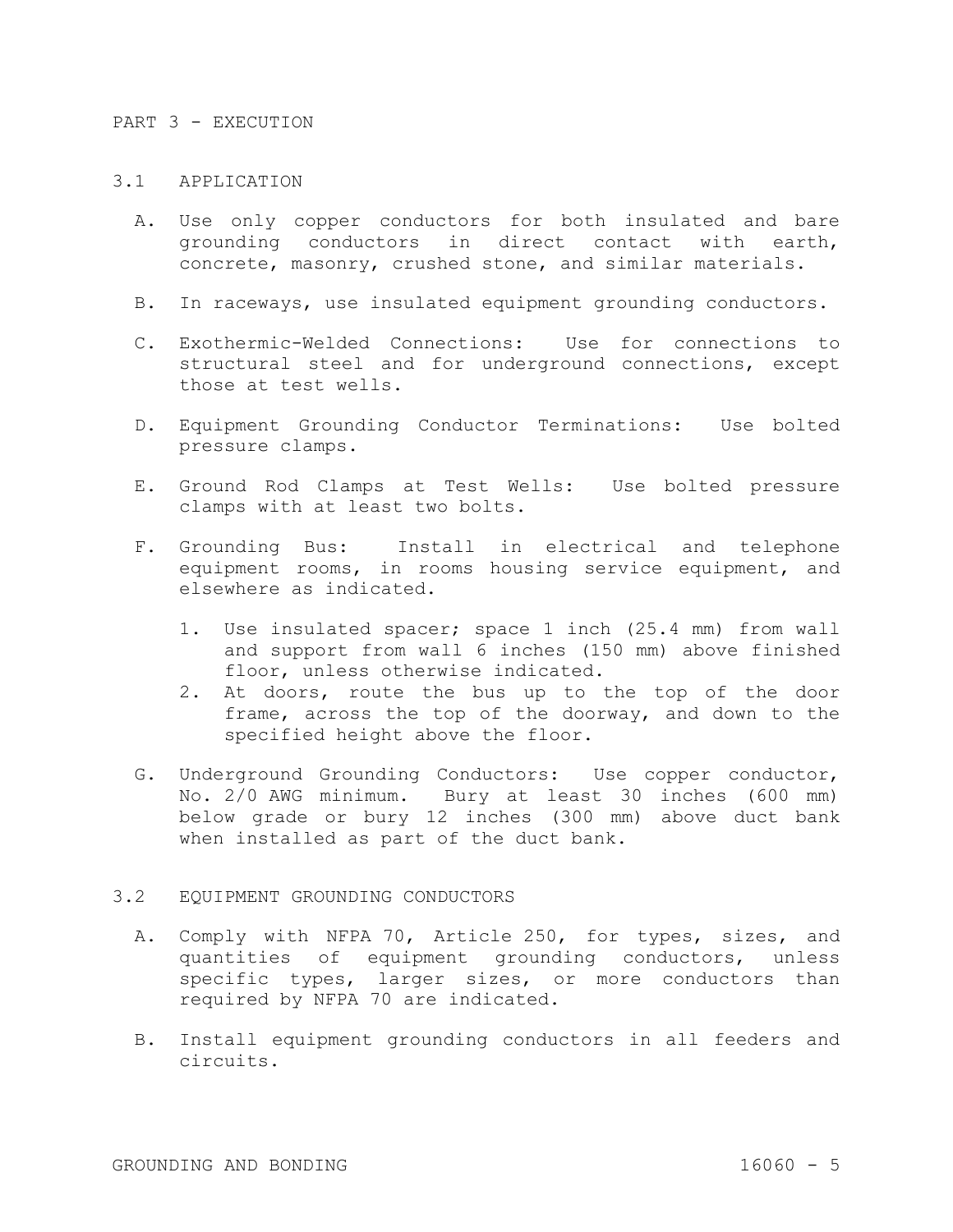# PART 3 - EXECUTION

## 3.1 APPLICATION

A. Use only copper conductors for both insulated and bare grounding conductors in direct contact with earth, concrete, masonry, crushed stone, and similar materials.

B. In raceways, use insulated equipment grounding conductors.

C. Exothermic-Welded Connections: Use for connections to structural steel and for underground connections, except those at test wells.

D. Equipment Grounding Conductor Terminations: Use bolted pressure clamps.

E. Ground Rod Clamps at Test Wells: Use bolted pressure clamps with at least two bolts.

F. Grounding Bus: Install in electrical and telephone equipment rooms, in rooms housing service equipment, and elsewhere as indicated.

1. Use insulated spacer; space 1 inch (25.4 mm) from wall and support from wall 6 inches (150 mm) above finished floor, unless otherwise indicated.
2. At doors, route the bus up to the top of the door frame, across the top of the doorway, and down to the specified height above the floor.

G. Underground Grounding Conductors: Use copper conductor, No. 2/0 AWG minimum. Bury at least 30 inches (600 mm) below grade or bury 12 inches (300 mm) above duct bank when installed as part of the duct bank.

## 3.2 EQUIPMENT GROUNDING CONDUCTORS

A. Comply with NFPA 70, Article 250, for types, sizes, and quantities of equipment grounding conductors, unless specific types, larger sizes, or more conductors than required by NFPA 70 are indicated.

B. Install equipment grounding conductors in all feeders and circuits.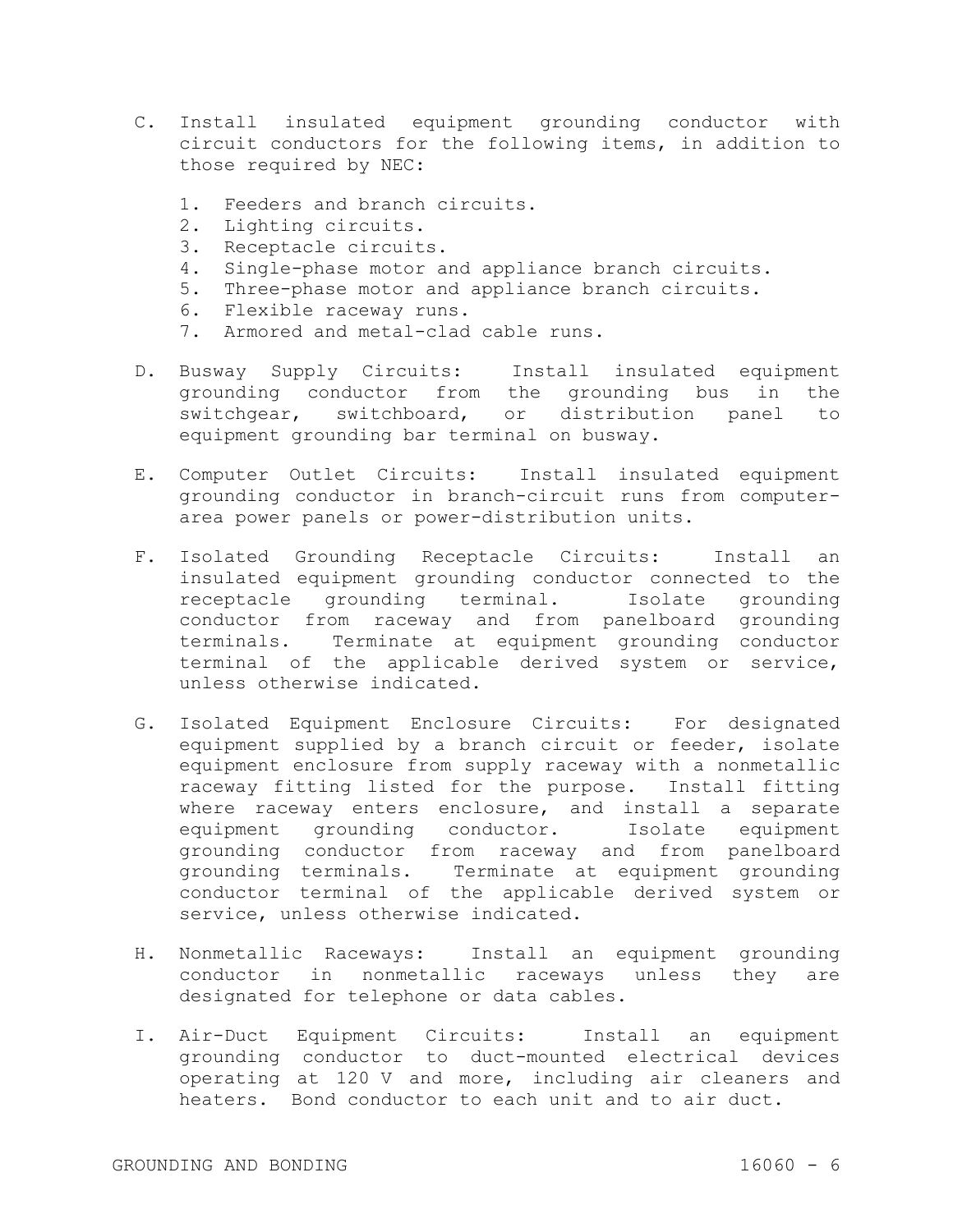C. Install insulated equipment grounding conductor with circuit conductors for the following items, in addition to those required by NEC:

   1. Feeders and branch circuits.
   2. Lighting circuits.
   3. Receptacle circuits.
   4. Single-phase motor and appliance branch circuits.
   5. Three-phase motor and appliance branch circuits.
   6. Flexible raceway runs.
   7. Armored and metal-clad cable runs.

D. Busway Supply Circuits: Install insulated equipment grounding conductor from the grounding bus in the switchgear, switchboard, or distribution panel to equipment grounding bar terminal on busway.

E. Computer Outlet Circuits: Install insulated equipment grounding conductor in branch-circuit runs from computer-area power panels or power-distribution units.

F. Isolated Grounding Receptacle Circuits: Install an insulated equipment grounding conductor connected to the receptacle grounding terminal. Isolate grounding conductor from raceway and from panelboard grounding terminals. Terminate at equipment grounding conductor terminal of the applicable derived system or service, unless otherwise indicated.

G. Isolated Equipment Enclosure Circuits: For designated equipment supplied by a branch circuit or feeder, isolate equipment enclosure from supply raceway with a nonmetallic raceway fitting listed for the purpose. Install fitting where raceway enters enclosure, and install a separate equipment grounding conductor. Isolate equipment grounding conductor from raceway and from panelboard grounding terminals. Terminate at equipment grounding conductor terminal of the applicable derived system or service, unless otherwise indicated.

H. Nonmetallic Raceways: Install an equipment grounding conductor in nonmetallic raceways unless they are designated for telephone or data cables.

I. Air-Duct Equipment Circuits: Install an equipment grounding conductor to duct-mounted electrical devices operating at 120 V and more, including air cleaners and heaters. Bond conductor to each unit and to air duct.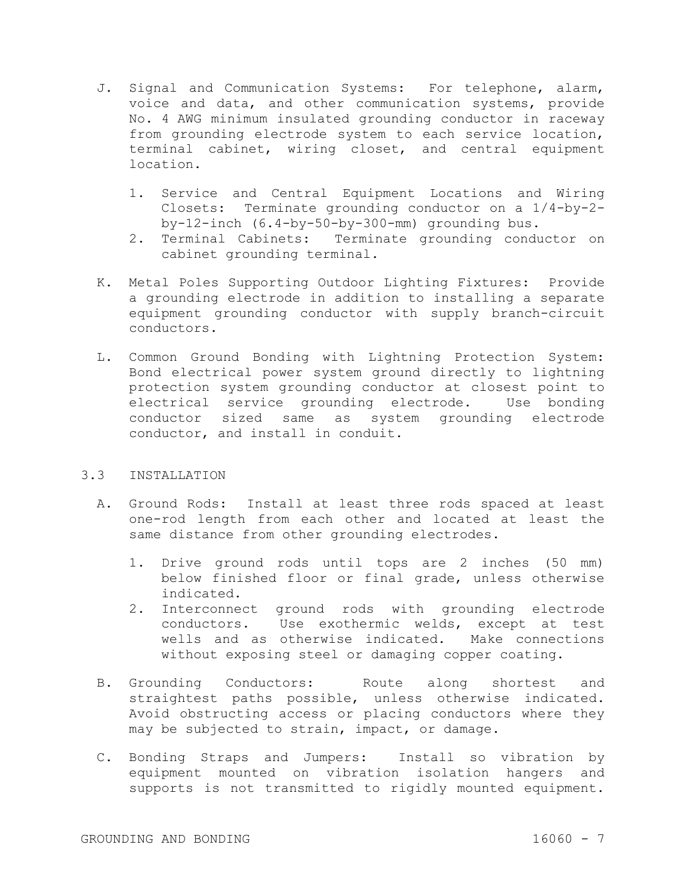J. Signal and Communication Systems: For telephone, alarm, voice and data, and other communication systems, provide No. 4 AWG minimum insulated grounding conductor in raceway from grounding electrode system to each service location, terminal cabinet, wiring closet, and central equipment location.

   1. Service and Central Equipment Locations and Wiring Closets: Terminate grounding conductor on a 1/4-by-2-by-12-inch (6.4-by-50-by-300-mm) grounding bus.
   2. Terminal Cabinets: Terminate grounding conductor on cabinet grounding terminal.

K. Metal Poles Supporting Outdoor Lighting Fixtures: Provide a grounding electrode in addition to installing a separate equipment grounding conductor with supply branch-circuit conductors.

L. Common Ground Bonding with Lightning Protection System: Bond electrical power system ground directly to lightning protection system grounding conductor at closest point to electrical service grounding electrode. Use bonding conductor sized same as system grounding electrode conductor, and install in conduit.

## 3.3 INSTALLATION

A. Ground Rods: Install at least three rods spaced at least one-rod length from each other and located at least the same distance from other grounding electrodes.

   1. Drive ground rods until tops are 2 inches (50 mm) below finished floor or final grade, unless otherwise indicated.
   2. Interconnect ground rods with grounding electrode conductors. Use exothermic welds, except at test wells and as otherwise indicated. Make connections without exposing steel or damaging copper coating.

B. Grounding Conductors: Route along shortest and straightest paths possible, unless otherwise indicated. Avoid obstructing access or placing conductors where they may be subjected to strain, impact, or damage.

C. Bonding Straps and Jumpers: Install so vibration by equipment mounted on vibration isolation hangers and supports is not transmitted to rigidly mounted equipment.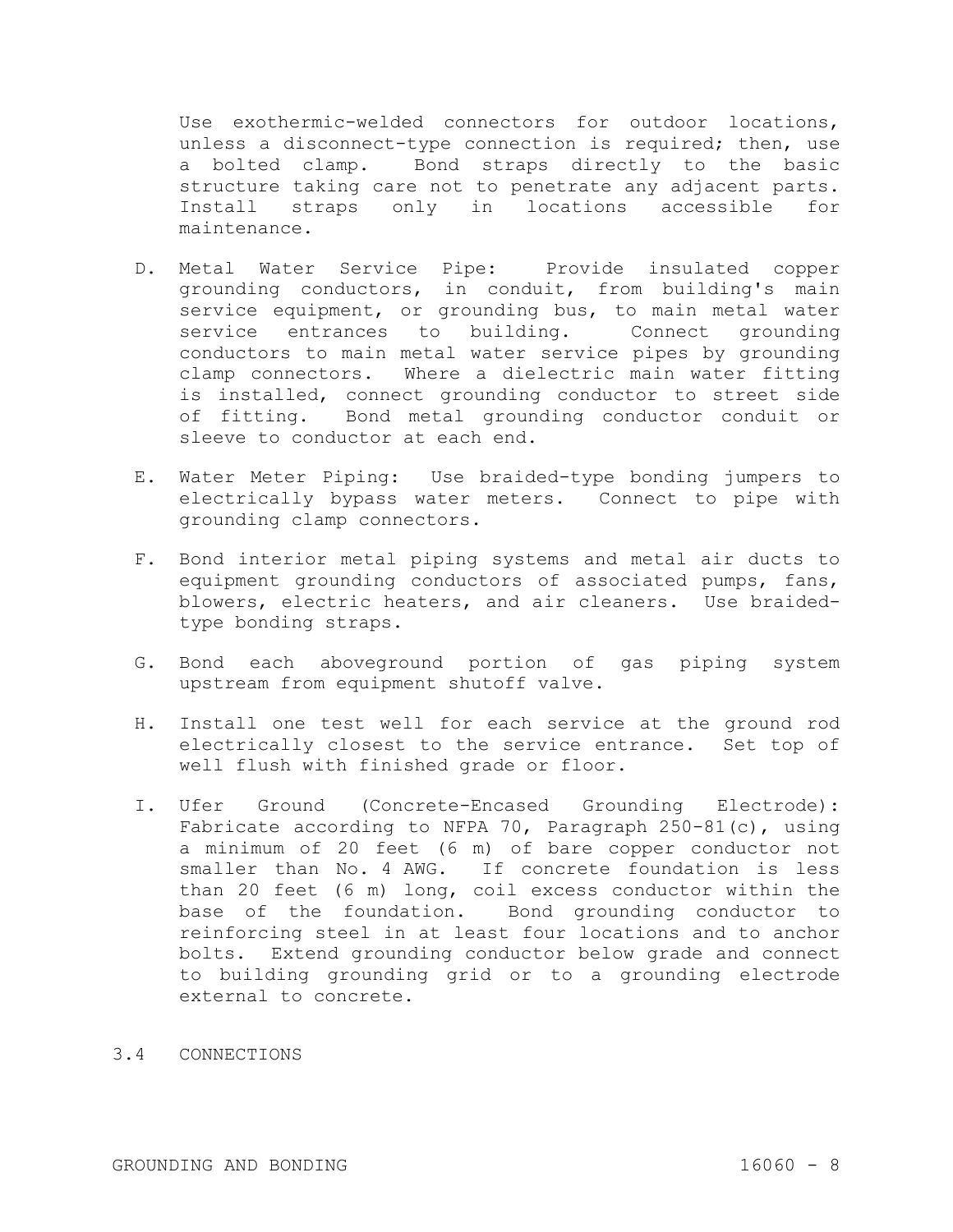Use exothermic-welded connectors for outdoor locations, unless a disconnect-type connection is required; then, use a bolted clamp. Bond straps directly to the basic structure taking care not to penetrate any adjacent parts. Install straps only in locations accessible for maintenance.

D. Metal Water Service Pipe: Provide insulated copper grounding conductors, in conduit, from building's main service equipment, or grounding bus, to main metal water service entrances to building. Connect grounding conductors to main metal water service pipes by grounding clamp connectors. Where a dielectric main water fitting is installed, connect grounding conductor to street side of fitting. Bond metal grounding conductor conduit or sleeve to conductor at each end.

E. Water Meter Piping: Use braided-type bonding jumpers to electrically bypass water meters. Connect to pipe with grounding clamp connectors.

F. Bond interior metal piping systems and metal air ducts to equipment grounding conductors of associated pumps, fans, blowers, electric heaters, and air cleaners. Use braided-type bonding straps.

G. Bond each aboveground portion of gas piping system upstream from equipment shutoff valve.

H. Install one test well for each service at the ground rod electrically closest to the service entrance. Set top of well flush with finished grade or floor.

I. Ufer Ground (Concrete-Encased Grounding Electrode): Fabricate according to NFPA 70, Paragraph 250-81(c), using a minimum of 20 feet (6 m) of bare copper conductor not smaller than No. 4 AWG. If concrete foundation is less than 20 feet (6 m) long, coil excess conductor within the base of the foundation. Bond grounding conductor to reinforcing steel in at least four locations and to anchor bolts. Extend grounding conductor below grade and connect to building grounding grid or to a grounding electrode external to concrete.

## 3.4 CONNECTIONS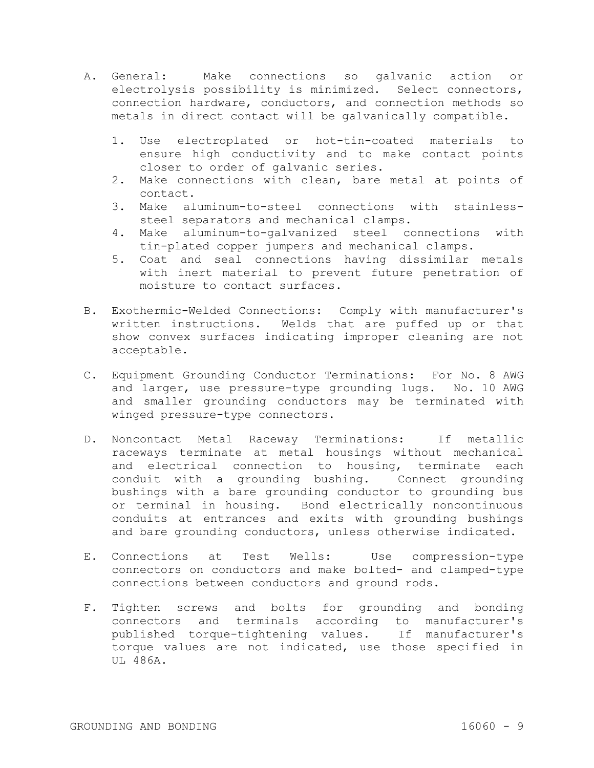A. General: Make connections so galvanic action or electrolysis possibility is minimized. Select connectors, connection hardware, conductors, and connection methods so metals in direct contact will be galvanically compatible.

   1. Use electroplated or hot-tin-coated materials to ensure high conductivity and to make contact points closer to order of galvanic series.
   2. Make connections with clean, bare metal at points of contact.
   3. Make aluminum-to-steel connections with stainless-steel separators and mechanical clamps.
   4. Make aluminum-to-galvanized steel connections with tin-plated copper jumpers and mechanical clamps.
   5. Coat and seal connections having dissimilar metals with inert material to prevent future penetration of moisture to contact surfaces.

B. Exothermic-Welded Connections: Comply with manufacturer's written instructions. Welds that are puffed up or that show convex surfaces indicating improper cleaning are not acceptable.

C. Equipment Grounding Conductor Terminations: For No. 8 AWG and larger, use pressure-type grounding lugs. No. 10 AWG and smaller grounding conductors may be terminated with winged pressure-type connectors.

D. Noncontact Metal Raceway Terminations: If metallic raceways terminate at metal housings without mechanical and electrical connection to housing, terminate each conduit with a grounding bushing. Connect grounding bushings with a bare grounding conductor to grounding bus or terminal in housing. Bond electrically noncontinuous conduits at entrances and exits with grounding bushings and bare grounding conductors, unless otherwise indicated.

E. Connections at Test Wells: Use compression-type connectors on conductors and make bolted- and clamped-type connections between conductors and ground rods.

F. Tighten screws and bolts for grounding and bonding connectors and terminals according to manufacturer's published torque-tightening values. If manufacturer's torque values are not indicated, use those specified in UL 486A.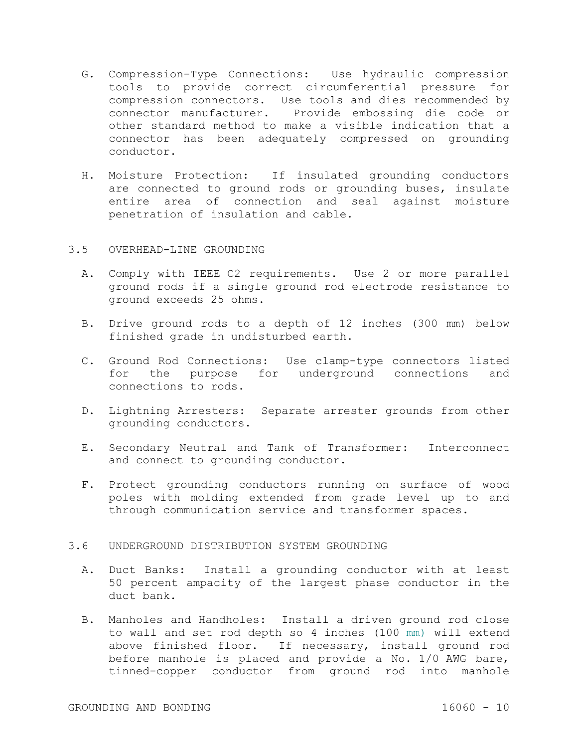G. Compression-Type Connections: Use hydraulic compression tools to provide correct circumferential pressure for compression connectors. Use tools and dies recommended by connector manufacturer. Provide embossing die code or other standard method to make a visible indication that a connector has been adequately compressed on grounding conductor.

H. Moisture Protection: If insulated grounding conductors are connected to ground rods or grounding buses, insulate entire area of connection and seal against moisture penetration of insulation and cable.

## 3.5 OVERHEAD-LINE GROUNDING

A. Comply with IEEE C2 requirements. Use 2 or more parallel ground rods if a single ground rod electrode resistance to ground exceeds 25 ohms.

B. Drive ground rods to a depth of 12 inches (300 mm) below finished grade in undisturbed earth.

C. Ground Rod Connections: Use clamp-type connectors listed for the purpose for underground connections and connections to rods.

D. Lightning Arresters: Separate arrester grounds from other grounding conductors.

E. Secondary Neutral and Tank of Transformer: Interconnect and connect to grounding conductor.

F. Protect grounding conductors running on surface of wood poles with molding extended from grade level up to and through communication service and transformer spaces.

## 3.6 UNDERGROUND DISTRIBUTION SYSTEM GROUNDING

A. Duct Banks: Install a grounding conductor with at least 50 percent ampacity of the largest phase conductor in the duct bank.

B. Manholes and Handholes: Install a driven ground rod close to wall and set rod depth so 4 inches (100 mm) will extend above finished floor. If necessary, install ground rod before manhole is placed and provide a No. 1/0 AWG bare, tinned-copper conductor from ground rod into manhole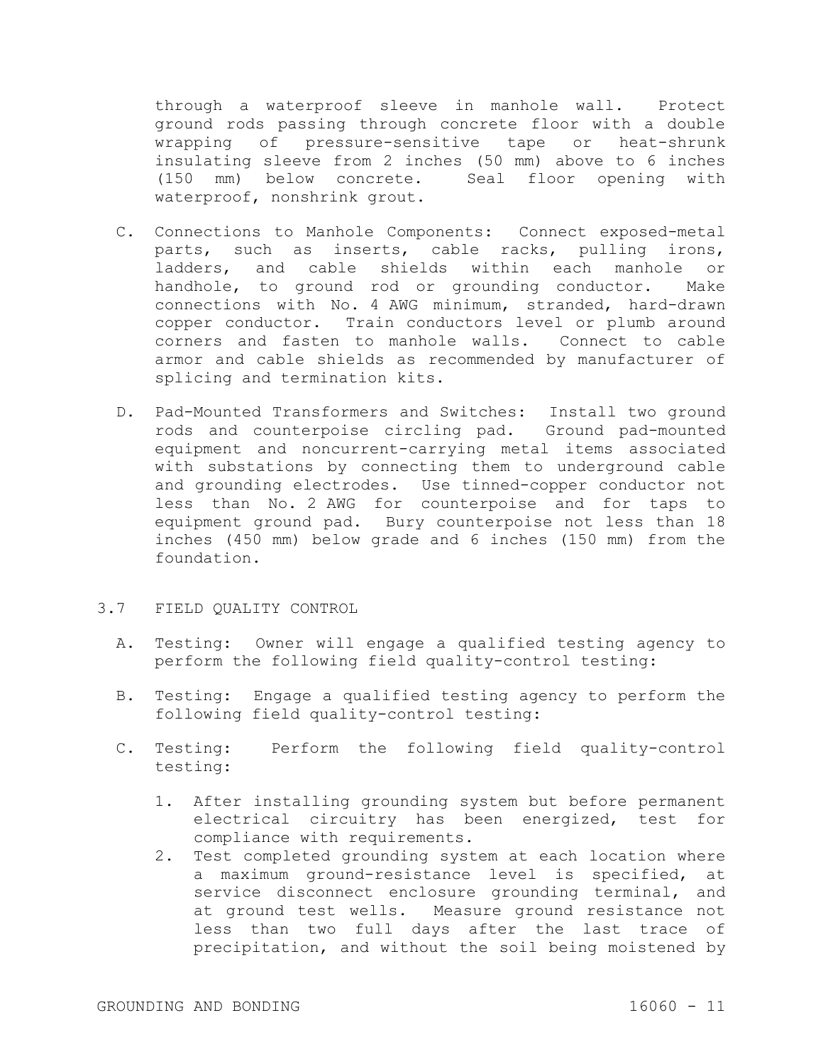through a waterproof sleeve in manhole wall. Protect ground rods passing through concrete floor with a double wrapping of pressure-sensitive tape or heat-shrunk insulating sleeve from 2 inches (50 mm) above to 6 inches (150 mm) below concrete. Seal floor opening with waterproof, nonshrink grout.

C. Connections to Manhole Components: Connect exposed-metal parts, such as inserts, cable racks, pulling irons, ladders, and cable shields within each manhole or handhole, to ground rod or grounding conductor. Make connections with No. 4 AWG minimum, stranded, hard-drawn copper conductor. Train conductors level or plumb around corners and fasten to manhole walls. Connect to cable armor and cable shields as recommended by manufacturer of splicing and termination kits.

D. Pad-Mounted Transformers and Switches: Install two ground rods and counterpoise circling pad. Ground pad-mounted equipment and noncurrent-carrying metal items associated with substations by connecting them to underground cable and grounding electrodes. Use tinned-copper conductor not less than No. 2 AWG for counterpoise and for taps to equipment ground pad. Bury counterpoise not less than 18 inches (450 mm) below grade and 6 inches (150 mm) from the foundation.

## 3.7 FIELD QUALITY CONTROL

A. Testing: Owner will engage a qualified testing agency to perform the following field quality-control testing:

B. Testing: Engage a qualified testing agency to perform the following field quality-control testing:

C. Testing: Perform the following field quality-control testing:

1. After installing grounding system but before permanent electrical circuitry has been energized, test for compliance with requirements.
2. Test completed grounding system at each location where a maximum ground-resistance level is specified, at service disconnect enclosure grounding terminal, and at ground test wells. Measure ground resistance not less than two full days after the last trace of precipitation, and without the soil being moistened by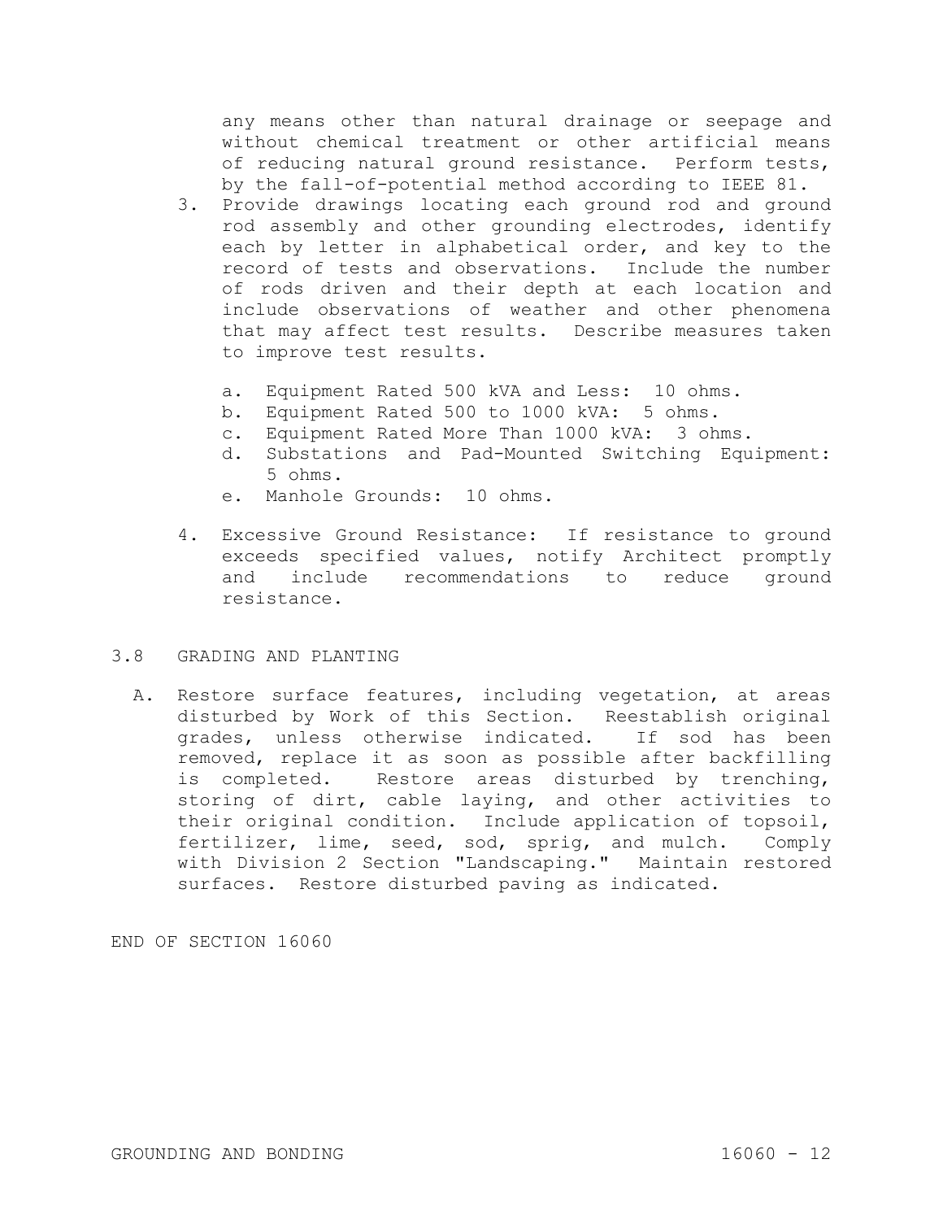any means other than natural drainage or seepage and without chemical treatment or other artificial means of reducing natural ground resistance. Perform tests, by the fall-of-potential method according to IEEE 81.

3. Provide drawings locating each ground rod and ground rod assembly and other grounding electrodes, identify each by letter in alphabetical order, and key to the record of tests and observations. Include the number of rods driven and their depth at each location and include observations of weather and other phenomena that may affect test results. Describe measures taken to improve test results.

   a. Equipment Rated 500 kVA and Less: 10 ohms.
   b. Equipment Rated 500 to 1000 kVA: 5 ohms.
   c. Equipment Rated More Than 1000 kVA: 3 ohms.
   d. Substations and Pad-Mounted Switching Equipment: 5 ohms.
   e. Manhole Grounds: 10 ohms.

4. Excessive Ground Resistance: If resistance to ground exceeds specified values, notify Architect promptly and include recommendations to reduce ground resistance.

## 3.8 GRADING AND PLANTING

A. Restore surface features, including vegetation, at areas disturbed by Work of this Section. Reestablish original grades, unless otherwise indicated. If sod has been removed, replace it as soon as possible after backfilling is completed. Restore areas disturbed by trenching, storing of dirt, cable laying, and other activities to their original condition. Include application of topsoil, fertilizer, lime, seed, sod, sprig, and mulch. Comply with Division 2 Section "Landscaping." Maintain restored surfaces. Restore disturbed paving as indicated.

END OF SECTION 16060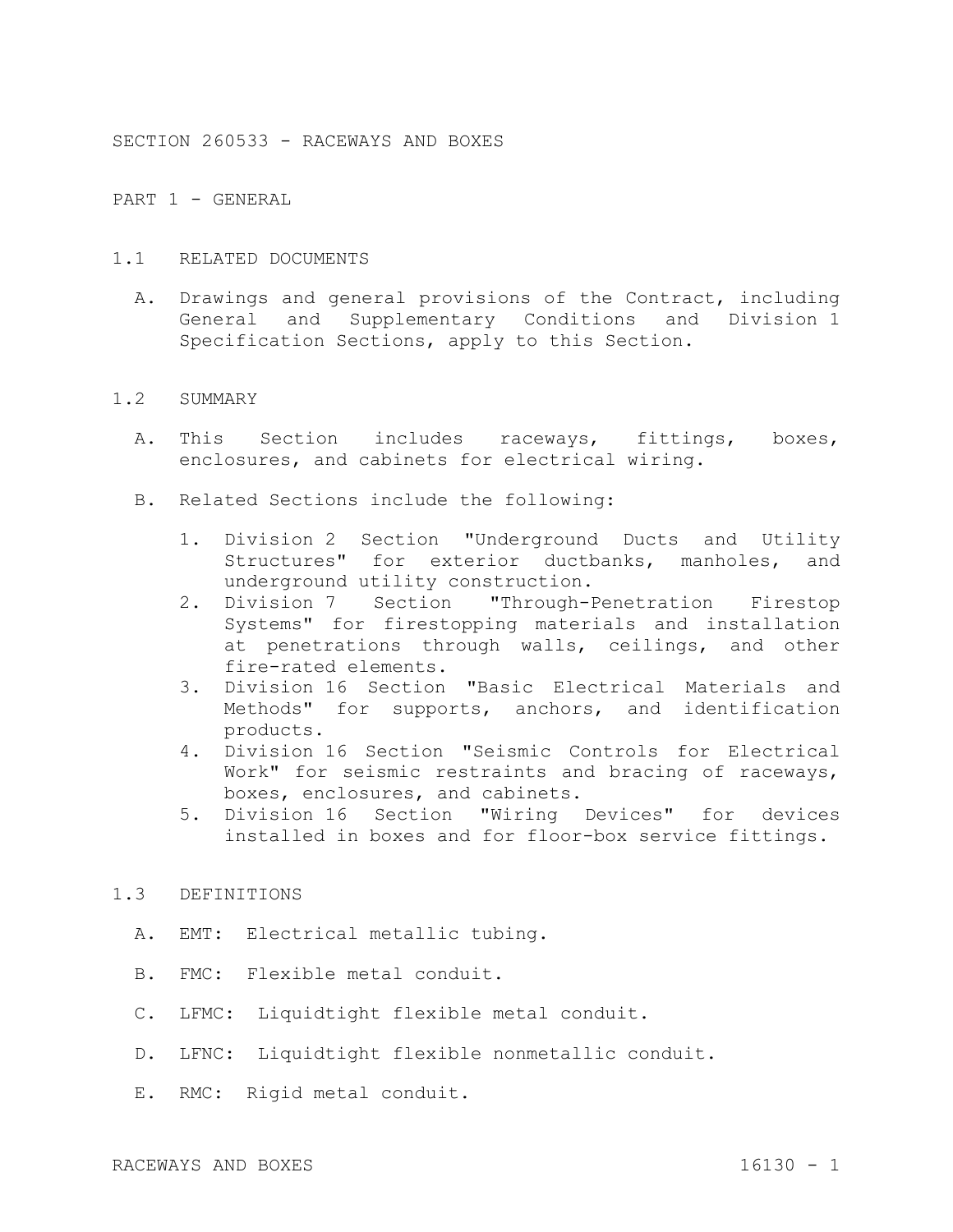# SECTION 260533 - RACEWAYS AND BOXES

## PART 1 - GENERAL

### 1.1 RELATED DOCUMENTS

A. Drawings and general provisions of the Contract, including General and Supplementary Conditions and Division 1 Specification Sections, apply to this Section.

### 1.2 SUMMARY

A. This Section includes raceways, fittings, boxes, enclosures, and cabinets for electrical wiring.

B. Related Sections include the following:

1. Division 2 Section "Underground Ducts and Utility Structures" for exterior ductbanks, manholes, and underground utility construction.
2. Division 7 Section "Through-Penetration Firestop Systems" for firestopping materials and installation at penetrations through walls, ceilings, and other fire-rated elements.
3. Division 16 Section "Basic Electrical Materials and Methods" for supports, anchors, and identification products.
4. Division 16 Section "Seismic Controls for Electrical Work" for seismic restraints and bracing of raceways, boxes, enclosures, and cabinets.
5. Division 16 Section "Wiring Devices" for devices installed in boxes and for floor-box service fittings.

### 1.3 DEFINITIONS

A. EMT: Electrical metallic tubing.

B. FMC: Flexible metal conduit.

C. LFMC: Liquidtight flexible metal conduit.

D. LFNC: Liquidtight flexible nonmetallic conduit.

E. RMC: Rigid metal conduit.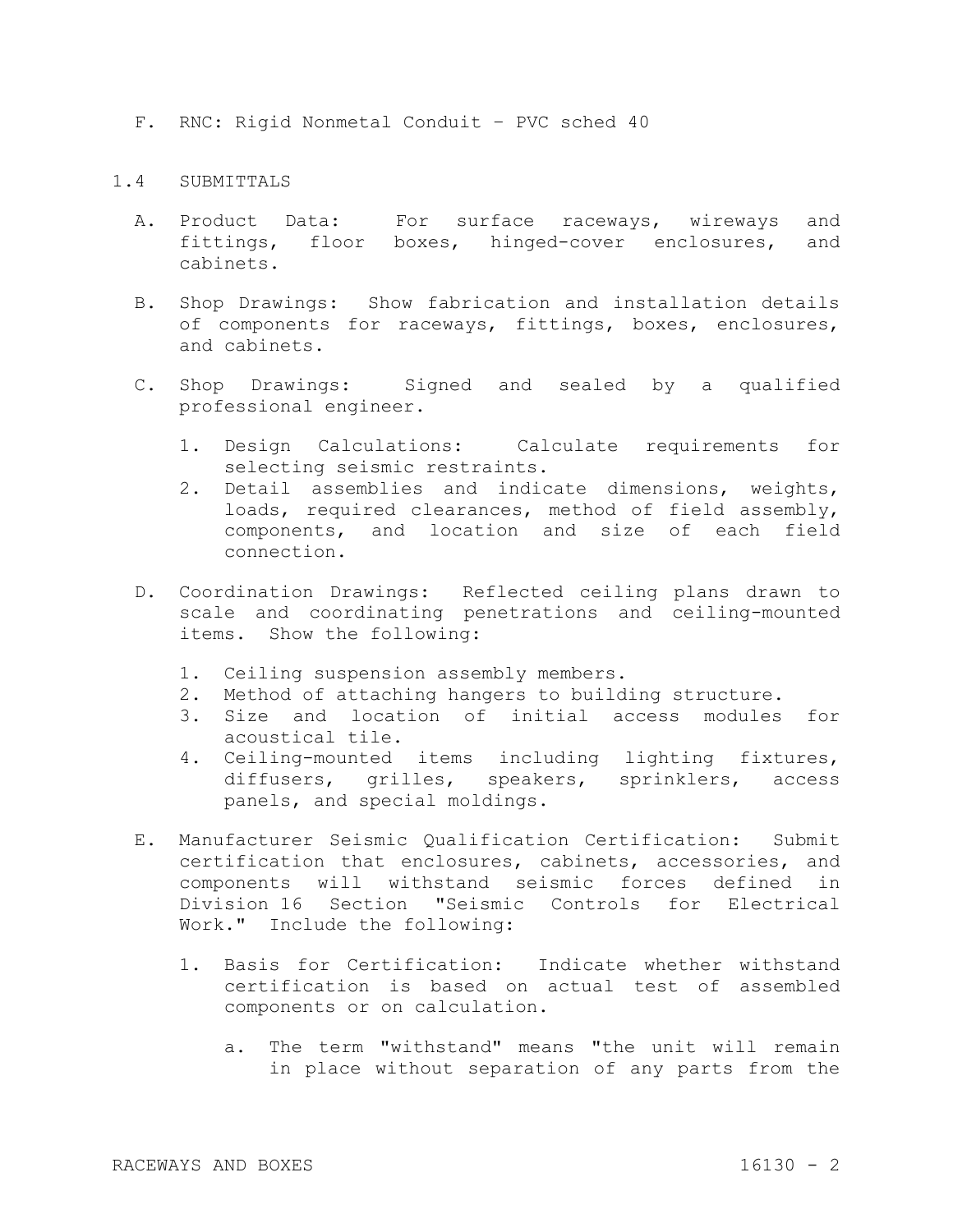F. RNC: Rigid Nonmetal Conduit – PVC sched 40

## 1.4 SUBMITTALS

A. Product Data: For surface raceways, wireways and fittings, floor boxes, hinged-cover enclosures, and cabinets.

B. Shop Drawings: Show fabrication and installation details of components for raceways, fittings, boxes, enclosures, and cabinets.

C. Shop Drawings: Signed and sealed by a qualified professional engineer.

1. Design Calculations: Calculate requirements for selecting seismic restraints.
2. Detail assemblies and indicate dimensions, weights, loads, required clearances, method of field assembly, components, and location and size of each field connection.

D. Coordination Drawings: Reflected ceiling plans drawn to scale and coordinating penetrations and ceiling-mounted items. Show the following:

1. Ceiling suspension assembly members.
2. Method of attaching hangers to building structure.
3. Size and location of initial access modules for acoustical tile.
4. Ceiling-mounted items including lighting fixtures, diffusers, grilles, speakers, sprinklers, access panels, and special moldings.

E. Manufacturer Seismic Qualification Certification: Submit certification that enclosures, cabinets, accessories, and components will withstand seismic forces defined in Division 16 Section "Seismic Controls for Electrical Work." Include the following:

1. Basis for Certification: Indicate whether withstand certification is based on actual test of assembled components or on calculation.

   a. The term "withstand" means "the unit will remain in place without separation of any parts from the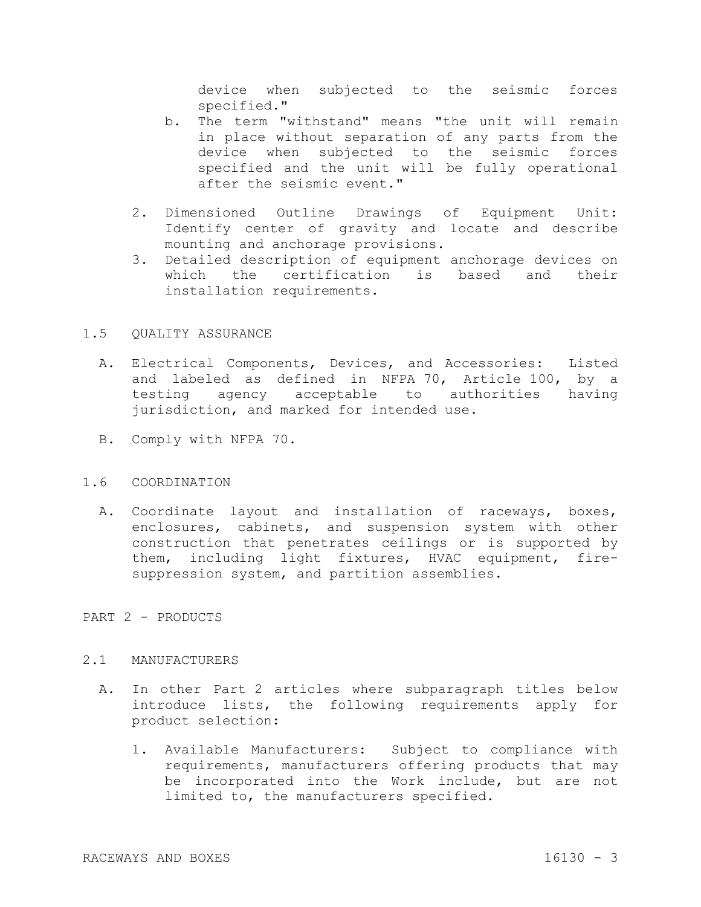device when subjected to the seismic forces specified."

   b. The term "withstand" means "the unit will remain in place without separation of any parts from the device when subjected to the seismic forces specified and the unit will be fully operational after the seismic event."

2. Dimensioned Outline Drawings of Equipment Unit: Identify center of gravity and locate and describe mounting and anchorage provisions.
3. Detailed description of equipment anchorage devices on which the certification is based and their installation requirements.

## 1.5 QUALITY ASSURANCE

A. Electrical Components, Devices, and Accessories: Listed and labeled as defined in NFPA 70, Article 100, by a testing agency acceptable to authorities having jurisdiction, and marked for intended use.

B. Comply with NFPA 70.

## 1.6 COORDINATION

A. Coordinate layout and installation of raceways, boxes, enclosures, cabinets, and suspension system with other construction that penetrates ceilings or is supported by them, including light fixtures, HVAC equipment, fire-suppression system, and partition assemblies.

# PART 2 - PRODUCTS

## 2.1 MANUFACTURERS

A. In other Part 2 articles where subparagraph titles below introduce lists, the following requirements apply for product selection:

1. Available Manufacturers: Subject to compliance with requirements, manufacturers offering products that may be incorporated into the Work include, but are not limited to, the manufacturers specified.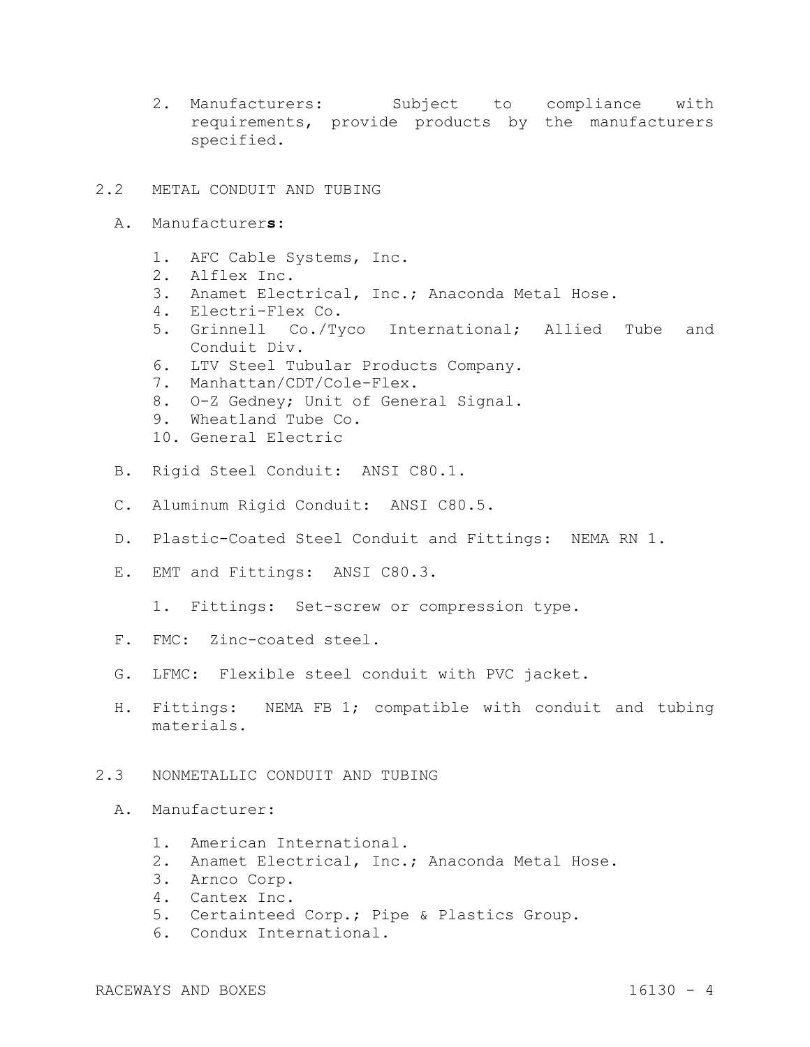2. Manufacturers: Subject to compliance with requirements, provide products by the manufacturers specified.

## 2.2 METAL CONDUIT AND TUBING

A. Manufacturer**s**:

1. AFC Cable Systems, Inc.
2. Alflex Inc.
3. Anamet Electrical, Inc.; Anaconda Metal Hose.
4. Electri-Flex Co.
5. Grinnell Co./Tyco International; Allied Tube and Conduit Div.
6. LTV Steel Tubular Products Company.
7. Manhattan/CDT/Cole-Flex.
8. O-Z Gedney; Unit of General Signal.
9. Wheatland Tube Co.
10. General Electric

B. Rigid Steel Conduit: ANSI C80.1.

C. Aluminum Rigid Conduit: ANSI C80.5.

D. Plastic-Coated Steel Conduit and Fittings: NEMA RN 1.

E. EMT and Fittings: ANSI C80.3.

1. Fittings: Set-screw or compression type.

F. FMC: Zinc-coated steel.

G. LFMC: Flexible steel conduit with PVC jacket.

H. Fittings: NEMA FB 1; compatible with conduit and tubing materials.

## 2.3 NONMETALLIC CONDUIT AND TUBING

A. Manufacturer:

1. American International.
2. Anamet Electrical, Inc.; Anaconda Metal Hose.
3. Arnco Corp.
4. Cantex Inc.
5. Certainteed Corp.; Pipe & Plastics Group.
6. Condux International.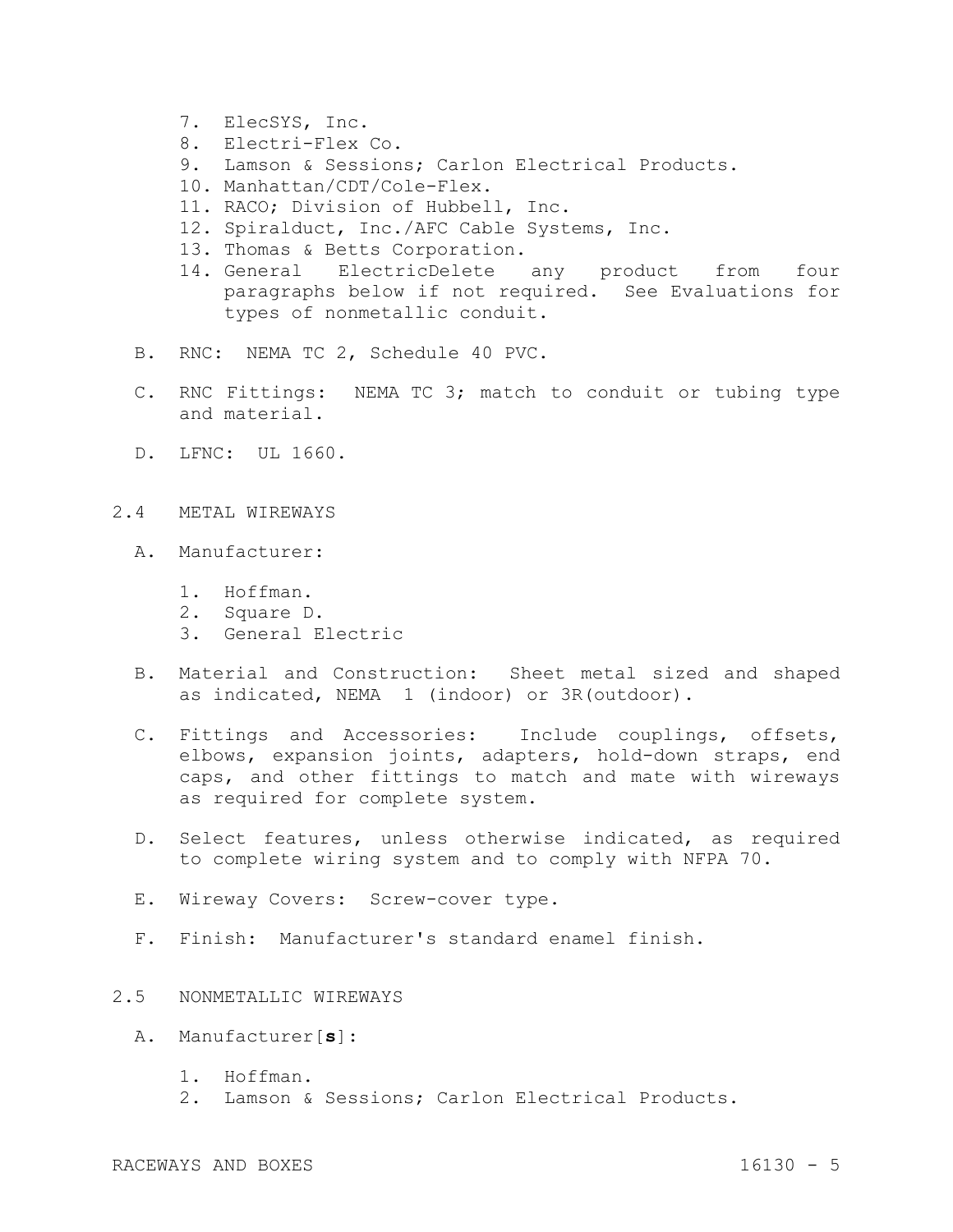7. ElecSYS, Inc.
8. Electri-Flex Co.
9. Lamson & Sessions; Carlon Electrical Products.
10. Manhattan/CDT/Cole-Flex.
11. RACO; Division of Hubbell, Inc.
12. Spiralduct, Inc./AFC Cable Systems, Inc.
13. Thomas & Betts Corporation.
14. General ElectricDelete any product from four paragraphs below if not required. See Evaluations for types of nonmetallic conduit.

B. RNC: NEMA TC 2, Schedule 40 PVC.

C. RNC Fittings: NEMA TC 3; match to conduit or tubing type and material.

D. LFNC: UL 1660.

## 2.4 METAL WIREWAYS

A. Manufacturer:

1. Hoffman.
2. Square D.
3. General Electric

B. Material and Construction: Sheet metal sized and shaped as indicated, NEMA 1 (indoor) or 3R(outdoor).

C. Fittings and Accessories: Include couplings, offsets, elbows, expansion joints, adapters, hold-down straps, end caps, and other fittings to match and mate with wireways as required for complete system.

D. Select features, unless otherwise indicated, as required to complete wiring system and to comply with NFPA 70.

E. Wireway Covers: Screw-cover type.

F. Finish: Manufacturer's standard enamel finish.

## 2.5 NONMETALLIC WIREWAYS

A. Manufacturer[**s**]:

1. Hoffman.
2. Lamson & Sessions; Carlon Electrical Products.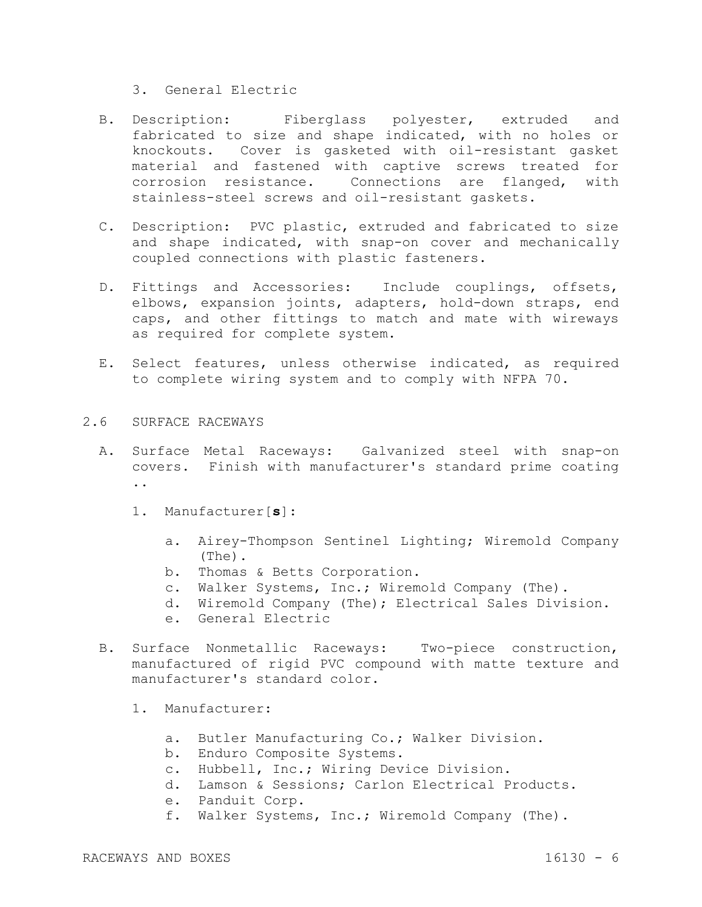3. General Electric

B. Description: Fiberglass polyester, extruded and fabricated to size and shape indicated, with no holes or knockouts. Cover is gasketed with oil-resistant gasket material and fastened with captive screws treated for corrosion resistance. Connections are flanged, with stainless-steel screws and oil-resistant gaskets.

C. Description: PVC plastic, extruded and fabricated to size and shape indicated, with snap-on cover and mechanically coupled connections with plastic fasteners.

D. Fittings and Accessories: Include couplings, offsets, elbows, expansion joints, adapters, hold-down straps, end caps, and other fittings to match and mate with wireways as required for complete system.

E. Select features, unless otherwise indicated, as required to complete wiring system and to comply with NFPA 70.

## 2.6 SURFACE RACEWAYS

A. Surface Metal Raceways: Galvanized steel with snap-on covers. Finish with manufacturer's standard prime coating ..

1. Manufacturer[**s**]:

   a. Airey-Thompson Sentinel Lighting; Wiremold Company (The).
   b. Thomas & Betts Corporation.
   c. Walker Systems, Inc.; Wiremold Company (The).
   d. Wiremold Company (The); Electrical Sales Division.
   e. General Electric

B. Surface Nonmetallic Raceways: Two-piece construction, manufactured of rigid PVC compound with matte texture and manufacturer's standard color.

1. Manufacturer:

   a. Butler Manufacturing Co.; Walker Division.
   b. Enduro Composite Systems.
   c. Hubbell, Inc.; Wiring Device Division.
   d. Lamson & Sessions; Carlon Electrical Products.
   e. Panduit Corp.
   f. Walker Systems, Inc.; Wiremold Company (The).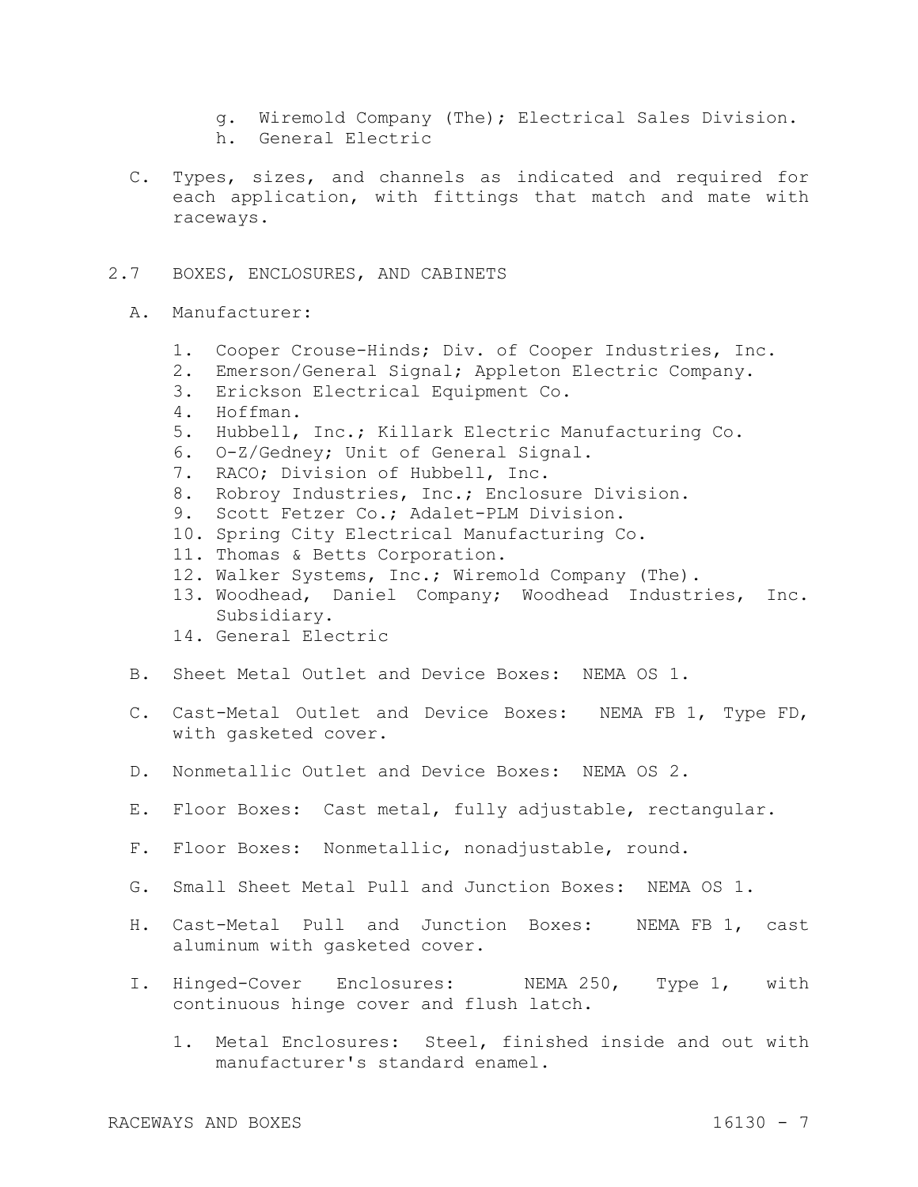g. Wiremold Company (The); Electrical Sales Division.
   h. General Electric

C. Types, sizes, and channels as indicated and required for each application, with fittings that match and mate with raceways.

## 2.7 BOXES, ENCLOSURES, AND CABINETS

A. Manufacturer:

   1. Cooper Crouse-Hinds; Div. of Cooper Industries, Inc.
   2. Emerson/General Signal; Appleton Electric Company.
   3. Erickson Electrical Equipment Co.
   4. Hoffman.
   5. Hubbell, Inc.; Killark Electric Manufacturing Co.
   6. O-Z/Gedney; Unit of General Signal.
   7. RACO; Division of Hubbell, Inc.
   8. Robroy Industries, Inc.; Enclosure Division.
   9. Scott Fetzer Co.; Adalet-PLM Division.
   10. Spring City Electrical Manufacturing Co.
   11. Thomas & Betts Corporation.
   12. Walker Systems, Inc.; Wiremold Company (The).
   13. Woodhead, Daniel Company; Woodhead Industries, Inc. Subsidiary.
   14. General Electric

B. Sheet Metal Outlet and Device Boxes: NEMA OS 1.

C. Cast-Metal Outlet and Device Boxes: NEMA FB 1, Type FD, with gasketed cover.

D. Nonmetallic Outlet and Device Boxes: NEMA OS 2.

E. Floor Boxes: Cast metal, fully adjustable, rectangular.

F. Floor Boxes: Nonmetallic, nonadjustable, round.

G. Small Sheet Metal Pull and Junction Boxes: NEMA OS 1.

H. Cast-Metal Pull and Junction Boxes: NEMA FB 1, cast aluminum with gasketed cover.

I. Hinged-Cover Enclosures: NEMA 250, Type 1, with continuous hinge cover and flush latch.

   1. Metal Enclosures: Steel, finished inside and out with manufacturer's standard enamel.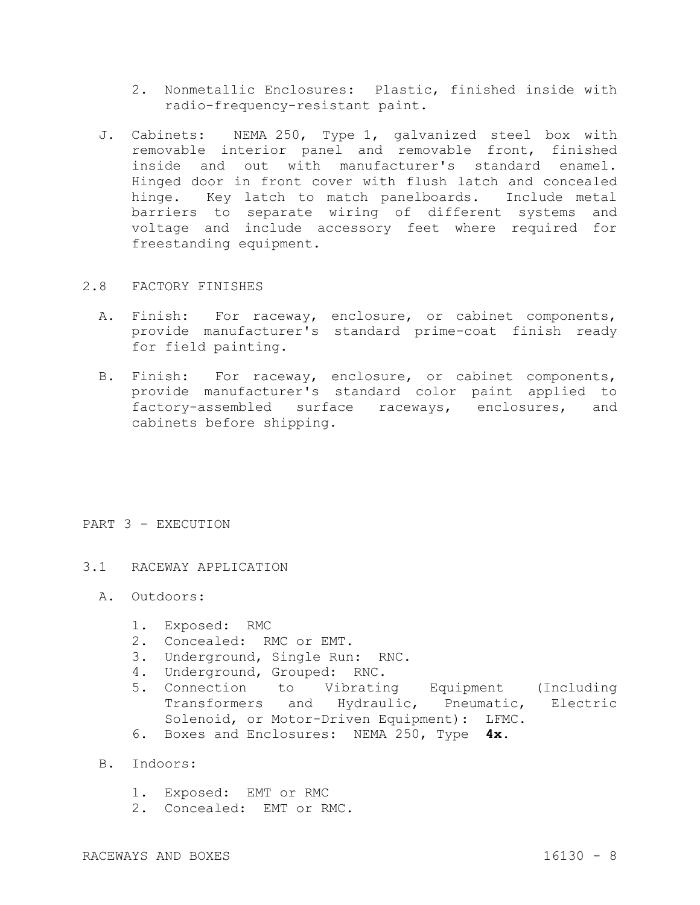2. Nonmetallic Enclosures: Plastic, finished inside with radio-frequency-resistant paint.

J. Cabinets: NEMA 250, Type 1, galvanized steel box with removable interior panel and removable front, finished inside and out with manufacturer's standard enamel. Hinged door in front cover with flush latch and concealed hinge. Key latch to match panelboards. Include metal barriers to separate wiring of different systems and voltage and include accessory feet where required for freestanding equipment.

## 2.8 FACTORY FINISHES

A. Finish: For raceway, enclosure, or cabinet components, provide manufacturer's standard prime-coat finish ready for field painting.

B. Finish: For raceway, enclosure, or cabinet components, provide manufacturer's standard color paint applied to factory-assembled surface raceways, enclosures, and cabinets before shipping.

# PART 3 - EXECUTION

## 3.1 RACEWAY APPLICATION

A. Outdoors:

1. Exposed: RMC
2. Concealed: RMC or EMT.
3. Underground, Single Run: RNC.
4. Underground, Grouped: RNC.
5. Connection to Vibrating Equipment (Including Transformers and Hydraulic, Pneumatic, Electric Solenoid, or Motor-Driven Equipment): LFMC.
6. Boxes and Enclosures: NEMA 250, Type **4x**.

B. Indoors:

1. Exposed: EMT or RMC
2. Concealed: EMT or RMC.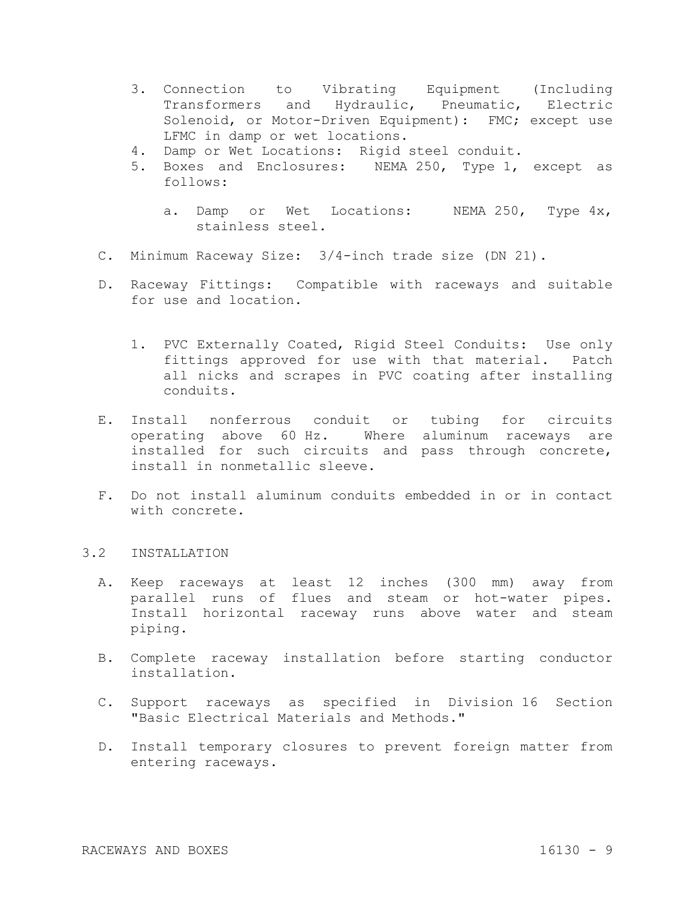3. Connection to Vibrating Equipment (Including Transformers and Hydraulic, Pneumatic, Electric Solenoid, or Motor-Driven Equipment): FMC; except use LFMC in damp or wet locations.
4. Damp or Wet Locations: Rigid steel conduit.
5. Boxes and Enclosures: NEMA 250, Type 1, except as follows:

   a. Damp or Wet Locations: NEMA 250, Type 4x, stainless steel.

C. Minimum Raceway Size: 3/4-inch trade size (DN 21).

D. Raceway Fittings: Compatible with raceways and suitable for use and location.

   1. PVC Externally Coated, Rigid Steel Conduits: Use only fittings approved for use with that material. Patch all nicks and scrapes in PVC coating after installing conduits.

E. Install nonferrous conduit or tubing for circuits operating above 60 Hz. Where aluminum raceways are installed for such circuits and pass through concrete, install in nonmetallic sleeve.

F. Do not install aluminum conduits embedded in or in contact with concrete.

## 3.2 INSTALLATION

A. Keep raceways at least 12 inches (300 mm) away from parallel runs of flues and steam or hot-water pipes. Install horizontal raceway runs above water and steam piping.

B. Complete raceway installation before starting conductor installation.

C. Support raceways as specified in Division 16 Section "Basic Electrical Materials and Methods."

D. Install temporary closures to prevent foreign matter from entering raceways.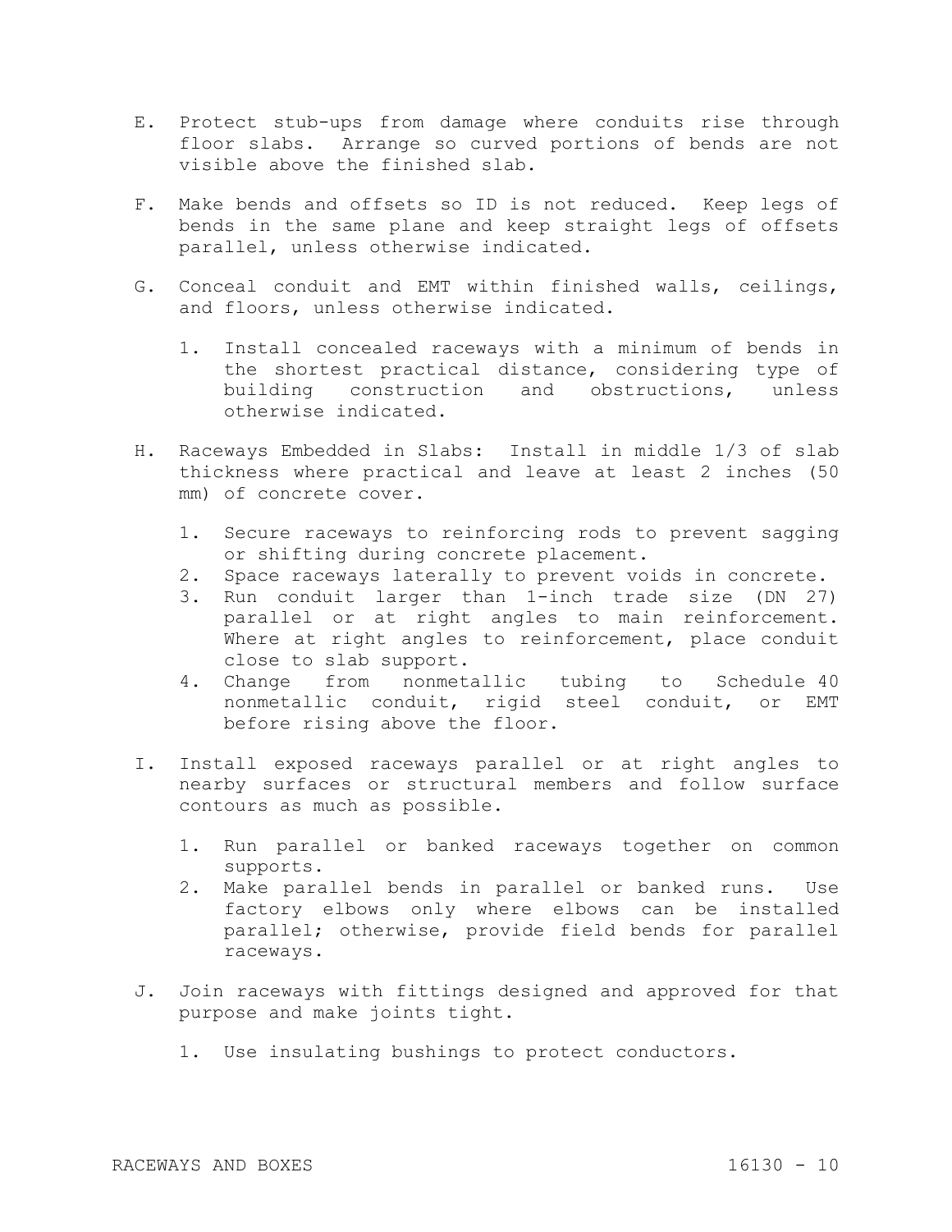E. Protect stub-ups from damage where conduits rise through floor slabs. Arrange so curved portions of bends are not visible above the finished slab.

F. Make bends and offsets so ID is not reduced. Keep legs of bends in the same plane and keep straight legs of offsets parallel, unless otherwise indicated.

G. Conceal conduit and EMT within finished walls, ceilings, and floors, unless otherwise indicated.

   1. Install concealed raceways with a minimum of bends in the shortest practical distance, considering type of building construction and obstructions, unless otherwise indicated.

H. Raceways Embedded in Slabs: Install in middle 1/3 of slab thickness where practical and leave at least 2 inches (50 mm) of concrete cover.

   1. Secure raceways to reinforcing rods to prevent sagging or shifting during concrete placement.
   2. Space raceways laterally to prevent voids in concrete.
   3. Run conduit larger than 1-inch trade size (DN 27) parallel or at right angles to main reinforcement. Where at right angles to reinforcement, place conduit close to slab support.
   4. Change from nonmetallic tubing to Schedule 40 nonmetallic conduit, rigid steel conduit, or EMT before rising above the floor.

I. Install exposed raceways parallel or at right angles to nearby surfaces or structural members and follow surface contours as much as possible.

   1. Run parallel or banked raceways together on common supports.
   2. Make parallel bends in parallel or banked runs. Use factory elbows only where elbows can be installed parallel; otherwise, provide field bends for parallel raceways.

J. Join raceways with fittings designed and approved for that purpose and make joints tight.

   1. Use insulating bushings to protect conductors.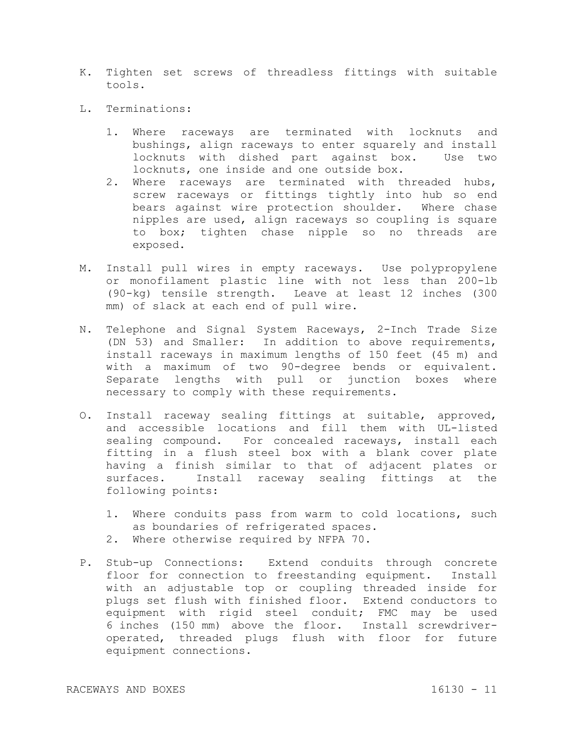K. Tighten set screws of threadless fittings with suitable tools.

L. Terminations:

   1. Where raceways are terminated with locknuts and bushings, align raceways to enter squarely and install locknuts with dished part against box. Use two locknuts, one inside and one outside box.
   2. Where raceways are terminated with threaded hubs, screw raceways or fittings tightly into hub so end bears against wire protection shoulder. Where chase nipples are used, align raceways so coupling is square to box; tighten chase nipple so no threads are exposed.

M. Install pull wires in empty raceways. Use polypropylene or monofilament plastic line with not less than 200-lb (90-kg) tensile strength. Leave at least 12 inches (300 mm) of slack at each end of pull wire.

N. Telephone and Signal System Raceways, 2-Inch Trade Size (DN 53) and Smaller: In addition to above requirements, install raceways in maximum lengths of 150 feet (45 m) and with a maximum of two 90-degree bends or equivalent. Separate lengths with pull or junction boxes where necessary to comply with these requirements.

O. Install raceway sealing fittings at suitable, approved, and accessible locations and fill them with UL-listed sealing compound. For concealed raceways, install each fitting in a flush steel box with a blank cover plate having a finish similar to that of adjacent plates or surfaces. Install raceway sealing fittings at the following points:

   1. Where conduits pass from warm to cold locations, such as boundaries of refrigerated spaces.
   2. Where otherwise required by NFPA 70.

P. Stub-up Connections: Extend conduits through concrete floor for connection to freestanding equipment. Install with an adjustable top or coupling threaded inside for plugs set flush with finished floor. Extend conductors to equipment with rigid steel conduit; FMC may be used 6 inches (150 mm) above the floor. Install screwdriver-operated, threaded plugs flush with floor for future equipment connections.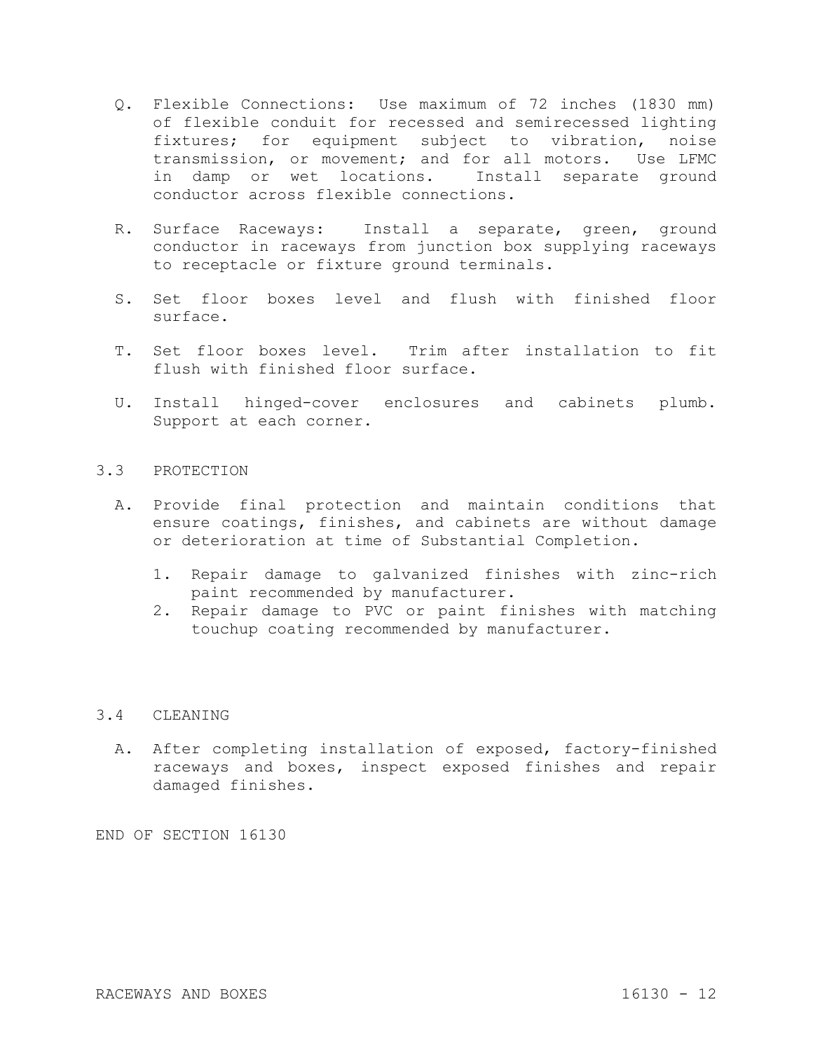Q. Flexible Connections: Use maximum of 72 inches (1830 mm) of flexible conduit for recessed and semirecessed lighting fixtures; for equipment subject to vibration, noise transmission, or movement; and for all motors. Use LFMC in damp or wet locations. Install separate ground conductor across flexible connections.

R. Surface Raceways: Install a separate, green, ground conductor in raceways from junction box supplying raceways to receptacle or fixture ground terminals.

S. Set floor boxes level and flush with finished floor surface.

T. Set floor boxes level. Trim after installation to fit flush with finished floor surface.

U. Install hinged-cover enclosures and cabinets plumb. Support at each corner.

## 3.3 PROTECTION

A. Provide final protection and maintain conditions that ensure coatings, finishes, and cabinets are without damage or deterioration at time of Substantial Completion.

1. Repair damage to galvanized finishes with zinc-rich paint recommended by manufacturer.
2. Repair damage to PVC or paint finishes with matching touchup coating recommended by manufacturer.

## 3.4 CLEANING

A. After completing installation of exposed, factory-finished raceways and boxes, inspect exposed finishes and repair damaged finishes.

END OF SECTION 16130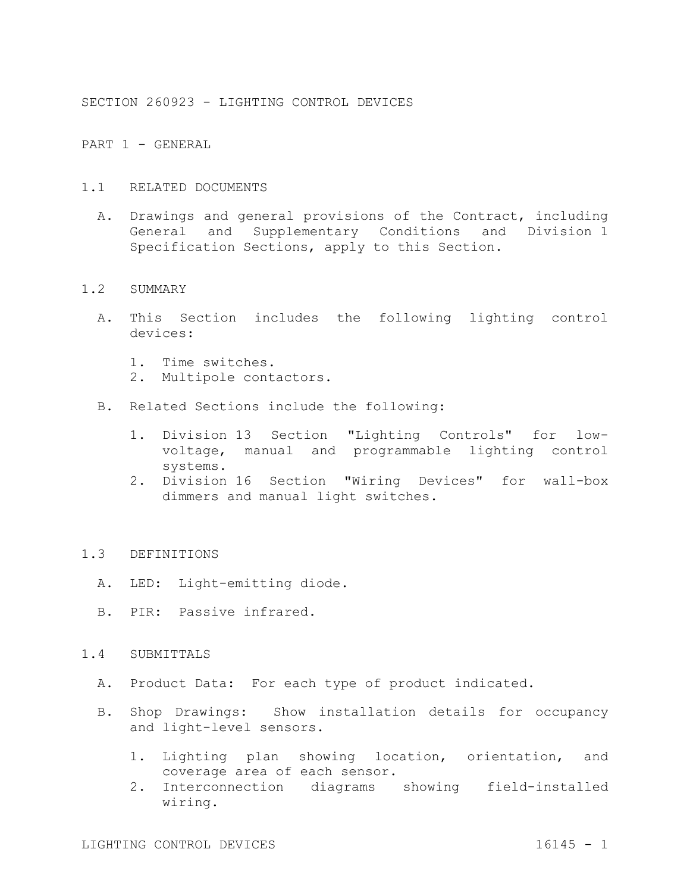# SECTION 260923 - LIGHTING CONTROL DEVICES

## PART 1 - GENERAL

### 1.1 RELATED DOCUMENTS

A. Drawings and general provisions of the Contract, including General and Supplementary Conditions and Division 1 Specification Sections, apply to this Section.

### 1.2 SUMMARY

A. This Section includes the following lighting control devices:

1. Time switches.
2. Multipole contactors.

B. Related Sections include the following:

1. Division 13 Section "Lighting Controls" for low-voltage, manual and programmable lighting control systems.
2. Division 16 Section "Wiring Devices" for wall-box dimmers and manual light switches.

### 1.3 DEFINITIONS

A. LED: Light-emitting diode.

B. PIR: Passive infrared.

### 1.4 SUBMITTALS

A. Product Data: For each type of product indicated.

B. Shop Drawings: Show installation details for occupancy and light-level sensors.

1. Lighting plan showing location, orientation, and coverage area of each sensor.
2. Interconnection diagrams showing field-installed wiring.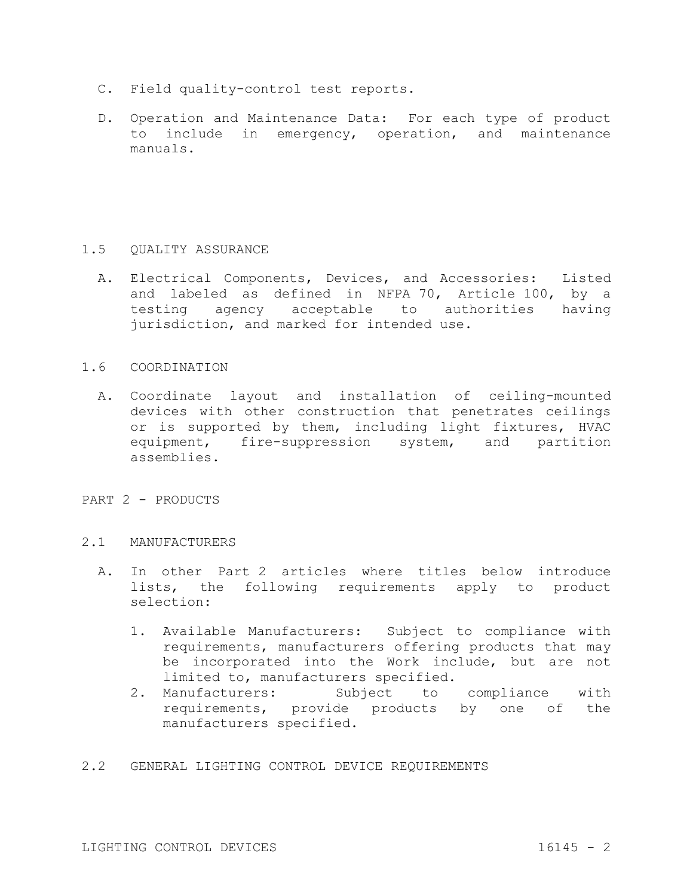C. Field quality-control test reports.

D. Operation and Maintenance Data: For each type of product to include in emergency, operation, and maintenance manuals.

## 1.5 QUALITY ASSURANCE

A. Electrical Components, Devices, and Accessories: Listed and labeled as defined in NFPA 70, Article 100, by a testing agency acceptable to authorities having jurisdiction, and marked for intended use.

## 1.6 COORDINATION

A. Coordinate layout and installation of ceiling-mounted devices with other construction that penetrates ceilings or is supported by them, including light fixtures, HVAC equipment, fire-suppression system, and partition assemblies.

# PART 2 - PRODUCTS

## 2.1 MANUFACTURERS

A. In other Part 2 articles where titles below introduce lists, the following requirements apply to product selection:

1. Available Manufacturers: Subject to compliance with requirements, manufacturers offering products that may be incorporated into the Work include, but are not limited to, manufacturers specified.
2. Manufacturers: Subject to compliance with requirements, provide products by one of the manufacturers specified.

## 2.2 GENERAL LIGHTING CONTROL DEVICE REQUIREMENTS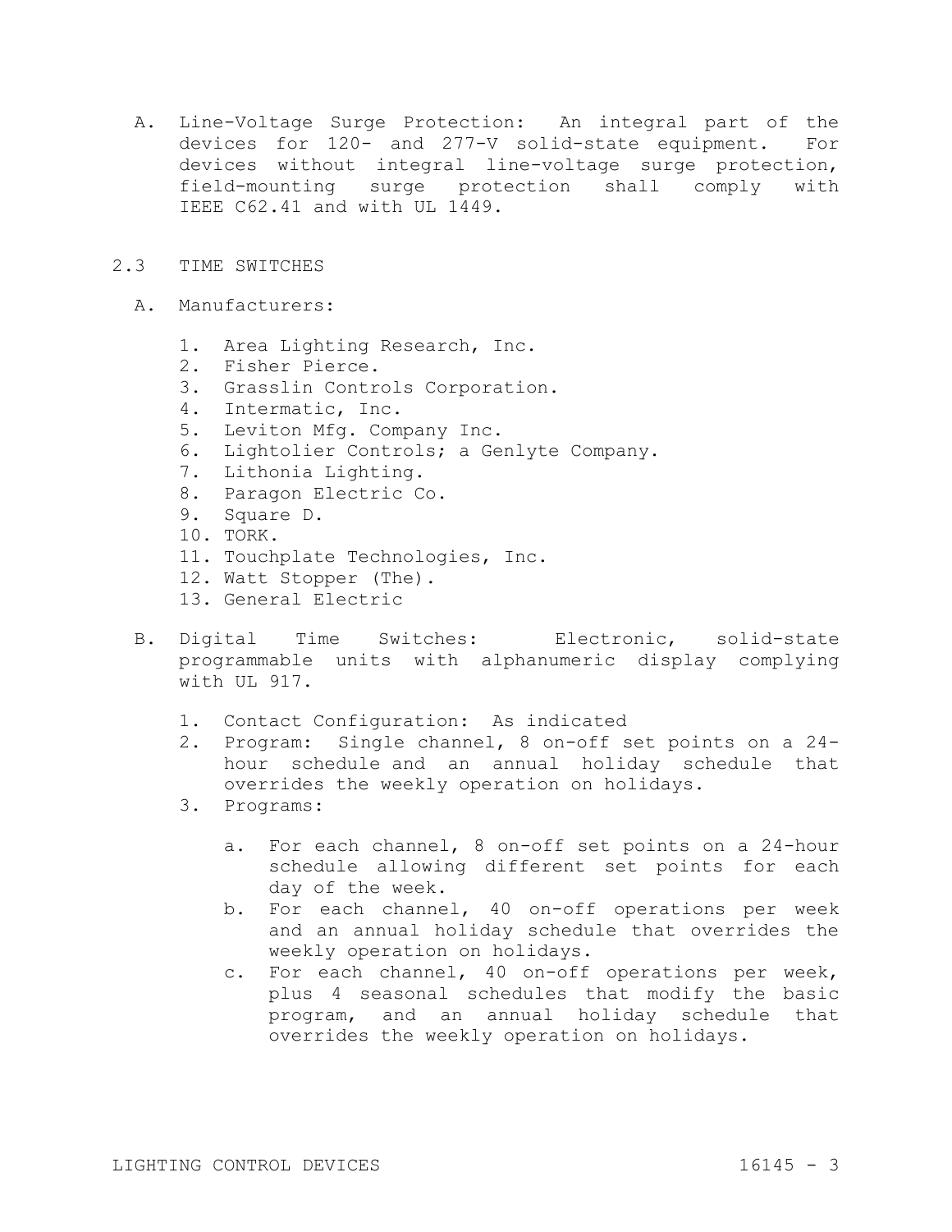A. Line-Voltage Surge Protection: An integral part of the devices for 120- and 277-V solid-state equipment. For devices without integral line-voltage surge protection, field-mounting surge protection shall comply with IEEE C62.41 and with UL 1449.

## 2.3 TIME SWITCHES

A. Manufacturers:

1. Area Lighting Research, Inc.
2. Fisher Pierce.
3. Grasslin Controls Corporation.
4. Intermatic, Inc.
5. Leviton Mfg. Company Inc.
6. Lightolier Controls; a Genlyte Company.
7. Lithonia Lighting.
8. Paragon Electric Co.
9. Square D.
10. TORK.
11. Touchplate Technologies, Inc.
12. Watt Stopper (The).
13. General Electric

B. Digital Time Switches: Electronic, solid-state programmable units with alphanumeric display complying with UL 917.

1. Contact Configuration: As indicated
2. Program: Single channel, 8 on-off set points on a 24-hour schedule and an annual holiday schedule that overrides the weekly operation on holidays.
3. Programs:

    a. For each channel, 8 on-off set points on a 24-hour schedule allowing different set points for each day of the week.
    b. For each channel, 40 on-off operations per week and an annual holiday schedule that overrides the weekly operation on holidays.
    c. For each channel, 40 on-off operations per week, plus 4 seasonal schedules that modify the basic program, and an annual holiday schedule that overrides the weekly operation on holidays.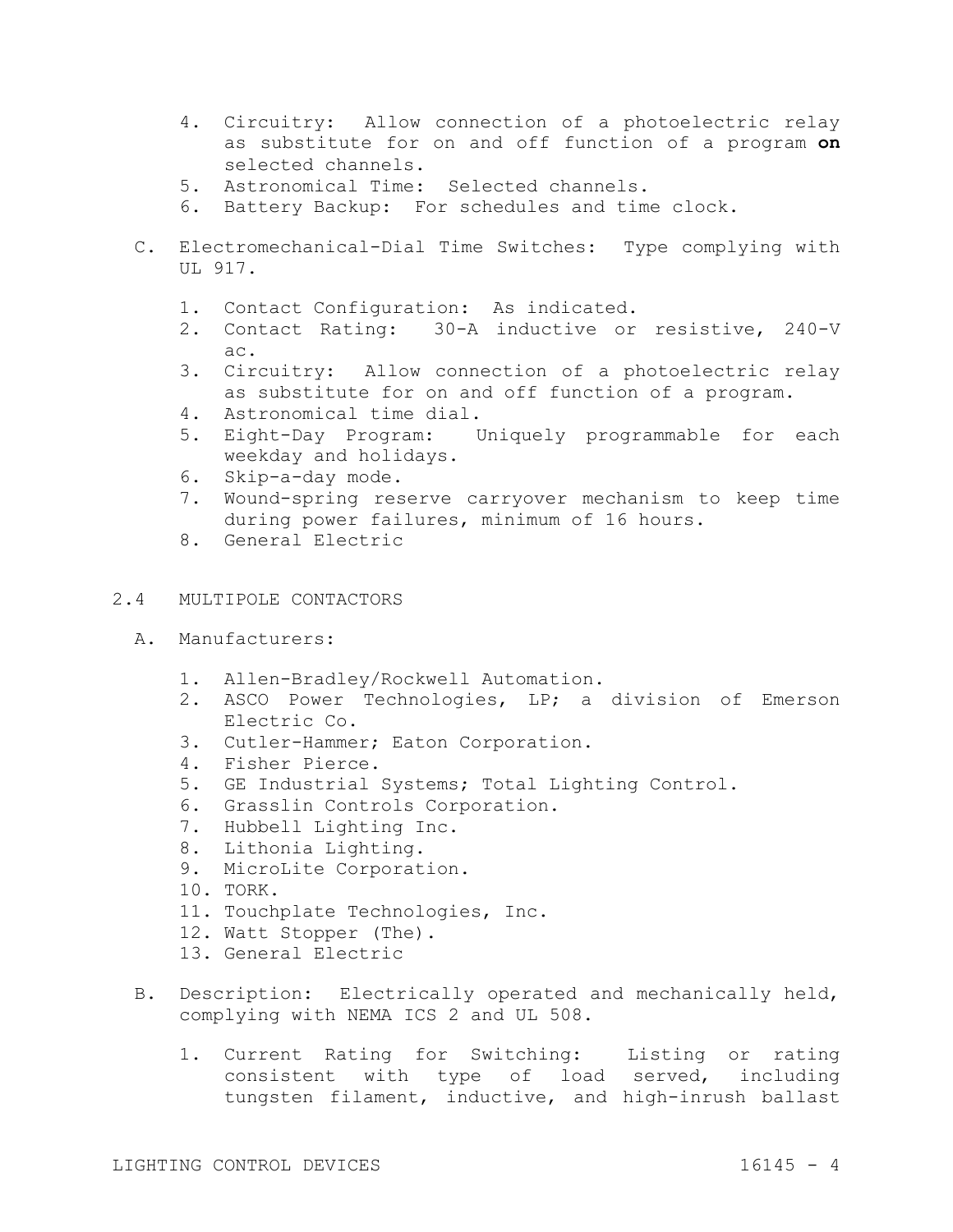4. Circuitry: Allow connection of a photoelectric relay as substitute for on and off function of a program **on** selected channels.
5. Astronomical Time: Selected channels.
6. Battery Backup: For schedules and time clock.

C. Electromechanical-Dial Time Switches: Type complying with UL 917.

1. Contact Configuration: As indicated.
2. Contact Rating: 30-A inductive or resistive, 240-V ac.
3. Circuitry: Allow connection of a photoelectric relay as substitute for on and off function of a program.
4. Astronomical time dial.
5. Eight-Day Program: Uniquely programmable for each weekday and holidays.
6. Skip-a-day mode.
7. Wound-spring reserve carryover mechanism to keep time during power failures, minimum of 16 hours.
8. General Electric

## 2.4 MULTIPOLE CONTACTORS

A. Manufacturers:

1. Allen-Bradley/Rockwell Automation.
2. ASCO Power Technologies, LP; a division of Emerson Electric Co.
3. Cutler-Hammer; Eaton Corporation.
4. Fisher Pierce.
5. GE Industrial Systems; Total Lighting Control.
6. Grasslin Controls Corporation.
7. Hubbell Lighting Inc.
8. Lithonia Lighting.
9. MicroLite Corporation.
10. TORK.
11. Touchplate Technologies, Inc.
12. Watt Stopper (The).
13. General Electric

B. Description: Electrically operated and mechanically held, complying with NEMA ICS 2 and UL 508.

1. Current Rating for Switching: Listing or rating consistent with type of load served, including tungsten filament, inductive, and high-inrush ballast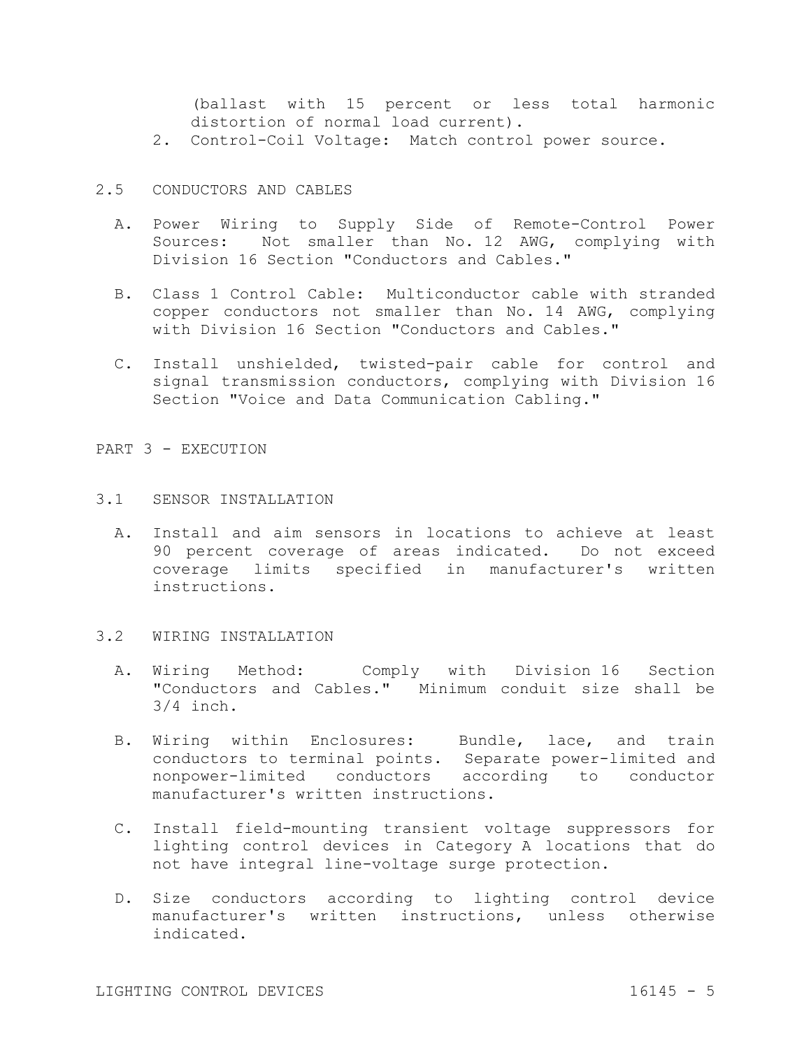(ballast with 15 percent or less total harmonic distortion of normal load current).

2. Control-Coil Voltage: Match control power source.

## 2.5 CONDUCTORS AND CABLES

A. Power Wiring to Supply Side of Remote-Control Power Sources: Not smaller than No. 12 AWG, complying with Division 16 Section "Conductors and Cables."

B. Class 1 Control Cable: Multiconductor cable with stranded copper conductors not smaller than No. 14 AWG, complying with Division 16 Section "Conductors and Cables."

C. Install unshielded, twisted-pair cable for control and signal transmission conductors, complying with Division 16 Section "Voice and Data Communication Cabling."

# PART 3 - EXECUTION

## 3.1 SENSOR INSTALLATION

A. Install and aim sensors in locations to achieve at least 90 percent coverage of areas indicated. Do not exceed coverage limits specified in manufacturer's written instructions.

## 3.2 WIRING INSTALLATION

A. Wiring Method: Comply with Division 16 Section "Conductors and Cables." Minimum conduit size shall be 3/4 inch.

B. Wiring within Enclosures: Bundle, lace, and train conductors to terminal points. Separate power-limited and nonpower-limited conductors according to conductor manufacturer's written instructions.

C. Install field-mounting transient voltage suppressors for lighting control devices in Category A locations that do not have integral line-voltage surge protection.

D. Size conductors according to lighting control device manufacturer's written instructions, unless otherwise indicated.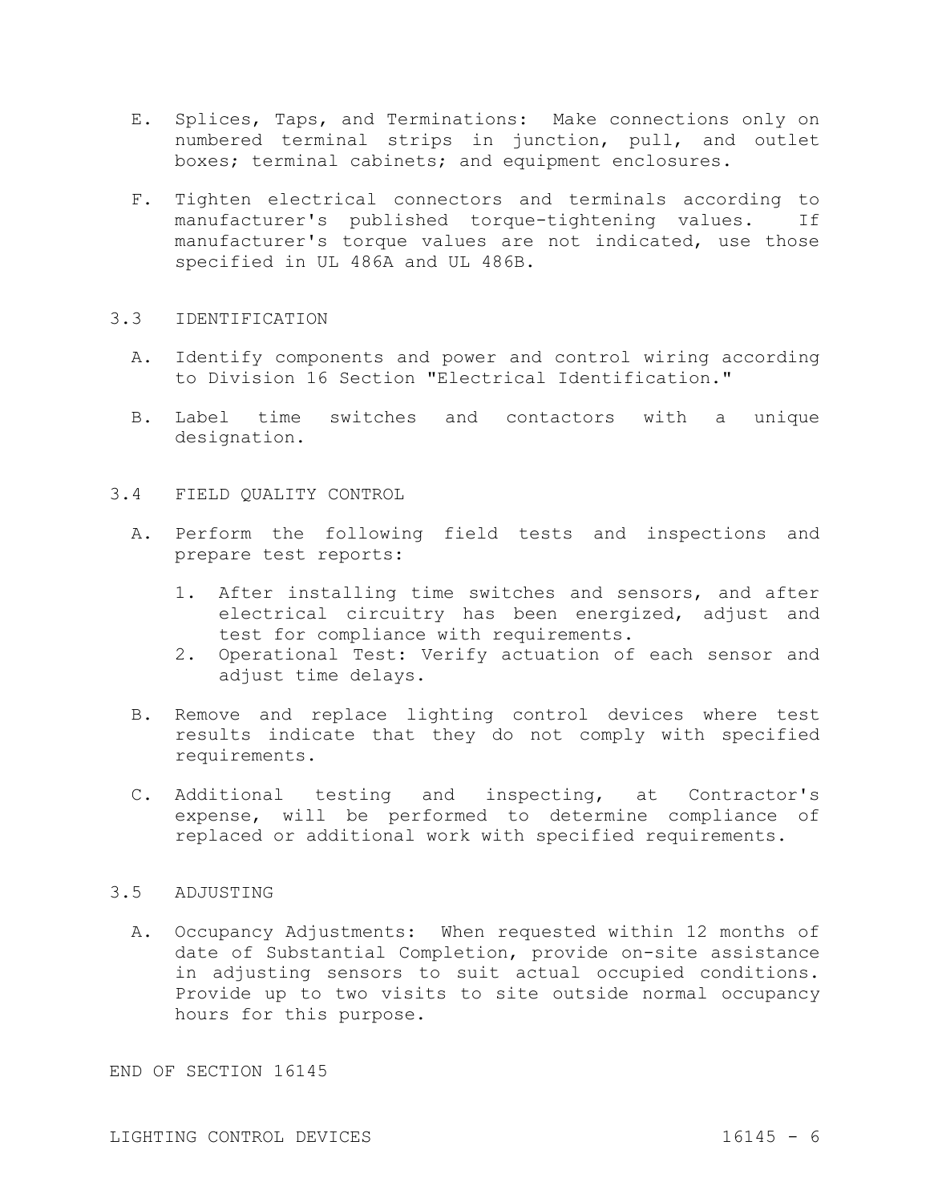E. Splices, Taps, and Terminations: Make connections only on numbered terminal strips in junction, pull, and outlet boxes; terminal cabinets; and equipment enclosures.

F. Tighten electrical connectors and terminals according to manufacturer's published torque-tightening values. If manufacturer's torque values are not indicated, use those specified in UL 486A and UL 486B.

## 3.3 IDENTIFICATION

A. Identify components and power and control wiring according to Division 16 Section "Electrical Identification."

B. Label time switches and contactors with a unique designation.

## 3.4 FIELD QUALITY CONTROL

A. Perform the following field tests and inspections and prepare test reports:

1. After installing time switches and sensors, and after electrical circuitry has been energized, adjust and test for compliance with requirements.
2. Operational Test: Verify actuation of each sensor and adjust time delays.

B. Remove and replace lighting control devices where test results indicate that they do not comply with specified requirements.

C. Additional testing and inspecting, at Contractor's expense, will be performed to determine compliance of replaced or additional work with specified requirements.

## 3.5 ADJUSTING

A. Occupancy Adjustments: When requested within 12 months of date of Substantial Completion, provide on-site assistance in adjusting sensors to suit actual occupied conditions. Provide up to two visits to site outside normal occupancy hours for this purpose.

END OF SECTION 16145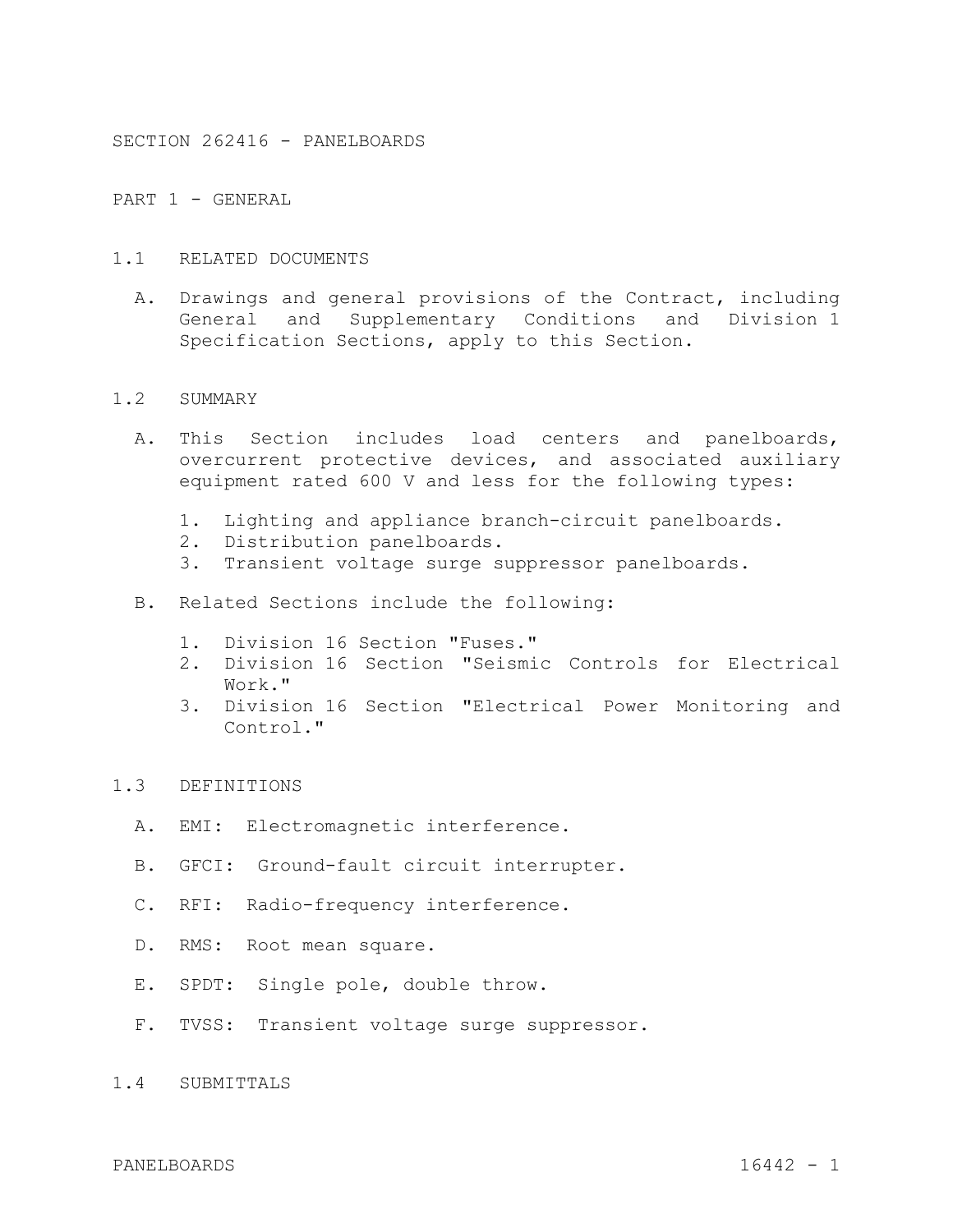# SECTION 262416 - PANELBOARDS

## PART 1 - GENERAL

### 1.1 RELATED DOCUMENTS

A. Drawings and general provisions of the Contract, including General and Supplementary Conditions and Division 1 Specification Sections, apply to this Section.

### 1.2 SUMMARY

A. This Section includes load centers and panelboards, overcurrent protective devices, and associated auxiliary equipment rated 600 V and less for the following types:

1. Lighting and appliance branch-circuit panelboards.
2. Distribution panelboards.
3. Transient voltage surge suppressor panelboards.

B. Related Sections include the following:

1. Division 16 Section "Fuses."
2. Division 16 Section "Seismic Controls for Electrical Work."
3. Division 16 Section "Electrical Power Monitoring and Control."

### 1.3 DEFINITIONS

A. EMI: Electromagnetic interference.

B. GFCI: Ground-fault circuit interrupter.

C. RFI: Radio-frequency interference.

D. RMS: Root mean square.

E. SPDT: Single pole, double throw.

F. TVSS: Transient voltage surge suppressor.

### 1.4 SUBMITTALS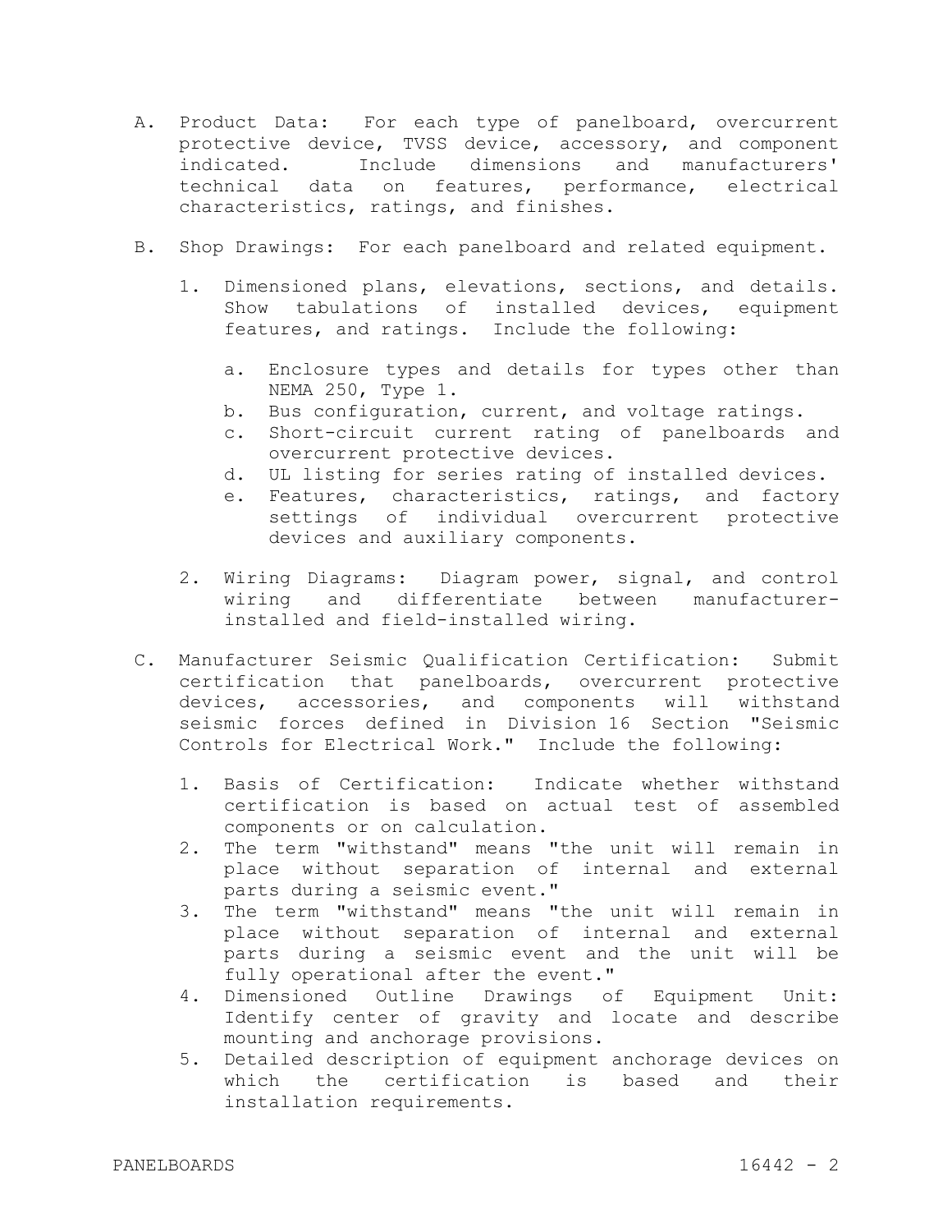A. Product Data: For each type of panelboard, overcurrent protective device, TVSS device, accessory, and component indicated. Include dimensions and manufacturers' technical data on features, performance, electrical characteristics, ratings, and finishes.

B. Shop Drawings: For each panelboard and related equipment.

   1. Dimensioned plans, elevations, sections, and details. Show tabulations of installed devices, equipment features, and ratings. Include the following:

      a. Enclosure types and details for types other than NEMA 250, Type 1.
      b. Bus configuration, current, and voltage ratings.
      c. Short-circuit current rating of panelboards and overcurrent protective devices.
      d. UL listing for series rating of installed devices.
      e. Features, characteristics, ratings, and factory settings of individual overcurrent protective devices and auxiliary components.

   2. Wiring Diagrams: Diagram power, signal, and control wiring and differentiate between manufacturer-installed and field-installed wiring.

C. Manufacturer Seismic Qualification Certification: Submit certification that panelboards, overcurrent protective devices, accessories, and components will withstand seismic forces defined in Division 16 Section "Seismic Controls for Electrical Work." Include the following:

   1. Basis of Certification: Indicate whether withstand certification is based on actual test of assembled components or on calculation.
   2. The term "withstand" means "the unit will remain in place without separation of internal and external parts during a seismic event."
   3. The term "withstand" means "the unit will remain in place without separation of internal and external parts during a seismic event and the unit will be fully operational after the event."
   4. Dimensioned Outline Drawings of Equipment Unit: Identify center of gravity and locate and describe mounting and anchorage provisions.
   5. Detailed description of equipment anchorage devices on which the certification is based and their installation requirements.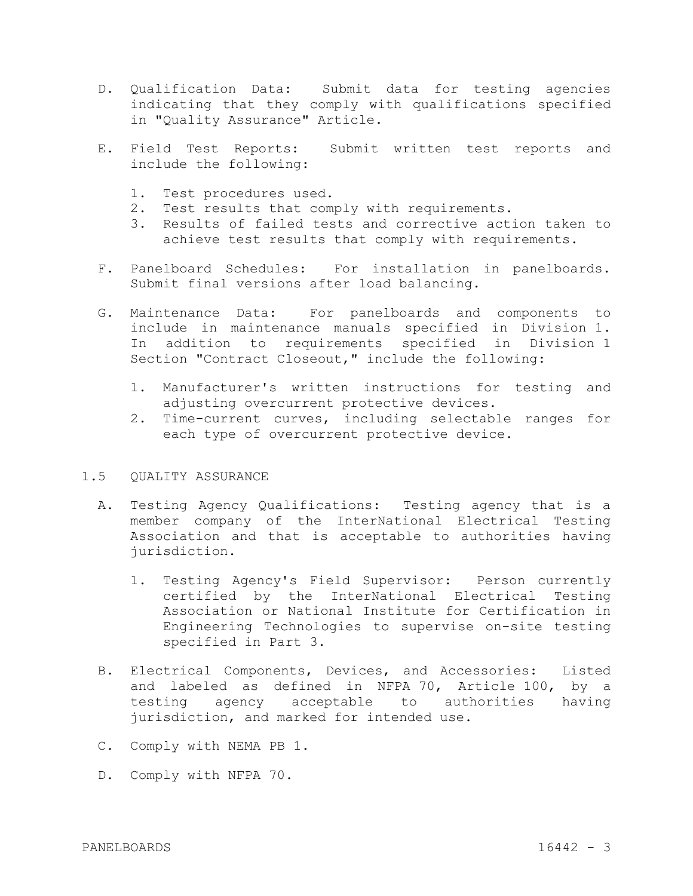D. Qualification Data: Submit data for testing agencies indicating that they comply with qualifications specified in "Quality Assurance" Article.

E. Field Test Reports: Submit written test reports and include the following:

   1. Test procedures used.
   2. Test results that comply with requirements.
   3. Results of failed tests and corrective action taken to achieve test results that comply with requirements.

F. Panelboard Schedules: For installation in panelboards. Submit final versions after load balancing.

G. Maintenance Data: For panelboards and components to include in maintenance manuals specified in Division 1. In addition to requirements specified in Division 1 Section "Contract Closeout," include the following:

   1. Manufacturer's written instructions for testing and adjusting overcurrent protective devices.
   2. Time-current curves, including selectable ranges for each type of overcurrent protective device.

## 1.5 QUALITY ASSURANCE

A. Testing Agency Qualifications: Testing agency that is a member company of the InterNational Electrical Testing Association and that is acceptable to authorities having jurisdiction.

   1. Testing Agency's Field Supervisor: Person currently certified by the InterNational Electrical Testing Association or National Institute for Certification in Engineering Technologies to supervise on-site testing specified in Part 3.

B. Electrical Components, Devices, and Accessories: Listed and labeled as defined in NFPA 70, Article 100, by a testing agency acceptable to authorities having jurisdiction, and marked for intended use.

C. Comply with NEMA PB 1.

D. Comply with NFPA 70.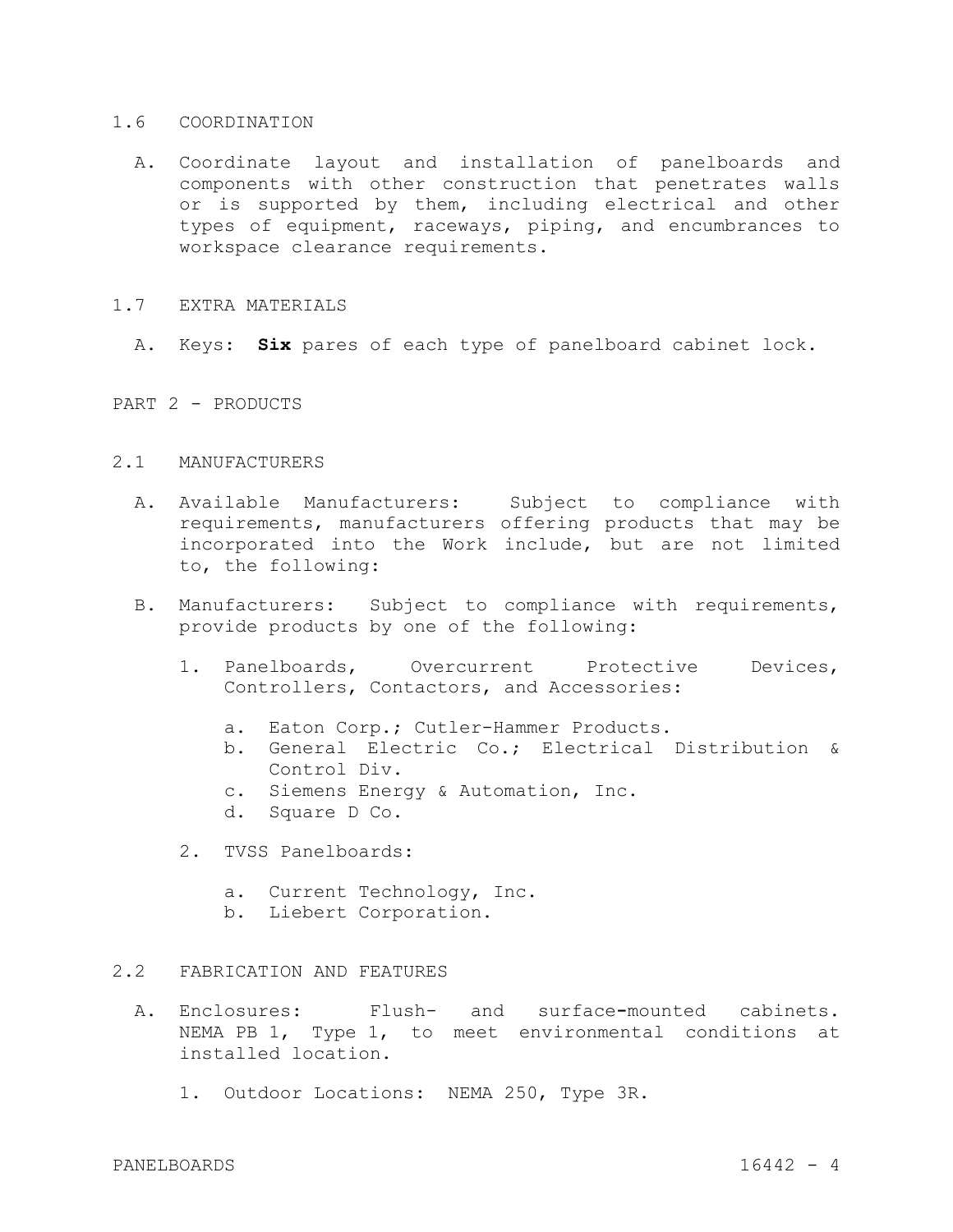## 1.6 COORDINATION

A. Coordinate layout and installation of panelboards and components with other construction that penetrates walls or is supported by them, including electrical and other types of equipment, raceways, piping, and encumbrances to workspace clearance requirements.

## 1.7 EXTRA MATERIALS

A. Keys: **Six** pares of each type of panelboard cabinet lock.

# PART 2 - PRODUCTS

## 2.1 MANUFACTURERS

A. Available Manufacturers: Subject to compliance with requirements, manufacturers offering products that may be incorporated into the Work include, but are not limited to, the following:

B. Manufacturers: Subject to compliance with requirements, provide products by one of the following:

1. Panelboards, Overcurrent Protective Devices, Controllers, Contactors, and Accessories:
   a. Eaton Corp.; Cutler-Hammer Products.
   b. General Electric Co.; Electrical Distribution & Control Div.
   c. Siemens Energy & Automation, Inc.
   d. Square D Co.
2. TVSS Panelboards:
   a. Current Technology, Inc.
   b. Liebert Corporation.

## 2.2 FABRICATION AND FEATURES

A. Enclosures: Flush- and surface-mounted cabinets. NEMA PB 1, Type 1, to meet environmental conditions at installed location.

1. Outdoor Locations: NEMA 250, Type 3R.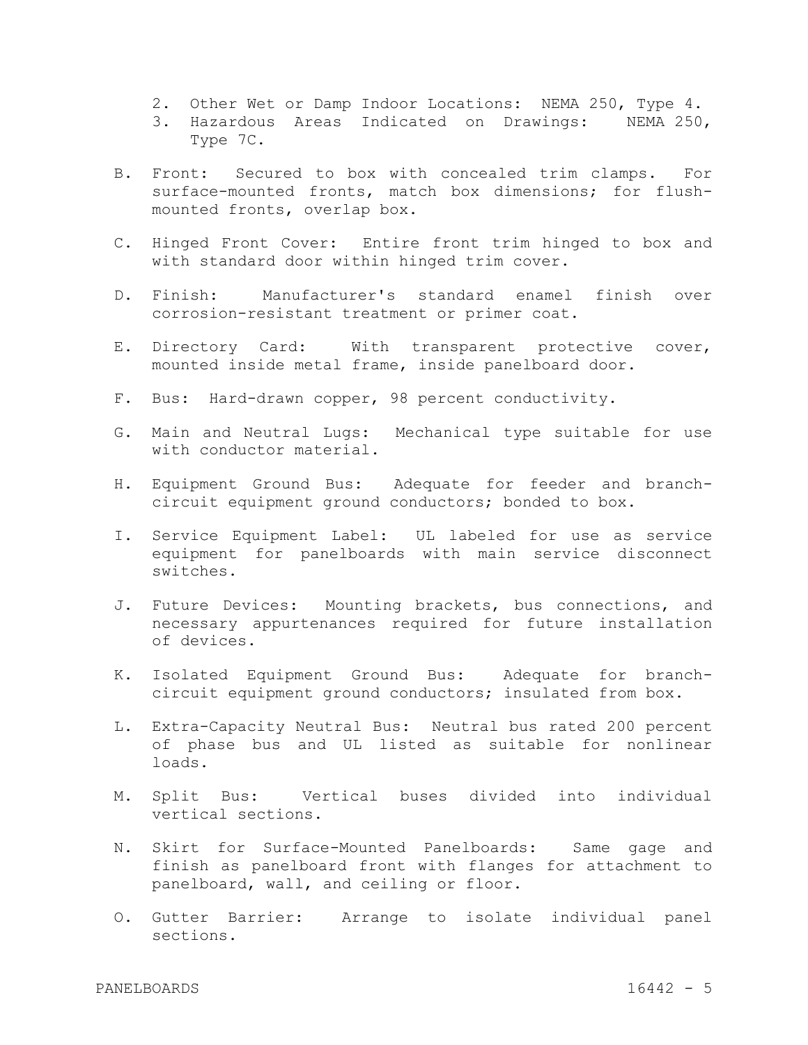2. Other Wet or Damp Indoor Locations: NEMA 250, Type 4.
3. Hazardous Areas Indicated on Drawings: NEMA 250, Type 7C.

B. Front: Secured to box with concealed trim clamps. For surface-mounted fronts, match box dimensions; for flush-mounted fronts, overlap box.

C. Hinged Front Cover: Entire front trim hinged to box and with standard door within hinged trim cover.

D. Finish: Manufacturer's standard enamel finish over corrosion-resistant treatment or primer coat.

E. Directory Card: With transparent protective cover, mounted inside metal frame, inside panelboard door.

F. Bus: Hard-drawn copper, 98 percent conductivity.

G. Main and Neutral Lugs: Mechanical type suitable for use with conductor material.

H. Equipment Ground Bus: Adequate for feeder and branch-circuit equipment ground conductors; bonded to box.

I. Service Equipment Label: UL labeled for use as service equipment for panelboards with main service disconnect switches.

J. Future Devices: Mounting brackets, bus connections, and necessary appurtenances required for future installation of devices.

K. Isolated Equipment Ground Bus: Adequate for branch-circuit equipment ground conductors; insulated from box.

L. Extra-Capacity Neutral Bus: Neutral bus rated 200 percent of phase bus and UL listed as suitable for nonlinear loads.

M. Split Bus: Vertical buses divided into individual vertical sections.

N. Skirt for Surface-Mounted Panelboards: Same gage and finish as panelboard front with flanges for attachment to panelboard, wall, and ceiling or floor.

O. Gutter Barrier: Arrange to isolate individual panel sections.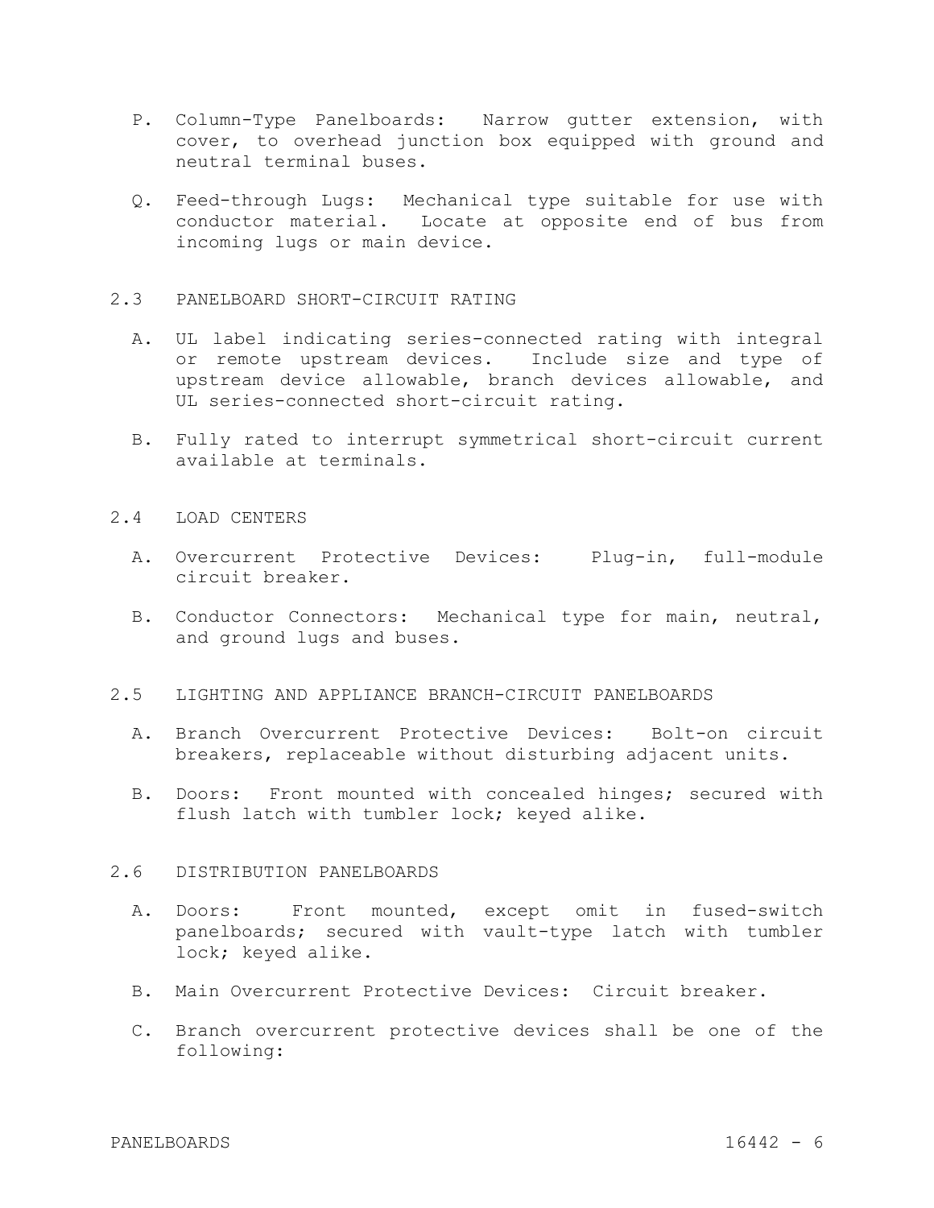P. Column-Type Panelboards: Narrow gutter extension, with cover, to overhead junction box equipped with ground and neutral terminal buses.

Q. Feed-through Lugs: Mechanical type suitable for use with conductor material. Locate at opposite end of bus from incoming lugs or main device.

## 2.3 PANELBOARD SHORT-CIRCUIT RATING

A. UL label indicating series-connected rating with integral or remote upstream devices. Include size and type of upstream device allowable, branch devices allowable, and UL series-connected short-circuit rating.

B. Fully rated to interrupt symmetrical short-circuit current available at terminals.

## 2.4 LOAD CENTERS

A. Overcurrent Protective Devices: Plug-in, full-module circuit breaker.

B. Conductor Connectors: Mechanical type for main, neutral, and ground lugs and buses.

## 2.5 LIGHTING AND APPLIANCE BRANCH-CIRCUIT PANELBOARDS

A. Branch Overcurrent Protective Devices: Bolt-on circuit breakers, replaceable without disturbing adjacent units.

B. Doors: Front mounted with concealed hinges; secured with flush latch with tumbler lock; keyed alike.

## 2.6 DISTRIBUTION PANELBOARDS

A. Doors: Front mounted, except omit in fused-switch panelboards; secured with vault-type latch with tumbler lock; keyed alike.

B. Main Overcurrent Protective Devices: Circuit breaker.

C. Branch overcurrent protective devices shall be one of the following: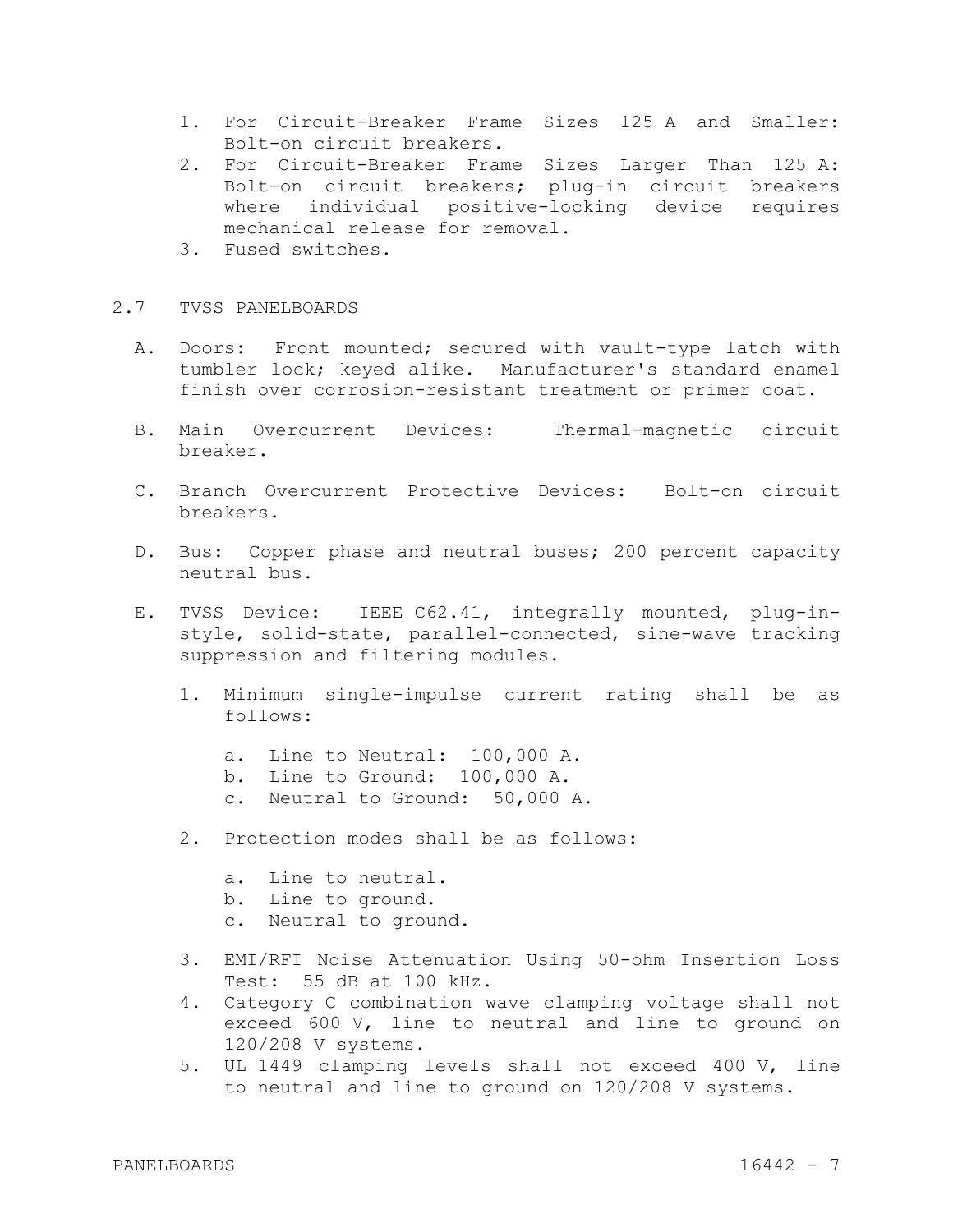1. For Circuit-Breaker Frame Sizes 125 A and Smaller: Bolt-on circuit breakers.
2. For Circuit-Breaker Frame Sizes Larger Than 125 A: Bolt-on circuit breakers; plug-in circuit breakers where individual positive-locking device requires mechanical release for removal.
3. Fused switches.

## 2.7 TVSS PANELBOARDS

A. Doors: Front mounted; secured with vault-type latch with tumbler lock; keyed alike. Manufacturer's standard enamel finish over corrosion-resistant treatment or primer coat.

B. Main Overcurrent Devices: Thermal-magnetic circuit breaker.

C. Branch Overcurrent Protective Devices: Bolt-on circuit breakers.

D. Bus: Copper phase and neutral buses; 200 percent capacity neutral bus.

E. TVSS Device: IEEE C62.41, integrally mounted, plug-in-style, solid-state, parallel-connected, sine-wave tracking suppression and filtering modules.

   1. Minimum single-impulse current rating shall be as follows:

      a. Line to Neutral: 100,000 A.
      b. Line to Ground: 100,000 A.
      c. Neutral to Ground: 50,000 A.

   2. Protection modes shall be as follows:

      a. Line to neutral.
      b. Line to ground.
      c. Neutral to ground.

   3. EMI/RFI Noise Attenuation Using 50-ohm Insertion Loss Test: 55 dB at 100 kHz.
   4. Category C combination wave clamping voltage shall not exceed 600 V, line to neutral and line to ground on 120/208 V systems.
   5. UL 1449 clamping levels shall not exceed 400 V, line to neutral and line to ground on 120/208 V systems.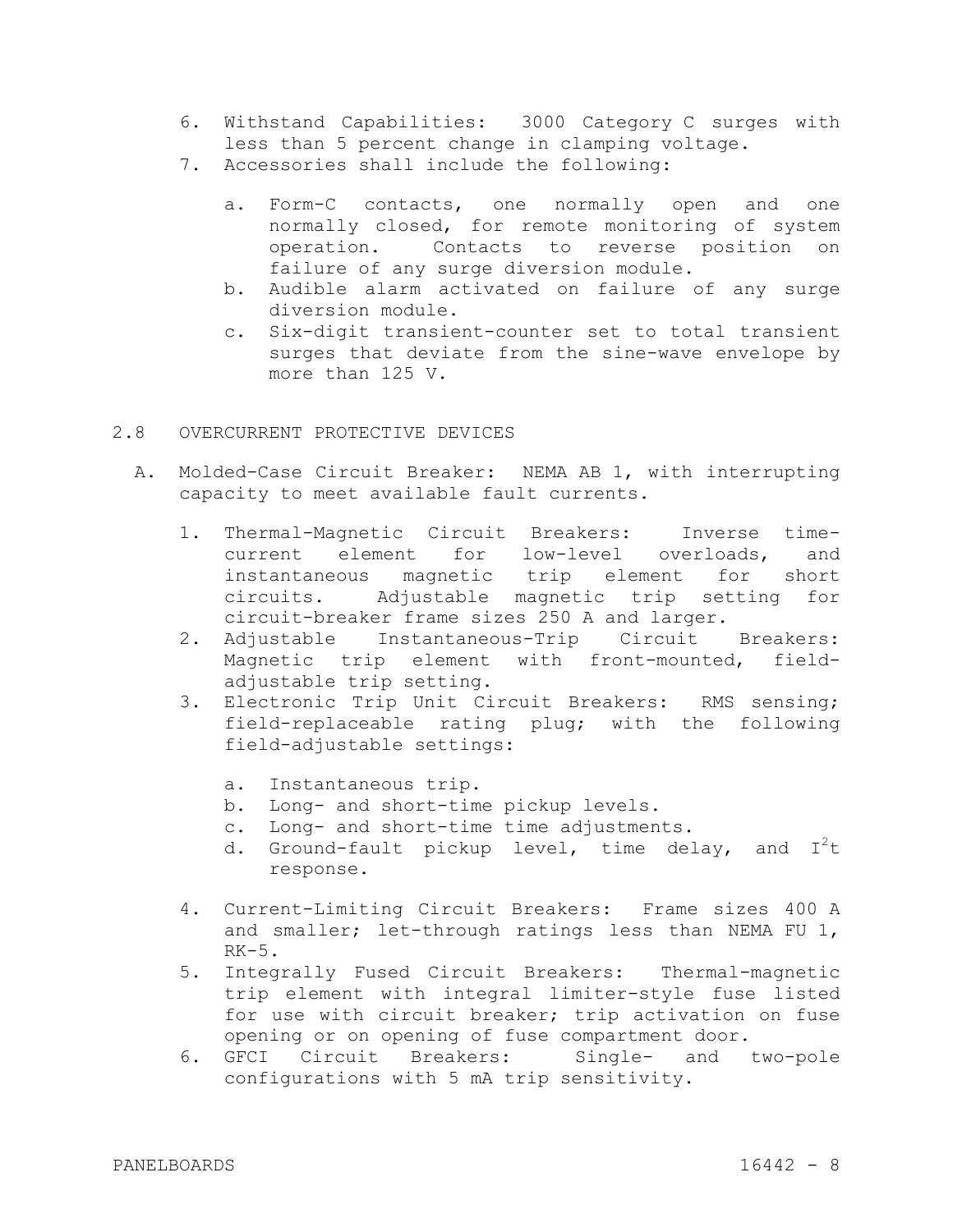6. Withstand Capabilities: 3000 Category C surges with less than 5 percent change in clamping voltage.
7. Accessories shall include the following:

   a. Form-C contacts, one normally open and one normally closed, for remote monitoring of system operation. Contacts to reverse position on failure of any surge diversion module.
   b. Audible alarm activated on failure of any surge diversion module.
   c. Six-digit transient-counter set to total transient surges that deviate from the sine-wave envelope by more than 125 V.

## 2.8 OVERCURRENT PROTECTIVE DEVICES

A. Molded-Case Circuit Breaker: NEMA AB 1, with interrupting capacity to meet available fault currents.

   1. Thermal-Magnetic Circuit Breakers: Inverse time-current element for low-level overloads, and instantaneous magnetic trip element for short circuits. Adjustable magnetic trip setting for circuit-breaker frame sizes 250 A and larger.
   2. Adjustable Instantaneous-Trip Circuit Breakers: Magnetic trip element with front-mounted, field-adjustable trip setting.
   3. Electronic Trip Unit Circuit Breakers: RMS sensing; field-replaceable rating plug; with the following field-adjustable settings:

      a. Instantaneous trip.
      b. Long- and short-time pickup levels.
      c. Long- and short-time time adjustments.
      d. Ground-fault pickup level, time delay, and $I^2t$ response.

   4. Current-Limiting Circuit Breakers: Frame sizes 400 A and smaller; let-through ratings less than NEMA FU 1, RK-5.
   5. Integrally Fused Circuit Breakers: Thermal-magnetic trip element with integral limiter-style fuse listed for use with circuit breaker; trip activation on fuse opening or on opening of fuse compartment door.
   6. GFCI Circuit Breakers: Single- and two-pole configurations with 5 mA trip sensitivity.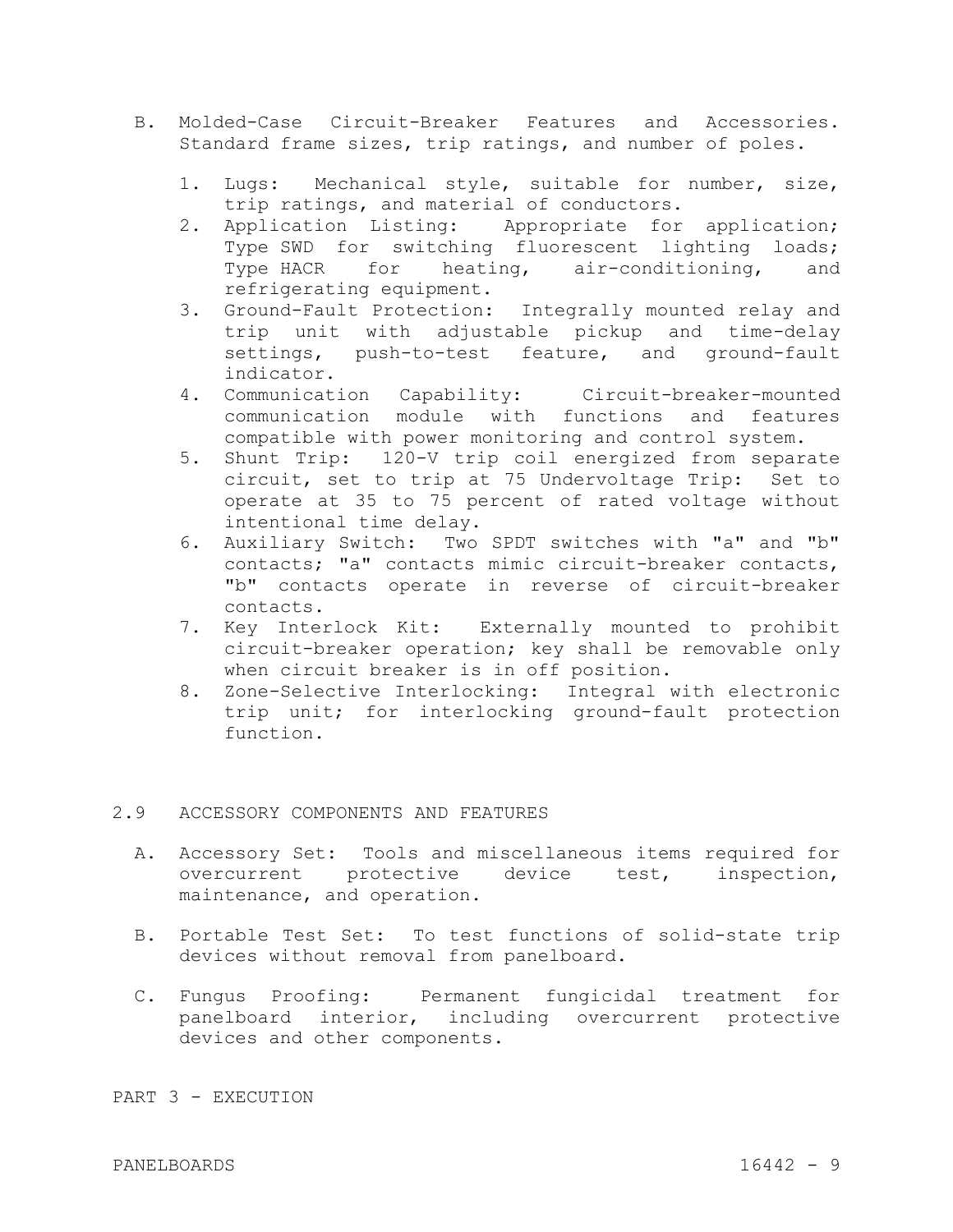B. Molded-Case Circuit-Breaker Features and Accessories. Standard frame sizes, trip ratings, and number of poles.

1. Lugs: Mechanical style, suitable for number, size, trip ratings, and material of conductors.
2. Application Listing: Appropriate for application; Type SWD for switching fluorescent lighting loads; Type HACR for heating, air-conditioning, and refrigerating equipment.
3. Ground-Fault Protection: Integrally mounted relay and trip unit with adjustable pickup and time-delay settings, push-to-test feature, and ground-fault indicator.
4. Communication Capability: Circuit-breaker-mounted communication module with functions and features compatible with power monitoring and control system.
5. Shunt Trip: 120-V trip coil energized from separate circuit, set to trip at 75 Undervoltage Trip: Set to operate at 35 to 75 percent of rated voltage without intentional time delay.
6. Auxiliary Switch: Two SPDT switches with "a" and "b" contacts; "a" contacts mimic circuit-breaker contacts, "b" contacts operate in reverse of circuit-breaker contacts.
7. Key Interlock Kit: Externally mounted to prohibit circuit-breaker operation; key shall be removable only when circuit breaker is in off position.
8. Zone-Selective Interlocking: Integral with electronic trip unit; for interlocking ground-fault protection function.

## 2.9 ACCESSORY COMPONENTS AND FEATURES

A. Accessory Set: Tools and miscellaneous items required for overcurrent protective device test, inspection, maintenance, and operation.

B. Portable Test Set: To test functions of solid-state trip devices without removal from panelboard.

C. Fungus Proofing: Permanent fungicidal treatment for panelboard interior, including overcurrent protective devices and other components.

# PART 3 - EXECUTION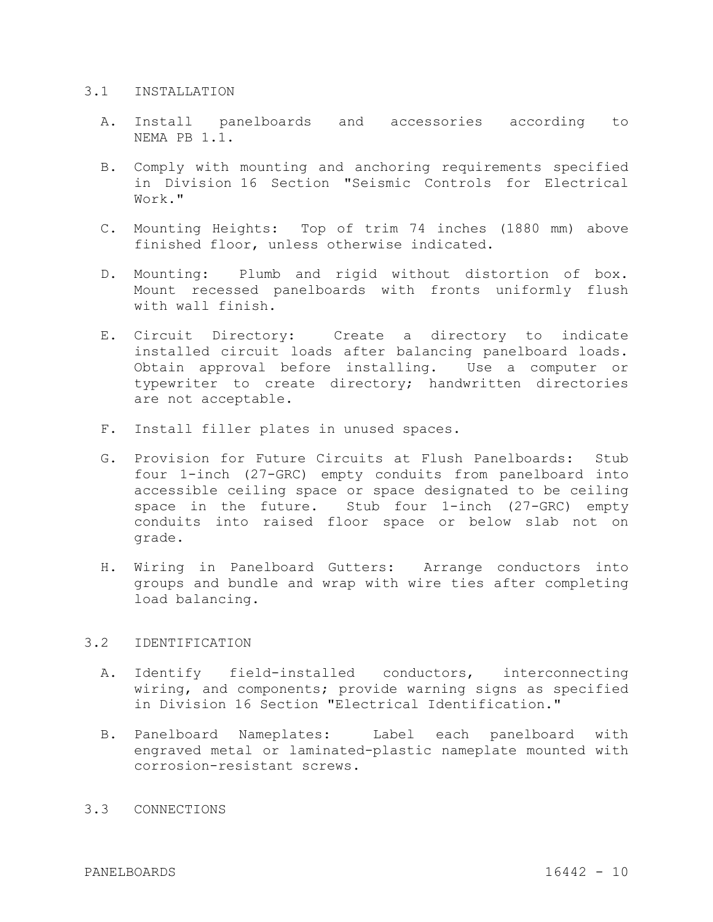## 3.1 INSTALLATION

A. Install panelboards and accessories according to NEMA PB 1.1.

B. Comply with mounting and anchoring requirements specified in Division 16 Section "Seismic Controls for Electrical Work."

C. Mounting Heights: Top of trim 74 inches (1880 mm) above finished floor, unless otherwise indicated.

D. Mounting: Plumb and rigid without distortion of box. Mount recessed panelboards with fronts uniformly flush with wall finish.

E. Circuit Directory: Create a directory to indicate installed circuit loads after balancing panelboard loads. Obtain approval before installing. Use a computer or typewriter to create directory; handwritten directories are not acceptable.

F. Install filler plates in unused spaces.

G. Provision for Future Circuits at Flush Panelboards: Stub four 1-inch (27-GRC) empty conduits from panelboard into accessible ceiling space or space designated to be ceiling space in the future. Stub four 1-inch (27-GRC) empty conduits into raised floor space or below slab not on grade.

H. Wiring in Panelboard Gutters: Arrange conductors into groups and bundle and wrap with wire ties after completing load balancing.

## 3.2 IDENTIFICATION

A. Identify field-installed conductors, interconnecting wiring, and components; provide warning signs as specified in Division 16 Section "Electrical Identification."

B. Panelboard Nameplates: Label each panelboard with engraved metal or laminated-plastic nameplate mounted with corrosion-resistant screws.

## 3.3 CONNECTIONS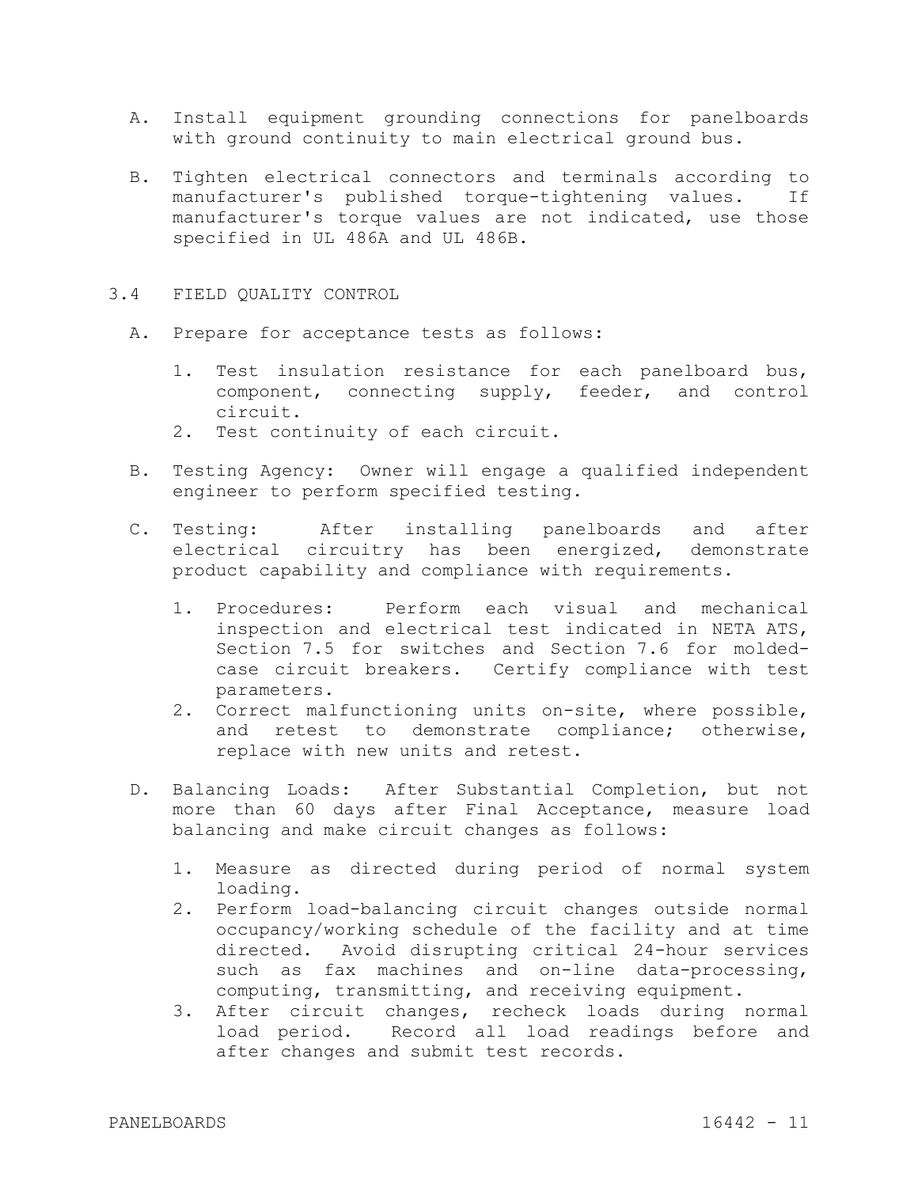A. Install equipment grounding connections for panelboards with ground continuity to main electrical ground bus.

B. Tighten electrical connectors and terminals according to manufacturer's published torque-tightening values. If manufacturer's torque values are not indicated, use those specified in UL 486A and UL 486B.

## 3.4 FIELD QUALITY CONTROL

A. Prepare for acceptance tests as follows:

1. Test insulation resistance for each panelboard bus, component, connecting supply, feeder, and control circuit.
2. Test continuity of each circuit.

B. Testing Agency: Owner will engage a qualified independent engineer to perform specified testing.

C. Testing: After installing panelboards and after electrical circuitry has been energized, demonstrate product capability and compliance with requirements.

1. Procedures: Perform each visual and mechanical inspection and electrical test indicated in NETA ATS, Section 7.5 for switches and Section 7.6 for molded-case circuit breakers. Certify compliance with test parameters.
2. Correct malfunctioning units on-site, where possible, and retest to demonstrate compliance; otherwise, replace with new units and retest.

D. Balancing Loads: After Substantial Completion, but not more than 60 days after Final Acceptance, measure load balancing and make circuit changes as follows:

1. Measure as directed during period of normal system loading.
2. Perform load-balancing circuit changes outside normal occupancy/working schedule of the facility and at time directed. Avoid disrupting critical 24-hour services such as fax machines and on-line data-processing, computing, transmitting, and receiving equipment.
3. After circuit changes, recheck loads during normal load period. Record all load readings before and after changes and submit test records.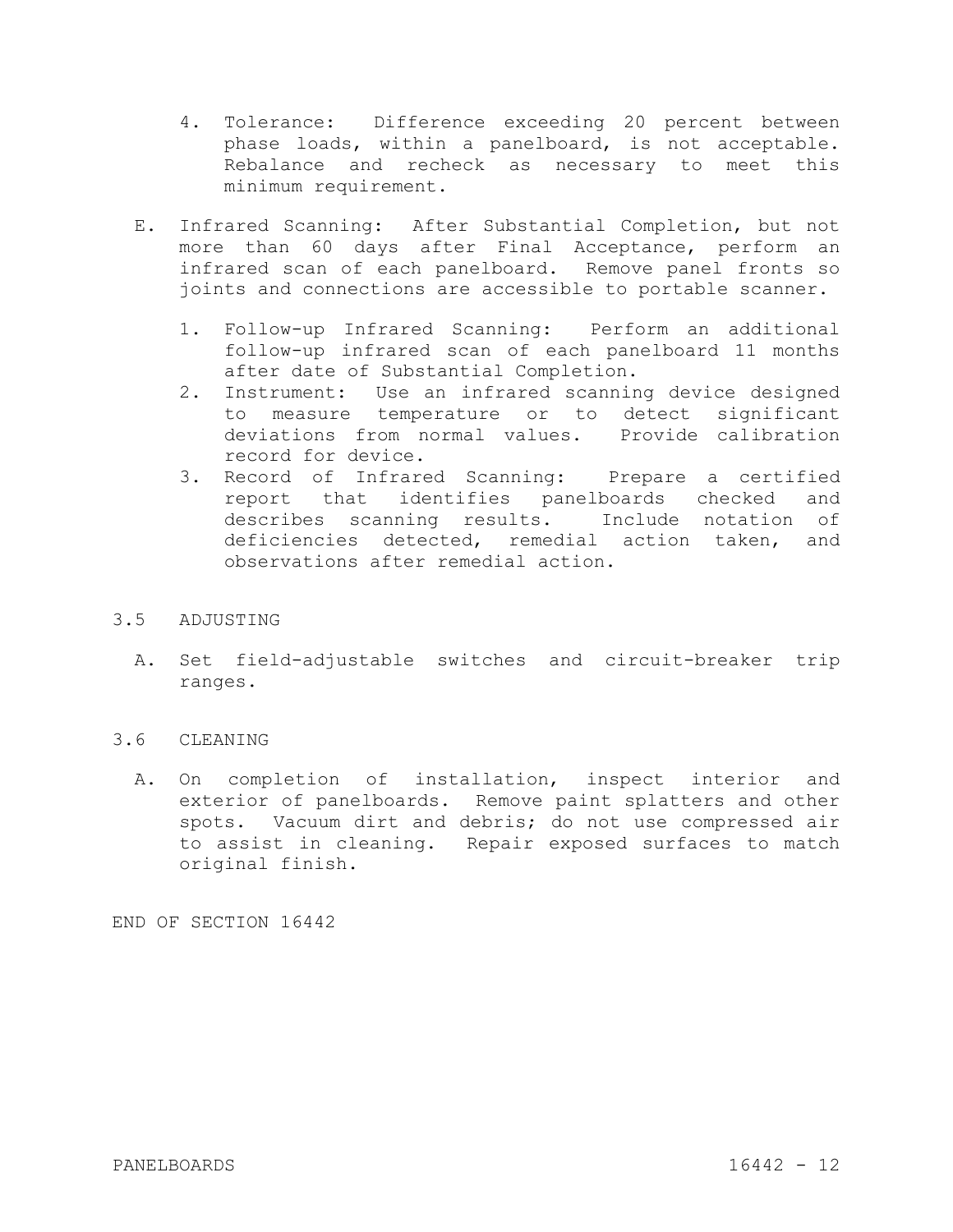4. Tolerance: Difference exceeding 20 percent between phase loads, within a panelboard, is not acceptable. Rebalance and recheck as necessary to meet this minimum requirement.

E. Infrared Scanning: After Substantial Completion, but not more than 60 days after Final Acceptance, perform an infrared scan of each panelboard. Remove panel fronts so joints and connections are accessible to portable scanner.

1. Follow-up Infrared Scanning: Perform an additional follow-up infrared scan of each panelboard 11 months after date of Substantial Completion.
2. Instrument: Use an infrared scanning device designed to measure temperature or to detect significant deviations from normal values. Provide calibration record for device.
3. Record of Infrared Scanning: Prepare a certified report that identifies panelboards checked and describes scanning results. Include notation of deficiencies detected, remedial action taken, and observations after remedial action.

## 3.5 ADJUSTING

A. Set field-adjustable switches and circuit-breaker trip ranges.

## 3.6 CLEANING

A. On completion of installation, inspect interior and exterior of panelboards. Remove paint splatters and other spots. Vacuum dirt and debris; do not use compressed air to assist in cleaning. Repair exposed surfaces to match original finish.

END OF SECTION 16442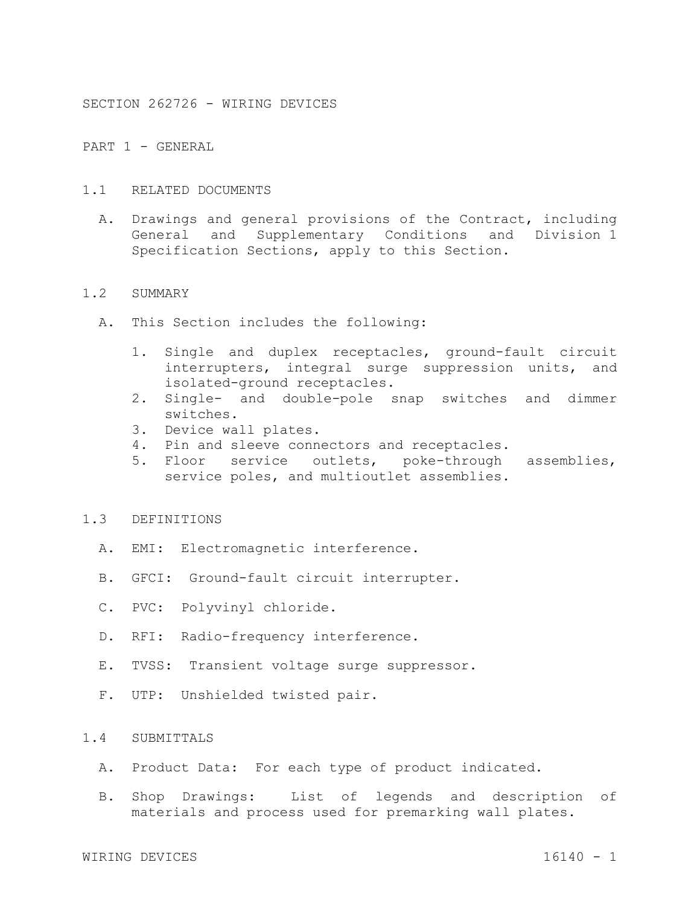# SECTION 262726 - WIRING DEVICES

## PART 1 - GENERAL

### 1.1 RELATED DOCUMENTS

A. Drawings and general provisions of the Contract, including General and Supplementary Conditions and Division 1 Specification Sections, apply to this Section.

### 1.2 SUMMARY

A. This Section includes the following:

1. Single and duplex receptacles, ground-fault circuit interrupters, integral surge suppression units, and isolated-ground receptacles.
2. Single- and double-pole snap switches and dimmer switches.
3. Device wall plates.
4. Pin and sleeve connectors and receptacles.
5. Floor service outlets, poke-through assemblies, service poles, and multioutlet assemblies.

### 1.3 DEFINITIONS

A. EMI: Electromagnetic interference.

B. GFCI: Ground-fault circuit interrupter.

C. PVC: Polyvinyl chloride.

D. RFI: Radio-frequency interference.

E. TVSS: Transient voltage surge suppressor.

F. UTP: Unshielded twisted pair.

### 1.4 SUBMITTALS

A. Product Data: For each type of product indicated.

B. Shop Drawings: List of legends and description of materials and process used for premarking wall plates.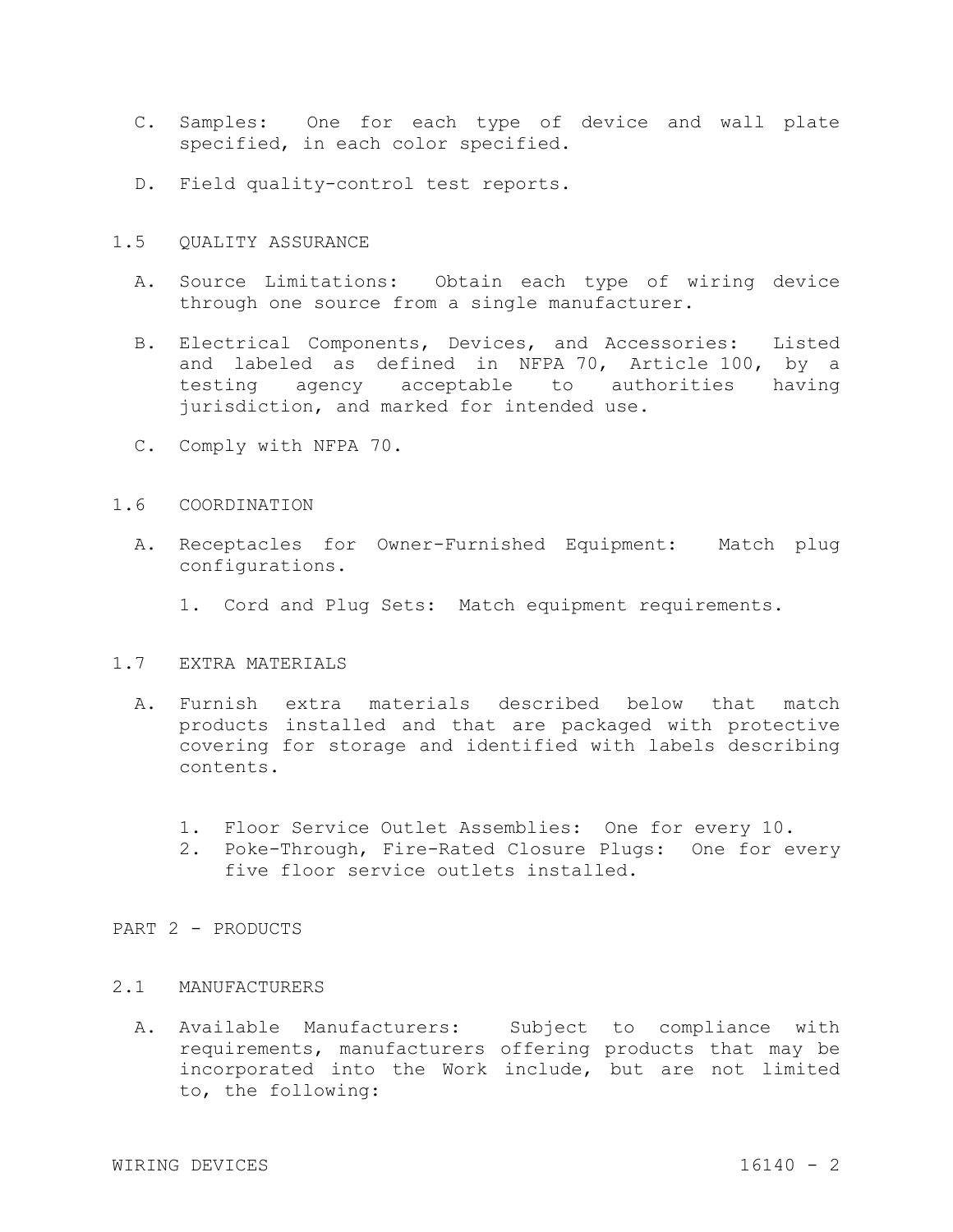C. Samples: One for each type of device and wall plate specified, in each color specified.

D. Field quality-control test reports.

## 1.5 QUALITY ASSURANCE

A. Source Limitations: Obtain each type of wiring device through one source from a single manufacturer.

B. Electrical Components, Devices, and Accessories: Listed and labeled as defined in NFPA 70, Article 100, by a testing agency acceptable to authorities having jurisdiction, and marked for intended use.

C. Comply with NFPA 70.

## 1.6 COORDINATION

A. Receptacles for Owner-Furnished Equipment: Match plug configurations.

1. Cord and Plug Sets: Match equipment requirements.

## 1.7 EXTRA MATERIALS

A. Furnish extra materials described below that match products installed and that are packaged with protective covering for storage and identified with labels describing contents.

1. Floor Service Outlet Assemblies: One for every 10.
2. Poke-Through, Fire-Rated Closure Plugs: One for every five floor service outlets installed.

# PART 2 - PRODUCTS

## 2.1 MANUFACTURERS

A. Available Manufacturers: Subject to compliance with requirements, manufacturers offering products that may be incorporated into the Work include, but are not limited to, the following: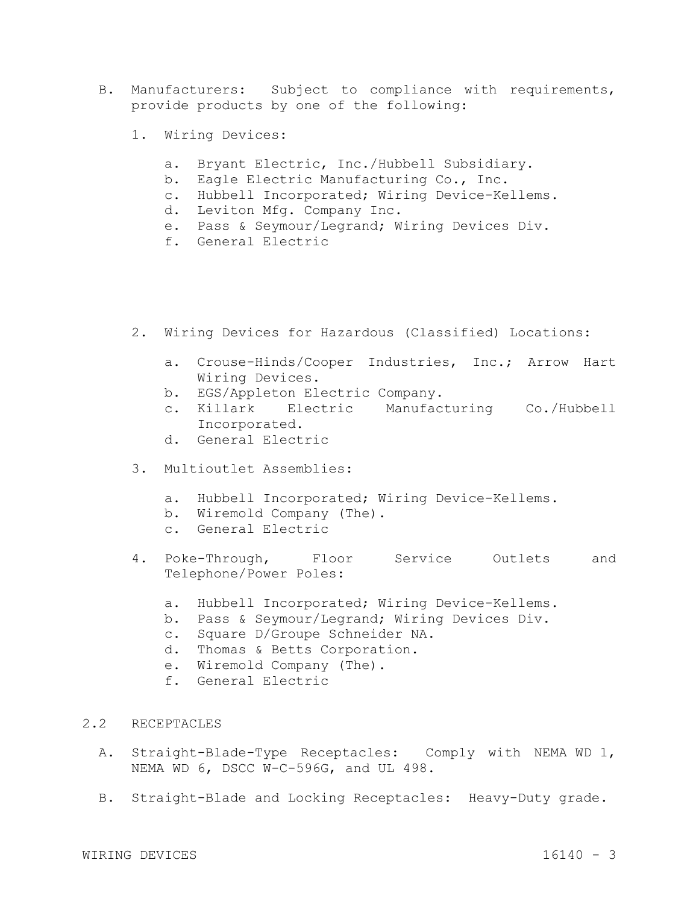B. Manufacturers: Subject to compliance with requirements, provide products by one of the following:

1. Wiring Devices:

   a. Bryant Electric, Inc./Hubbell Subsidiary.
   b. Eagle Electric Manufacturing Co., Inc.
   c. Hubbell Incorporated; Wiring Device-Kellems.
   d. Leviton Mfg. Company Inc.
   e. Pass & Seymour/Legrand; Wiring Devices Div.
   f. General Electric

2. Wiring Devices for Hazardous (Classified) Locations:

   a. Crouse-Hinds/Cooper Industries, Inc.; Arrow Hart Wiring Devices.
   b. EGS/Appleton Electric Company.
   c. Killark Electric Manufacturing Co./Hubbell Incorporated.
   d. General Electric

3. Multioutlet Assemblies:

   a. Hubbell Incorporated; Wiring Device-Kellems.
   b. Wiremold Company (The).
   c. General Electric

4. Poke-Through, Floor Service Outlets and Telephone/Power Poles:

   a. Hubbell Incorporated; Wiring Device-Kellems.
   b. Pass & Seymour/Legrand; Wiring Devices Div.
   c. Square D/Groupe Schneider NA.
   d. Thomas & Betts Corporation.
   e. Wiremold Company (The).
   f. General Electric

## 2.2 RECEPTACLES

A. Straight-Blade-Type Receptacles: Comply with NEMA WD 1, NEMA WD 6, DSCC W-C-596G, and UL 498.

B. Straight-Blade and Locking Receptacles: Heavy-Duty grade.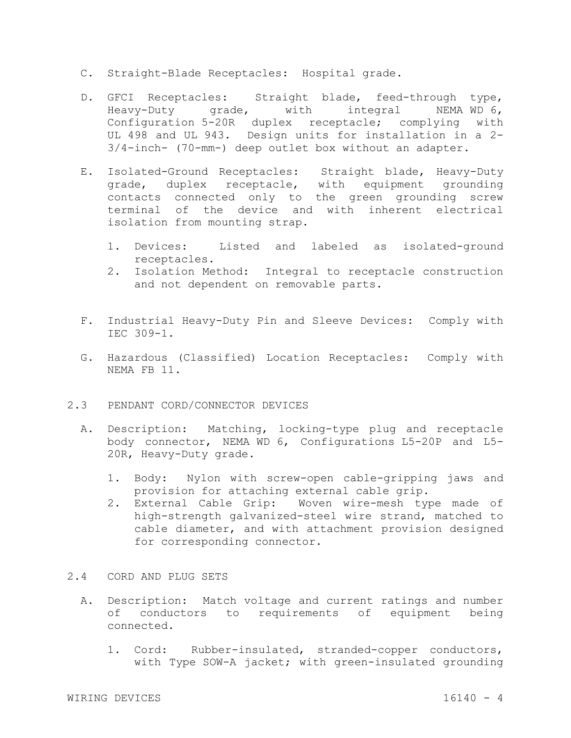C. Straight-Blade Receptacles: Hospital grade.

D. GFCI Receptacles: Straight blade, feed-through type, Heavy-Duty grade, with integral NEMA WD 6, Configuration 5-20R duplex receptacle; complying with UL 498 and UL 943. Design units for installation in a 2-3/4-inch- (70-mm-) deep outlet box without an adapter.

E. Isolated-Ground Receptacles: Straight blade, Heavy-Duty grade, duplex receptacle, with equipment grounding contacts connected only to the green grounding screw terminal of the device and with inherent electrical isolation from mounting strap.

1. Devices: Listed and labeled as isolated-ground receptacles.
2. Isolation Method: Integral to receptacle construction and not dependent on removable parts.

F. Industrial Heavy-Duty Pin and Sleeve Devices: Comply with IEC 309-1.

G. Hazardous (Classified) Location Receptacles: Comply with NEMA FB 11.

## 2.3 PENDANT CORD/CONNECTOR DEVICES

A. Description: Matching, locking-type plug and receptacle body connector, NEMA WD 6, Configurations L5-20P and L5-20R, Heavy-Duty grade.

1. Body: Nylon with screw-open cable-gripping jaws and provision for attaching external cable grip.
2. External Cable Grip: Woven wire-mesh type made of high-strength galvanized-steel wire strand, matched to cable diameter, and with attachment provision designed for corresponding connector.

## 2.4 CORD AND PLUG SETS

A. Description: Match voltage and current ratings and number of conductors to requirements of equipment being connected.

1. Cord: Rubber-insulated, stranded-copper conductors, with Type SOW-A jacket; with green-insulated grounding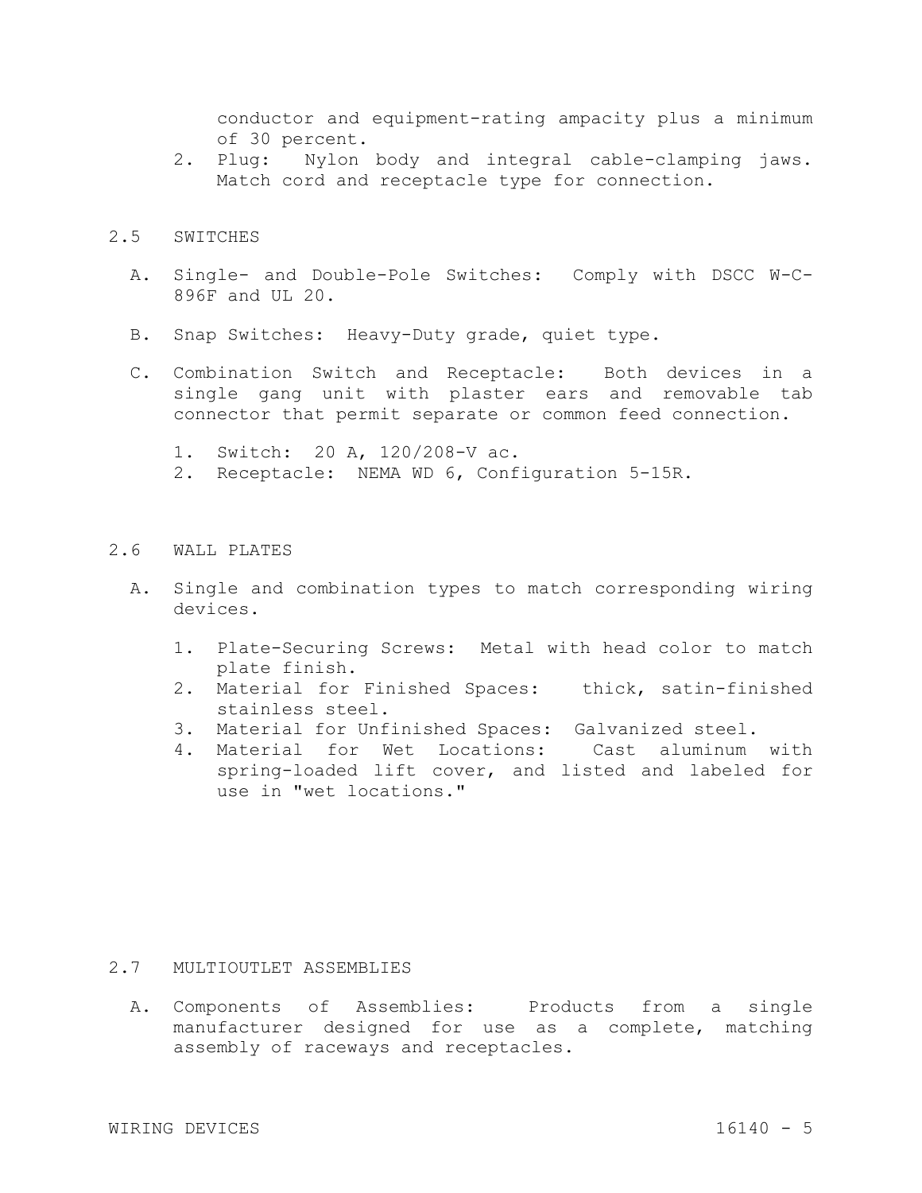conductor and equipment-rating ampacity plus a minimum of 30 percent.

2. Plug: Nylon body and integral cable-clamping jaws. Match cord and receptacle type for connection.

## 2.5 SWITCHES

A. Single- and Double-Pole Switches: Comply with DSCC W-C-896F and UL 20.

B. Snap Switches: Heavy-Duty grade, quiet type.

C. Combination Switch and Receptacle: Both devices in a single gang unit with plaster ears and removable tab connector that permit separate or common feed connection.

1. Switch: 20 A, 120/208-V ac.
2. Receptacle: NEMA WD 6, Configuration 5-15R.

## 2.6 WALL PLATES

A. Single and combination types to match corresponding wiring devices.

1. Plate-Securing Screws: Metal with head color to match plate finish.
2. Material for Finished Spaces: thick, satin-finished stainless steel.
3. Material for Unfinished Spaces: Galvanized steel.
4. Material for Wet Locations: Cast aluminum with spring-loaded lift cover, and listed and labeled for use in "wet locations."

## 2.7 MULTIOUTLET ASSEMBLIES

A. Components of Assemblies: Products from a single manufacturer designed for use as a complete, matching assembly of raceways and receptacles.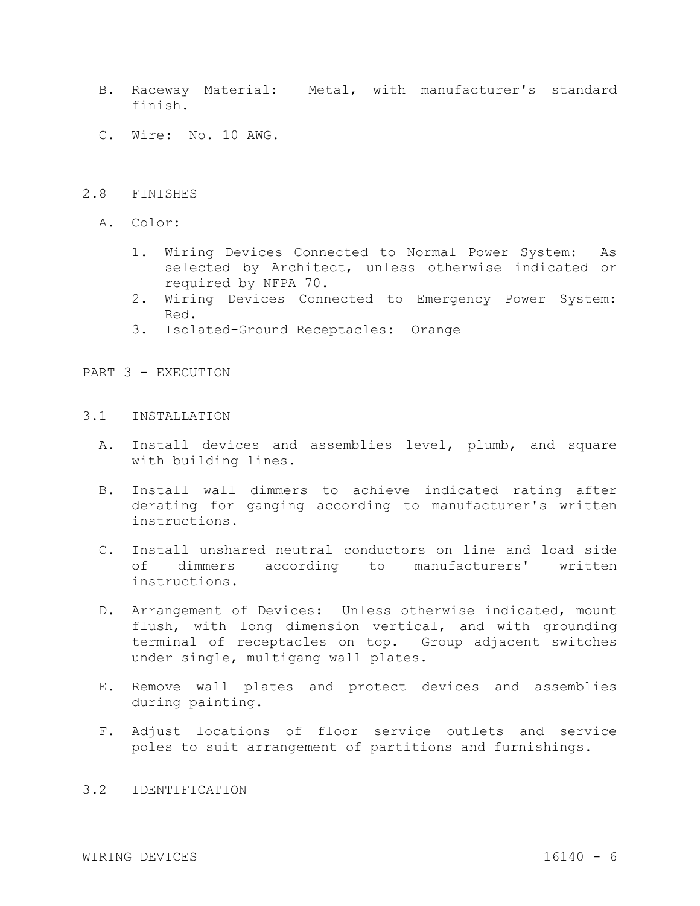B. Raceway Material: Metal, with manufacturer's standard finish.

C. Wire: No. 10 AWG.

## 2.8 FINISHES

A. Color:

1. Wiring Devices Connected to Normal Power System: As selected by Architect, unless otherwise indicated or required by NFPA 70.
2. Wiring Devices Connected to Emergency Power System: Red.
3. Isolated-Ground Receptacles: Orange

# PART 3 - EXECUTION

## 3.1 INSTALLATION

A. Install devices and assemblies level, plumb, and square with building lines.

B. Install wall dimmers to achieve indicated rating after derating for ganging according to manufacturer's written instructions.

C. Install unshared neutral conductors on line and load side of dimmers according to manufacturers' written instructions.

D. Arrangement of Devices: Unless otherwise indicated, mount flush, with long dimension vertical, and with grounding terminal of receptacles on top. Group adjacent switches under single, multigang wall plates.

E. Remove wall plates and protect devices and assemblies during painting.

F. Adjust locations of floor service outlets and service poles to suit arrangement of partitions and furnishings.

## 3.2 IDENTIFICATION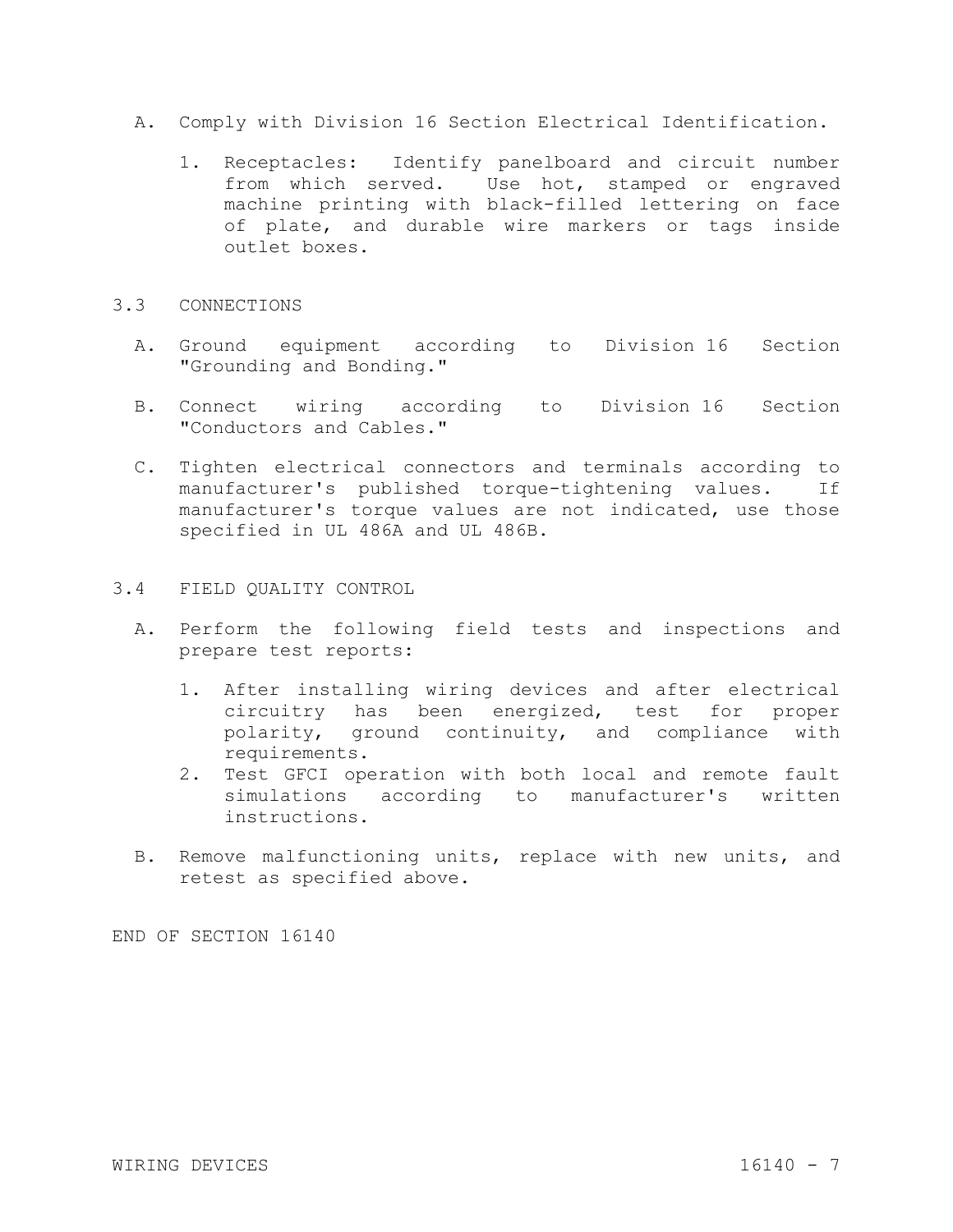A. Comply with Division 16 Section Electrical Identification.

   1. Receptacles: Identify panelboard and circuit number from which served. Use hot, stamped or engraved machine printing with black-filled lettering on face of plate, and durable wire markers or tags inside outlet boxes.

## 3.3 CONNECTIONS

A. Ground equipment according to Division 16 Section "Grounding and Bonding."

B. Connect wiring according to Division 16 Section "Conductors and Cables."

C. Tighten electrical connectors and terminals according to manufacturer's published torque-tightening values. If manufacturer's torque values are not indicated, use those specified in UL 486A and UL 486B.

## 3.4 FIELD QUALITY CONTROL

A. Perform the following field tests and inspections and prepare test reports:

   1. After installing wiring devices and after electrical circuitry has been energized, test for proper polarity, ground continuity, and compliance with requirements.
   2. Test GFCI operation with both local and remote fault simulations according to manufacturer's written instructions.

B. Remove malfunctioning units, replace with new units, and retest as specified above.

END OF SECTION 16140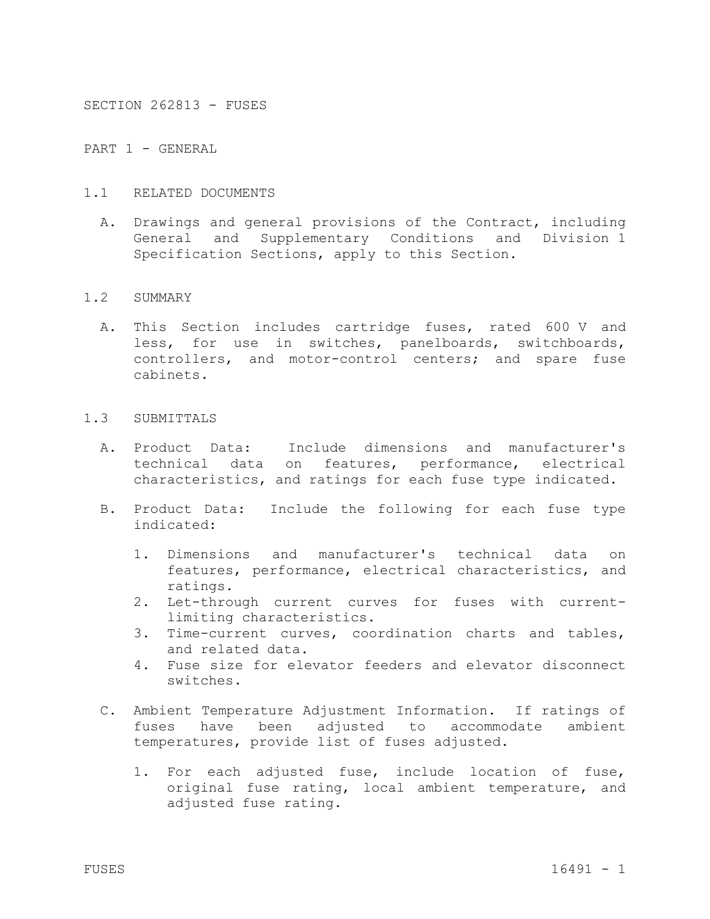# SECTION 262813 - FUSES

## PART 1 - GENERAL

### 1.1 RELATED DOCUMENTS

A. Drawings and general provisions of the Contract, including General and Supplementary Conditions and Division 1 Specification Sections, apply to this Section.

### 1.2 SUMMARY

A. This Section includes cartridge fuses, rated 600 V and less, for use in switches, panelboards, switchboards, controllers, and motor-control centers; and spare fuse cabinets.

### 1.3 SUBMITTALS

A. Product Data: Include dimensions and manufacturer's technical data on features, performance, electrical characteristics, and ratings for each fuse type indicated.

B. Product Data: Include the following for each fuse type indicated:

1. Dimensions and manufacturer's technical data on features, performance, electrical characteristics, and ratings.
2. Let-through current curves for fuses with current-limiting characteristics.
3. Time-current curves, coordination charts and tables, and related data.
4. Fuse size for elevator feeders and elevator disconnect switches.

C. Ambient Temperature Adjustment Information. If ratings of fuses have been adjusted to accommodate ambient temperatures, provide list of fuses adjusted.

1. For each adjusted fuse, include location of fuse, original fuse rating, local ambient temperature, and adjusted fuse rating.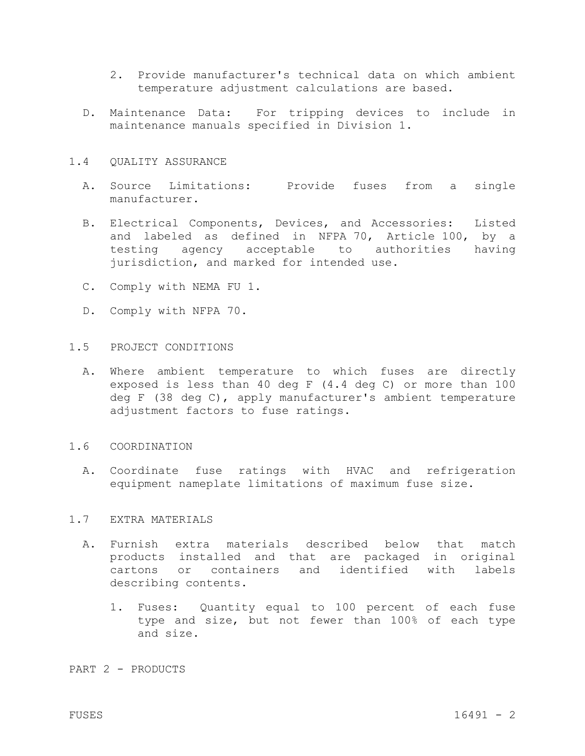2. Provide manufacturer's technical data on which ambient temperature adjustment calculations are based.

D. Maintenance Data: For tripping devices to include in maintenance manuals specified in Division 1.

## 1.4 QUALITY ASSURANCE

A. Source Limitations: Provide fuses from a single manufacturer.

B. Electrical Components, Devices, and Accessories: Listed and labeled as defined in NFPA 70, Article 100, by a testing agency acceptable to authorities having jurisdiction, and marked for intended use.

C. Comply with NEMA FU 1.

D. Comply with NFPA 70.

## 1.5 PROJECT CONDITIONS

A. Where ambient temperature to which fuses are directly exposed is less than 40 deg F (4.4 deg C) or more than 100 deg F (38 deg C), apply manufacturer's ambient temperature adjustment factors to fuse ratings.

## 1.6 COORDINATION

A. Coordinate fuse ratings with HVAC and refrigeration equipment nameplate limitations of maximum fuse size.

## 1.7 EXTRA MATERIALS

A. Furnish extra materials described below that match products installed and that are packaged in original cartons or containers and identified with labels describing contents.

1. Fuses: Quantity equal to 100 percent of each fuse type and size, but not fewer than 100% of each type and size.

# PART 2 - PRODUCTS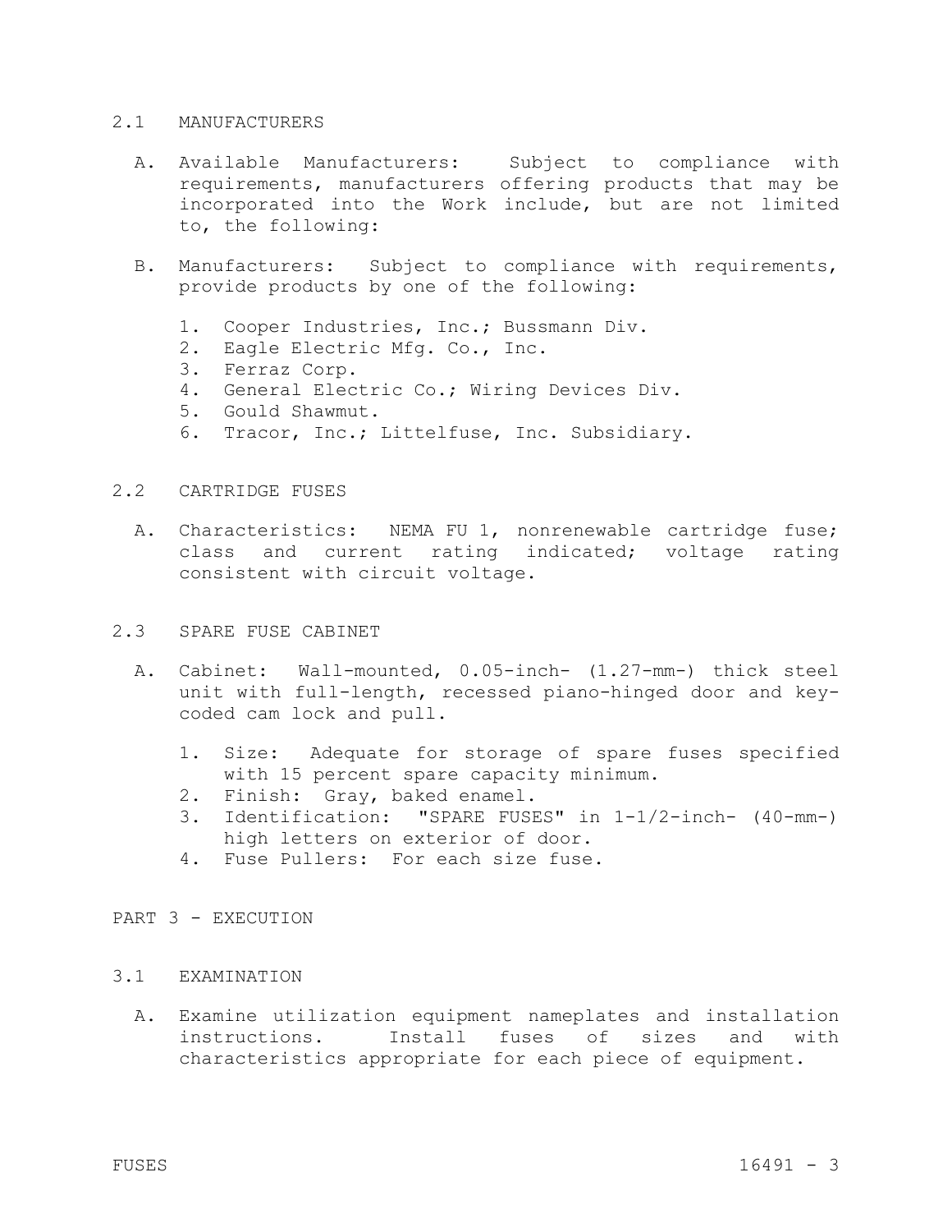## 2.1 MANUFACTURERS

A. Available Manufacturers: Subject to compliance with requirements, manufacturers offering products that may be incorporated into the Work include, but are not limited to, the following:

B. Manufacturers: Subject to compliance with requirements, provide products by one of the following:

   1. Cooper Industries, Inc.; Bussmann Div.
   2. Eagle Electric Mfg. Co., Inc.
   3. Ferraz Corp.
   4. General Electric Co.; Wiring Devices Div.
   5. Gould Shawmut.
   6. Tracor, Inc.; Littelfuse, Inc. Subsidiary.

## 2.2 CARTRIDGE FUSES

A. Characteristics: NEMA FU 1, nonrenewable cartridge fuse; class and current rating indicated; voltage rating consistent with circuit voltage.

## 2.3 SPARE FUSE CABINET

A. Cabinet: Wall-mounted, 0.05-inch- (1.27-mm-) thick steel unit with full-length, recessed piano-hinged door and key-coded cam lock and pull.

   1. Size: Adequate for storage of spare fuses specified with 15 percent spare capacity minimum.
   2. Finish: Gray, baked enamel.
   3. Identification: "SPARE FUSES" in 1-1/2-inch- (40-mm-) high letters on exterior of door.
   4. Fuse Pullers: For each size fuse.

# PART 3 - EXECUTION

## 3.1 EXAMINATION

A. Examine utilization equipment nameplates and installation instructions. Install fuses of sizes and with characteristics appropriate for each piece of equipment.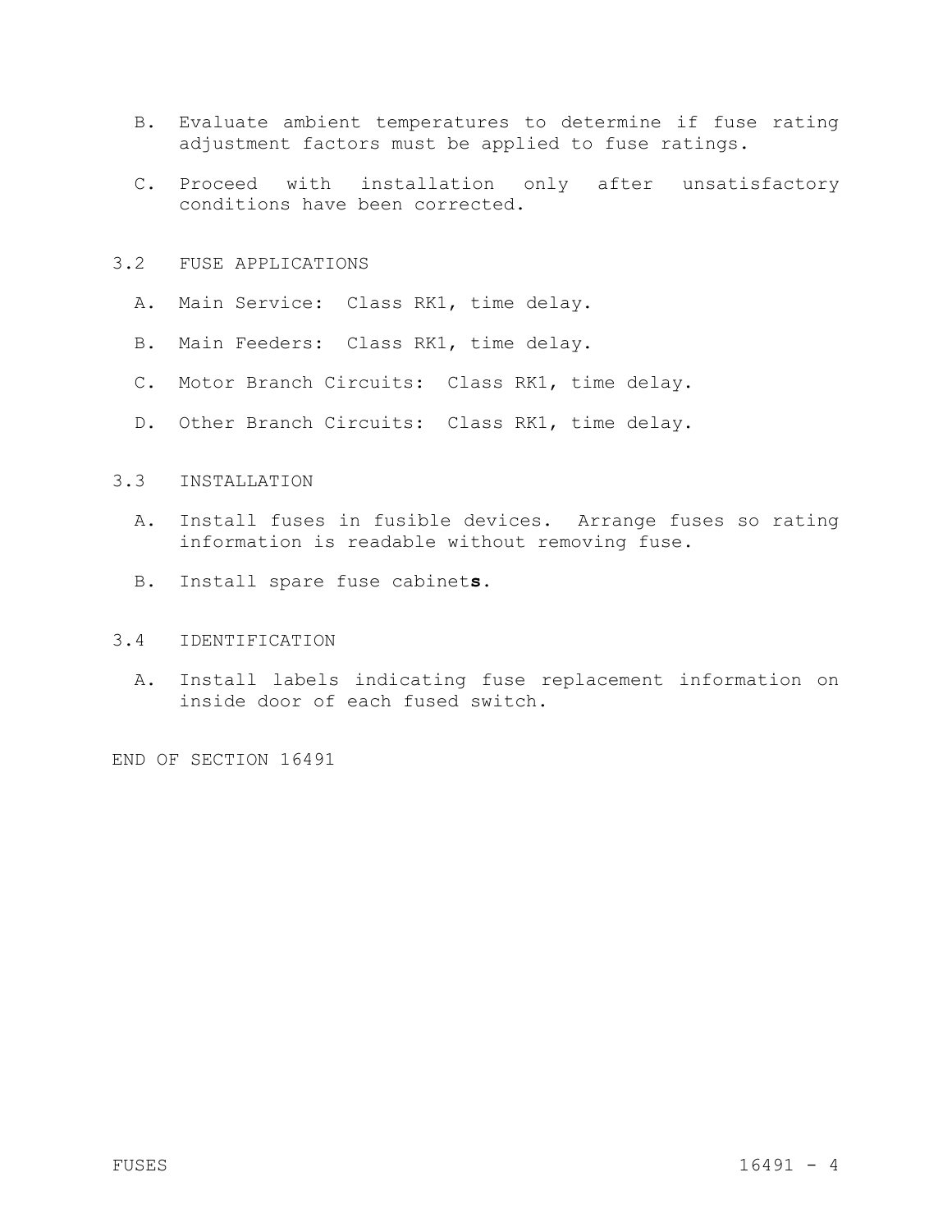B. Evaluate ambient temperatures to determine if fuse rating adjustment factors must be applied to fuse ratings.

C. Proceed with installation only after unsatisfactory conditions have been corrected.

## 3.2 FUSE APPLICATIONS

A. Main Service: Class RK1, time delay.

B. Main Feeders: Class RK1, time delay.

C. Motor Branch Circuits: Class RK1, time delay.

D. Other Branch Circuits: Class RK1, time delay.

## 3.3 INSTALLATION

A. Install fuses in fusible devices. Arrange fuses so rating information is readable without removing fuse.

B. Install spare fuse cabinet**s**.

## 3.4 IDENTIFICATION

A. Install labels indicating fuse replacement information on inside door of each fused switch.

END OF SECTION 16491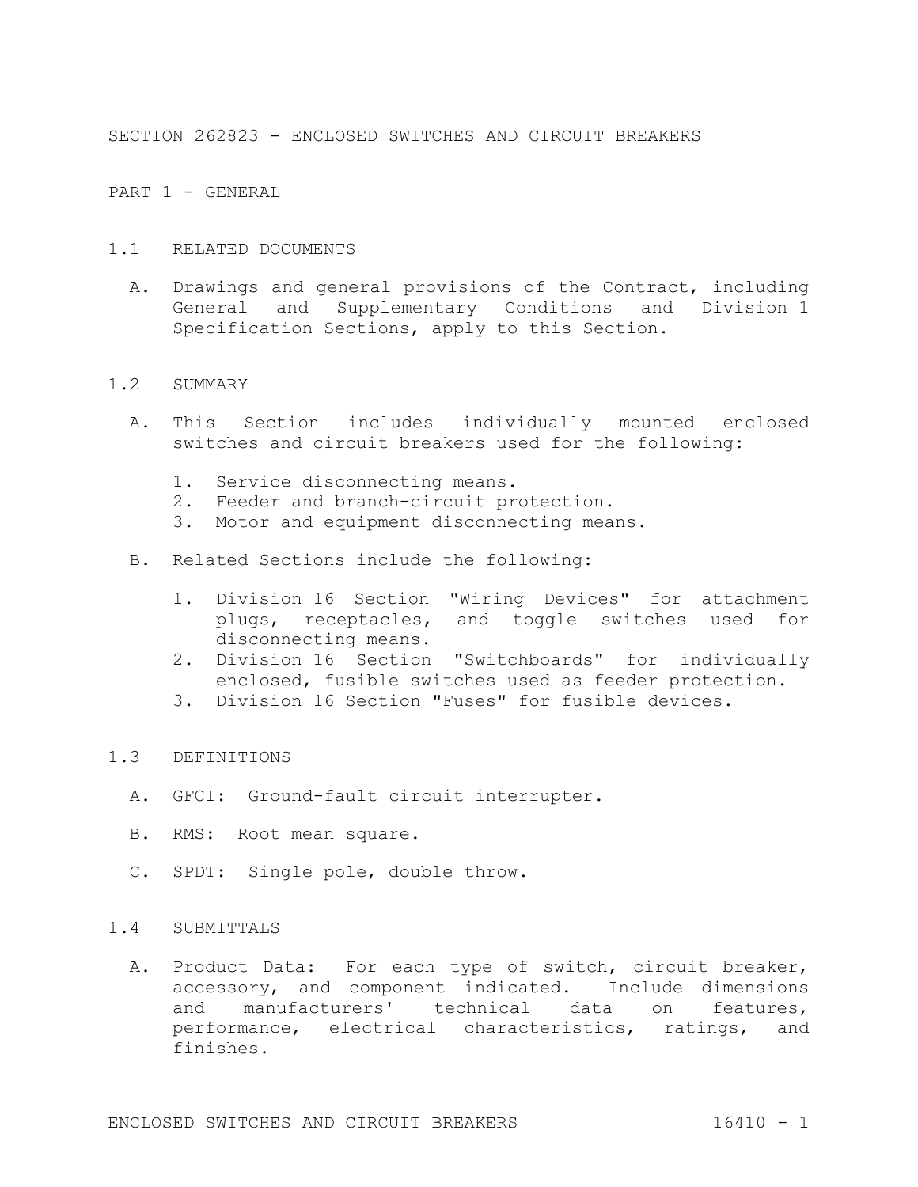# SECTION 262823 - ENCLOSED SWITCHES AND CIRCUIT BREAKERS

## PART 1 - GENERAL

### 1.1 RELATED DOCUMENTS

A. Drawings and general provisions of the Contract, including General and Supplementary Conditions and Division 1 Specification Sections, apply to this Section.

### 1.2 SUMMARY

A. This Section includes individually mounted enclosed switches and circuit breakers used for the following:

1. Service disconnecting means.
2. Feeder and branch-circuit protection.
3. Motor and equipment disconnecting means.

B. Related Sections include the following:

1. Division 16 Section "Wiring Devices" for attachment plugs, receptacles, and toggle switches used for disconnecting means.
2. Division 16 Section "Switchboards" for individually enclosed, fusible switches used as feeder protection.
3. Division 16 Section "Fuses" for fusible devices.

### 1.3 DEFINITIONS

A. GFCI: Ground-fault circuit interrupter.

B. RMS: Root mean square.

C. SPDT: Single pole, double throw.

### 1.4 SUBMITTALS

A. Product Data: For each type of switch, circuit breaker, accessory, and component indicated. Include dimensions and manufacturers' technical data on features, performance, electrical characteristics, ratings, and finishes.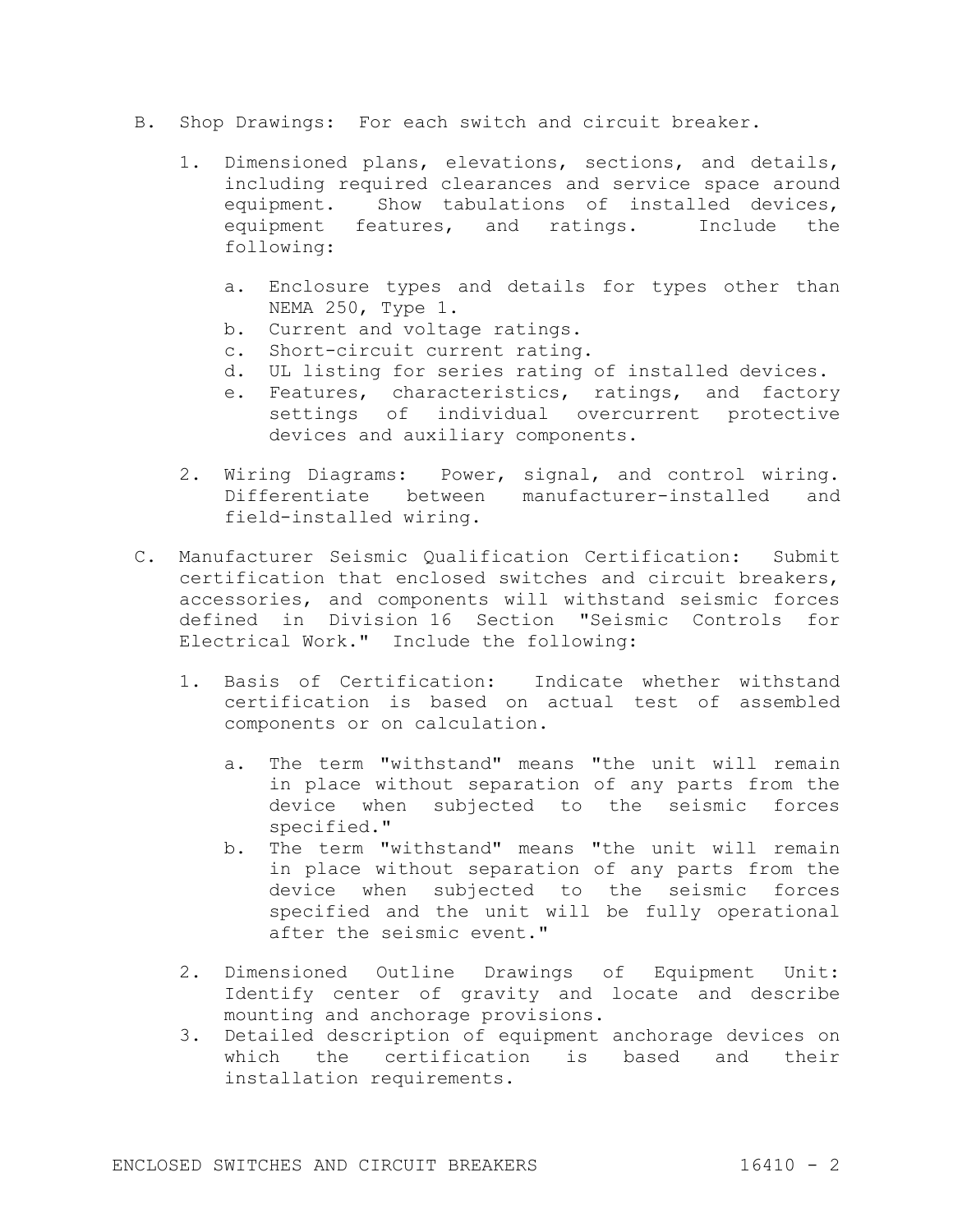B. Shop Drawings: For each switch and circuit breaker.

   1. Dimensioned plans, elevations, sections, and details, including required clearances and service space around equipment. Show tabulations of installed devices, equipment features, and ratings. Include the following:

      a. Enclosure types and details for types other than NEMA 250, Type 1.
      b. Current and voltage ratings.
      c. Short-circuit current rating.
      d. UL listing for series rating of installed devices.
      e. Features, characteristics, ratings, and factory settings of individual overcurrent protective devices and auxiliary components.

   2. Wiring Diagrams: Power, signal, and control wiring. Differentiate between manufacturer-installed and field-installed wiring.

C. Manufacturer Seismic Qualification Certification: Submit certification that enclosed switches and circuit breakers, accessories, and components will withstand seismic forces defined in Division 16 Section "Seismic Controls for Electrical Work." Include the following:

   1. Basis of Certification: Indicate whether withstand certification is based on actual test of assembled components or on calculation.

      a. The term "withstand" means "the unit will remain in place without separation of any parts from the device when subjected to the seismic forces specified."
      b. The term "withstand" means "the unit will remain in place without separation of any parts from the device when subjected to the seismic forces specified and the unit will be fully operational after the seismic event."

   2. Dimensioned Outline Drawings of Equipment Unit: Identify center of gravity and locate and describe mounting and anchorage provisions.
   3. Detailed description of equipment anchorage devices on which the certification is based and their installation requirements.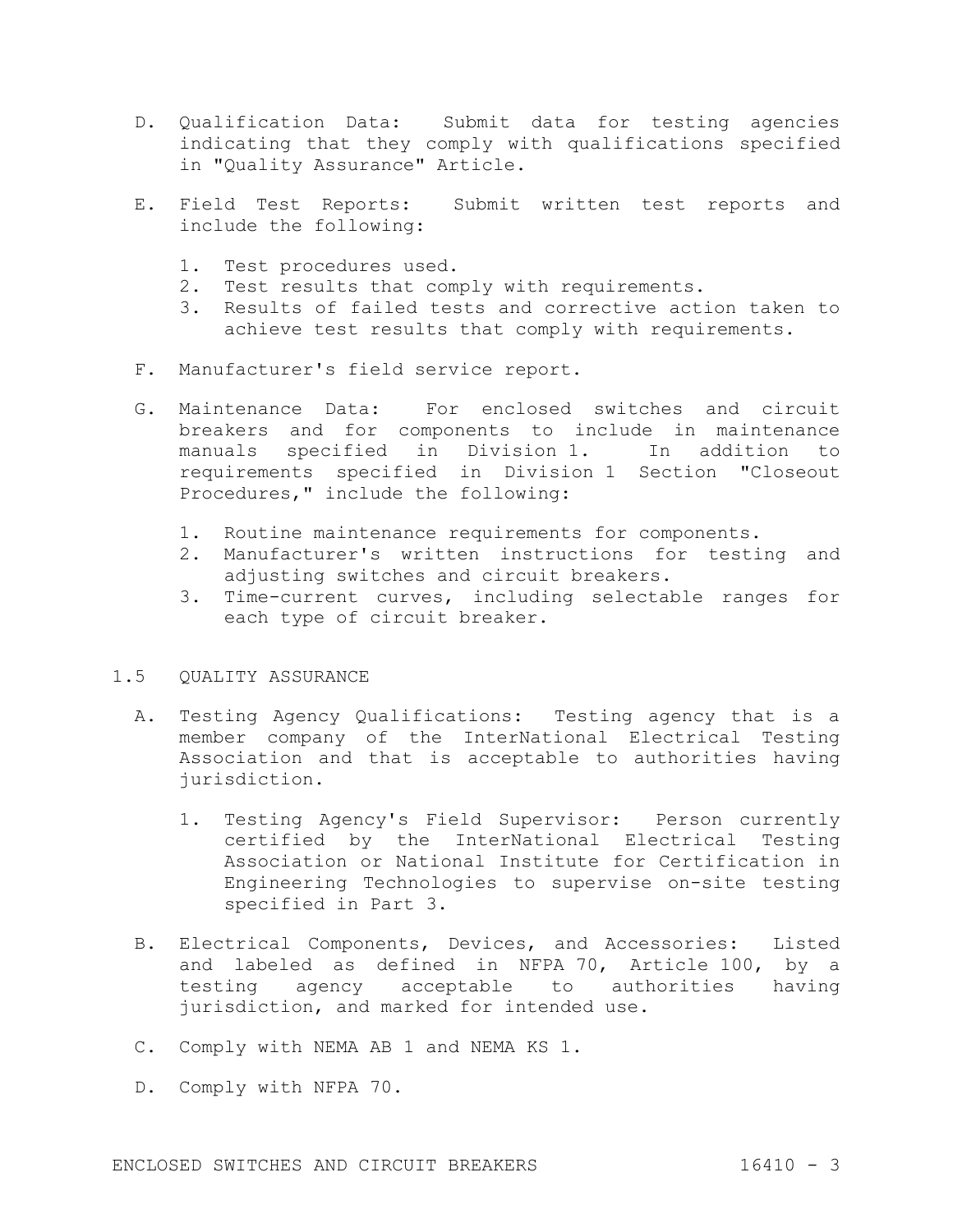D. Qualification Data: Submit data for testing agencies indicating that they comply with qualifications specified in "Quality Assurance" Article.

E. Field Test Reports: Submit written test reports and include the following:

   1. Test procedures used.
   2. Test results that comply with requirements.
   3. Results of failed tests and corrective action taken to achieve test results that comply with requirements.

F. Manufacturer's field service report.

G. Maintenance Data: For enclosed switches and circuit breakers and for components to include in maintenance manuals specified in Division 1. In addition to requirements specified in Division 1 Section "Closeout Procedures," include the following:

   1. Routine maintenance requirements for components.
   2. Manufacturer's written instructions for testing and adjusting switches and circuit breakers.
   3. Time-current curves, including selectable ranges for each type of circuit breaker.

## 1.5 QUALITY ASSURANCE

A. Testing Agency Qualifications: Testing agency that is a member company of the InterNational Electrical Testing Association and that is acceptable to authorities having jurisdiction.

   1. Testing Agency's Field Supervisor: Person currently certified by the InterNational Electrical Testing Association or National Institute for Certification in Engineering Technologies to supervise on-site testing specified in Part 3.

B. Electrical Components, Devices, and Accessories: Listed and labeled as defined in NFPA 70, Article 100, by a testing agency acceptable to authorities having jurisdiction, and marked for intended use.

C. Comply with NEMA AB 1 and NEMA KS 1.

D. Comply with NFPA 70.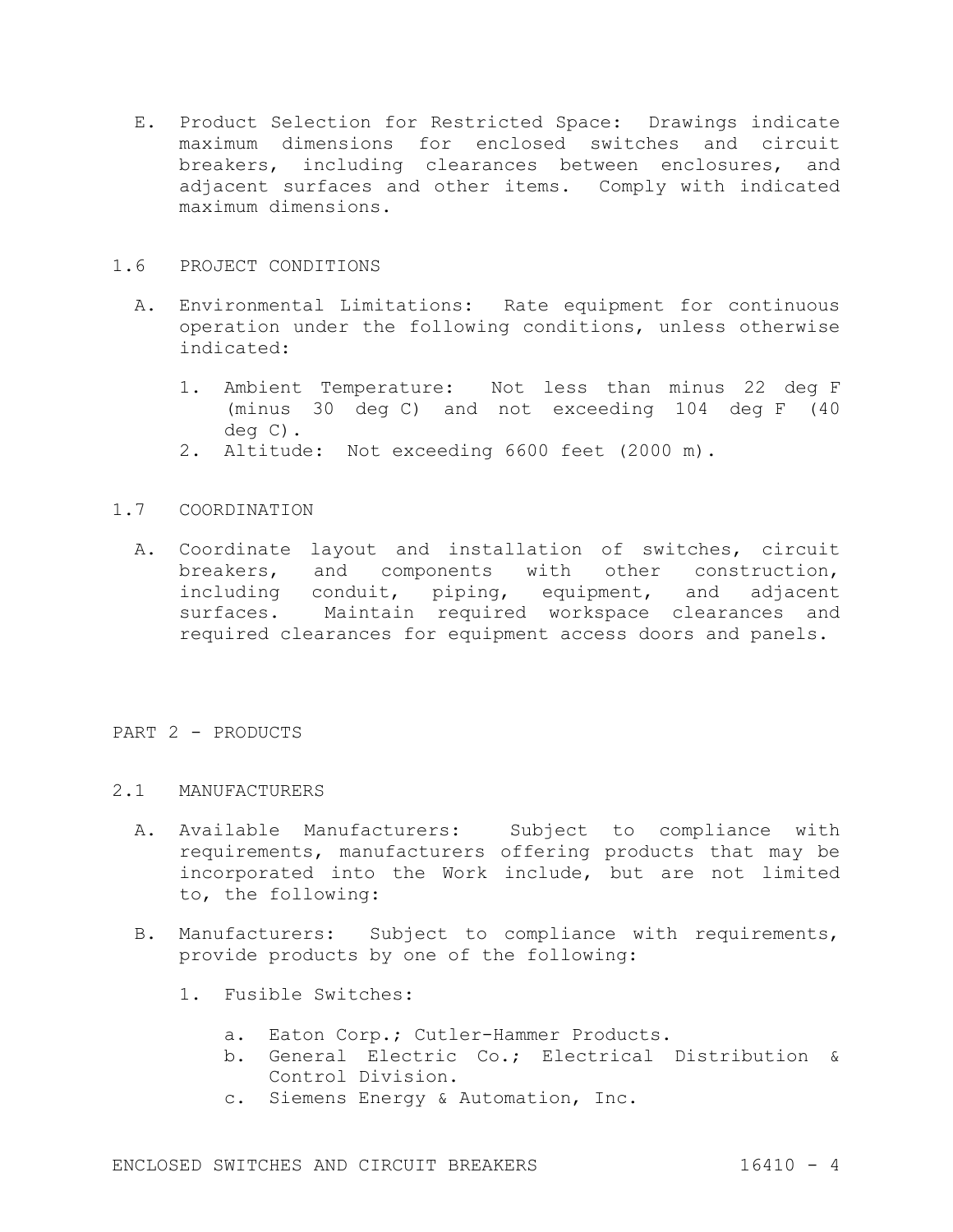E. Product Selection for Restricted Space: Drawings indicate maximum dimensions for enclosed switches and circuit breakers, including clearances between enclosures, and adjacent surfaces and other items. Comply with indicated maximum dimensions.

## 1.6 PROJECT CONDITIONS

A. Environmental Limitations: Rate equipment for continuous operation under the following conditions, unless otherwise indicated:

1. Ambient Temperature: Not less than minus 22 deg F (minus 30 deg C) and not exceeding 104 deg F (40 deg C).
2. Altitude: Not exceeding 6600 feet (2000 m).

## 1.7 COORDINATION

A. Coordinate layout and installation of switches, circuit breakers, and components with other construction, including conduit, piping, equipment, and adjacent surfaces. Maintain required workspace clearances and required clearances for equipment access doors and panels.

# PART 2 - PRODUCTS

## 2.1 MANUFACTURERS

A. Available Manufacturers: Subject to compliance with requirements, manufacturers offering products that may be incorporated into the Work include, but are not limited to, the following:

B. Manufacturers: Subject to compliance with requirements, provide products by one of the following:

1. Fusible Switches:

   a. Eaton Corp.; Cutler-Hammer Products.
   b. General Electric Co.; Electrical Distribution & Control Division.
   c. Siemens Energy & Automation, Inc.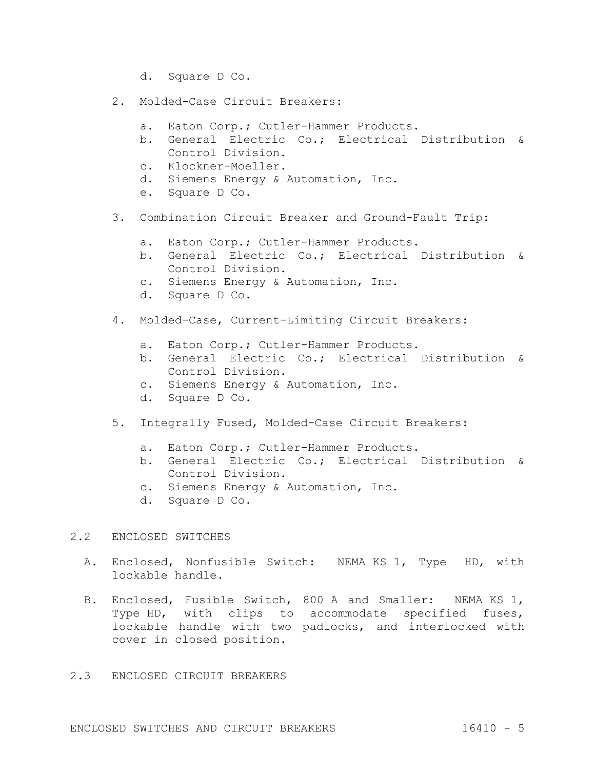d. Square D Co.

2. Molded-Case Circuit Breakers:

   a. Eaton Corp.; Cutler-Hammer Products.
   b. General Electric Co.; Electrical Distribution & Control Division.
   c. Klockner-Moeller.
   d. Siemens Energy & Automation, Inc.
   e. Square D Co.

3. Combination Circuit Breaker and Ground-Fault Trip:

   a. Eaton Corp.; Cutler-Hammer Products.
   b. General Electric Co.; Electrical Distribution & Control Division.
   c. Siemens Energy & Automation, Inc.
   d. Square D Co.

4. Molded-Case, Current-Limiting Circuit Breakers:

   a. Eaton Corp.; Cutler-Hammer Products.
   b. General Electric Co.; Electrical Distribution & Control Division.
   c. Siemens Energy & Automation, Inc.
   d. Square D Co.

5. Integrally Fused, Molded-Case Circuit Breakers:

   a. Eaton Corp.; Cutler-Hammer Products.
   b. General Electric Co.; Electrical Distribution & Control Division.
   c. Siemens Energy & Automation, Inc.
   d. Square D Co.

## 2.2 ENCLOSED SWITCHES

A. Enclosed, Nonfusible Switch: NEMA KS 1, Type HD, with lockable handle.

B. Enclosed, Fusible Switch, 800 A and Smaller: NEMA KS 1, Type HD, with clips to accommodate specified fuses, lockable handle with two padlocks, and interlocked with cover in closed position.

## 2.3 ENCLOSED CIRCUIT BREAKERS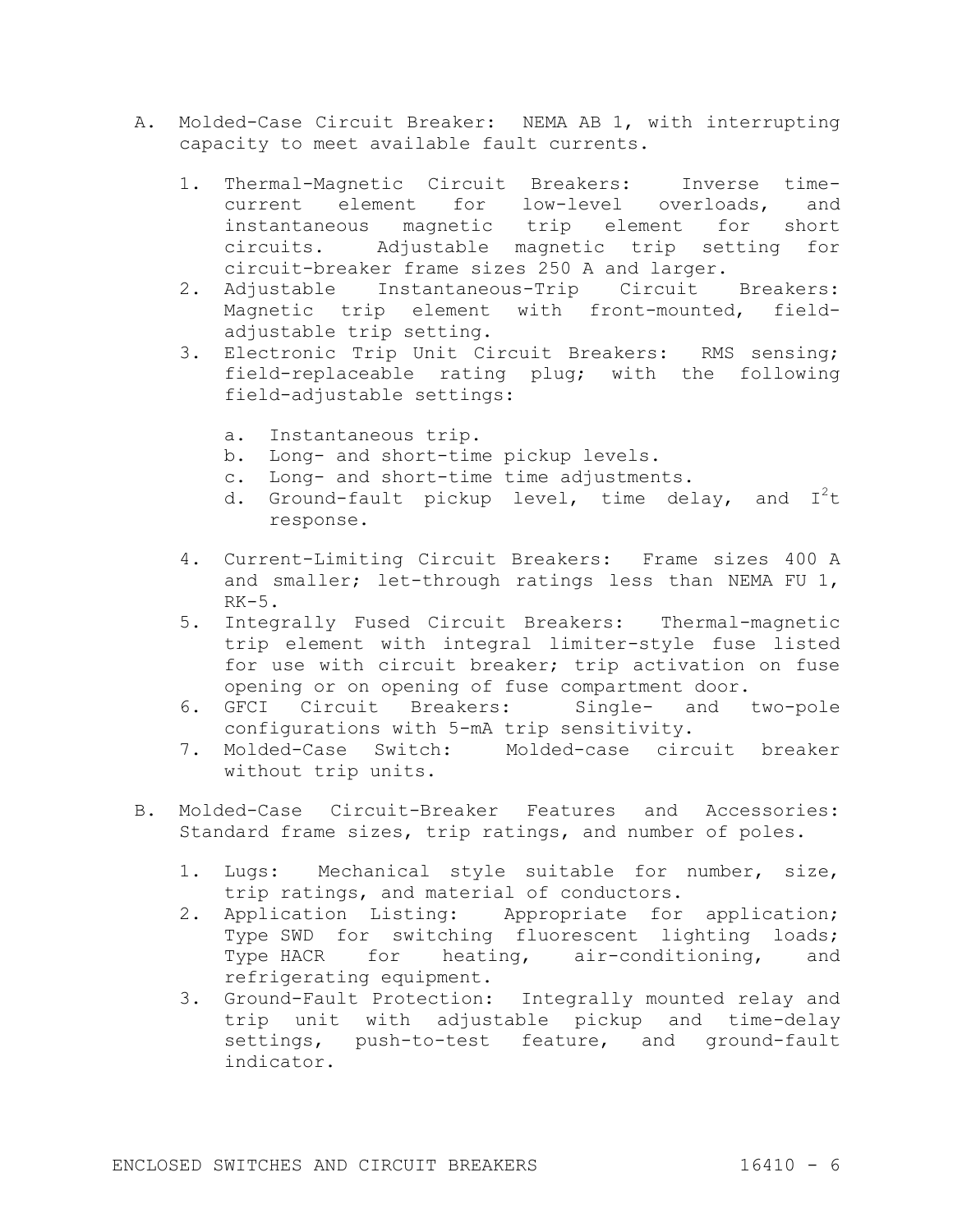A. Molded-Case Circuit Breaker: NEMA AB 1, with interrupting capacity to meet available fault currents.

   1. Thermal-Magnetic Circuit Breakers: Inverse time-current element for low-level overloads, and instantaneous magnetic trip element for short circuits. Adjustable magnetic trip setting for circuit-breaker frame sizes 250 A and larger.
   2. Adjustable Instantaneous-Trip Circuit Breakers: Magnetic trip element with front-mounted, field-adjustable trip setting.
   3. Electronic Trip Unit Circuit Breakers: RMS sensing; field-replaceable rating plug; with the following field-adjustable settings:

      a. Instantaneous trip.
      b. Long- and short-time pickup levels.
      c. Long- and short-time time adjustments.
      d. Ground-fault pickup level, time delay, and $I^2t$ response.

   4. Current-Limiting Circuit Breakers: Frame sizes 400 A and smaller; let-through ratings less than NEMA FU 1, RK-5.
   5. Integrally Fused Circuit Breakers: Thermal-magnetic trip element with integral limiter-style fuse listed for use with circuit breaker; trip activation on fuse opening or on opening of fuse compartment door.
   6. GFCI Circuit Breakers: Single- and two-pole configurations with 5-mA trip sensitivity.
   7. Molded-Case Switch: Molded-case circuit breaker without trip units.

B. Molded-Case Circuit-Breaker Features and Accessories: Standard frame sizes, trip ratings, and number of poles.

   1. Lugs: Mechanical style suitable for number, size, trip ratings, and material of conductors.
   2. Application Listing: Appropriate for application; Type SWD for switching fluorescent lighting loads; Type HACR for heating, air-conditioning, and refrigerating equipment.
   3. Ground-Fault Protection: Integrally mounted relay and trip unit with adjustable pickup and time-delay settings, push-to-test feature, and ground-fault indicator.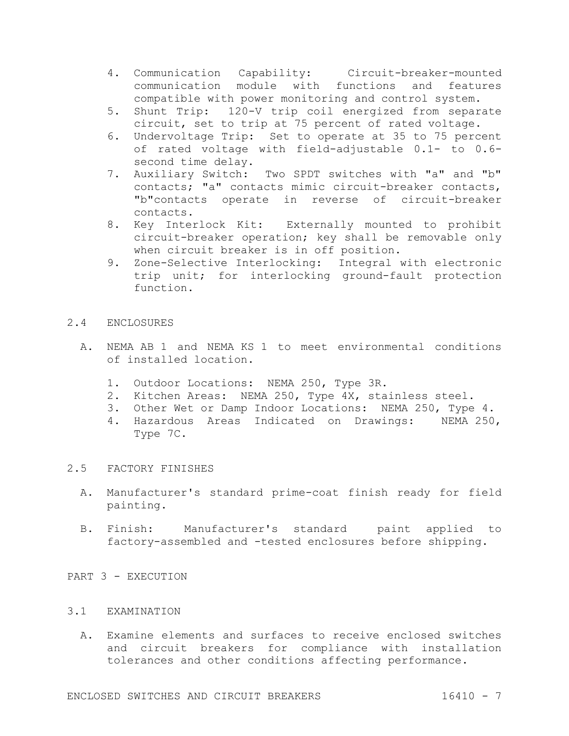4. Communication Capability: Circuit-breaker-mounted communication module with functions and features compatible with power monitoring and control system.
5. Shunt Trip: 120-V trip coil energized from separate circuit, set to trip at 75 percent of rated voltage.
6. Undervoltage Trip: Set to operate at 35 to 75 percent of rated voltage with field-adjustable 0.1- to 0.6-second time delay.
7. Auxiliary Switch: Two SPDT switches with "a" and "b" contacts; "a" contacts mimic circuit-breaker contacts, "b"contacts operate in reverse of circuit-breaker contacts.
8. Key Interlock Kit: Externally mounted to prohibit circuit-breaker operation; key shall be removable only when circuit breaker is in off position.
9. Zone-Selective Interlocking: Integral with electronic trip unit; for interlocking ground-fault protection function.

## 2.4 ENCLOSURES

A. NEMA AB 1 and NEMA KS 1 to meet environmental conditions of installed location.

1. Outdoor Locations: NEMA 250, Type 3R.
2. Kitchen Areas: NEMA 250, Type 4X, stainless steel.
3. Other Wet or Damp Indoor Locations: NEMA 250, Type 4.
4. Hazardous Areas Indicated on Drawings: NEMA 250, Type 7C.

## 2.5 FACTORY FINISHES

A. Manufacturer's standard prime-coat finish ready for field painting.

B. Finish: Manufacturer's standard paint applied to factory-assembled and -tested enclosures before shipping.

# PART 3 - EXECUTION

## 3.1 EXAMINATION

A. Examine elements and surfaces to receive enclosed switches and circuit breakers for compliance with installation tolerances and other conditions affecting performance.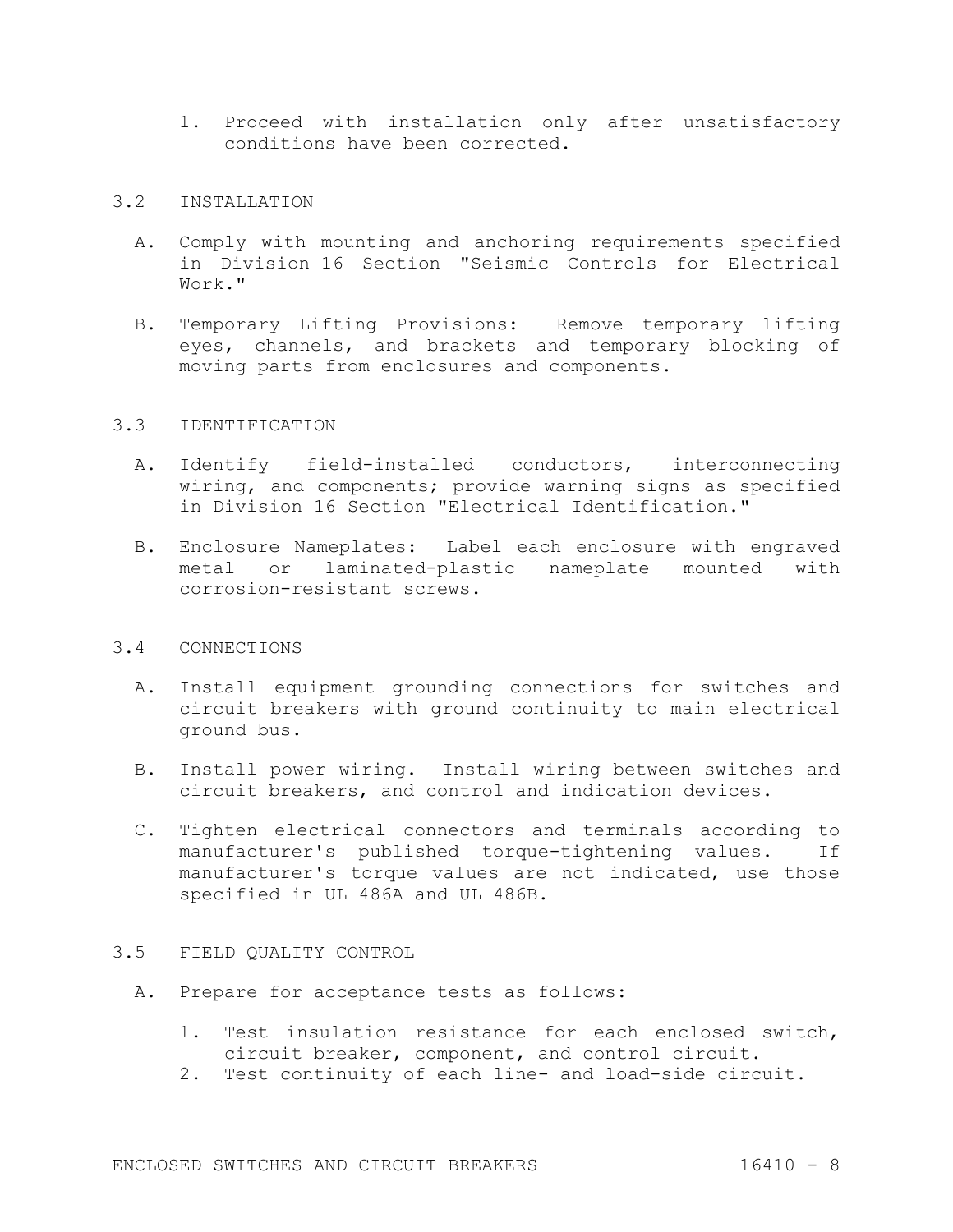1. Proceed with installation only after unsatisfactory conditions have been corrected.

## 3.2 INSTALLATION

A. Comply with mounting and anchoring requirements specified in Division 16 Section "Seismic Controls for Electrical Work."

B. Temporary Lifting Provisions: Remove temporary lifting eyes, channels, and brackets and temporary blocking of moving parts from enclosures and components.

## 3.3 IDENTIFICATION

A. Identify field-installed conductors, interconnecting wiring, and components; provide warning signs as specified in Division 16 Section "Electrical Identification."

B. Enclosure Nameplates: Label each enclosure with engraved metal or laminated-plastic nameplate mounted with corrosion-resistant screws.

## 3.4 CONNECTIONS

A. Install equipment grounding connections for switches and circuit breakers with ground continuity to main electrical ground bus.

B. Install power wiring. Install wiring between switches and circuit breakers, and control and indication devices.

C. Tighten electrical connectors and terminals according to manufacturer's published torque-tightening values. If manufacturer's torque values are not indicated, use those specified in UL 486A and UL 486B.

## 3.5 FIELD QUALITY CONTROL

A. Prepare for acceptance tests as follows:

1. Test insulation resistance for each enclosed switch, circuit breaker, component, and control circuit.
2. Test continuity of each line- and load-side circuit.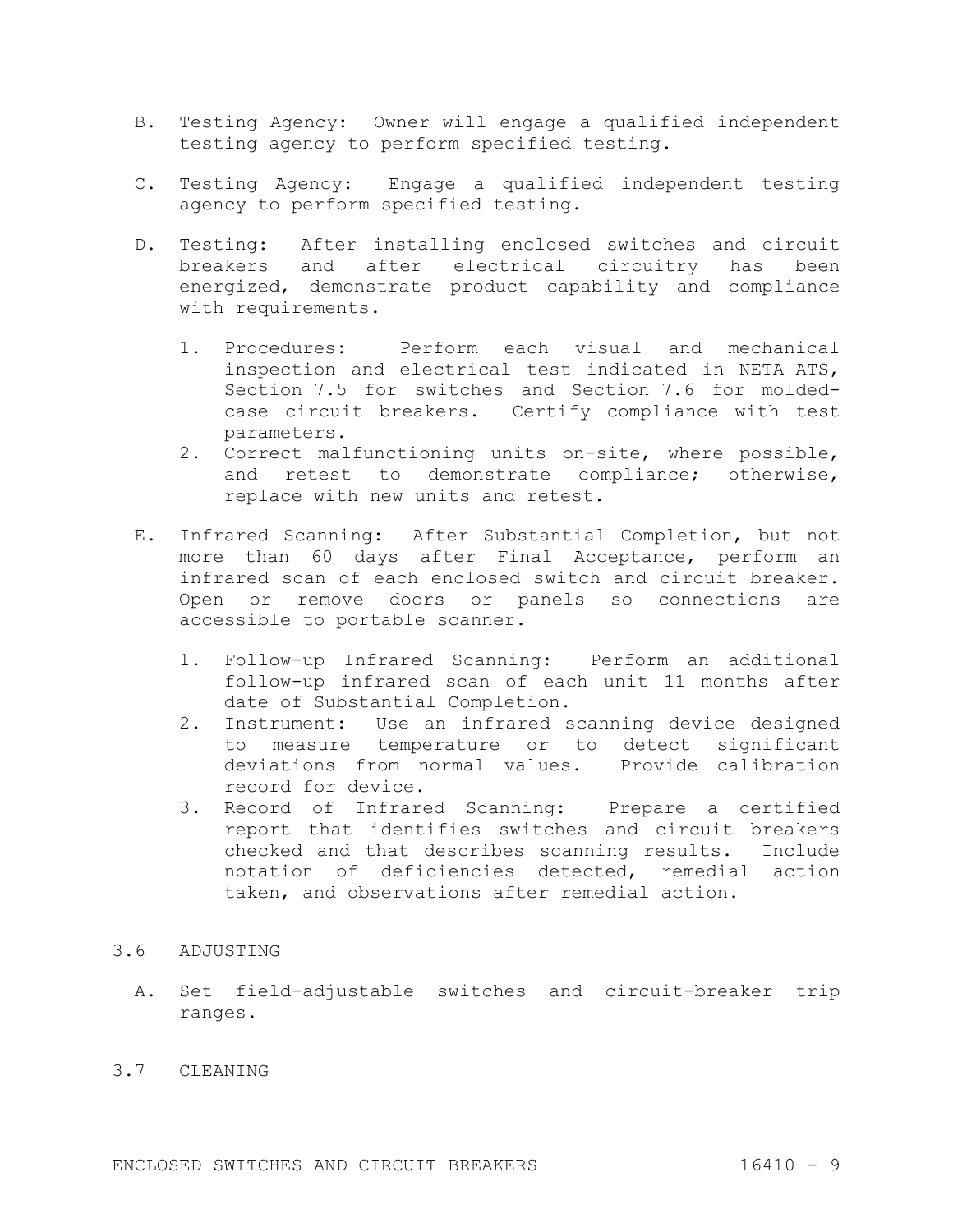B. Testing Agency: Owner will engage a qualified independent testing agency to perform specified testing.

C. Testing Agency: Engage a qualified independent testing agency to perform specified testing.

D. Testing: After installing enclosed switches and circuit breakers and after electrical circuitry has been energized, demonstrate product capability and compliance with requirements.

   1. Procedures: Perform each visual and mechanical inspection and electrical test indicated in NETA ATS, Section 7.5 for switches and Section 7.6 for molded-case circuit breakers. Certify compliance with test parameters.
   2. Correct malfunctioning units on-site, where possible, and retest to demonstrate compliance; otherwise, replace with new units and retest.

E. Infrared Scanning: After Substantial Completion, but not more than 60 days after Final Acceptance, perform an infrared scan of each enclosed switch and circuit breaker. Open or remove doors or panels so connections are accessible to portable scanner.

   1. Follow-up Infrared Scanning: Perform an additional follow-up infrared scan of each unit 11 months after date of Substantial Completion.
   2. Instrument: Use an infrared scanning device designed to measure temperature or to detect significant deviations from normal values. Provide calibration record for device.
   3. Record of Infrared Scanning: Prepare a certified report that identifies switches and circuit breakers checked and that describes scanning results. Include notation of deficiencies detected, remedial action taken, and observations after remedial action.

## 3.6 ADJUSTING

A. Set field-adjustable switches and circuit-breaker trip ranges.

## 3.7 CLEANING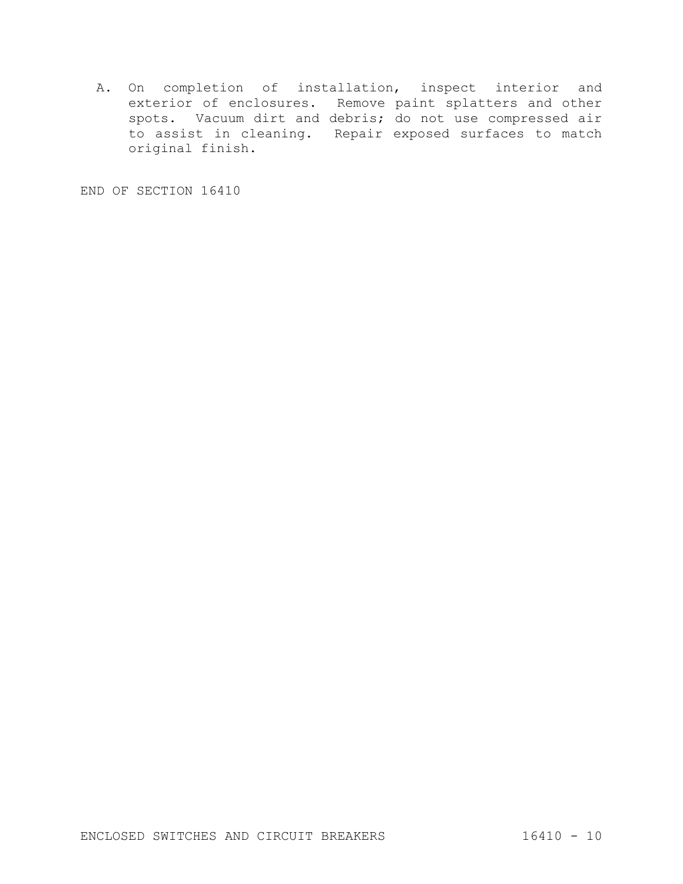A. On completion of installation, inspect interior and exterior of enclosures. Remove paint splatters and other spots. Vacuum dirt and debris; do not use compressed air to assist in cleaning. Repair exposed surfaces to match original finish.

END OF SECTION 16410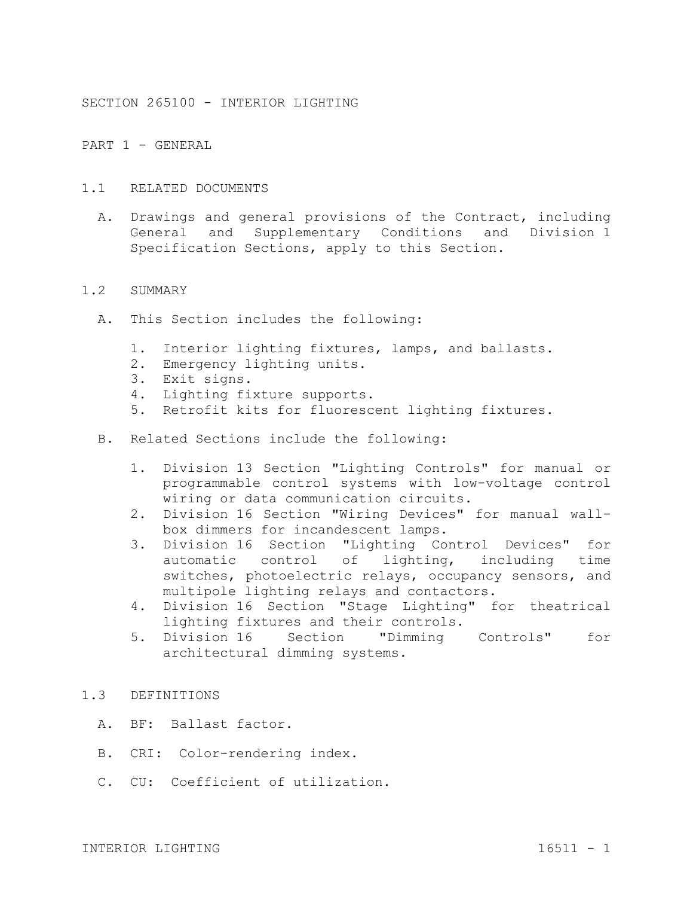# SECTION 265100 - INTERIOR LIGHTING

## PART 1 - GENERAL

### 1.1 RELATED DOCUMENTS

A. Drawings and general provisions of the Contract, including General and Supplementary Conditions and Division 1 Specification Sections, apply to this Section.

### 1.2 SUMMARY

A. This Section includes the following:

1. Interior lighting fixtures, lamps, and ballasts.
2. Emergency lighting units.
3. Exit signs.
4. Lighting fixture supports.
5. Retrofit kits for fluorescent lighting fixtures.

B. Related Sections include the following:

1. Division 13 Section "Lighting Controls" for manual or programmable control systems with low-voltage control wiring or data communication circuits.
2. Division 16 Section "Wiring Devices" for manual wall-box dimmers for incandescent lamps.
3. Division 16 Section "Lighting Control Devices" for automatic control of lighting, including time switches, photoelectric relays, occupancy sensors, and multipole lighting relays and contactors.
4. Division 16 Section "Stage Lighting" for theatrical lighting fixtures and their controls.
5. Division 16 Section "Dimming Controls" for architectural dimming systems.

### 1.3 DEFINITIONS

A. BF: Ballast factor.

B. CRI: Color-rendering index.

C. CU: Coefficient of utilization.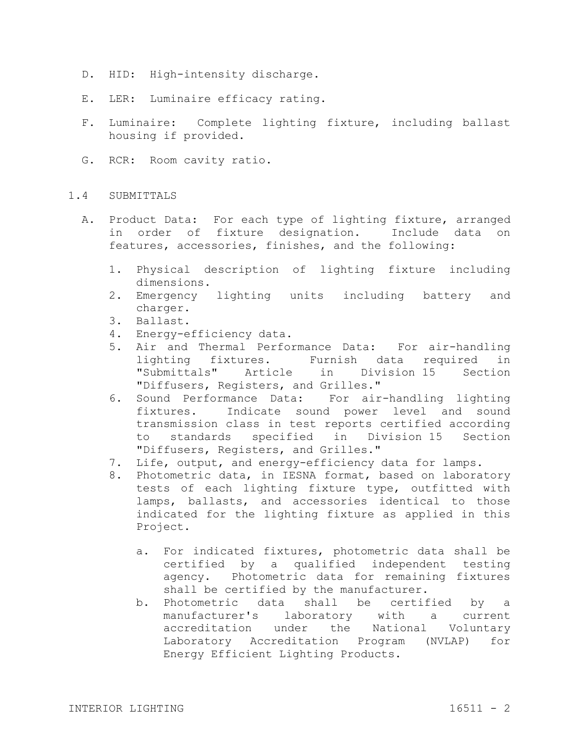D. HID: High-intensity discharge.

E. LER: Luminaire efficacy rating.

F. Luminaire: Complete lighting fixture, including ballast housing if provided.

G. RCR: Room cavity ratio.

## 1.4 SUBMITTALS

A. Product Data: For each type of lighting fixture, arranged in order of fixture designation. Include data on features, accessories, finishes, and the following:

1. Physical description of lighting fixture including dimensions.
2. Emergency lighting units including battery and charger.
3. Ballast.
4. Energy-efficiency data.
5. Air and Thermal Performance Data: For air-handling lighting fixtures. Furnish data required in "Submittals" Article in Division 15 Section "Diffusers, Registers, and Grilles."
6. Sound Performance Data: For air-handling lighting fixtures. Indicate sound power level and sound transmission class in test reports certified according to standards specified in Division 15 Section "Diffusers, Registers, and Grilles."
7. Life, output, and energy-efficiency data for lamps.
8. Photometric data, in IESNA format, based on laboratory tests of each lighting fixture type, outfitted with lamps, ballasts, and accessories identical to those indicated for the lighting fixture as applied in this Project.

   a. For indicated fixtures, photometric data shall be certified by a qualified independent testing agency. Photometric data for remaining fixtures shall be certified by the manufacturer.
   b. Photometric data shall be certified by a manufacturer's laboratory with a current accreditation under the National Voluntary Laboratory Accreditation Program (NVLAP) for Energy Efficient Lighting Products.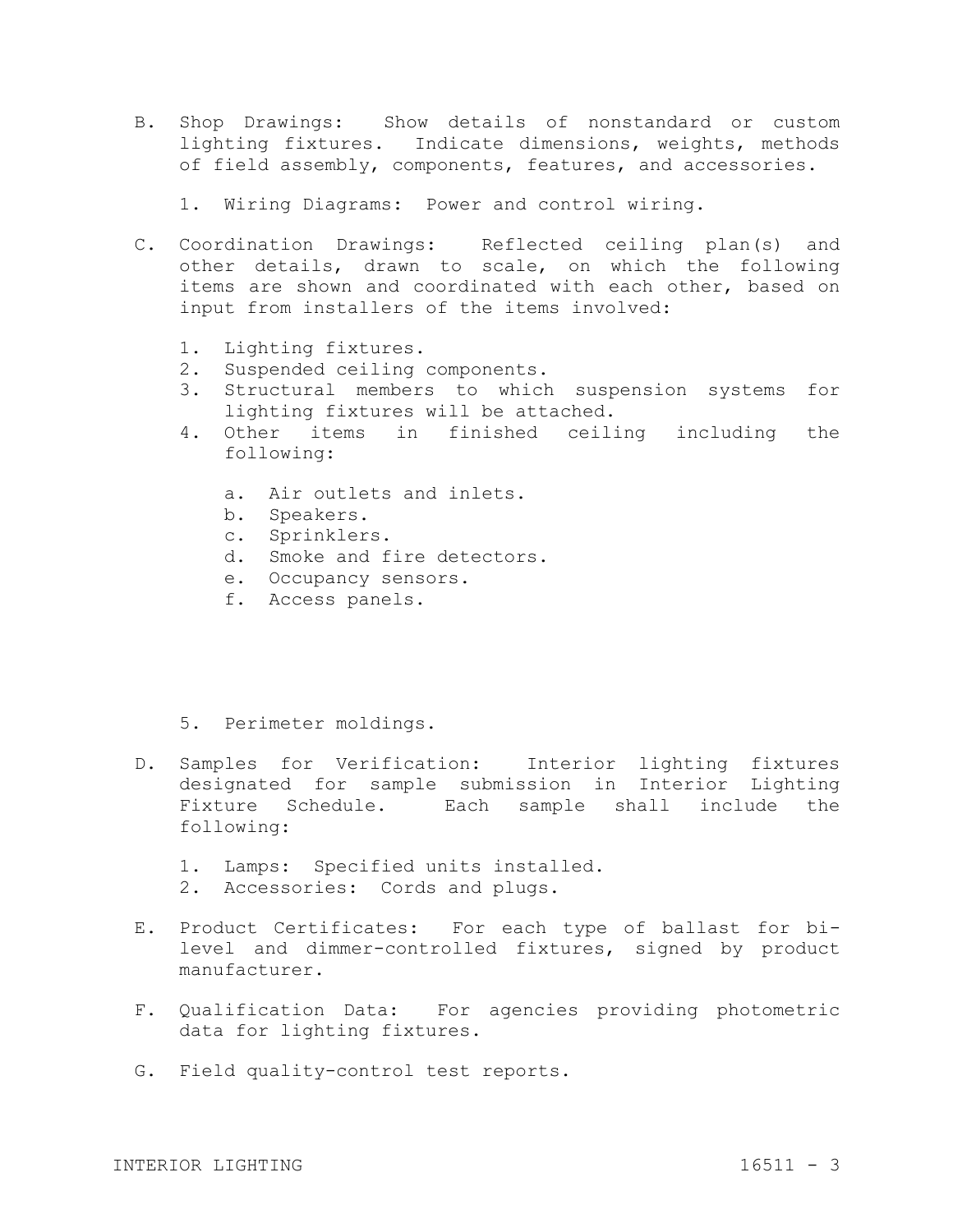B. Shop Drawings: Show details of nonstandard or custom lighting fixtures. Indicate dimensions, weights, methods of field assembly, components, features, and accessories.

   1. Wiring Diagrams: Power and control wiring.

C. Coordination Drawings: Reflected ceiling plan(s) and other details, drawn to scale, on which the following items are shown and coordinated with each other, based on input from installers of the items involved:

   1. Lighting fixtures.
   2. Suspended ceiling components.
   3. Structural members to which suspension systems for lighting fixtures will be attached.
   4. Other items in finished ceiling including the following:

      a. Air outlets and inlets.
      b. Speakers.
      c. Sprinklers.
      d. Smoke and fire detectors.
      e. Occupancy sensors.
      f. Access panels.

   5. Perimeter moldings.

D. Samples for Verification: Interior lighting fixtures designated for sample submission in Interior Lighting Fixture Schedule. Each sample shall include the following:

   1. Lamps: Specified units installed.
   2. Accessories: Cords and plugs.

E. Product Certificates: For each type of ballast for bi-level and dimmer-controlled fixtures, signed by product manufacturer.

F. Qualification Data: For agencies providing photometric data for lighting fixtures.

G. Field quality-control test reports.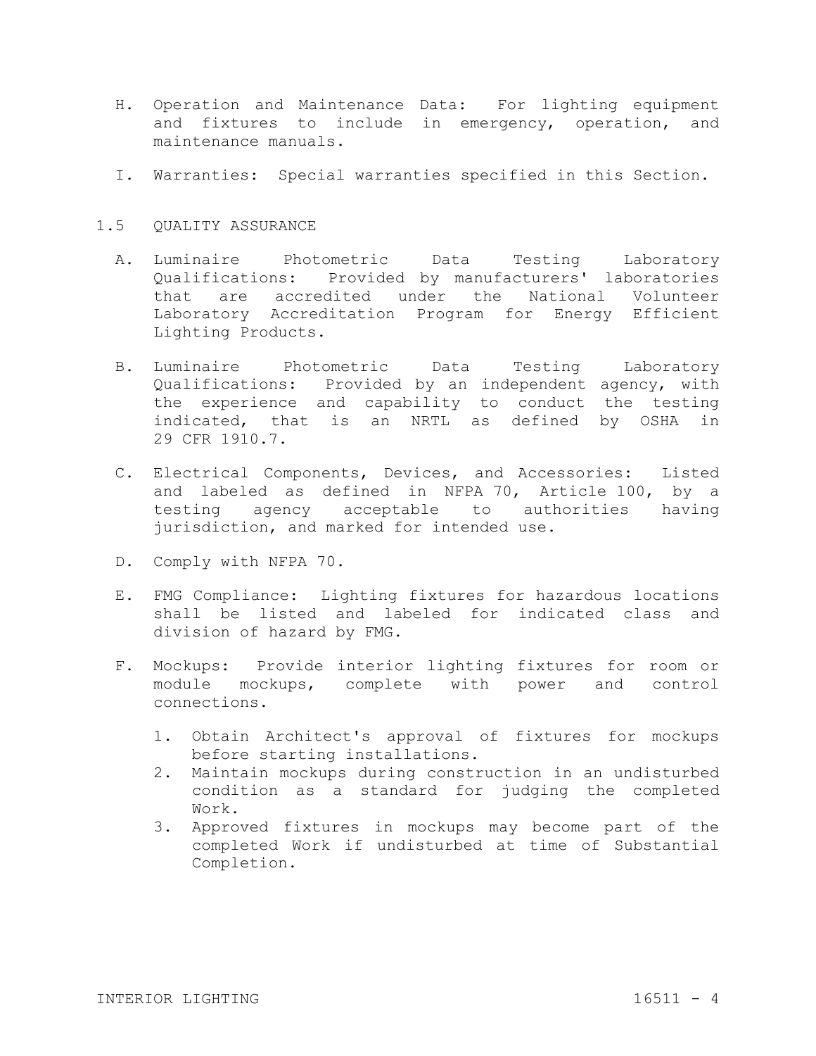H. Operation and Maintenance Data: For lighting equipment and fixtures to include in emergency, operation, and maintenance manuals.

I. Warranties: Special warranties specified in this Section.

## 1.5 QUALITY ASSURANCE

A. Luminaire Photometric Data Testing Laboratory Qualifications: Provided by manufacturers' laboratories that are accredited under the National Volunteer Laboratory Accreditation Program for Energy Efficient Lighting Products.

B. Luminaire Photometric Data Testing Laboratory Qualifications: Provided by an independent agency, with the experience and capability to conduct the testing indicated, that is an NRTL as defined by OSHA in 29 CFR 1910.7.

C. Electrical Components, Devices, and Accessories: Listed and labeled as defined in NFPA 70, Article 100, by a testing agency acceptable to authorities having jurisdiction, and marked for intended use.

D. Comply with NFPA 70.

E. FMG Compliance: Lighting fixtures for hazardous locations shall be listed and labeled for indicated class and division of hazard by FMG.

F. Mockups: Provide interior lighting fixtures for room or module mockups, complete with power and control connections.

1. Obtain Architect's approval of fixtures for mockups before starting installations.
2. Maintain mockups during construction in an undisturbed condition as a standard for judging the completed Work.
3. Approved fixtures in mockups may become part of the completed Work if undisturbed at time of Substantial Completion.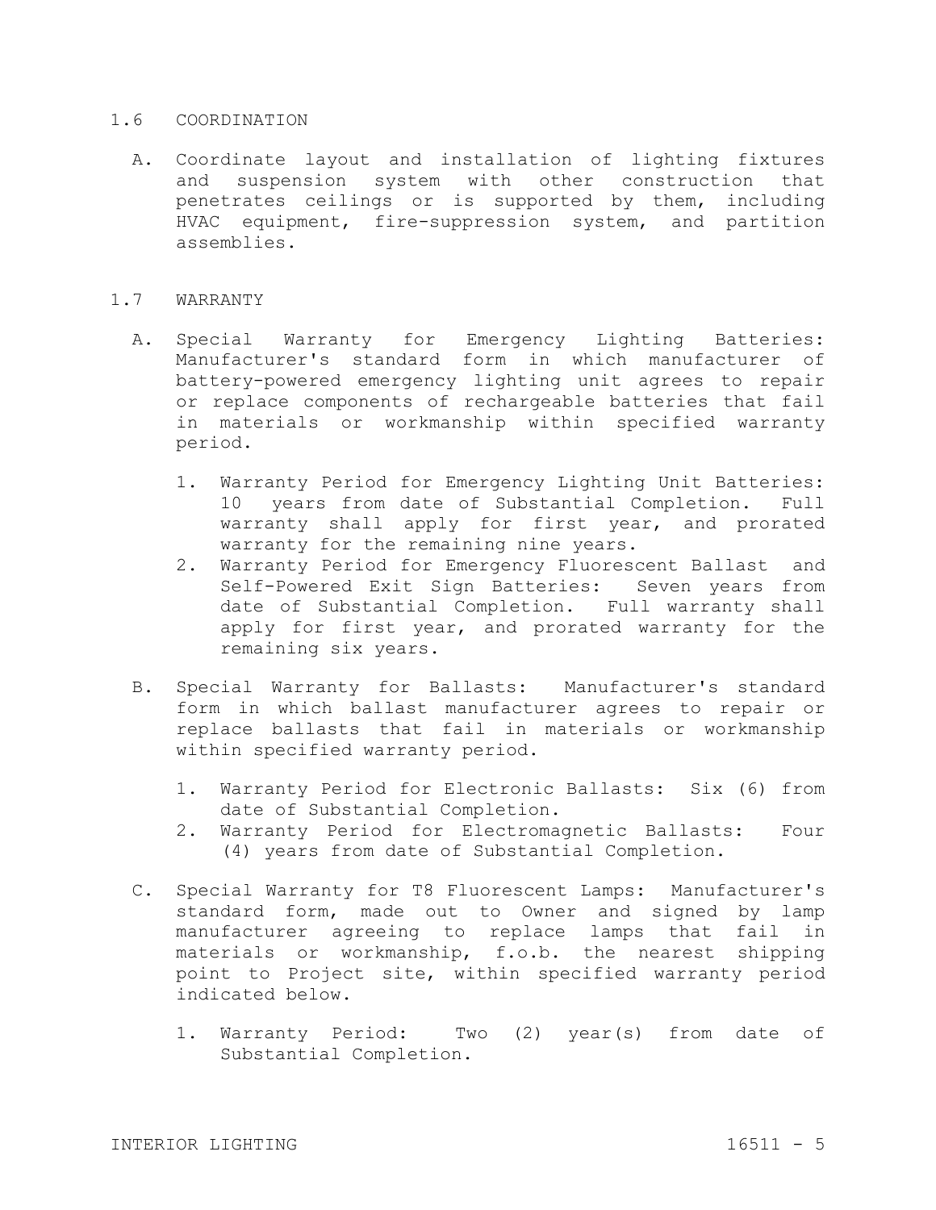## 1.6 COORDINATION

A. Coordinate layout and installation of lighting fixtures and suspension system with other construction that penetrates ceilings or is supported by them, including HVAC equipment, fire-suppression system, and partition assemblies.

## 1.7 WARRANTY

A. Special Warranty for Emergency Lighting Batteries: Manufacturer's standard form in which manufacturer of battery-powered emergency lighting unit agrees to repair or replace components of rechargeable batteries that fail in materials or workmanship within specified warranty period.

1. Warranty Period for Emergency Lighting Unit Batteries: 10 years from date of Substantial Completion. Full warranty shall apply for first year, and prorated warranty for the remaining nine years.
2. Warranty Period for Emergency Fluorescent Ballast and Self-Powered Exit Sign Batteries: Seven years from date of Substantial Completion. Full warranty shall apply for first year, and prorated warranty for the remaining six years.

B. Special Warranty for Ballasts: Manufacturer's standard form in which ballast manufacturer agrees to repair or replace ballasts that fail in materials or workmanship within specified warranty period.

1. Warranty Period for Electronic Ballasts: Six (6) from date of Substantial Completion.
2. Warranty Period for Electromagnetic Ballasts: Four (4) years from date of Substantial Completion.

C. Special Warranty for T8 Fluorescent Lamps: Manufacturer's standard form, made out to Owner and signed by lamp manufacturer agreeing to replace lamps that fail in materials or workmanship, f.o.b. the nearest shipping point to Project site, within specified warranty period indicated below.

1. Warranty Period: Two (2) year(s) from date of Substantial Completion.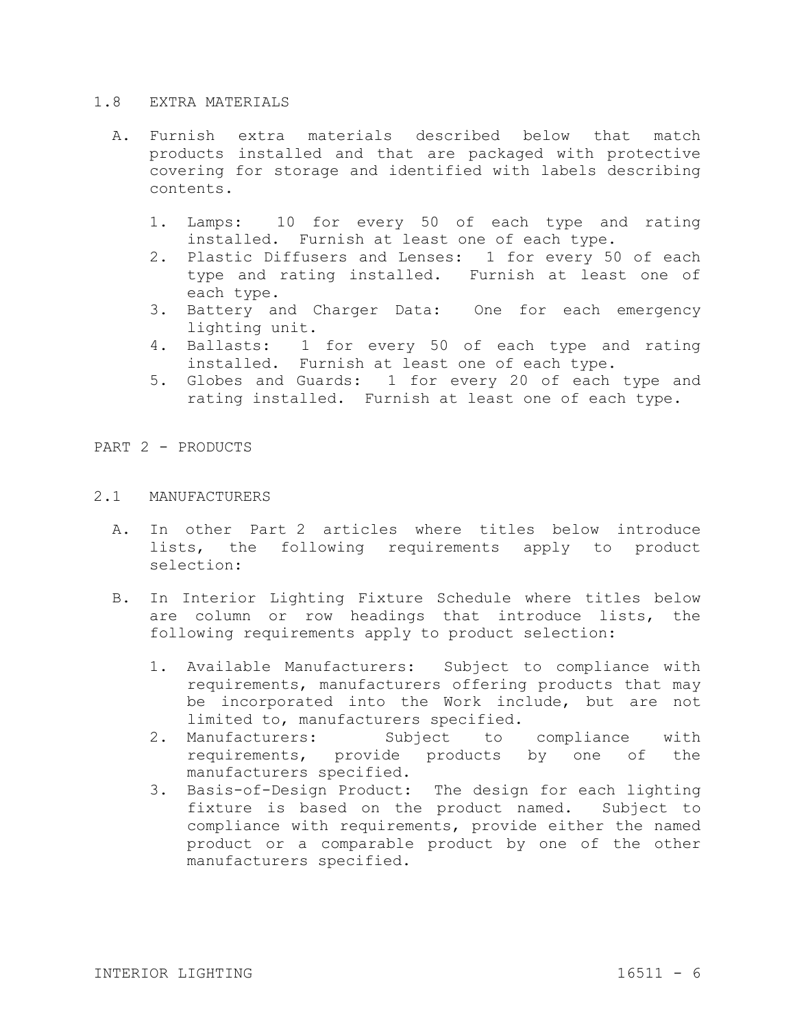## 1.8 EXTRA MATERIALS

A. Furnish extra materials described below that match products installed and that are packaged with protective covering for storage and identified with labels describing contents.

1. Lamps: 10 for every 50 of each type and rating installed. Furnish at least one of each type.
2. Plastic Diffusers and Lenses: 1 for every 50 of each type and rating installed. Furnish at least one of each type.
3. Battery and Charger Data: One for each emergency lighting unit.
4. Ballasts: 1 for every 50 of each type and rating installed. Furnish at least one of each type.
5. Globes and Guards: 1 for every 20 of each type and rating installed. Furnish at least one of each type.

# PART 2 - PRODUCTS

## 2.1 MANUFACTURERS

A. In other Part 2 articles where titles below introduce lists, the following requirements apply to product selection:

B. In Interior Lighting Fixture Schedule where titles below are column or row headings that introduce lists, the following requirements apply to product selection:

1. Available Manufacturers: Subject to compliance with requirements, manufacturers offering products that may be incorporated into the Work include, but are not limited to, manufacturers specified.
2. Manufacturers: Subject to compliance with requirements, provide products by one of the manufacturers specified.
3. Basis-of-Design Product: The design for each lighting fixture is based on the product named. Subject to compliance with requirements, provide either the named product or a comparable product by one of the other manufacturers specified.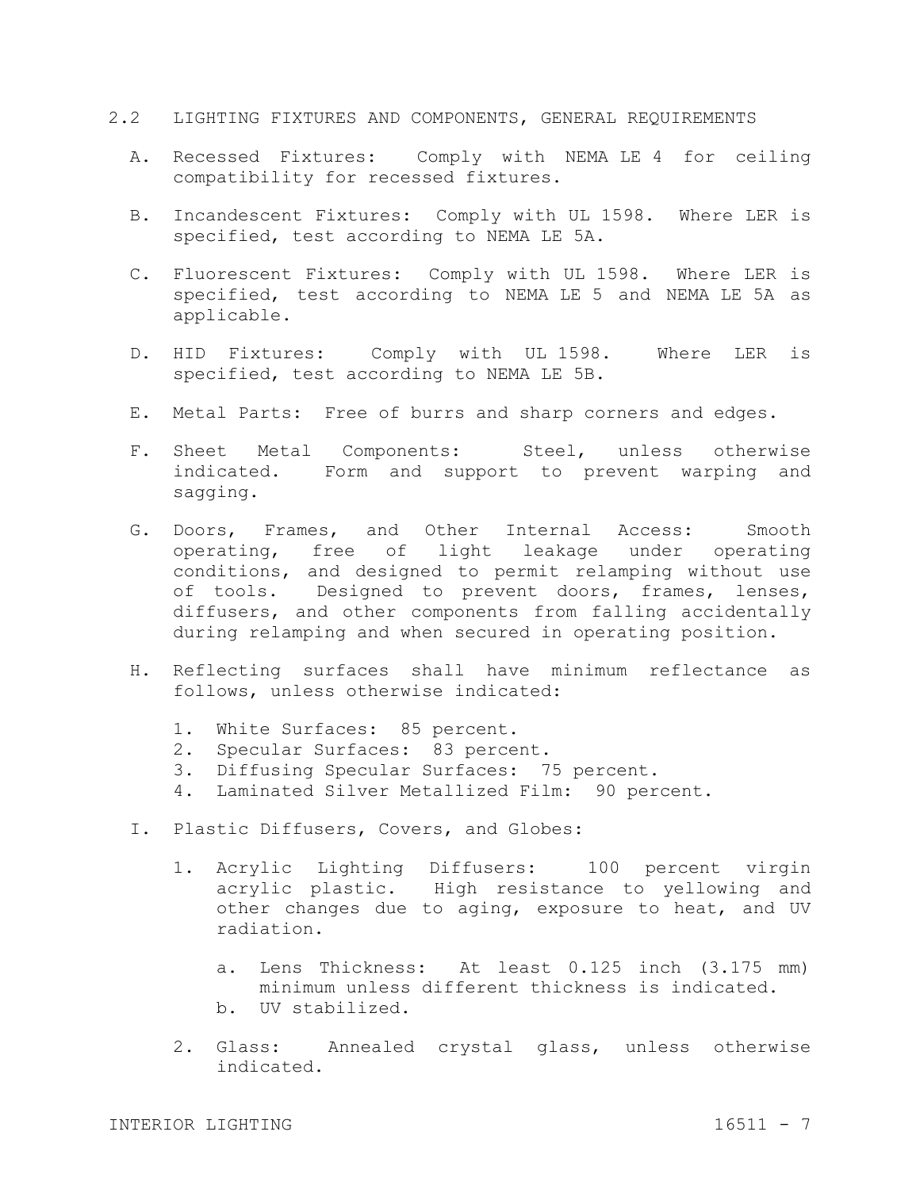## 2.2 LIGHTING FIXTURES AND COMPONENTS, GENERAL REQUIREMENTS

A. Recessed Fixtures: Comply with NEMA LE 4 for ceiling compatibility for recessed fixtures.

B. Incandescent Fixtures: Comply with UL 1598. Where LER is specified, test according to NEMA LE 5A.

C. Fluorescent Fixtures: Comply with UL 1598. Where LER is specified, test according to NEMA LE 5 and NEMA LE 5A as applicable.

D. HID Fixtures: Comply with UL 1598. Where LER is specified, test according to NEMA LE 5B.

E. Metal Parts: Free of burrs and sharp corners and edges.

F. Sheet Metal Components: Steel, unless otherwise indicated. Form and support to prevent warping and sagging.

G. Doors, Frames, and Other Internal Access: Smooth operating, free of light leakage under operating conditions, and designed to permit relamping without use of tools. Designed to prevent doors, frames, lenses, diffusers, and other components from falling accidentally during relamping and when secured in operating position.

H. Reflecting surfaces shall have minimum reflectance as follows, unless otherwise indicated:

1. White Surfaces: 85 percent.
2. Specular Surfaces: 83 percent.
3. Diffusing Specular Surfaces: 75 percent.
4. Laminated Silver Metallized Film: 90 percent.

I. Plastic Diffusers, Covers, and Globes:

1. Acrylic Lighting Diffusers: 100 percent virgin acrylic plastic. High resistance to yellowing and other changes due to aging, exposure to heat, and UV radiation.

   a. Lens Thickness: At least 0.125 inch (3.175 mm) minimum unless different thickness is indicated.
   b. UV stabilized.

2. Glass: Annealed crystal glass, unless otherwise indicated.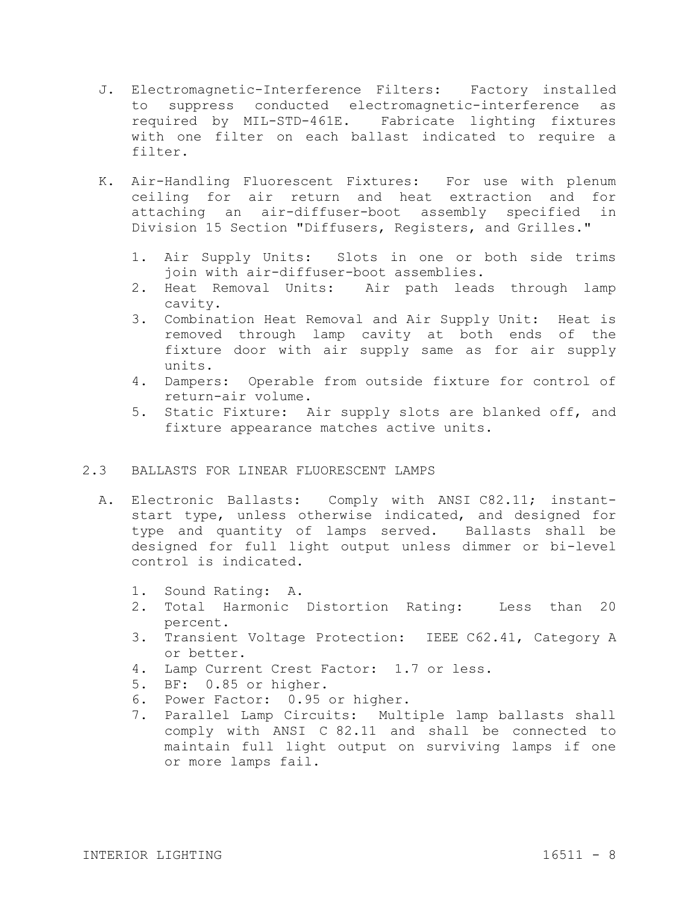J. Electromagnetic-Interference Filters: Factory installed to suppress conducted electromagnetic-interference as required by MIL-STD-461E. Fabricate lighting fixtures with one filter on each ballast indicated to require a filter.

K. Air-Handling Fluorescent Fixtures: For use with plenum ceiling for air return and heat extraction and for attaching an air-diffuser-boot assembly specified in Division 15 Section "Diffusers, Registers, and Grilles."

   1. Air Supply Units: Slots in one or both side trims join with air-diffuser-boot assemblies.
   2. Heat Removal Units: Air path leads through lamp cavity.
   3. Combination Heat Removal and Air Supply Unit: Heat is removed through lamp cavity at both ends of the fixture door with air supply same as for air supply units.
   4. Dampers: Operable from outside fixture for control of return-air volume.
   5. Static Fixture: Air supply slots are blanked off, and fixture appearance matches active units.

## 2.3 BALLASTS FOR LINEAR FLUORESCENT LAMPS

A. Electronic Ballasts: Comply with ANSI C82.11; instant-start type, unless otherwise indicated, and designed for type and quantity of lamps served. Ballasts shall be designed for full light output unless dimmer or bi-level control is indicated.

   1. Sound Rating: A.
   2. Total Harmonic Distortion Rating: Less than 20 percent.
   3. Transient Voltage Protection: IEEE C62.41, Category A or better.
   4. Lamp Current Crest Factor: 1.7 or less.
   5. BF: 0.85 or higher.
   6. Power Factor: 0.95 or higher.
   7. Parallel Lamp Circuits: Multiple lamp ballasts shall comply with ANSI C 82.11 and shall be connected to maintain full light output on surviving lamps if one or more lamps fail.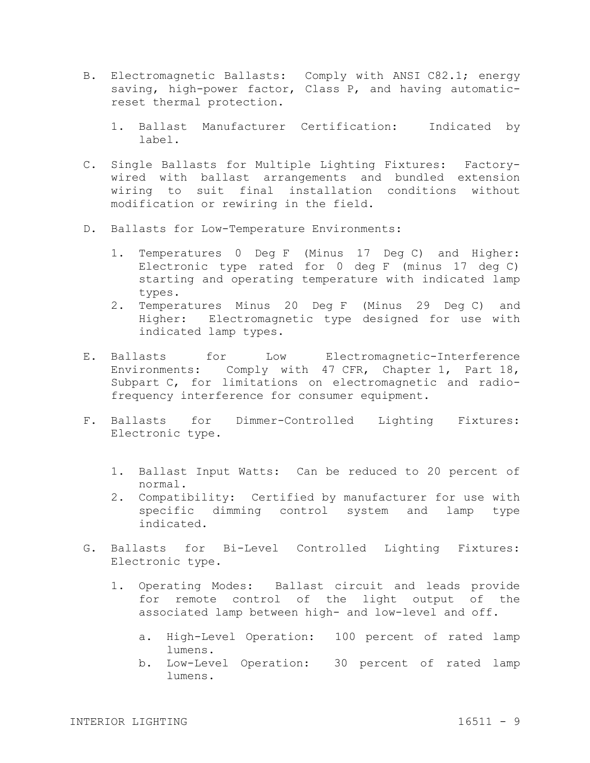B. Electromagnetic Ballasts: Comply with ANSI C82.1; energy saving, high-power factor, Class P, and having automatic-reset thermal protection.

   1. Ballast Manufacturer Certification: Indicated by label.

C. Single Ballasts for Multiple Lighting Fixtures: Factory-wired with ballast arrangements and bundled extension wiring to suit final installation conditions without modification or rewiring in the field.

D. Ballasts for Low-Temperature Environments:

   1. Temperatures 0 Deg F (Minus 17 Deg C) and Higher: Electronic type rated for 0 deg F (minus 17 deg C) starting and operating temperature with indicated lamp types.
   2. Temperatures Minus 20 Deg F (Minus 29 Deg C) and Higher: Electromagnetic type designed for use with indicated lamp types.

E. Ballasts for Low Electromagnetic-Interference Environments: Comply with 47 CFR, Chapter 1, Part 18, Subpart C, for limitations on electromagnetic and radio-frequency interference for consumer equipment.

F. Ballasts for Dimmer-Controlled Lighting Fixtures: Electronic type.

   1. Ballast Input Watts: Can be reduced to 20 percent of normal.
   2. Compatibility: Certified by manufacturer for use with specific dimming control system and lamp type indicated.

G. Ballasts for Bi-Level Controlled Lighting Fixtures: Electronic type.

   1. Operating Modes: Ballast circuit and leads provide for remote control of the light output of the associated lamp between high- and low-level and off.

      a. High-Level Operation: 100 percent of rated lamp lumens.
      b. Low-Level Operation: 30 percent of rated lamp lumens.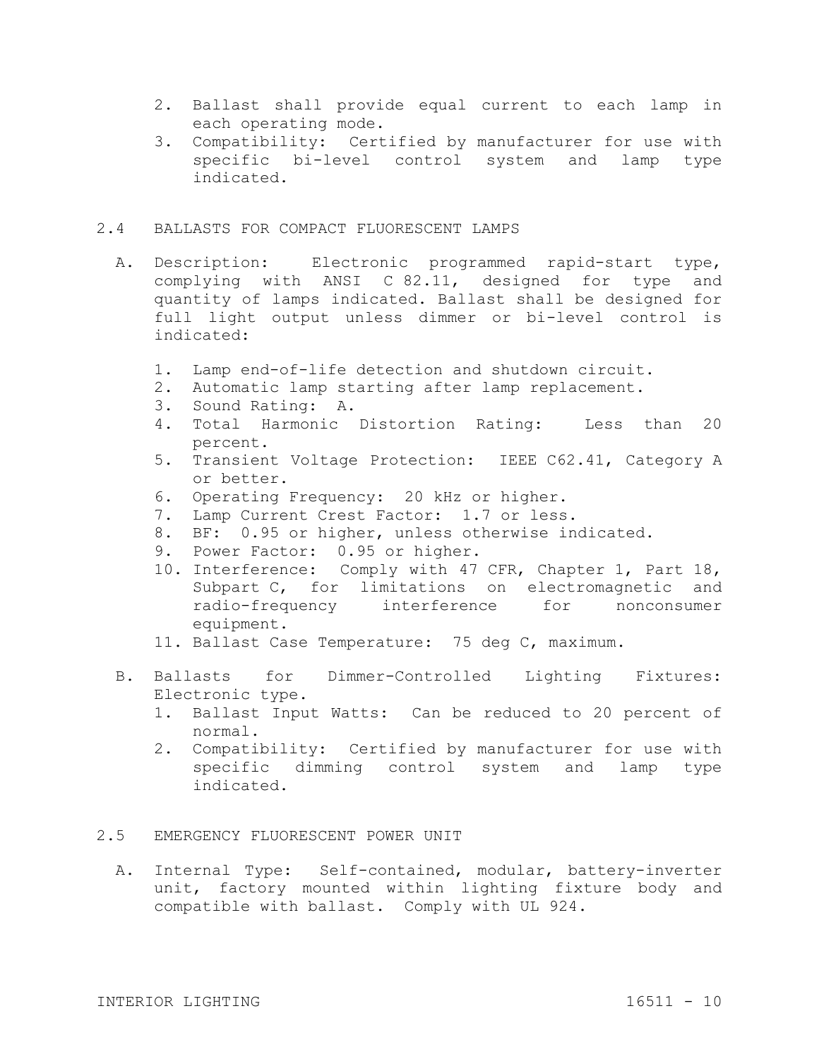2. Ballast shall provide equal current to each lamp in each operating mode.
3. Compatibility: Certified by manufacturer for use with specific bi-level control system and lamp type indicated.

## 2.4 BALLASTS FOR COMPACT FLUORESCENT LAMPS

A. Description: Electronic programmed rapid-start type, complying with ANSI C 82.11, designed for type and quantity of lamps indicated. Ballast shall be designed for full light output unless dimmer or bi-level control is indicated:

1. Lamp end-of-life detection and shutdown circuit.
2. Automatic lamp starting after lamp replacement.
3. Sound Rating: A.
4. Total Harmonic Distortion Rating: Less than 20 percent.
5. Transient Voltage Protection: IEEE C62.41, Category A or better.
6. Operating Frequency: 20 kHz or higher.
7. Lamp Current Crest Factor: 1.7 or less.
8. BF: 0.95 or higher, unless otherwise indicated.
9. Power Factor: 0.95 or higher.
10. Interference: Comply with 47 CFR, Chapter 1, Part 18, Subpart C, for limitations on electromagnetic and radio-frequency interference for nonconsumer equipment.
11. Ballast Case Temperature: 75 deg C, maximum.

B. Ballasts for Dimmer-Controlled Lighting Fixtures: Electronic type.

1. Ballast Input Watts: Can be reduced to 20 percent of normal.
2. Compatibility: Certified by manufacturer for use with specific dimming control system and lamp type indicated.

## 2.5 EMERGENCY FLUORESCENT POWER UNIT

A. Internal Type: Self-contained, modular, battery-inverter unit, factory mounted within lighting fixture body and compatible with ballast. Comply with UL 924.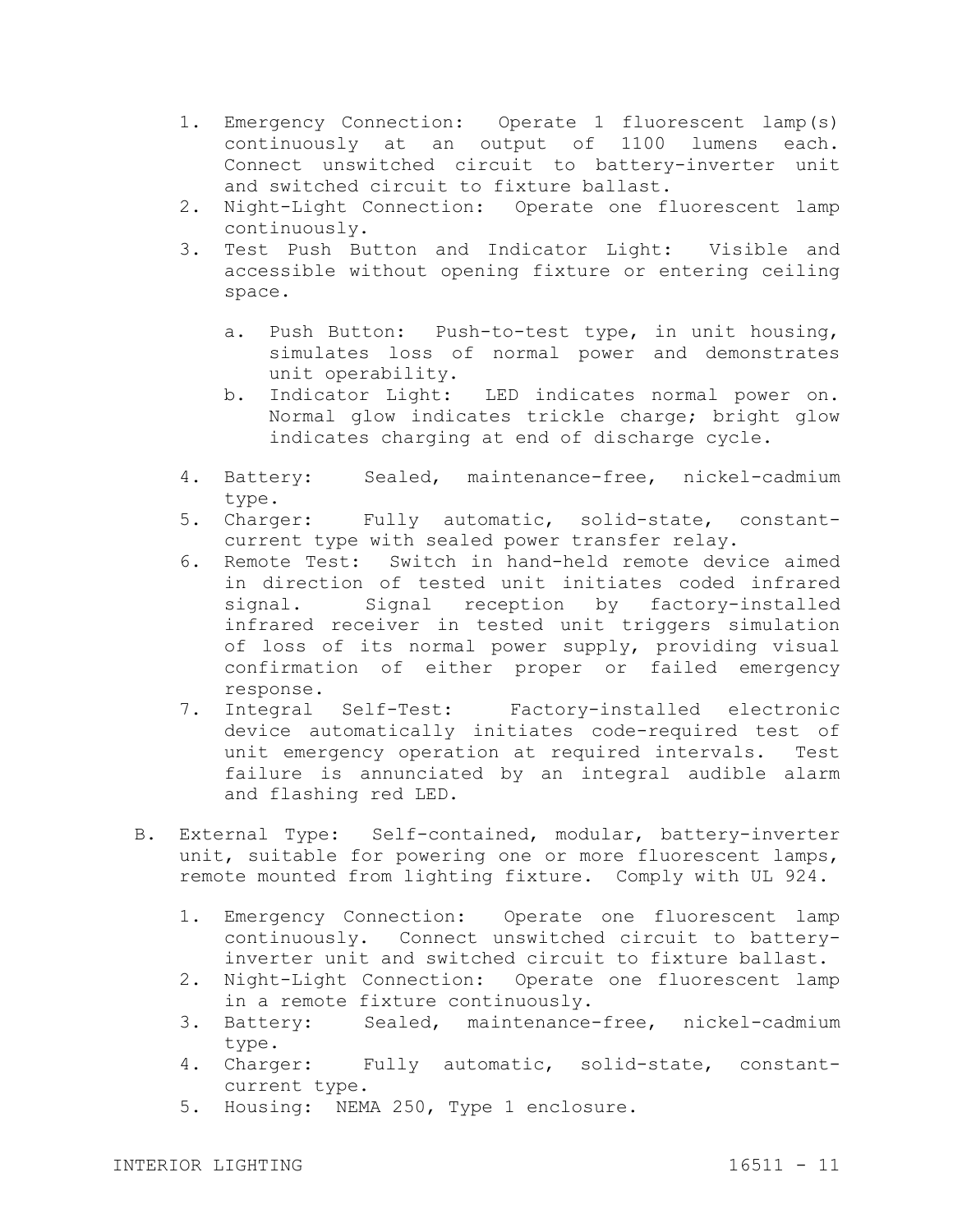1. Emergency Connection: Operate 1 fluorescent lamp(s) continuously at an output of 1100 lumens each. Connect unswitched circuit to battery-inverter unit and switched circuit to fixture ballast.
2. Night-Light Connection: Operate one fluorescent lamp continuously.
3. Test Push Button and Indicator Light: Visible and accessible without opening fixture or entering ceiling space.

   a. Push Button: Push-to-test type, in unit housing, simulates loss of normal power and demonstrates unit operability.
   b. Indicator Light: LED indicates normal power on. Normal glow indicates trickle charge; bright glow indicates charging at end of discharge cycle.

4. Battery: Sealed, maintenance-free, nickel-cadmium type.
5. Charger: Fully automatic, solid-state, constant-current type with sealed power transfer relay.
6. Remote Test: Switch in hand-held remote device aimed in direction of tested unit initiates coded infrared signal. Signal reception by factory-installed infrared receiver in tested unit triggers simulation of loss of its normal power supply, providing visual confirmation of either proper or failed emergency response.
7. Integral Self-Test: Factory-installed electronic device automatically initiates code-required test of unit emergency operation at required intervals. Test failure is annunciated by an integral audible alarm and flashing red LED.

B. External Type: Self-contained, modular, battery-inverter unit, suitable for powering one or more fluorescent lamps, remote mounted from lighting fixture. Comply with UL 924.

   1. Emergency Connection: Operate one fluorescent lamp continuously. Connect unswitched circuit to battery-inverter unit and switched circuit to fixture ballast.
   2. Night-Light Connection: Operate one fluorescent lamp in a remote fixture continuously.
   3. Battery: Sealed, maintenance-free, nickel-cadmium type.
   4. Charger: Fully automatic, solid-state, constant-current type.
   5. Housing: NEMA 250, Type 1 enclosure.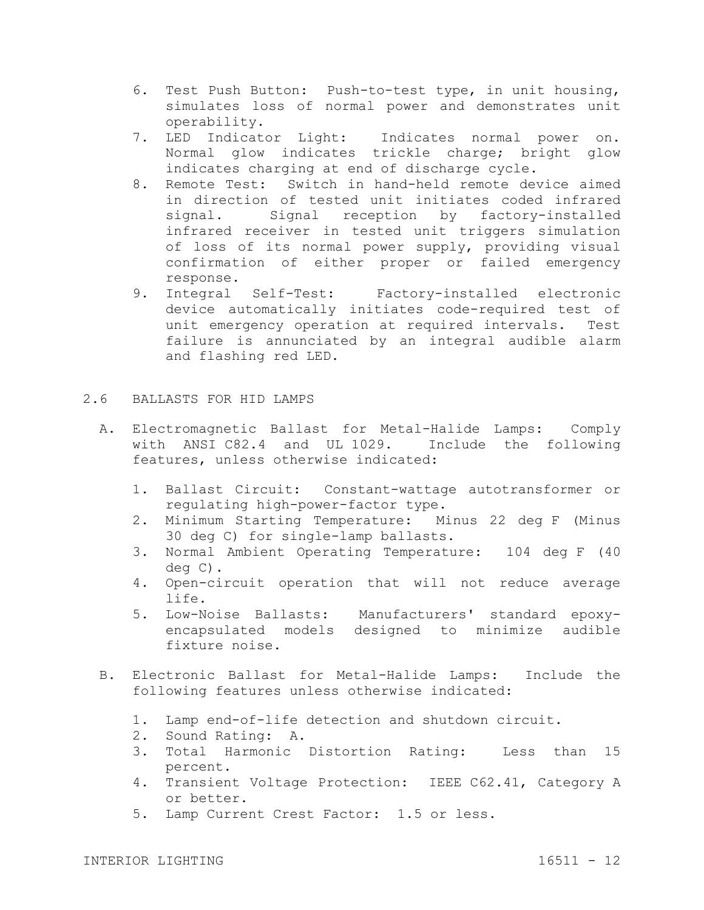6. Test Push Button: Push-to-test type, in unit housing, simulates loss of normal power and demonstrates unit operability.
7. LED Indicator Light: Indicates normal power on. Normal glow indicates trickle charge; bright glow indicates charging at end of discharge cycle.
8. Remote Test: Switch in hand-held remote device aimed in direction of tested unit initiates coded infrared signal. Signal reception by factory-installed infrared receiver in tested unit triggers simulation of loss of its normal power supply, providing visual confirmation of either proper or failed emergency response.
9. Integral Self-Test: Factory-installed electronic device automatically initiates code-required test of unit emergency operation at required intervals. Test failure is annunciated by an integral audible alarm and flashing red LED.

## 2.6 BALLASTS FOR HID LAMPS

A. Electromagnetic Ballast for Metal-Halide Lamps: Comply with ANSI C82.4 and UL 1029. Include the following features, unless otherwise indicated:

1. Ballast Circuit: Constant-wattage autotransformer or regulating high-power-factor type.
2. Minimum Starting Temperature: Minus 22 deg F (Minus 30 deg C) for single-lamp ballasts.
3. Normal Ambient Operating Temperature: 104 deg F (40 deg C).
4. Open-circuit operation that will not reduce average life.
5. Low-Noise Ballasts: Manufacturers' standard epoxy-encapsulated models designed to minimize audible fixture noise.

B. Electronic Ballast for Metal-Halide Lamps: Include the following features unless otherwise indicated:

1. Lamp end-of-life detection and shutdown circuit.
2. Sound Rating: A.
3. Total Harmonic Distortion Rating: Less than 15 percent.
4. Transient Voltage Protection: IEEE C62.41, Category A or better.
5. Lamp Current Crest Factor: 1.5 or less.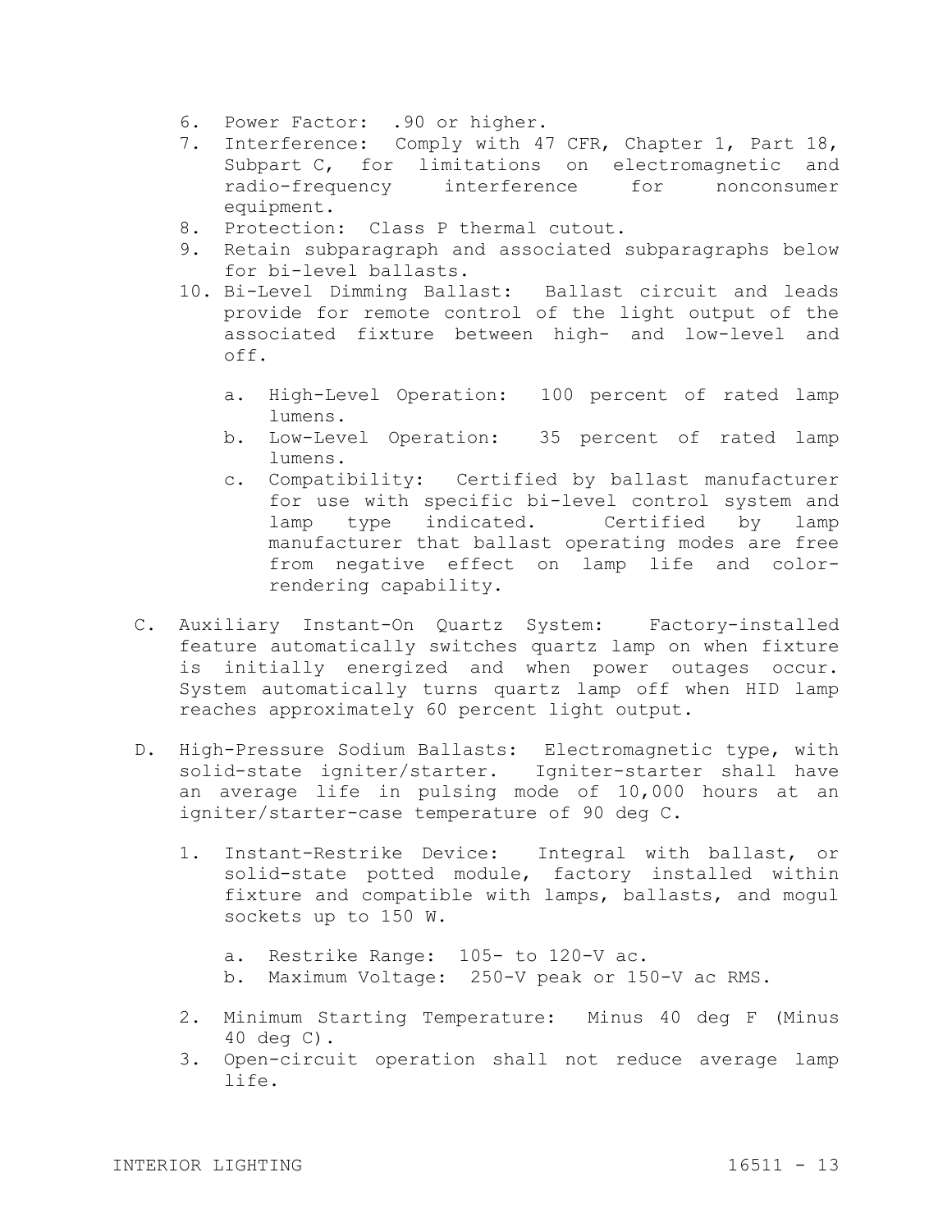6. Power Factor: .90 or higher.
7. Interference: Comply with 47 CFR, Chapter 1, Part 18, Subpart C, for limitations on electromagnetic and radio-frequency interference for nonconsumer equipment.
8. Protection: Class P thermal cutout.
9. Retain subparagraph and associated subparagraphs below for bi-level ballasts.
10. Bi-Level Dimming Ballast: Ballast circuit and leads provide for remote control of the light output of the associated fixture between high- and low-level and off.

    a. High-Level Operation: 100 percent of rated lamp lumens.
    b. Low-Level Operation: 35 percent of rated lamp lumens.
    c. Compatibility: Certified by ballast manufacturer for use with specific bi-level control system and lamp type indicated. Certified by lamp manufacturer that ballast operating modes are free from negative effect on lamp life and color-rendering capability.

C. Auxiliary Instant-On Quartz System: Factory-installed feature automatically switches quartz lamp on when fixture is initially energized and when power outages occur. System automatically turns quartz lamp off when HID lamp reaches approximately 60 percent light output.

D. High-Pressure Sodium Ballasts: Electromagnetic type, with solid-state igniter/starter. Igniter-starter shall have an average life in pulsing mode of 10,000 hours at an igniter/starter-case temperature of 90 deg C.

1. Instant-Restrike Device: Integral with ballast, or solid-state potted module, factory installed within fixture and compatible with lamps, ballasts, and mogul sockets up to 150 W.

    a. Restrike Range: 105- to 120-V ac.
    b. Maximum Voltage: 250-V peak or 150-V ac RMS.

2. Minimum Starting Temperature: Minus 40 deg F (Minus 40 deg C).
3. Open-circuit operation shall not reduce average lamp life.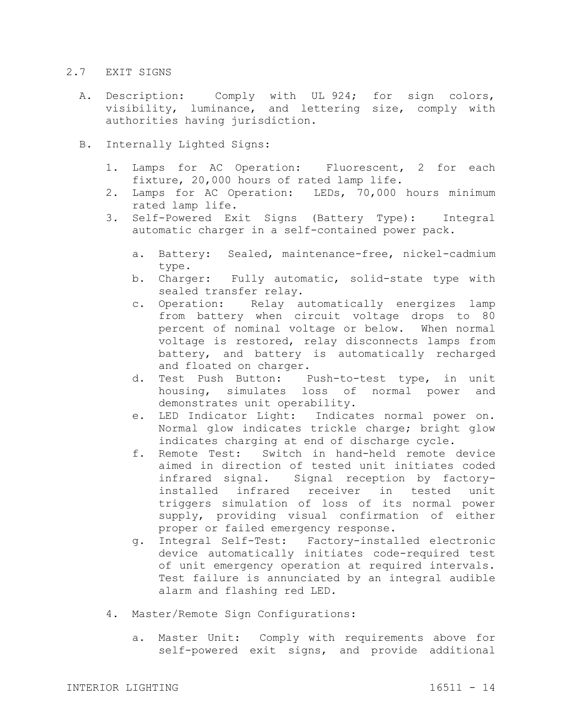## 2.7 EXIT SIGNS

A. Description: Comply with UL 924; for sign colors, visibility, luminance, and lettering size, comply with authorities having jurisdiction.

B. Internally Lighted Signs:

1. Lamps for AC Operation: Fluorescent, 2 for each fixture, 20,000 hours of rated lamp life.
2. Lamps for AC Operation: LEDs, 70,000 hours minimum rated lamp life.
3. Self-Powered Exit Signs (Battery Type): Integral automatic charger in a self-contained power pack.

   a. Battery: Sealed, maintenance-free, nickel-cadmium type.
   b. Charger: Fully automatic, solid-state type with sealed transfer relay.
   c. Operation: Relay automatically energizes lamp from battery when circuit voltage drops to 80 percent of nominal voltage or below. When normal voltage is restored, relay disconnects lamps from battery, and battery is automatically recharged and floated on charger.
   d. Test Push Button: Push-to-test type, in unit housing, simulates loss of normal power and demonstrates unit operability.
   e. LED Indicator Light: Indicates normal power on. Normal glow indicates trickle charge; bright glow indicates charging at end of discharge cycle.
   f. Remote Test: Switch in hand-held remote device aimed in direction of tested unit initiates coded infrared signal. Signal reception by factory-installed infrared receiver in tested unit triggers simulation of loss of its normal power supply, providing visual confirmation of either proper or failed emergency response.
   g. Integral Self-Test: Factory-installed electronic device automatically initiates code-required test of unit emergency operation at required intervals. Test failure is annunciated by an integral audible alarm and flashing red LED.

4. Master/Remote Sign Configurations:

   a. Master Unit: Comply with requirements above for self-powered exit signs, and provide additional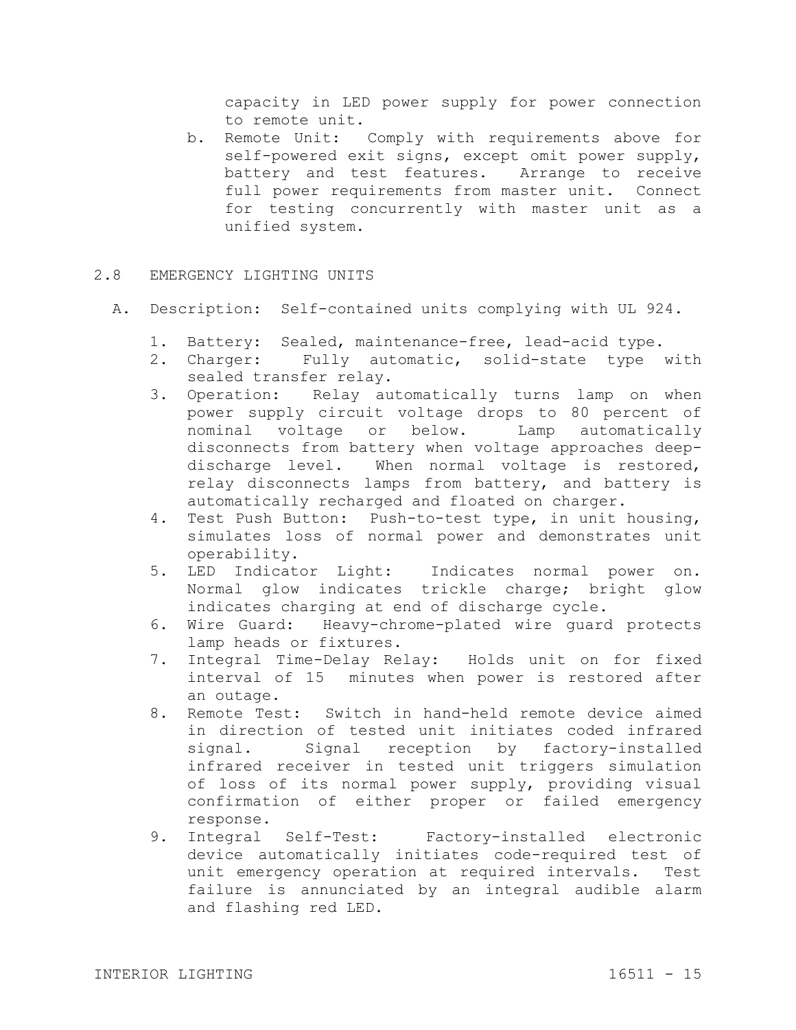capacity in LED power supply for power connection to remote unit.

b. Remote Unit: Comply with requirements above for self-powered exit signs, except omit power supply, battery and test features. Arrange to receive full power requirements from master unit. Connect for testing concurrently with master unit as a unified system.

## 2.8 EMERGENCY LIGHTING UNITS

A. Description: Self-contained units complying with UL 924.

1. Battery: Sealed, maintenance-free, lead-acid type.
2. Charger: Fully automatic, solid-state type with sealed transfer relay.
3. Operation: Relay automatically turns lamp on when power supply circuit voltage drops to 80 percent of nominal voltage or below. Lamp automatically disconnects from battery when voltage approaches deep-discharge level. When normal voltage is restored, relay disconnects lamps from battery, and battery is automatically recharged and floated on charger.
4. Test Push Button: Push-to-test type, in unit housing, simulates loss of normal power and demonstrates unit operability.
5. LED Indicator Light: Indicates normal power on. Normal glow indicates trickle charge; bright glow indicates charging at end of discharge cycle.
6. Wire Guard: Heavy-chrome-plated wire guard protects lamp heads or fixtures.
7. Integral Time-Delay Relay: Holds unit on for fixed interval of 15 minutes when power is restored after an outage.
8. Remote Test: Switch in hand-held remote device aimed in direction of tested unit initiates coded infrared signal. Signal reception by factory-installed infrared receiver in tested unit triggers simulation of loss of its normal power supply, providing visual confirmation of either proper or failed emergency response.
9. Integral Self-Test: Factory-installed electronic device automatically initiates code-required test of unit emergency operation at required intervals. Test failure is annunciated by an integral audible alarm and flashing red LED.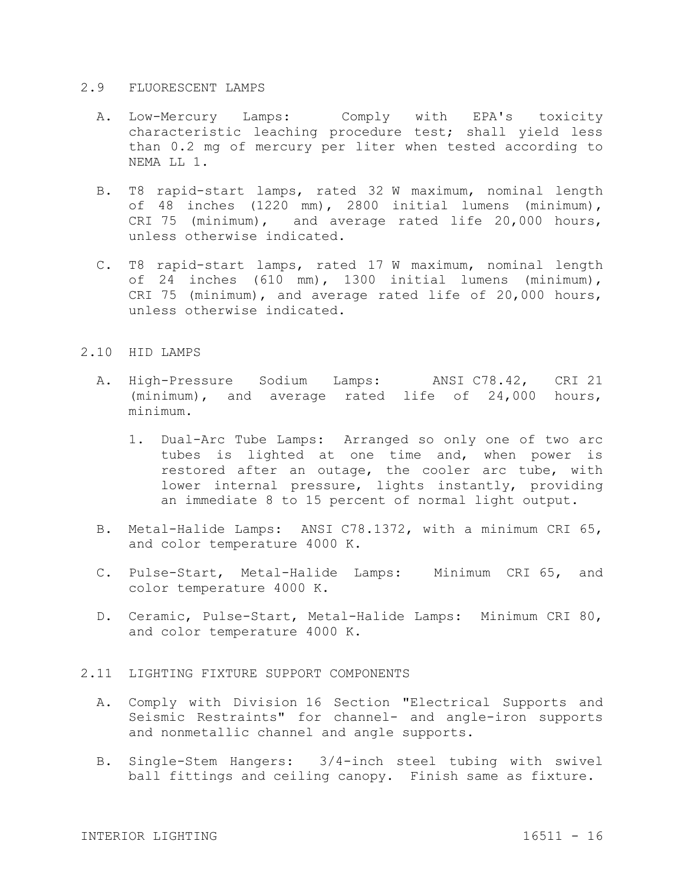## 2.9 FLUORESCENT LAMPS

A. Low-Mercury Lamps: Comply with EPA's toxicity characteristic leaching procedure test; shall yield less than 0.2 mg of mercury per liter when tested according to NEMA LL 1.

B. T8 rapid-start lamps, rated 32 W maximum, nominal length of 48 inches (1220 mm), 2800 initial lumens (minimum), CRI 75 (minimum), and average rated life 20,000 hours, unless otherwise indicated.

C. T8 rapid-start lamps, rated 17 W maximum, nominal length of 24 inches (610 mm), 1300 initial lumens (minimum), CRI 75 (minimum), and average rated life of 20,000 hours, unless otherwise indicated.

## 2.10 HID LAMPS

A. High-Pressure Sodium Lamps: ANSI C78.42, CRI 21 (minimum), and average rated life of 24,000 hours, minimum.

   1. Dual-Arc Tube Lamps: Arranged so only one of two arc tubes is lighted at one time and, when power is restored after an outage, the cooler arc tube, with lower internal pressure, lights instantly, providing an immediate 8 to 15 percent of normal light output.

B. Metal-Halide Lamps: ANSI C78.1372, with a minimum CRI 65, and color temperature 4000 K.

C. Pulse-Start, Metal-Halide Lamps: Minimum CRI 65, and color temperature 4000 K.

D. Ceramic, Pulse-Start, Metal-Halide Lamps: Minimum CRI 80, and color temperature 4000 K.

## 2.11 LIGHTING FIXTURE SUPPORT COMPONENTS

A. Comply with Division 16 Section "Electrical Supports and Seismic Restraints" for channel- and angle-iron supports and nonmetallic channel and angle supports.

B. Single-Stem Hangers: 3/4-inch steel tubing with swivel ball fittings and ceiling canopy. Finish same as fixture.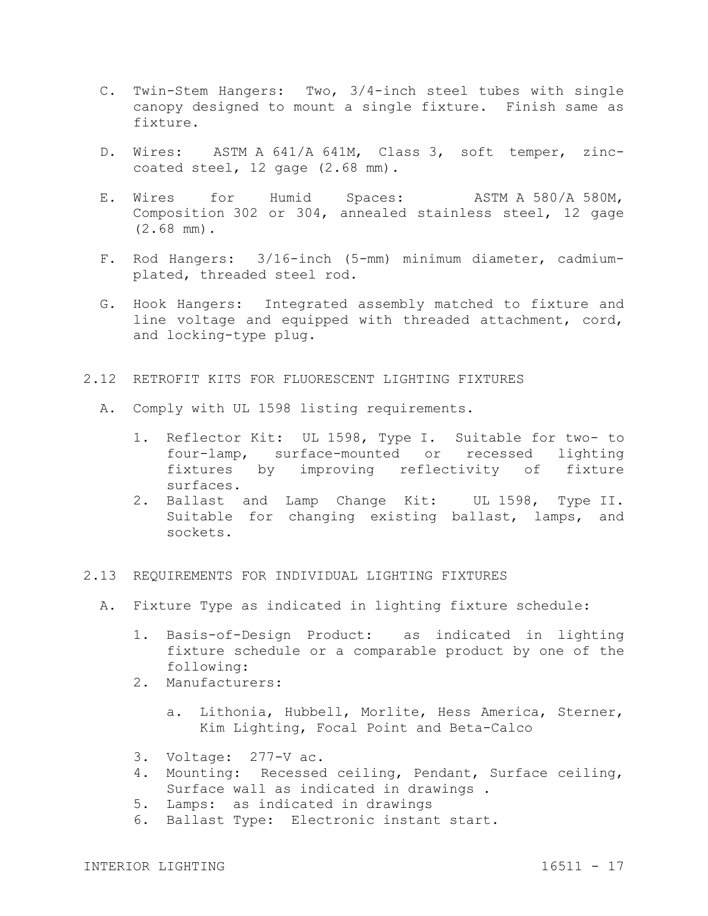C. Twin-Stem Hangers: Two, 3/4-inch steel tubes with single canopy designed to mount a single fixture. Finish same as fixture.

D. Wires: ASTM A 641/A 641M, Class 3, soft temper, zinc-coated steel, 12 gage (2.68 mm).

E. Wires for Humid Spaces: ASTM A 580/A 580M, Composition 302 or 304, annealed stainless steel, 12 gage (2.68 mm).

F. Rod Hangers: 3/16-inch (5-mm) minimum diameter, cadmium-plated, threaded steel rod.

G. Hook Hangers: Integrated assembly matched to fixture and line voltage and equipped with threaded attachment, cord, and locking-type plug.

## 2.12 RETROFIT KITS FOR FLUORESCENT LIGHTING FIXTURES

A. Comply with UL 1598 listing requirements.

1. Reflector Kit: UL 1598, Type I. Suitable for two- to four-lamp, surface-mounted or recessed lighting fixtures by improving reflectivity of fixture surfaces.
2. Ballast and Lamp Change Kit: UL 1598, Type II. Suitable for changing existing ballast, lamps, and sockets.

## 2.13 REQUIREMENTS FOR INDIVIDUAL LIGHTING FIXTURES

A. Fixture Type as indicated in lighting fixture schedule:

1. Basis-of-Design Product: as indicated in lighting fixture schedule or a comparable product by one of the following:
2. Manufacturers:
   a. Lithonia, Hubbell, Morlite, Hess America, Sterner, Kim Lighting, Focal Point and Beta-Calco
3. Voltage: 277-V ac.
4. Mounting: Recessed ceiling, Pendant, Surface ceiling, Surface wall as indicated in drawings .
5. Lamps: as indicated in drawings
6. Ballast Type: Electronic instant start.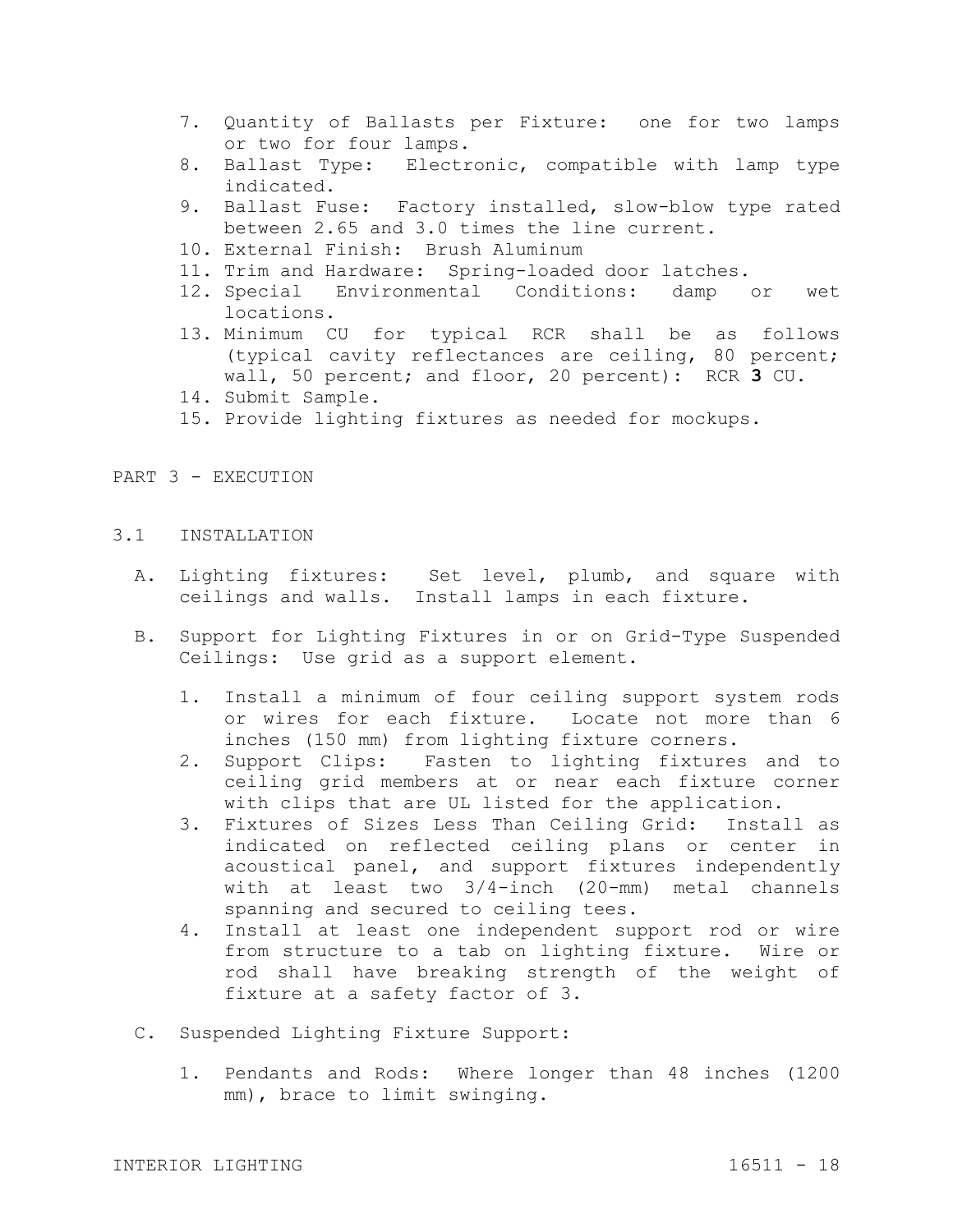7. Quantity of Ballasts per Fixture: one for two lamps or two for four lamps.
8. Ballast Type: Electronic, compatible with lamp type indicated.
9. Ballast Fuse: Factory installed, slow-blow type rated between 2.65 and 3.0 times the line current.
10. External Finish: Brush Aluminum
11. Trim and Hardware: Spring-loaded door latches.
12. Special Environmental Conditions: damp or wet locations.
13. Minimum CU for typical RCR shall be as follows (typical cavity reflectances are ceiling, 80 percent; wall, 50 percent; and floor, 20 percent): RCR **3** CU.
14. Submit Sample.
15. Provide lighting fixtures as needed for mockups.

# PART 3 - EXECUTION

## 3.1 INSTALLATION

A. Lighting fixtures: Set level, plumb, and square with ceilings and walls. Install lamps in each fixture.

B. Support for Lighting Fixtures in or on Grid-Type Suspended Ceilings: Use grid as a support element.

1. Install a minimum of four ceiling support system rods or wires for each fixture. Locate not more than 6 inches (150 mm) from lighting fixture corners.
2. Support Clips: Fasten to lighting fixtures and to ceiling grid members at or near each fixture corner with clips that are UL listed for the application.
3. Fixtures of Sizes Less Than Ceiling Grid: Install as indicated on reflected ceiling plans or center in acoustical panel, and support fixtures independently with at least two 3/4-inch (20-mm) metal channels spanning and secured to ceiling tees.
4. Install at least one independent support rod or wire from structure to a tab on lighting fixture. Wire or rod shall have breaking strength of the weight of fixture at a safety factor of 3.

C. Suspended Lighting Fixture Support:

1. Pendants and Rods: Where longer than 48 inches (1200 mm), brace to limit swinging.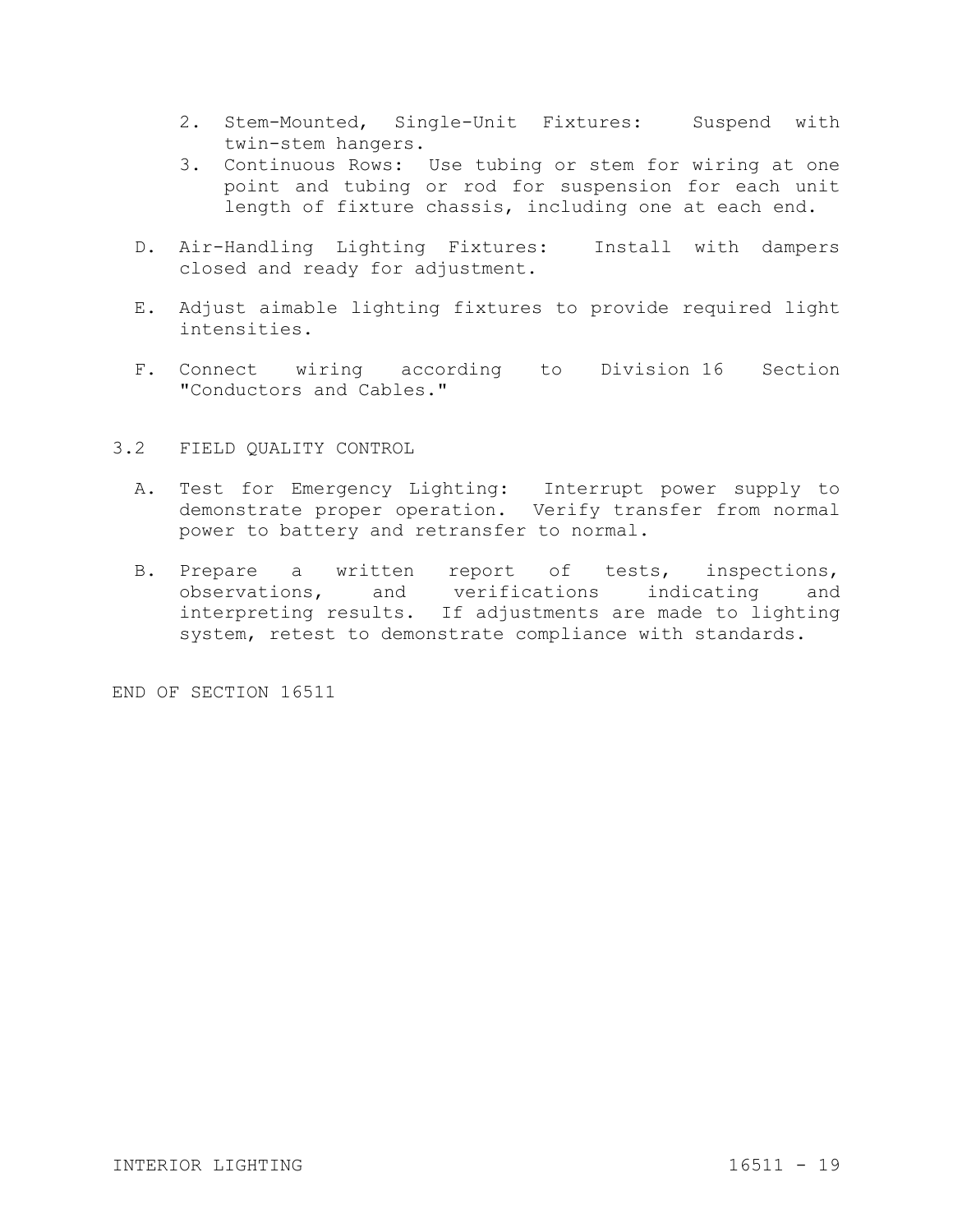2. Stem-Mounted, Single-Unit Fixtures: Suspend with twin-stem hangers.
3. Continuous Rows: Use tubing or stem for wiring at one point and tubing or rod for suspension for each unit length of fixture chassis, including one at each end.

D. Air-Handling Lighting Fixtures: Install with dampers closed and ready for adjustment.

E. Adjust aimable lighting fixtures to provide required light intensities.

F. Connect wiring according to Division 16 Section "Conductors and Cables."

## 3.2 FIELD QUALITY CONTROL

A. Test for Emergency Lighting: Interrupt power supply to demonstrate proper operation. Verify transfer from normal power to battery and retransfer to normal.

B. Prepare a written report of tests, inspections, observations, and verifications indicating and interpreting results. If adjustments are made to lighting system, retest to demonstrate compliance with standards.

END OF SECTION 16511